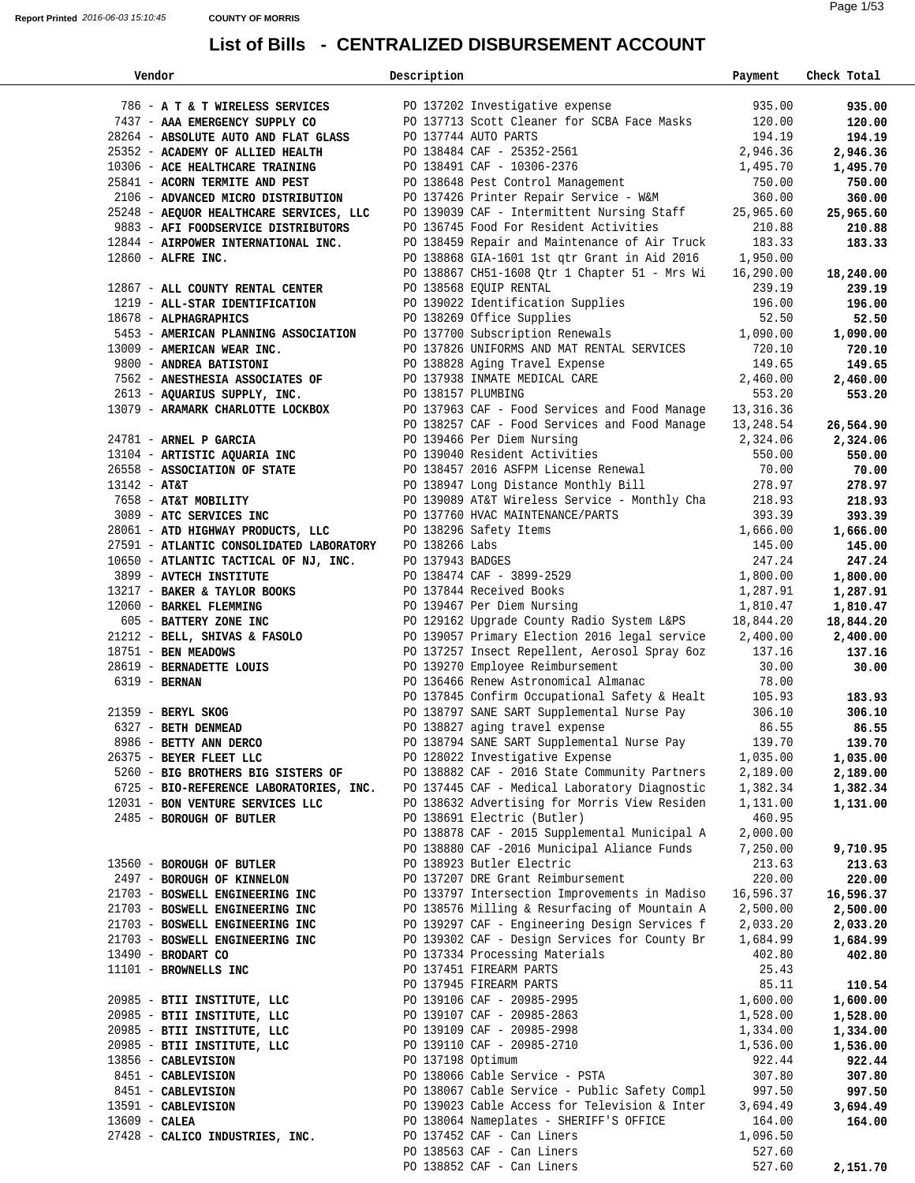Report Printed 2016-06-03 15:10:45 COUNTY OF MORRIS

# List of Bills - CENTRALIZED DISBURSEMENT ACCOUNT

| Vendor | Description | Payment | Check Total |
|---|---|---|---|
| 786 - **A T & T WIRELESS SERVICES** | PO 137202 Investigative expense | 935.00 | **935.00** |
| 7437 - **AAA EMERGENCY SUPPLY CO** | PO 137713 Scott Cleaner for SCBA Face Masks | 120.00 | **120.00** |
| 28264 - **ABSOLUTE AUTO AND FLAT GLASS** | PO 137744 AUTO PARTS | 194.19 | **194.19** |
| 25352 - **ACADEMY OF ALLIED HEALTH** | PO 138484 CAF - 25352-2561 | 2,946.36 | **2,946.36** |
| 10306 - **ACE HEALTHCARE TRAINING** | PO 138491 CAF - 10306-2376 | 1,495.70 | **1,495.70** |
| 25841 - **ACORN TERMITE AND PEST** | PO 138648 Pest Control Management | 750.00 | **750.00** |
| 2106 - **ADVANCED MICRO DISTRIBUTION** | PO 137426 Printer Repair Service - W&M | 360.00 | **360.00** |
| 25248 - **AEQUOR HEALTHCARE SERVICES, LLC** | PO 139039 CAF - Intermittent Nursing Staff | 25,965.60 | **25,965.60** |
| 9883 - **AFI FOODSERVICE DISTRIBUTORS** | PO 136745 Food For Resident Activities | 210.88 | **210.88** |
| 12844 - **AIRPOWER INTERNATIONAL INC.** | PO 138459 Repair and Maintenance of Air Truck | 183.33 | **183.33** |
| 12860 - **ALFRE INC.** | PO 138868 GIA-1601 1st qtr Grant in Aid 2016 | 1,950.00 | |
| | PO 138867 CH51-1608 Qtr 1 Chapter 51 - Mrs Wi | 16,290.00 | **18,240.00** |
| 12867 - **ALL COUNTY RENTAL CENTER** | PO 138568 EQUIP RENTAL | 239.19 | **239.19** |
| 1219 - **ALL-STAR IDENTIFICATION** | PO 139022 Identification Supplies | 196.00 | **196.00** |
| 18678 - **ALPHAGRAPHICS** | PO 138269 Office Supplies | 52.50 | **52.50** |
| 5453 - **AMERICAN PLANNING ASSOCIATION** | PO 137700 Subscription Renewals | 1,090.00 | **1,090.00** |
| 13009 - **AMERICAN WEAR INC.** | PO 137826 UNIFORMS AND MAT RENTAL SERVICES | 720.10 | **720.10** |
| 9800 - **ANDREA BATISTONI** | PO 138828 Aging Travel Expense | 149.65 | **149.65** |
| 7562 - **ANESTHESIA ASSOCIATES OF** | PO 137938 INMATE MEDICAL CARE | 2,460.00 | **2,460.00** |
| 2613 - **AQUARIUS SUPPLY, INC.** | PO 138157 PLUMBING | 553.20 | **553.20** |
| 13079 - **ARAMARK CHARLOTTE LOCKBOX** | PO 137963 CAF - Food Services and Food Manage | 13,316.36 | |
| | PO 138257 CAF - Food Services and Food Manage | 13,248.54 | **26,564.90** |
| 24781 - **ARNEL P GARCIA** | PO 139466 Per Diem Nursing | 2,324.06 | **2,324.06** |
| 13104 - **ARTISTIC AQUARIA INC** | PO 139040 Resident Activities | 550.00 | **550.00** |
| 26558 - **ASSOCIATION OF STATE** | PO 138457 2016 ASFPM License Renewal | 70.00 | **70.00** |
| 13142 - **AT&T** | PO 138947 Long Distance Monthly Bill | 278.97 | **278.97** |
| 7658 - **AT&T MOBILITY** | PO 139089 AT&T Wireless Service - Monthly Cha | 218.93 | **218.93** |
| 3089 - **ATC SERVICES INC** | PO 137760 HVAC MAINTENANCE/PARTS | 393.39 | **393.39** |
| 28061 - **ATD HIGHWAY PRODUCTS, LLC** | PO 138296 Safety Items | 1,666.00 | **1,666.00** |
| 27591 - **ATLANTIC CONSOLIDATED LABORATORY** | PO 138266 Labs | 145.00 | **145.00** |
| 10650 - **ATLANTIC TACTICAL OF NJ, INC.** | PO 137943 BADGES | 247.24 | **247.24** |
| 3899 - **AVTECH INSTITUTE** | PO 138474 CAF - 3899-2529 | 1,800.00 | **1,800.00** |
| 13217 - **BAKER & TAYLOR BOOKS** | PO 137844 Received Books | 1,287.91 | **1,287.91** |
| 12060 - **BARKEL FLEMMING** | PO 139467 Per Diem Nursing | 1,810.47 | **1,810.47** |
| 605 - **BATTERY ZONE INC** | PO 129162 Upgrade County Radio System L&PS | 18,844.20 | **18,844.20** |
| 21212 - **BELL, SHIVAS & FASOLO** | PO 139057 Primary Election 2016 legal service | 2,400.00 | **2,400.00** |
| 18751 - **BEN MEADOWS** | PO 137257 Insect Repellent, Aerosol Spray 6oz | 137.16 | **137.16** |
| 28619 - **BERNADETTE LOUIS** | PO 139270 Employee Reimbursement | 30.00 | **30.00** |
| 6319 - **BERNAN** | PO 136466 Renew Astronomical Almanac | 78.00 | |
| | PO 137845 Confirm Occupational Safety & Healt | 105.93 | **183.93** |
| 21359 - **BERYL SKOG** | PO 138797 SANE SART Supplemental Nurse Pay | 306.10 | **306.10** |
| 6327 - **BETH DENMEAD** | PO 138827 aging travel expense | 86.55 | **86.55** |
| 8986 - **BETTY ANN DERCO** | PO 138794 SANE SART Supplemental Nurse Pay | 139.70 | **139.70** |
| 26375 - **BEYER FLEET LLC** | PO 128022 Investigative Expense | 1,035.00 | **1,035.00** |
| 5260 - **BIG BROTHERS BIG SISTERS OF** | PO 138882 CAF - 2016 State Community Partners | 2,189.00 | **2,189.00** |
| 6725 - **BIO-REFERENCE LABORATORIES, INC.** | PO 137445 CAF - Medical Laboratory Diagnostic | 1,382.34 | **1,382.34** |
| 12031 - **BON VENTURE SERVICES LLC** | PO 138632 Advertising for Morris View Residen | 1,131.00 | **1,131.00** |
| 2485 - **BOROUGH OF BUTLER** | PO 138691 Electric (Butler) | 460.95 | |
| | PO 138878 CAF - 2015 Supplemental Municipal A | 2,000.00 | |
| | PO 138880 CAF -2016 Municipal Aliance Funds | 7,250.00 | **9,710.95** |
| 13560 - **BOROUGH OF BUTLER** | PO 138923 Butler Electric | 213.63 | **213.63** |
| 2497 - **BOROUGH OF KINNELON** | PO 137207 DRE Grant Reimbursement | 220.00 | **220.00** |
| 21703 - **BOSWELL ENGINEERING INC** | PO 133797 Intersection Improvements in Madiso | 16,596.37 | **16,596.37** |
| 21703 - **BOSWELL ENGINEERING INC** | PO 138576 Milling & Resurfacing of Mountain A | 2,500.00 | **2,500.00** |
| 21703 - **BOSWELL ENGINEERING INC** | PO 139297 CAF - Engineering Design Services f | 2,033.20 | **2,033.20** |
| 21703 - **BOSWELL ENGINEERING INC** | PO 139302 CAF - Design Services for County Br | 1,684.99 | **1,684.99** |
| 13490 - **BRODART CO** | PO 137334 Processing Materials | 402.80 | **402.80** |
| 11101 - **BROWNELLS INC** | PO 137451 FIREARM PARTS | 25.43 | |
| | PO 137945 FIREARM PARTS | 85.11 | **110.54** |
| 20985 - **BTII INSTITUTE, LLC** | PO 139106 CAF - 20985-2995 | 1,600.00 | **1,600.00** |
| 20985 - **BTII INSTITUTE, LLC** | PO 139107 CAF - 20985-2863 | 1,528.00 | **1,528.00** |
| 20985 - **BTII INSTITUTE, LLC** | PO 139109 CAF - 20985-2998 | 1,334.00 | **1,334.00** |
| 20985 - **BTII INSTITUTE, LLC** | PO 139110 CAF - 20985-2710 | 1,536.00 | **1,536.00** |
| 13856 - **CABLEVISION** | PO 137198 Optimum | 922.44 | **922.44** |
| 8451 - **CABLEVISION** | PO 138066 Cable Service - PSTA | 307.80 | **307.80** |
| 8451 - **CABLEVISION** | PO 138067 Cable Service - Public Safety Compl | 997.50 | **997.50** |
| 13591 - **CABLEVISION** | PO 139023 Cable Access for Television & Inter | 3,694.49 | **3,694.49** |
| 13609 - **CALEA** | PO 138064 Nameplates - SHERIFF'S OFFICE | 164.00 | **164.00** |
| 27428 - **CALICO INDUSTRIES, INC.** | PO 137452 CAF - Can Liners | 1,096.50 | |
| | PO 138563 CAF - Can Liners | 527.60 | |
| | PO 138852 CAF - Can Liners | 527.60 | **2,151.70** |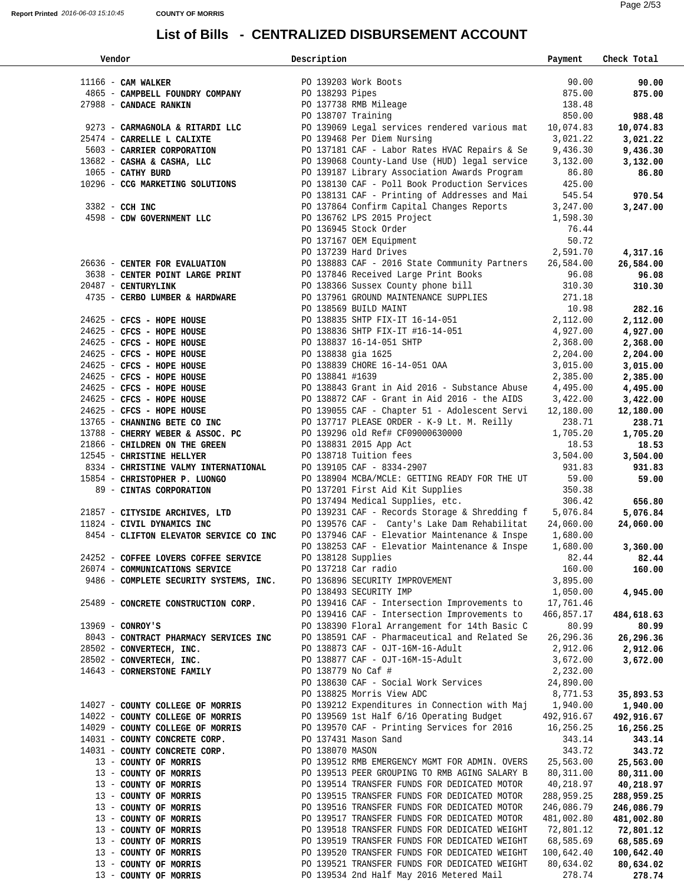Report Printed 2016-06-03 15:10:45 COUNTY OF MORRIS

# List of Bills - CENTRALIZED DISBURSEMENT ACCOUNT

| Vendor | Description | Payment | Check Total |
|---|---|---|---|
| 11166 - **CAM WALKER** | PO 139203 Work Boots | 90.00 | **90.00** |
| 4865 - **CAMPBELL FOUNDRY COMPANY** | PO 138293 Pipes | 875.00 | **875.00** |
| 27988 - **CANDACE RANKIN** | PO 137738 RMB Mileage | 138.48 | |
| | PO 138707 Training | 850.00 | **988.48** |
| 9273 - **CARMAGNOLA & RITARDI LLC** | PO 139069 Legal services rendered various mat | 10,074.83 | **10,074.83** |
| 25474 - **CARRELLE L CALIXTE** | PO 139468 Per Diem Nursing | 3,021.22 | **3,021.22** |
| 5603 - **CARRIER CORPORATION** | PO 137181 CAF - Labor Rates HVAC Repairs & Se | 9,436.30 | **9,436.30** |
| 13682 - **CASHA & CASHA, LLC** | PO 139068 County-Land Use (HUD) legal service | 3,132.00 | **3,132.00** |
| 1065 - **CATHY BURD** | PO 139187 Library Association Awards Program | 86.80 | **86.80** |
| 10296 - **CCG MARKETING SOLUTIONS** | PO 138130 CAF - Poll Book Production Services | 425.00 | |
| | PO 138131 CAF - Printing of Addresses and Mai | 545.54 | **970.54** |
| 3382 - **CCH INC** | PO 137864 Confirm Capital Changes Reports | 3,247.00 | **3,247.00** |
| 4598 - **CDW GOVERNMENT LLC** | PO 136762 LPS 2015 Project | 1,598.30 | |
| | PO 136945 Stock Order | 76.44 | |
| | PO 137167 OEM Equipment | 50.72 | |
| | PO 137239 Hard Drives | 2,591.70 | **4,317.16** |
| 26636 - **CENTER FOR EVALUATION** | PO 138883 CAF - 2016 State Community Partners | 26,584.00 | **26,584.00** |
| 3638 - **CENTER POINT LARGE PRINT** | PO 137846 Received Large Print Books | 96.08 | **96.08** |
| 20487 - **CENTURYLINK** | PO 138366 Sussex County phone bill | 310.30 | **310.30** |
| 4735 - **CERBO LUMBER & HARDWARE** | PO 137961 GROUND MAINTENANCE SUPPLIES | 271.18 | |
| | PO 138569 BUILD MAINT | 10.98 | **282.16** |
| 24625 - **CFCS - HOPE HOUSE** | PO 138835 SHTP FIX-IT 16-14-051 | 2,112.00 | **2,112.00** |
| 24625 - **CFCS - HOPE HOUSE** | PO 138836 SHTP FIX-IT #16-14-051 | 4,927.00 | **4,927.00** |
| 24625 - **CFCS - HOPE HOUSE** | PO 138837 16-14-051 SHTP | 2,368.00 | **2,368.00** |
| 24625 - **CFCS - HOPE HOUSE** | PO 138838 gia 1625 | 2,204.00 | **2,204.00** |
| 24625 - **CFCS - HOPE HOUSE** | PO 138839 CHORE 16-14-051 OAA | 3,015.00 | **3,015.00** |
| 24625 - **CFCS - HOPE HOUSE** | PO 138841 #1639 | 2,385.00 | **2,385.00** |
| 24625 - **CFCS - HOPE HOUSE** | PO 138843 Grant in Aid 2016 - Substance Abuse | 4,495.00 | **4,495.00** |
| 24625 - **CFCS - HOPE HOUSE** | PO 138872 CAF - Grant in Aid 2016 - the AIDS | 3,422.00 | **3,422.00** |
| 24625 - **CFCS - HOPE HOUSE** | PO 139055 CAF - Chapter 51 - Adolescent Servi | 12,180.00 | **12,180.00** |
| 13765 - **CHANNING BETE CO INC** | PO 137717 PLEASE ORDER - K-9 Lt. M. Reilly | 238.71 | **238.71** |
| 13788 - **CHERRY WEBER & ASSOC. PC** | PO 139296 old Ref# CF09000630000 | 1,705.20 | **1,705.20** |
| 21866 - **CHILDREN ON THE GREEN** | PO 138831 2015 App Act | 18.53 | **18.53** |
| 12545 - **CHRISTINE HELLYER** | PO 138718 Tuition fees | 3,504.00 | **3,504.00** |
| 8334 - **CHRISTINE VALMY INTERNATIONAL** | PO 139105 CAF - 8334-2907 | 931.83 | **931.83** |
| 15854 - **CHRISTOPHER P. LUONGO** | PO 138904 MCBA/MCLE: GETTING READY FOR THE UT | 59.00 | **59.00** |
| 89 - **CINTAS CORPORATION** | PO 137201 First Aid Kit Supplies | 350.38 | |
| | PO 137494 Medical Supplies, etc. | 306.42 | **656.80** |
| 21857 - **CITYSIDE ARCHIVES, LTD** | PO 139231 CAF - Records Storage & Shredding f | 5,076.84 | **5,076.84** |
| 11824 - **CIVIL DYNAMICS INC** | PO 139576 CAF - Canty's Lake Dam Rehabilitat | 24,060.00 | **24,060.00** |
| 8454 - **CLIFTON ELEVATOR SERVICE CO INC** | PO 137946 CAF - Elevatior Maintenance & Inspe | 1,680.00 | |
| | PO 138253 CAF - Elevatior Maintenance & Inspe | 1,680.00 | **3,360.00** |
| 24252 - **COFFEE LOVERS COFFEE SERVICE** | PO 138128 Supplies | 82.44 | **82.44** |
| 26074 - **COMMUNICATIONS SERVICE** | PO 137218 Car radio | 160.00 | **160.00** |
| 9486 - **COMPLETE SECURITY SYSTEMS, INC.** | PO 136896 SECURITY IMPROVEMENT | 3,895.00 | |
| | PO 138493 SECURITY IMP | 1,050.00 | **4,945.00** |
| 25489 - **CONCRETE CONSTRUCTION CORP.** | PO 139416 CAF - Intersection Improvements to | 17,761.46 | |
| | PO 139416 CAF - Intersection Improvements to | 466,857.17 | **484,618.63** |
| 13969 - **CONROY'S** | PO 138390 Floral Arrangement for 14th Basic C | 80.99 | **80.99** |
| 8043 - **CONTRACT PHARMACY SERVICES INC** | PO 138591 CAF - Pharmaceutical and Related Se | 26,296.36 | **26,296.36** |
| 28502 - **CONVERTECH, INC.** | PO 138873 CAF - OJT-16M-16-Adult | 2,912.06 | **2,912.06** |
| 28502 - **CONVERTECH, INC.** | PO 138877 CAF - OJT-16M-15-Adult | 3,672.00 | **3,672.00** |
| 14643 - **CORNERSTONE FAMILY** | PO 138779 No Caf # | 2,232.00 | |
| | PO 138630 CAF - Social Work Services | 24,890.00 | |
| | PO 138825 Morris View ADC | 8,771.53 | **35,893.53** |
| 14027 - **COUNTY COLLEGE OF MORRIS** | PO 139212 Expenditures in Connection with Maj | 1,940.00 | **1,940.00** |
| 14022 - **COUNTY COLLEGE OF MORRIS** | PO 139569 1st Half 6/16 Operating Budget | 492,916.67 | **492,916.67** |
| 14029 - **COUNTY COLLEGE OF MORRIS** | PO 139570 CAF - Printing Services for 2016 | 16,256.25 | **16,256.25** |
| 14031 - **COUNTY CONCRETE CORP.** | PO 137431 Mason Sand | 343.14 | **343.14** |
| 14031 - **COUNTY CONCRETE CORP.** | PO 138070 MASON | 343.72 | **343.72** |
| 13 - **COUNTY OF MORRIS** | PO 139512 RMB EMERGENCY MGMT FOR ADMIN. OVERS | 25,563.00 | **25,563.00** |
| 13 - **COUNTY OF MORRIS** | PO 139513 PEER GROUPING TO RMB AGING SALARY B | 80,311.00 | **80,311.00** |
| 13 - **COUNTY OF MORRIS** | PO 139514 TRANSFER FUNDS FOR DEDICATED MOTOR | 40,218.97 | **40,218.97** |
| 13 - **COUNTY OF MORRIS** | PO 139515 TRANSFER FUNDS FOR DEDICATED MOTOR | 288,959.25 | **288,959.25** |
| 13 - **COUNTY OF MORRIS** | PO 139516 TRANSFER FUNDS FOR DEDICATED MOTOR | 246,086.79 | **246,086.79** |
| 13 - **COUNTY OF MORRIS** | PO 139517 TRANSFER FUNDS FOR DEDICATED MOTOR | 481,002.80 | **481,002.80** |
| 13 - **COUNTY OF MORRIS** | PO 139518 TRANSFER FUNDS FOR DEDICATED WEIGHT | 72,801.12 | **72,801.12** |
| 13 - **COUNTY OF MORRIS** | PO 139519 TRANSFER FUNDS FOR DEDICATED WEIGHT | 68,585.69 | **68,585.69** |
| 13 - **COUNTY OF MORRIS** | PO 139520 TRANSFER FUNDS FOR DEDICATED WEIGHT | 100,642.40 | **100,642.40** |
| 13 - **COUNTY OF MORRIS** | PO 139521 TRANSFER FUNDS FOR DEDICATED WEIGHT | 80,634.02 | **80,634.02** |
| 13 - **COUNTY OF MORRIS** | PO 139534 2nd Half May 2016 Metered Mail | 278.74 | **278.74** |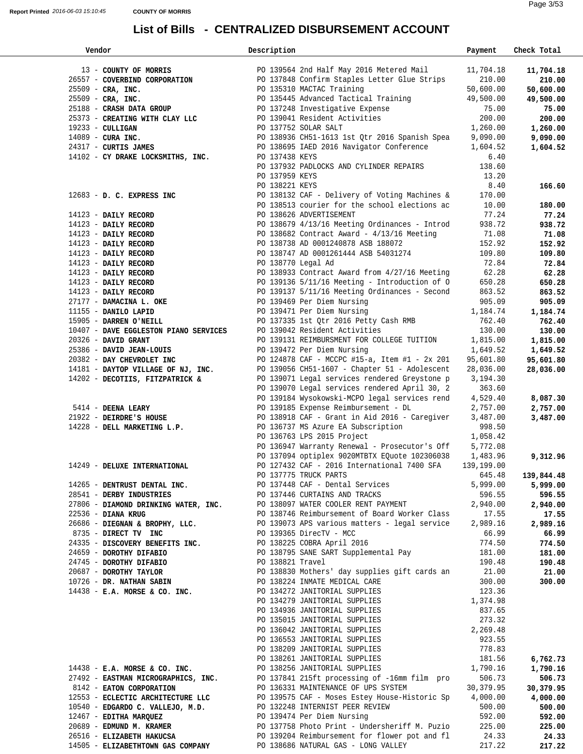Report Printed 2016-06-03 15:10:45 COUNTY OF MORRIS

# List of Bills - CENTRALIZED DISBURSEMENT ACCOUNT

| Vendor | Description | Payment | Check Total |
|---|---|---|---|
| 13 - **COUNTY OF MORRIS** | PO 139564 2nd Half May 2016 Metered Mail | 11,704.18 | **11,704.18** |
| 26557 - **COVERBIND CORPORATION** | PO 137848 Confirm Staples Letter Glue Strips | 210.00 | **210.00** |
| 25509 - **CRA, INC.** | PO 135310 MACTAC Training | 50,600.00 | **50,600.00** |
| 25509 - **CRA, INC.** | PO 135445 Advanced Tactical Training | 49,500.00 | **49,500.00** |
| 25188 - **CRASH DATA GROUP** | PO 137248 Investigative Expense | 75.00 | **75.00** |
| 25373 - **CREATING WITH CLAY LLC** | PO 139041 Resident Activities | 200.00 | **200.00** |
| 19233 - **CULLIGAN** | PO 137752 SOLAR SALT | 1,260.00 | **1,260.00** |
| 14089 - **CURA INC.** | PO 138936 CH51-1613 1st Qtr 2016 Spanish Spea | 9,090.00 | **9,090.00** |
| 24317 - **CURTIS JAMES** | PO 138695 IAED 2016 Navigator Conference | 1,604.52 | **1,604.52** |
| 14102 - **CY DRAKE LOCKSMITHS, INC.** | PO 137438 KEYS | 6.40 | |
| | PO 137932 PADLOCKS AND CYLINDER REPAIRS | 138.60 | |
| | PO 137959 KEYS | 13.20 | |
| | PO 138221 KEYS | 8.40 | **166.60** |
| 12683 - **D. C. EXPRESS INC** | PO 138132 CAF - Delivery of Voting Machines & | 170.00 | |
| | PO 138513 courier for the school elections ac | 10.00 | **180.00** |
| 14123 - **DAILY RECORD** | PO 138626 ADVERTISEMENT | 77.24 | **77.24** |
| 14123 - **DAILY RECORD** | PO 138679 4/13/16 Meeting Ordinances - Introd | 938.72 | **938.72** |
| 14123 - **DAILY RECORD** | PO 138682 Contract Award - 4/13/16 Meeting | 71.08 | **71.08** |
| 14123 - **DAILY RECORD** | PO 138738 AD 0001240878 ASB 188072 | 152.92 | **152.92** |
| 14123 - **DAILY RECORD** | PO 138747 AD 0001261444 ASB 54031274 | 109.80 | **109.80** |
| 14123 - **DAILY RECORD** | PO 138770 Legal Ad | 72.84 | **72.84** |
| 14123 - **DAILY RECORD** | PO 138933 Contract Award from 4/27/16 Meeting | 62.28 | **62.28** |
| 14123 - **DAILY RECORD** | PO 139136 5/11/16 Meeting - Introduction of O | 650.28 | **650.28** |
| 14123 - **DAILY RECORD** | PO 139137 5/11/16 Meeting Ordinances - Second | 863.52 | **863.52** |
| 27177 - **DAMACINA L. OKE** | PO 139469 Per Diem Nursing | 905.09 | **905.09** |
| 11155 - **DANILO LAPID** | PO 139471 Per Diem Nursing | 1,184.74 | **1,184.74** |
| 15905 - **DARREN O'NEILL** | PO 137335 1st Qtr 2016 Petty Cash RMB | 762.40 | **762.40** |
| 10407 - **DAVE EGGLESTON PIANO SERVICES** | PO 139042 Resident Activities | 130.00 | **130.00** |
| 20326 - **DAVID GRANT** | PO 139131 REIMBURSMENT FOR COLLEGE TUITION | 1,815.00 | **1,815.00** |
| 25386 - **DAVID JEAN-LOUIS** | PO 139472 Per Diem Nursing | 1,649.52 | **1,649.52** |
| 20382 - **DAY CHEVROLET INC** | PO 124878 CAF - MCCPC #15-a, Item #1 - 2x 201 | 95,601.80 | **95,601.80** |
| 14181 - **DAYTOP VILLAGE OF NJ, INC.** | PO 139056 CH51-1607 - Chapter 51 - Adolescent | 28,036.00 | **28,036.00** |
| 14202 - **DECOTIIS, FITZPATRICK &** | PO 139071 Legal services rendered Greystone p | 3,194.30 | |
| | PO 139070 Legal services rendered April 30, 2 | 363.60 | |
| | PO 139184 Wysokowski-MCPO legal services rend | 4,529.40 | **8,087.30** |
| 5414 - **DEENA LEARY** | PO 139185 Expense Reimbursement - DL | 2,757.00 | **2,757.00** |
| 21922 - **DEIRDRE'S HOUSE** | PO 138918 CAF - Grant in Aid 2016 - Caregiver | 3,487.00 | **3,487.00** |
| 14228 - **DELL MARKETING L.P.** | PO 136737 MS Azure EA Subscription | 998.50 | |
| | PO 136763 LPS 2015 Project | 1,058.42 | |
| | PO 136947 Warranty Renewal - Prosecutor's Off | 5,772.08 | |
| | PO 137094 optiplex 9020MTBTX EQuote 102306038 | 1,483.96 | **9,312.96** |
| 14249 - **DELUXE INTERNATIONAL** | PO 127432 CAF - 2016 International 7400 SFA | 139,199.00 | |
| | PO 137775 TRUCK PARTS | 645.48 | **139,844.48** |
| 14265 - **DENTRUST DENTAL INC.** | PO 137448 CAF - Dental Services | 5,999.00 | **5,999.00** |
| 28541 - **DERBY INDUSTRIES** | PO 137446 CURTAINS AND TRACKS | 596.55 | **596.55** |
| 27806 - **DIAMOND DRINKING WATER, INC.** | PO 138097 WATER COOLER RENT PAYMENT | 2,940.00 | **2,940.00** |
| 22536 - **DIANA KRUG** | PO 138746 Reimbursement of Board Worker Class | 17.55 | **17.55** |
| 26686 - **DIEGNAN & BROPHY, LLC.** | PO 139073 APS various matters - legal service | 2,989.16 | **2,989.16** |
| 8735 - **DIRECT TV INC** | PO 139365 DirecTV - MCC | 66.99 | **66.99** |
| 24335 - **DISCOVERY BENEFITS INC.** | PO 138225 COBRA April 2016 | 774.50 | **774.50** |
| 24659 - **DOROTHY DIFABIO** | PO 138795 SANE SART Supplemental Pay | 181.00 | **181.00** |
| 24745 - **DOROTHY DIFABIO** | PO 138821 Travel | 190.48 | **190.48** |
| 20687 - **DOROTHY TAYLOR** | PO 138830 Mothers' day supplies gift cards an | 21.00 | **21.00** |
| 10726 - **DR. NATHAN SABIN** | PO 138224 INMATE MEDICAL CARE | 300.00 | **300.00** |
| 14438 - **E.A. MORSE & CO. INC.** | PO 134272 JANITORIAL SUPPLIES | 123.36 | |
| | PO 134279 JANITORIAL SUPPLIES | 1,374.98 | |
| | PO 134936 JANITORIAL SUPPLIES | 837.65 | |
| | PO 135015 JANITORIAL SUPPLIES | 273.32 | |
| | PO 136042 JANITORIAL SUPPLIES | 2,269.48 | |
| | PO 136553 JANITORIAL SUPPLIES | 923.55 | |
| | PO 138209 JANITORIAL SUPPLIES | 778.83 | |
| | PO 138261 JANITORIAL SUPPLIES | 181.56 | **6,762.73** |
| 14438 - **E.A. MORSE & CO. INC.** | PO 138256 JANITORIAL SUPPLIES | 1,790.16 | **1,790.16** |
| 27492 - **EASTMAN MICROGRAPHICS, INC.** | PO 137841 215ft processing of -16mm film pro | 506.73 | **506.73** |
| 8142 - **EATON CORPORATION** | PO 136331 MAINTENANCE OF UPS SYSTEM | 30,379.95 | **30,379.95** |
| 12553 - **ECLECTIC ARCHITECTURE LLC** | PO 139575 CAF - Moses Estey House-Historic Sp | 4,000.00 | **4,000.00** |
| 10540 - **EDGARDO C. VALLEJO, M.D.** | PO 132248 INTERNIST PEER REVIEW | 500.00 | **500.00** |
| 12467 - **EDITHA MARQUEZ** | PO 139474 Per Diem Nursing | 592.00 | **592.00** |
| 20689 - **EDMUND M. KRAMER** | PO 137758 Photo Print - Undersheriff M. Puzio | 225.00 | **225.00** |
| 26516 - **ELIZABETH HAKUCSA** | PO 139204 Reimbursement for flower pot and fl | 24.33 | **24.33** |
| 14505 - **ELIZABETHTOWN GAS COMPANY** | PO 138686 NATURAL GAS - LONG VALLEY | 217.22 | **217.22** |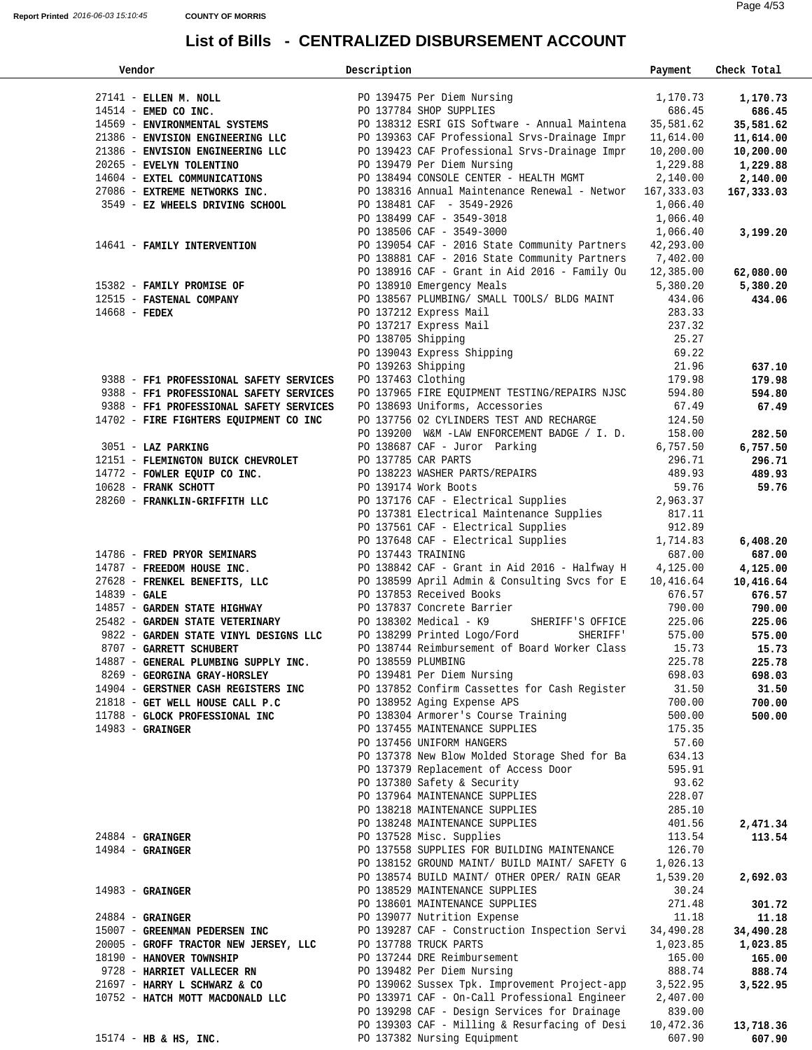Report Printed 2016-06-03 15:10:45 **COUNTY OF MORRIS**

# List of Bills - CENTRALIZED DISBURSEMENT ACCOUNT

| Vendor | Description | Payment | Check Total |
|---|---|---|---|
| 27141 - **ELLEN M. NOLL** | PO 139475 Per Diem Nursing | 1,170.73 | **1,170.73** |
| 14514 - **EMED CO INC.** | PO 137784 SHOP SUPPLIES | 686.45 | **686.45** |
| 14569 - **ENVIRONMENTAL SYSTEMS** | PO 138312 ESRI GIS Software - Annual Maintena | 35,581.62 | **35,581.62** |
| 21386 - **ENVISION ENGINEERING LLC** | PO 139363 CAF Professional Srvs-Drainage Impr | 11,614.00 | **11,614.00** |
| 21386 - **ENVISION ENGINEERING LLC** | PO 139423 CAF Professional Srvs-Drainage Impr | 10,200.00 | **10,200.00** |
| 20265 - **EVELYN TOLENTINO** | PO 139479 Per Diem Nursing | 1,229.88 | **1,229.88** |
| 14604 - **EXTEL COMMUNICATIONS** | PO 138494 CONSOLE CENTER - HEALTH MGMT | 2,140.00 | **2,140.00** |
| 27086 - **EXTREME NETWORKS INC.** | PO 138316 Annual Maintenance Renewal - Networ | 167,333.03 | **167,333.03** |
| 3549 - **EZ WHEELS DRIVING SCHOOL** | PO 138481 CAF - 3549-2926 | 1,066.40 | |
| | PO 138499 CAF - 3549-3018 | 1,066.40 | |
| | PO 138506 CAF - 3549-3000 | 1,066.40 | **3,199.20** |
| 14641 - **FAMILY INTERVENTION** | PO 139054 CAF - 2016 State Community Partners | 42,293.00 | |
| | PO 138881 CAF - 2016 State Community Partners | 7,402.00 | |
| | PO 138916 CAF - Grant in Aid 2016 - Family Ou | 12,385.00 | **62,080.00** |
| 15382 - **FAMILY PROMISE OF** | PO 138910 Emergency Meals | 5,380.20 | **5,380.20** |
| 12515 - **FASTENAL COMPANY** | PO 138567 PLUMBING/ SMALL TOOLS/ BLDG MAINT | 434.06 | **434.06** |
| 14668 - **FEDEX** | PO 137212 Express Mail | 283.33 | |
| | PO 137217 Express Mail | 237.32 | |
| | PO 138705 Shipping | 25.27 | |
| | PO 139043 Express Shipping | 69.22 | |
| | PO 139263 Shipping | 21.96 | **637.10** |
| 9388 - **FF1 PROFESSIONAL SAFETY SERVICES** | PO 137463 Clothing | 179.98 | **179.98** |
| 9388 - **FF1 PROFESSIONAL SAFETY SERVICES** | PO 137965 FIRE EQUIPMENT TESTING/REPAIRS NJSC | 594.80 | **594.80** |
| 9388 - **FF1 PROFESSIONAL SAFETY SERVICES** | PO 138693 Uniforms, Accessories | 67.49 | **67.49** |
| 14702 - **FIRE FIGHTERS EQUIPMENT CO INC** | PO 137756 O2 CYLINDERS TEST AND RECHARGE | 124.50 | |
| | PO 139200 W&M -LAW ENFORCEMENT BADGE / I. D. | 158.00 | **282.50** |
| 3051 - **LAZ PARKING** | PO 138687 CAF - Juror Parking | 6,757.50 | **6,757.50** |
| 12151 - **FLEMINGTON BUICK CHEVROLET** | PO 137785 CAR PARTS | 296.71 | **296.71** |
| 14772 - **FOWLER EQUIP CO INC.** | PO 138223 WASHER PARTS/REPAIRS | 489.93 | **489.93** |
| 10628 - **FRANK SCHOTT** | PO 139174 Work Boots | 59.76 | **59.76** |
| 28260 - **FRANKLIN-GRIFFITH LLC** | PO 137176 CAF - Electrical Supplies | 2,963.37 | |
| | PO 137381 Electrical Maintenance Supplies | 817.11 | |
| | PO 137561 CAF - Electrical Supplies | 912.89 | |
| | PO 137648 CAF - Electrical Supplies | 1,714.83 | **6,408.20** |
| 14786 - **FRED PRYOR SEMINARS** | PO 137443 TRAINING | 687.00 | **687.00** |
| 14787 - **FREEDOM HOUSE INC.** | PO 138842 CAF - Grant in Aid 2016 - Halfway H | 4,125.00 | **4,125.00** |
| 27628 - **FRENKEL BENEFITS, LLC** | PO 138599 April Admin & Consulting Svcs for E | 10,416.64 | **10,416.64** |
| 14839 - **GALE** | PO 137853 Received Books | 676.57 | **676.57** |
| 14857 - **GARDEN STATE HIGHWAY** | PO 137837 Concrete Barrier | 790.00 | **790.00** |
| 25482 - **GARDEN STATE VETERINARY** | PO 138302 Medical - K9 SHERIFF'S OFFICE | 225.06 | **225.06** |
| 9822 - **GARDEN STATE VINYL DESIGNS LLC** | PO 138299 Printed Logo/Ford SHERIFF' | 575.00 | **575.00** |
| 8707 - **GARRETT SCHUBERT** | PO 138744 Reimbursement of Board Worker Class | 15.73 | **15.73** |
| 14887 - **GENERAL PLUMBING SUPPLY INC.** | PO 138559 PLUMBING | 225.78 | **225.78** |
| 8269 - **GEORGINA GRAY-HORSLEY** | PO 139481 Per Diem Nursing | 698.03 | **698.03** |
| 14904 - **GERSTNER CASH REGISTERS INC** | PO 137852 Confirm Cassettes for Cash Register | 31.50 | **31.50** |
| 21818 - **GET WELL HOUSE CALL P.C** | PO 138952 Aging Expense APS | 700.00 | **700.00** |
| 11788 - **GLOCK PROFESSIONAL INC** | PO 138304 Armorer's Course Training | 500.00 | **500.00** |
| 14983 - **GRAINGER** | PO 137455 MAINTENANCE SUPPLIES | 175.35 | |
| | PO 137456 UNIFORM HANGERS | 57.60 | |
| | PO 137378 New Blow Molded Storage Shed for Ba | 634.13 | |
| | PO 137379 Replacement of Access Door | 595.91 | |
| | PO 137380 Safety & Security | 93.62 | |
| | PO 137964 MAINTENANCE SUPPLIES | 228.07 | |
| | PO 138218 MAINTENANCE SUPPLIES | 285.10 | |
| | PO 138248 MAINTENANCE SUPPLIES | 401.56 | **2,471.34** |
| 24884 - **GRAINGER** | PO 137528 Misc. Supplies | 113.54 | **113.54** |
| 14984 - **GRAINGER** | PO 137558 SUPPLIES FOR BUILDING MAINTENANCE | 126.70 | |
| | PO 138152 GROUND MAINT/ BUILD MAINT/ SAFETY G | 1,026.13 | |
| | PO 138574 BUILD MAINT/ OTHER OPER/ RAIN GEAR | 1,539.20 | **2,692.03** |
| 14983 - **GRAINGER** | PO 138529 MAINTENANCE SUPPLIES | 30.24 | |
| | PO 138601 MAINTENANCE SUPPLIES | 271.48 | **301.72** |
| 24884 - **GRAINGER** | PO 139077 Nutrition Expense | 11.18 | **11.18** |
| 15007 - **GREENMAN PEDERSEN INC** | PO 139287 CAF - Construction Inspection Servi | 34,490.28 | **34,490.28** |
| 20005 - **GROFF TRACTOR NEW JERSEY, LLC** | PO 137788 TRUCK PARTS | 1,023.85 | **1,023.85** |
| 18190 - **HANOVER TOWNSHIP** | PO 137244 DRE Reimbursement | 165.00 | **165.00** |
| 9728 - **HARRIET VALLECER RN** | PO 139482 Per Diem Nursing | 888.74 | **888.74** |
| 21697 - **HARRY L SCHWARZ & CO** | PO 139062 Sussex Tpk. Improvement Project-app | 3,522.95 | **3,522.95** |
| 10752 - **HATCH MOTT MACDONALD LLC** | PO 133971 CAF - On-Call Professional Engineer | 2,407.00 | |
| | PO 139298 CAF - Design Services for Drainage | 839.00 | |
| | PO 139303 CAF - Milling & Resurfacing of Desi | 10,472.36 | **13,718.36** |
| 15174 - **HB & HS, INC.** | PO 137382 Nursing Equipment | 607.90 | **607.90** |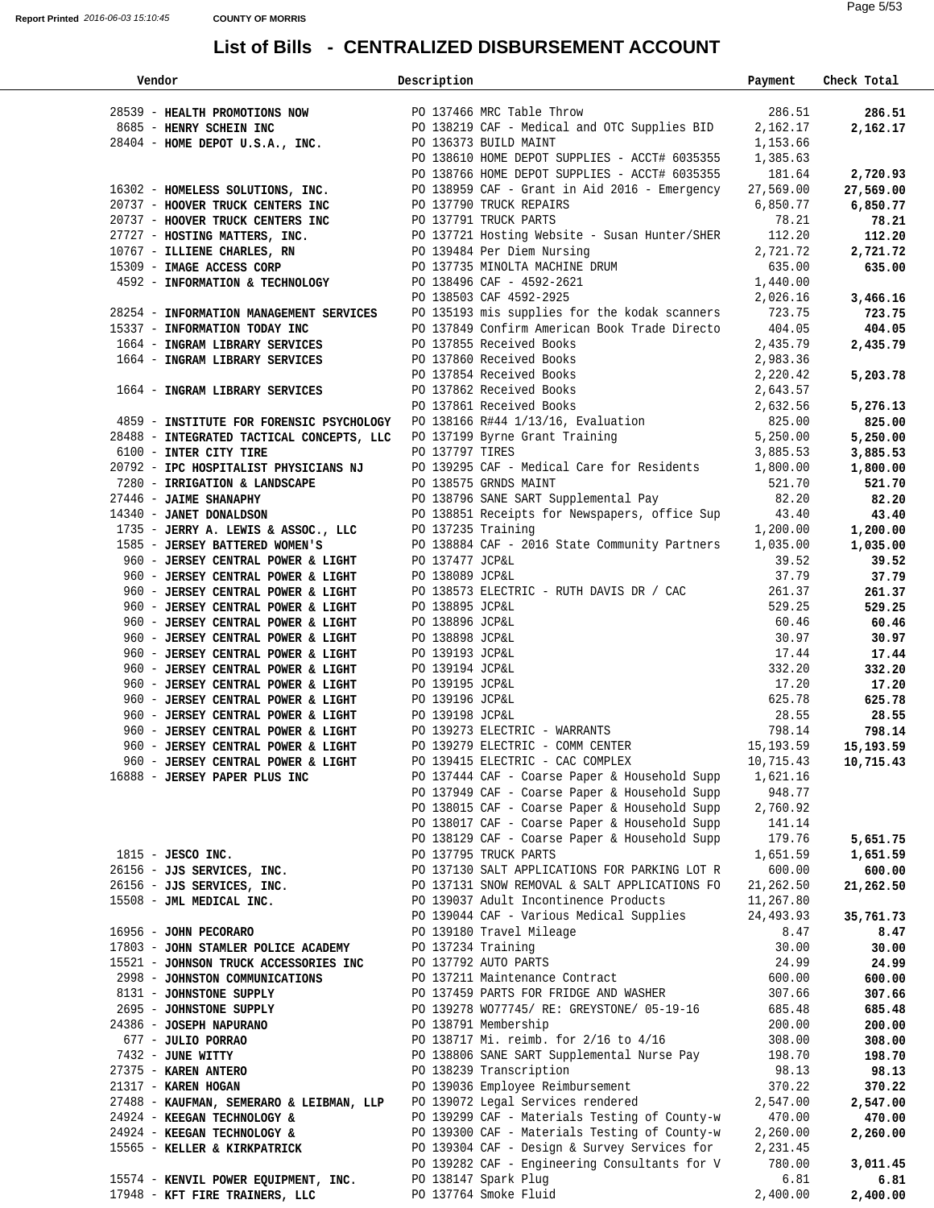Report Printed 2016-06-03 15:10:45 COUNTY OF MORRIS

# List of Bills - CENTRALIZED DISBURSEMENT ACCOUNT

| Vendor | Description | Payment | Check Total |
|---|---|---|---|
| 28539 - **HEALTH PROMOTIONS NOW** | PO 137466 MRC Table Throw | 286.51 | **286.51** |
| 8685 - **HENRY SCHEIN INC** | PO 138219 CAF - Medical and OTC Supplies BID | 2,162.17 | **2,162.17** |
| 28404 - **HOME DEPOT U.S.A., INC.** | PO 136373 BUILD MAINT | 1,153.66 | |
| | PO 138610 HOME DEPOT SUPPLIES - ACCT# 6035355 | 1,385.63 | |
| | PO 138766 HOME DEPOT SUPPLIES - ACCT# 6035355 | 181.64 | **2,720.93** |
| 16302 - **HOMELESS SOLUTIONS, INC.** | PO 138959 CAF - Grant in Aid 2016 - Emergency | 27,569.00 | **27,569.00** |
| 20737 - **HOOVER TRUCK CENTERS INC** | PO 137790 TRUCK REPAIRS | 6,850.77 | **6,850.77** |
| 20737 - **HOOVER TRUCK CENTERS INC** | PO 137791 TRUCK PARTS | 78.21 | **78.21** |
| 27727 - **HOSTING MATTERS, INC.** | PO 137721 Hosting Website - Susan Hunter/SHER | 112.20 | **112.20** |
| 10767 - **ILLIENE CHARLES, RN** | PO 139484 Per Diem Nursing | 2,721.72 | **2,721.72** |
| 15309 - **IMAGE ACCESS CORP** | PO 137735 MINOLTA MACHINE DRUM | 635.00 | **635.00** |
| 4592 - **INFORMATION & TECHNOLOGY** | PO 138496 CAF - 4592-2621 | 1,440.00 | |
| | PO 138503 CAF 4592-2925 | 2,026.16 | **3,466.16** |
| 28254 - **INFORMATION MANAGEMENT SERVICES** | PO 135193 mis supplies for the kodak scanners | 723.75 | **723.75** |
| 15337 - **INFORMATION TODAY INC** | PO 137849 Confirm American Book Trade Directo | 404.05 | **404.05** |
| 1664 - **INGRAM LIBRARY SERVICES** | PO 137855 Received Books | 2,435.79 | **2,435.79** |
| 1664 - **INGRAM LIBRARY SERVICES** | PO 137860 Received Books | 2,983.36 | |
| | PO 137854 Received Books | 2,220.42 | **5,203.78** |
| 1664 - **INGRAM LIBRARY SERVICES** | PO 137862 Received Books | 2,643.57 | |
| | PO 137861 Received Books | 2,632.56 | **5,276.13** |
| 4859 - **INSTITUTE FOR FORENSIC PSYCHOLOGY** | PO 138166 R#44 1/13/16, Evaluation | 825.00 | **825.00** |
| 28488 - **INTEGRATED TACTICAL CONCEPTS, LLC** | PO 137199 Byrne Grant Training | 5,250.00 | **5,250.00** |
| 6100 - **INTER CITY TIRE** | PO 137797 TIRES | 3,885.53 | **3,885.53** |
| 20792 - **IPC HOSPITALIST PHYSICIANS NJ** | PO 139295 CAF - Medical Care for Residents | 1,800.00 | **1,800.00** |
| 7280 - **IRRIGATION & LANDSCAPE** | PO 138575 GRNDS MAINT | 521.70 | **521.70** |
| 27446 - **JAIME SHANAPHY** | PO 138796 SANE SART Supplemental Pay | 82.20 | **82.20** |
| 14340 - **JANET DONALDSON** | PO 138851 Receipts for Newspapers, office Sup | 43.40 | **43.40** |
| 1735 - **JERRY A. LEWIS & ASSOC., LLC** | PO 137235 Training | 1,200.00 | **1,200.00** |
| 1585 - **JERSEY BATTERED WOMEN'S** | PO 138884 CAF - 2016 State Community Partners | 1,035.00 | **1,035.00** |
| 960 - **JERSEY CENTRAL POWER & LIGHT** | PO 137477 JCP&L | 39.52 | **39.52** |
| 960 - **JERSEY CENTRAL POWER & LIGHT** | PO 138089 JCP&L | 37.79 | **37.79** |
| 960 - **JERSEY CENTRAL POWER & LIGHT** | PO 138573 ELECTRIC - RUTH DAVIS DR / CAC | 261.37 | **261.37** |
| 960 - **JERSEY CENTRAL POWER & LIGHT** | PO 138895 JCP&L | 529.25 | **529.25** |
| 960 - **JERSEY CENTRAL POWER & LIGHT** | PO 138896 JCP&L | 60.46 | **60.46** |
| 960 - **JERSEY CENTRAL POWER & LIGHT** | PO 138898 JCP&L | 30.97 | **30.97** |
| 960 - **JERSEY CENTRAL POWER & LIGHT** | PO 139193 JCP&L | 17.44 | **17.44** |
| 960 - **JERSEY CENTRAL POWER & LIGHT** | PO 139194 JCP&L | 332.20 | **332.20** |
| 960 - **JERSEY CENTRAL POWER & LIGHT** | PO 139195 JCP&L | 17.20 | **17.20** |
| 960 - **JERSEY CENTRAL POWER & LIGHT** | PO 139196 JCP&L | 625.78 | **625.78** |
| 960 - **JERSEY CENTRAL POWER & LIGHT** | PO 139198 JCP&L | 28.55 | **28.55** |
| 960 - **JERSEY CENTRAL POWER & LIGHT** | PO 139273 ELECTRIC - WARRANTS | 798.14 | **798.14** |
| 960 - **JERSEY CENTRAL POWER & LIGHT** | PO 139279 ELECTRIC - COMM CENTER | 15,193.59 | **15,193.59** |
| 960 - **JERSEY CENTRAL POWER & LIGHT** | PO 139415 ELECTRIC - CAC COMPLEX | 10,715.43 | **10,715.43** |
| 16888 - **JERSEY PAPER PLUS INC** | PO 137444 CAF - Coarse Paper & Household Supp | 1,621.16 | |
| | PO 137949 CAF - Coarse Paper & Household Supp | 948.77 | |
| | PO 138015 CAF - Coarse Paper & Household Supp | 2,760.92 | |
| | PO 138017 CAF - Coarse Paper & Household Supp | 141.14 | |
| | PO 138129 CAF - Coarse Paper & Household Supp | 179.76 | **5,651.75** |
| 1815 - **JESCO INC.** | PO 137795 TRUCK PARTS | 1,651.59 | **1,651.59** |
| 26156 - **JJS SERVICES, INC.** | PO 137130 SALT APPLICATIONS FOR PARKING LOT R | 600.00 | **600.00** |
| 26156 - **JJS SERVICES, INC.** | PO 137131 SNOW REMOVAL & SALT APPLICATIONS FO | 21,262.50 | **21,262.50** |
| 15508 - **JML MEDICAL INC.** | PO 139037 Adult Incontinence Products | 11,267.80 | |
| | PO 139044 CAF - Various Medical Supplies | 24,493.93 | **35,761.73** |
| 16956 - **JOHN PECORARO** | PO 139180 Travel Mileage | 8.47 | **8.47** |
| 17803 - **JOHN STAMLER POLICE ACADEMY** | PO 137234 Training | 30.00 | **30.00** |
| 15521 - **JOHNSON TRUCK ACCESSORIES INC** | PO 137792 AUTO PARTS | 24.99 | **24.99** |
| 2998 - **JOHNSTON COMMUNICATIONS** | PO 137211 Maintenance Contract | 600.00 | **600.00** |
| 8131 - **JOHNSTONE SUPPLY** | PO 137459 PARTS FOR FRIDGE AND WASHER | 307.66 | **307.66** |
| 2695 - **JOHNSTONE SUPPLY** | PO 139278 WO77745/ RE: GREYSTONE/ 05-19-16 | 685.48 | **685.48** |
| 24386 - **JOSEPH NAPURANO** | PO 138791 Membership | 200.00 | **200.00** |
| 677 - **JULIO PORRAO** | PO 138717 Mi. reimb. for 2/16 to 4/16 | 308.00 | **308.00** |
| 7432 - **JUNE WITTY** | PO 138806 SANE SART Supplemental Nurse Pay | 198.70 | **198.70** |
| 27375 - **KAREN ANTERO** | PO 138239 Transcription | 98.13 | **98.13** |
| 21317 - **KAREN HOGAN** | PO 139036 Employee Reimbursement | 370.22 | **370.22** |
| 27488 - **KAUFMAN, SEMERARO & LEIBMAN, LLP** | PO 139072 Legal Services rendered | 2,547.00 | **2,547.00** |
| 24924 - **KEEGAN TECHNOLOGY &** | PO 139299 CAF - Materials Testing of County-w | 470.00 | **470.00** |
| 24924 - **KEEGAN TECHNOLOGY &** | PO 139300 CAF - Materials Testing of County-w | 2,260.00 | **2,260.00** |
| 15565 - **KELLER & KIRKPATRICK** | PO 139304 CAF - Design & Survey Services for | 2,231.45 | |
| | PO 139282 CAF - Engineering Consultants for V | 780.00 | **3,011.45** |
| 15574 - **KENVIL POWER EQUIPMENT, INC.** | PO 138147 Spark Plug | 6.81 | **6.81** |
| 17948 - **KFT FIRE TRAINERS, LLC** | PO 137764 Smoke Fluid | 2,400.00 | **2,400.00** |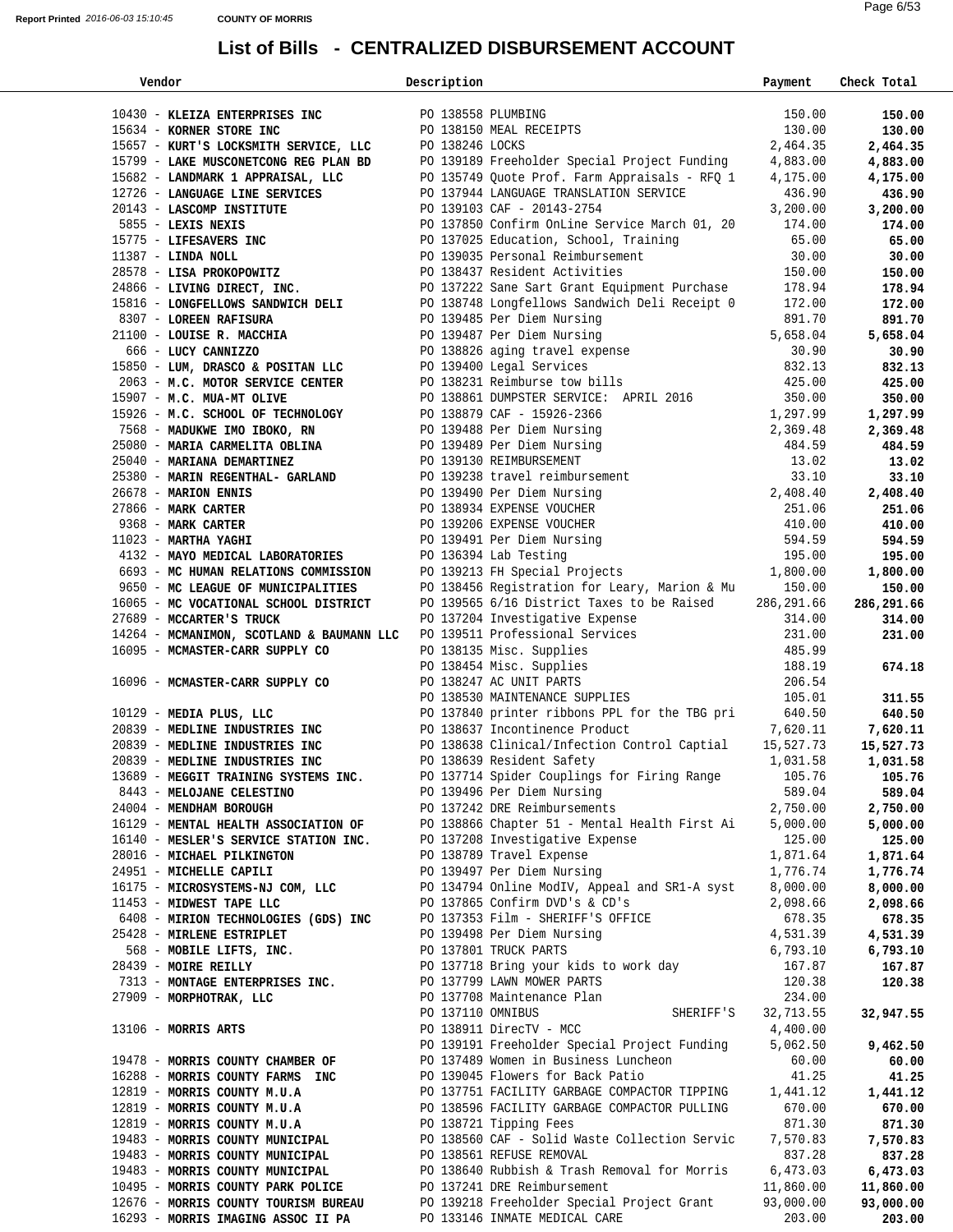# List of Bills - CENTRALIZED DISBURSEMENT ACCOUNT

| Vendor | Description | Payment | Check Total |
|---|---|---|---|
| 10430 - **KLEIZA ENTERPRISES INC** | PO 138558 PLUMBING | 150.00 | **150.00** |
| 15634 - **KORNER STORE INC** | PO 138150 MEAL RECEIPTS | 130.00 | **130.00** |
| 15657 - **KURT'S LOCKSMITH SERVICE, LLC** | PO 138246 LOCKS | 2,464.35 | **2,464.35** |
| 15799 - **LAKE MUSCONETCONG REG PLAN BD** | PO 139189 Freeholder Special Project Funding | 4,883.00 | **4,883.00** |
| 15682 - **LANDMARK 1 APPRAISAL, LLC** | PO 135749 Quote Prof. Farm Appraisals - RFQ 1 | 4,175.00 | **4,175.00** |
| 12726 - **LANGUAGE LINE SERVICES** | PO 137944 LANGUAGE TRANSLATION SERVICE | 436.90 | **436.90** |
| 20143 - **LASCOMP INSTITUTE** | PO 139103 CAF - 20143-2754 | 3,200.00 | **3,200.00** |
| 5855 - **LEXIS NEXIS** | PO 137850 Confirm OnLine Service March 01, 20 | 174.00 | **174.00** |
| 15775 - **LIFESAVERS INC** | PO 137025 Education, School, Training | 65.00 | **65.00** |
| 11387 - **LINDA NOLL** | PO 139035 Personal Reimbursement | 30.00 | **30.00** |
| 28578 - **LISA PROKOPOWITZ** | PO 138437 Resident Activities | 150.00 | **150.00** |
| 24866 - **LIVING DIRECT, INC.** | PO 137222 Sane Sart Grant Equipment Purchase | 178.94 | **178.94** |
| 15816 - **LONGFELLOWS SANDWICH DELI** | PO 138748 Longfellows Sandwich Deli Receipt 0 | 172.00 | **172.00** |
| 8307 - **LOREEN RAFISURA** | PO 139485 Per Diem Nursing | 891.70 | **891.70** |
| 21100 - **LOUISE R. MACCHIA** | PO 139487 Per Diem Nursing | 5,658.04 | **5,658.04** |
| 666 - **LUCY CANNIZZO** | PO 138826 aging travel expense | 30.90 | **30.90** |
| 15850 - **LUM, DRASCO & POSITAN LLC** | PO 139400 Legal Services | 832.13 | **832.13** |
| 2063 - **M.C. MOTOR SERVICE CENTER** | PO 138231 Reimburse tow bills | 425.00 | **425.00** |
| 15907 - **M.C. MUA-MT OLIVE** | PO 138861 DUMPSTER SERVICE: APRIL 2016 | 350.00 | **350.00** |
| 15926 - **M.C. SCHOOL OF TECHNOLOGY** | PO 138879 CAF - 15926-2366 | 1,297.99 | **1,297.99** |
| 7568 - **MADUKWE IMO IBOKO, RN** | PO 139488 Per Diem Nursing | 2,369.48 | **2,369.48** |
| 25080 - **MARIA CARMELITA OBLINA** | PO 139489 Per Diem Nursing | 484.59 | **484.59** |
| 25040 - **MARIANA DEMARTINEZ** | PO 139130 REIMBURSEMENT | 13.02 | **13.02** |
| 25380 - **MARIN REGENTHAL- GARLAND** | PO 139238 travel reimbursement | 33.10 | **33.10** |
| 26678 - **MARION ENNIS** | PO 139490 Per Diem Nursing | 2,408.40 | **2,408.40** |
| 27866 - **MARK CARTER** | PO 138934 EXPENSE VOUCHER | 251.06 | **251.06** |
| 9368 - **MARK CARTER** | PO 139206 EXPENSE VOUCHER | 410.00 | **410.00** |
| 11023 - **MARTHA YAGHI** | PO 139491 Per Diem Nursing | 594.59 | **594.59** |
| 4132 - **MAYO MEDICAL LABORATORIES** | PO 136394 Lab Testing | 195.00 | **195.00** |
| 6693 - **MC HUMAN RELATIONS COMMISSION** | PO 139213 FH Special Projects | 1,800.00 | **1,800.00** |
| 9650 - **MC LEAGUE OF MUNICIPALITIES** | PO 138456 Registration for Leary, Marion & Mu | 150.00 | **150.00** |
| 16065 - **MC VOCATIONAL SCHOOL DISTRICT** | PO 139565 6/16 District Taxes to be Raised | 286,291.66 | **286,291.66** |
| 27689 - **MCCARTER'S TRUCK** | PO 137204 Investigative Expense | 314.00 | **314.00** |
| 14264 - **MCMANIMON, SCOTLAND & BAUMANN LLC** | PO 139511 Professional Services | 231.00 | **231.00** |
| 16095 - **MCMASTER-CARR SUPPLY CO** | PO 138135 Misc. Supplies | 485.99 | |
| | PO 138454 Misc. Supplies | 188.19 | **674.18** |
| 16096 - **MCMASTER-CARR SUPPLY CO** | PO 138247 AC UNIT PARTS | 206.54 | |
| | PO 138530 MAINTENANCE SUPPLIES | 105.01 | **311.55** |
| 10129 - **MEDIA PLUS, LLC** | PO 137840 printer ribbons PPL for the TBG pri | 640.50 | **640.50** |
| 20839 - **MEDLINE INDUSTRIES INC** | PO 138637 Incontinence Product | 7,620.11 | **7,620.11** |
| 20839 - **MEDLINE INDUSTRIES INC** | PO 138638 Clinical/Infection Control Captial | 15,527.73 | **15,527.73** |
| 20839 - **MEDLINE INDUSTRIES INC** | PO 138639 Resident Safety | 1,031.58 | **1,031.58** |
| 13689 - **MEGGIT TRAINING SYSTEMS INC.** | PO 137714 Spider Couplings for Firing Range | 105.76 | **105.76** |
| 8443 - **MELOJANE CELESTINO** | PO 139496 Per Diem Nursing | 589.04 | **589.04** |
| 24004 - **MENDHAM BOROUGH** | PO 137242 DRE Reimbursements | 2,750.00 | **2,750.00** |
| 16129 - **MENTAL HEALTH ASSOCIATION OF** | PO 138866 Chapter 51 - Mental Health First Ai | 5,000.00 | **5,000.00** |
| 16140 - **MESLER'S SERVICE STATION INC.** | PO 137208 Investigative Expense | 125.00 | **125.00** |
| 28016 - **MICHAEL PILKINGTON** | PO 138789 Travel Expense | 1,871.64 | **1,871.64** |
| 24951 - **MICHELLE CAPILI** | PO 139497 Per Diem Nursing | 1,776.74 | **1,776.74** |
| 16175 - **MICROSYSTEMS-NJ COM, LLC** | PO 134794 Online ModIV, Appeal and SR1-A syst | 8,000.00 | **8,000.00** |
| 11453 - **MIDWEST TAPE LLC** | PO 137865 Confirm DVD's & CD's | 2,098.66 | **2,098.66** |
| 6408 - **MIRION TECHNOLOGIES (GDS) INC** | PO 137353 Film - SHERIFF'S OFFICE | 678.35 | **678.35** |
| 25428 - **MIRLENE ESTRIPLET** | PO 139498 Per Diem Nursing | 4,531.39 | **4,531.39** |
| 568 - **MOBILE LIFTS, INC.** | PO 137801 TRUCK PARTS | 6,793.10 | **6,793.10** |
| 28439 - **MOIRE REILLY** | PO 137718 Bring your kids to work day | 167.87 | **167.87** |
| 7313 - **MONTAGE ENTERPRISES INC.** | PO 137799 LAWN MOWER PARTS | 120.38 | **120.38** |
| 27909 - **MORPHOTRAK, LLC** | PO 137708 Maintenance Plan | 234.00 | |
| | PO 137110 OMNIBUS SHERIFF'S | 32,713.55 | **32,947.55** |
| 13106 - **MORRIS ARTS** | PO 138911 DirecTV - MCC | 4,400.00 | |
| | PO 139191 Freeholder Special Project Funding | 5,062.50 | **9,462.50** |
| 19478 - **MORRIS COUNTY CHAMBER OF** | PO 137489 Women in Business Luncheon | 60.00 | **60.00** |
| 16288 - **MORRIS COUNTY FARMS INC** | PO 139045 Flowers for Back Patio | 41.25 | **41.25** |
| 12819 - **MORRIS COUNTY M.U.A** | PO 137751 FACILITY GARBAGE COMPACTOR TIPPING | 1,441.12 | **1,441.12** |
| 12819 - **MORRIS COUNTY M.U.A** | PO 138596 FACILITY GARBAGE COMPACTOR PULLING | 670.00 | **670.00** |
| 12819 - **MORRIS COUNTY M.U.A** | PO 138721 Tipping Fees | 871.30 | **871.30** |
| 19483 - **MORRIS COUNTY MUNICIPAL** | PO 138560 CAF - Solid Waste Collection Servic | 7,570.83 | **7,570.83** |
| 19483 - **MORRIS COUNTY MUNICIPAL** | PO 138561 REFUSE REMOVAL | 837.28 | **837.28** |
| 19483 - **MORRIS COUNTY MUNICIPAL** | PO 138640 Rubbish & Trash Removal for Morris | 6,473.03 | **6,473.03** |
| 10495 - **MORRIS COUNTY PARK POLICE** | PO 137241 DRE Reimbursement | 11,860.00 | **11,860.00** |
| 12676 - **MORRIS COUNTY TOURISM BUREAU** | PO 139218 Freeholder Special Project Grant | 93,000.00 | **93,000.00** |
| 16293 - **MORRIS IMAGING ASSOC II PA** | PO 133146 INMATE MEDICAL CARE | 203.00 | **203.00** |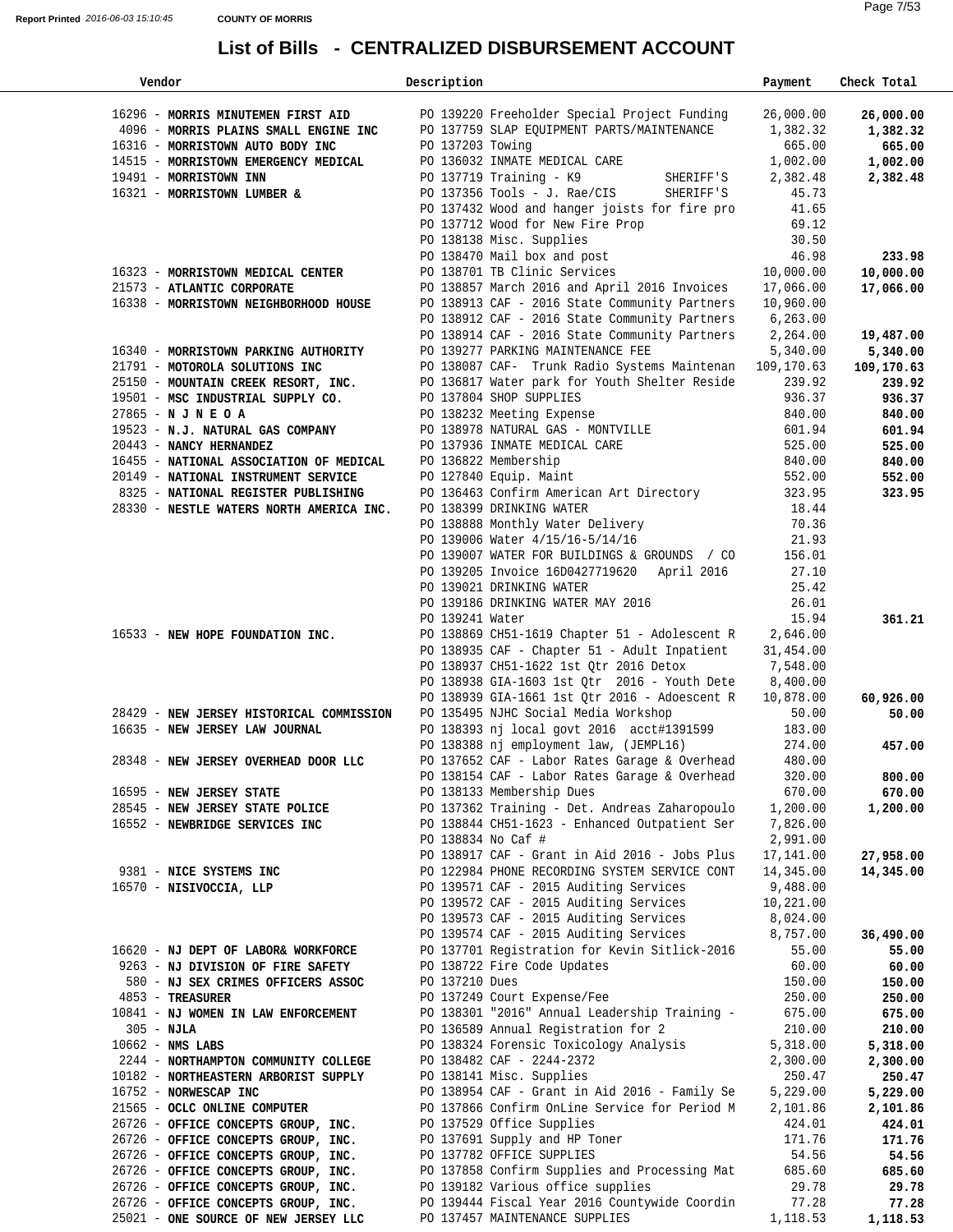# List of Bills - CENTRALIZED DISBURSEMENT ACCOUNT

| Vendor | Description | Payment | Check Total |
|---|---|---|---|
| 16296 - **MORRIS MINUTEMEN FIRST AID** | PO 139220 Freeholder Special Project Funding | 26,000.00 | **26,000.00** |
| 4096 - **MORRIS PLAINS SMALL ENGINE INC** | PO 137759 SLAP EQUIPMENT PARTS/MAINTENANCE | 1,382.32 | **1,382.32** |
| 16316 - **MORRISTOWN AUTO BODY INC** | PO 137203 Towing | 665.00 | **665.00** |
| 14515 - **MORRISTOWN EMERGENCY MEDICAL** | PO 136032 INMATE MEDICAL CARE | 1,002.00 | **1,002.00** |
| 19491 - **MORRISTOWN INN** | PO 137719 Training - K9 SHERIFF'S | 2,382.48 | **2,382.48** |
| 16321 - **MORRISTOWN LUMBER &** | PO 137356 Tools - J. Rae/CIS SHERIFF'S | 45.73 | |
| | PO 137432 Wood and hanger joists for fire pro | 41.65 | |
| | PO 137712 Wood for New Fire Prop | 69.12 | |
| | PO 138138 Misc. Supplies | 30.50 | |
| | PO 138470 Mail box and post | 46.98 | **233.98** |
| 16323 - **MORRISTOWN MEDICAL CENTER** | PO 138701 TB Clinic Services | 10,000.00 | **10,000.00** |
| 21573 - **ATLANTIC CORPORATE** | PO 138857 March 2016 and April 2016 Invoices | 17,066.00 | **17,066.00** |
| 16338 - **MORRISTOWN NEIGHBORHOOD HOUSE** | PO 138913 CAF - 2016 State Community Partners | 10,960.00 | |
| | PO 138912 CAF - 2016 State Community Partners | 6,263.00 | |
| | PO 138914 CAF - 2016 State Community Partners | 2,264.00 | **19,487.00** |
| 16340 - **MORRISTOWN PARKING AUTHORITY** | PO 139277 PARKING MAINTENANCE FEE | 5,340.00 | **5,340.00** |
| 21791 - **MOTOROLA SOLUTIONS INC** | PO 138087 CAF- Trunk Radio Systems Maintenan | 109,170.63 | **109,170.63** |
| 25150 - **MOUNTAIN CREEK RESORT, INC.** | PO 136817 Water park for Youth Shelter Reside | 239.92 | **239.92** |
| 19501 - **MSC INDUSTRIAL SUPPLY CO.** | PO 137804 SHOP SUPPLIES | 936.37 | **936.37** |
| 27865 - **N J N E O A** | PO 138232 Meeting Expense | 840.00 | **840.00** |
| 19523 - **N.J. NATURAL GAS COMPANY** | PO 138978 NATURAL GAS - MONTVILLE | 601.94 | **601.94** |
| 20443 - **NANCY HERNANDEZ** | PO 137936 INMATE MEDICAL CARE | 525.00 | **525.00** |
| 16455 - **NATIONAL ASSOCIATION OF MEDICAL** | PO 136822 Membership | 840.00 | **840.00** |
| 20149 - **NATIONAL INSTRUMENT SERVICE** | PO 127840 Equip. Maint | 552.00 | **552.00** |
| 8325 - **NATIONAL REGISTER PUBLISHING** | PO 136463 Confirm American Art Directory | 323.95 | **323.95** |
| 28330 - **NESTLE WATERS NORTH AMERICA INC.** | PO 138399 DRINKING WATER | 18.44 | |
| | PO 138888 Monthly Water Delivery | 70.36 | |
| | PO 139006 Water 4/15/16-5/14/16 | 21.93 | |
| | PO 139007 WATER FOR BUILDINGS & GROUNDS / CO | 156.01 | |
| | PO 139205 Invoice 16D0427719620 April 2016 | 27.10 | |
| | PO 139021 DRINKING WATER | 25.42 | |
| | PO 139186 DRINKING WATER MAY 2016 | 26.01 | |
| | PO 139241 Water | 15.94 | **361.21** |
| 16533 - **NEW HOPE FOUNDATION INC.** | PO 138869 CH51-1619 Chapter 51 - Adolescent R | 2,646.00 | |
| | PO 138935 CAF - Chapter 51 - Adult Inpatient | 31,454.00 | |
| | PO 138937 CH51-1622 1st Qtr 2016 Detox | 7,548.00 | |
| | PO 138938 GIA-1603 1st Qtr 2016 - Youth Dete | 8,400.00 | |
| | PO 138939 GIA-1661 1st Qtr 2016 - Adoescent R | 10,878.00 | **60,926.00** |
| 28429 - **NEW JERSEY HISTORICAL COMMISSION** | PO 135495 NJHC Social Media Workshop | 50.00 | **50.00** |
| 16635 - **NEW JERSEY LAW JOURNAL** | PO 138393 nj local govt 2016 acct#1391599 | 183.00 | |
| | PO 138388 nj employment law, (JEMPL16) | 274.00 | **457.00** |
| 28348 - **NEW JERSEY OVERHEAD DOOR LLC** | PO 137652 CAF - Labor Rates Garage & Overhead | 480.00 | |
| | PO 138154 CAF - Labor Rates Garage & Overhead | 320.00 | **800.00** |
| 16595 - **NEW JERSEY STATE** | PO 138133 Membership Dues | 670.00 | **670.00** |
| 28545 - **NEW JERSEY STATE POLICE** | PO 137362 Training - Det. Andreas Zaharopoulo | 1,200.00 | **1,200.00** |
| 16552 - **NEWBRIDGE SERVICES INC** | PO 138844 CH51-1623 - Enhanced Outpatient Ser | 7,826.00 | |
| | PO 138834 No Caf # | 2,991.00 | |
| | PO 138917 CAF - Grant in Aid 2016 - Jobs Plus | 17,141.00 | **27,958.00** |
| 9381 - **NICE SYSTEMS INC** | PO 122984 PHONE RECORDING SYSTEM SERVICE CONT | 14,345.00 | **14,345.00** |
| 16570 - **NISIVOCCIA, LLP** | PO 139571 CAF - 2015 Auditing Services | 9,488.00 | |
| | PO 139572 CAF - 2015 Auditing Services | 10,221.00 | |
| | PO 139573 CAF - 2015 Auditing Services | 8,024.00 | |
| | PO 139574 CAF - 2015 Auditing Services | 8,757.00 | **36,490.00** |
| 16620 - **NJ DEPT OF LABOR& WORKFORCE** | PO 137701 Registration for Kevin Sitlick-2016 | 55.00 | **55.00** |
| 9263 - **NJ DIVISION OF FIRE SAFETY** | PO 138722 Fire Code Updates | 60.00 | **60.00** |
| 580 - **NJ SEX CRIMES OFFICERS ASSOC** | PO 137210 Dues | 150.00 | **150.00** |
| 4853 - **TREASURER** | PO 137249 Court Expense/Fee | 250.00 | **250.00** |
| 10841 - **NJ WOMEN IN LAW ENFORCEMENT** | PO 138301 "2016" Annual Leadership Training - | 675.00 | **675.00** |
| 305 - **NJLA** | PO 136589 Annual Registration for 2 | 210.00 | **210.00** |
| 10662 - **NMS LABS** | PO 138324 Forensic Toxicology Analysis | 5,318.00 | **5,318.00** |
| 2244 - **NORTHAMPTON COMMUNITY COLLEGE** | PO 138482 CAF - 2244-2372 | 2,300.00 | **2,300.00** |
| 10182 - **NORTHEASTERN ARBORIST SUPPLY** | PO 138141 Misc. Supplies | 250.47 | **250.47** |
| 16752 - **NORWESCAP INC** | PO 138954 CAF - Grant in Aid 2016 - Family Se | 5,229.00 | **5,229.00** |
| 21565 - **OCLC ONLINE COMPUTER** | PO 137866 Confirm OnLine Service for Period M | 2,101.86 | **2,101.86** |
| 26726 - **OFFICE CONCEPTS GROUP, INC.** | PO 137529 Office Supplies | 424.01 | **424.01** |
| 26726 - **OFFICE CONCEPTS GROUP, INC.** | PO 137691 Supply and HP Toner | 171.76 | **171.76** |
| 26726 - **OFFICE CONCEPTS GROUP, INC.** | PO 137782 OFFICE SUPPLIES | 54.56 | **54.56** |
| 26726 - **OFFICE CONCEPTS GROUP, INC.** | PO 137858 Confirm Supplies and Processing Mat | 685.60 | **685.60** |
| 26726 - **OFFICE CONCEPTS GROUP, INC.** | PO 139182 Various office supplies | 29.78 | **29.78** |
| 26726 - **OFFICE CONCEPTS GROUP, INC.** | PO 139444 Fiscal Year 2016 Countywide Coordin | 77.28 | **77.28** |
| 25021 - **ONE SOURCE OF NEW JERSEY LLC** | PO 137457 MAINTENANCE SUPPLIES | 1,118.53 | **1,118.53** |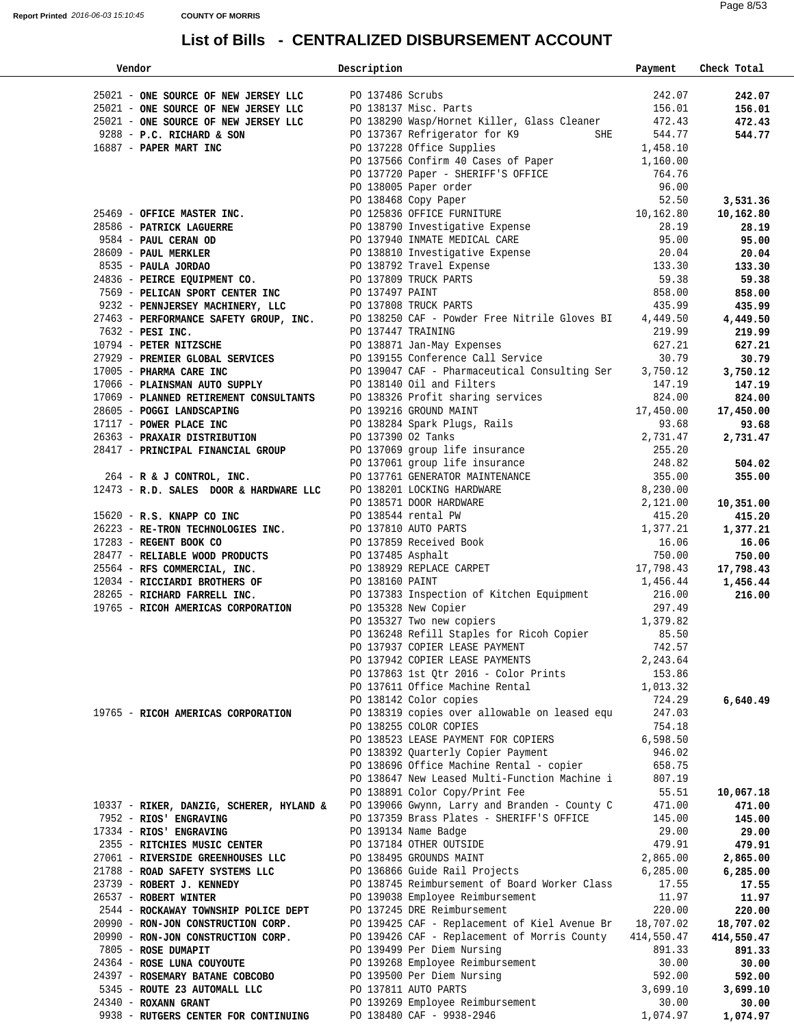Report Printed 2016-06-03 15:10:45 COUNTY OF MORRIS

# List of Bills - CENTRALIZED DISBURSEMENT ACCOUNT

| Vendor | Description | Payment | Check Total |
|---|---|---|---|
| 25021 - **ONE SOURCE OF NEW JERSEY LLC** | PO 137486 Scrubs | 242.07 | **242.07** |
| 25021 - **ONE SOURCE OF NEW JERSEY LLC** | PO 138137 Misc. Parts | 156.01 | **156.01** |
| 25021 - **ONE SOURCE OF NEW JERSEY LLC** | PO 138290 Wasp/Hornet Killer, Glass Cleaner | 472.43 | **472.43** |
| 9288 - **P.C. RICHARD & SON** | PO 137367 Refrigerator for K9 SHE | 544.77 | **544.77** |
| 16887 - **PAPER MART INC** | PO 137228 Office Supplies | 1,458.10 | |
| | PO 137566 Confirm 40 Cases of Paper | 1,160.00 | |
| | PO 137720 Paper - SHERIFF'S OFFICE | 764.76 | |
| | PO 138005 Paper order | 96.00 | |
| | PO 138468 Copy Paper | 52.50 | **3,531.36** |
| 25469 - **OFFICE MASTER INC.** | PO 125836 OFFICE FURNITURE | 10,162.80 | **10,162.80** |
| 28586 - **PATRICK LAGUERRE** | PO 138790 Investigative Expense | 28.19 | **28.19** |
| 9584 - **PAUL CERAN OD** | PO 137940 INMATE MEDICAL CARE | 95.00 | **95.00** |
| 28609 - **PAUL MERKLER** | PO 138810 Investigative Expense | 20.04 | **20.04** |
| 8535 - **PAULA JORDAO** | PO 138792 Travel Expense | 133.30 | **133.30** |
| 24836 - **PEIRCE EQUIPMENT CO.** | PO 137809 TRUCK PARTS | 59.38 | **59.38** |
| 7569 - **PELICAN SPORT CENTER INC** | PO 137497 PAINT | 858.00 | **858.00** |
| 9232 - **PENNJERSEY MACHINERY, LLC** | PO 137808 TRUCK PARTS | 435.99 | **435.99** |
| 27463 - **PERFORMANCE SAFETY GROUP, INC.** | PO 138250 CAF - Powder Free Nitrile Gloves BI | 4,449.50 | **4,449.50** |
| 7632 - **PESI INC.** | PO 137447 TRAINING | 219.99 | **219.99** |
| 10794 - **PETER NITZSCHE** | PO 138871 Jan-May Expenses | 627.21 | **627.21** |
| 27929 - **PREMIER GLOBAL SERVICES** | PO 139155 Conference Call Service | 30.79 | **30.79** |
| 17005 - **PHARMA CARE INC** | PO 139047 CAF - Pharmaceutical Consulting Ser | 3,750.12 | **3,750.12** |
| 17066 - **PLAINSMAN AUTO SUPPLY** | PO 138140 Oil and Filters | 147.19 | **147.19** |
| 17069 - **PLANNED RETIREMENT CONSULTANTS** | PO 138326 Profit sharing services | 824.00 | **824.00** |
| 28605 - **POGGI LANDSCAPING** | PO 139216 GROUND MAINT | 17,450.00 | **17,450.00** |
| 17117 - **POWER PLACE INC** | PO 138284 Spark Plugs, Rails | 93.68 | **93.68** |
| 26363 - **PRAXAIR DISTRIBUTION** | PO 137390 O2 Tanks | 2,731.47 | **2,731.47** |
| 28417 - **PRINCIPAL FINANCIAL GROUP** | PO 137069 group life insurance | 255.20 | |
| | PO 137061 group life insurance | 248.82 | **504.02** |
| 264 - **R & J CONTROL, INC.** | PO 137761 GENERATOR MAINTENANCE | 355.00 | **355.00** |
| 12473 - **R.D. SALES DOOR & HARDWARE LLC** | PO 138201 LOCKING HARDWARE | 8,230.00 | |
| | PO 138571 DOOR HARDWARE | 2,121.00 | **10,351.00** |
| 15620 - **R.S. KNAPP CO INC** | PO 138544 rental PW | 415.20 | **415.20** |
| 26223 - **RE-TRON TECHNOLOGIES INC.** | PO 137810 AUTO PARTS | 1,377.21 | **1,377.21** |
| 17283 - **REGENT BOOK CO** | PO 137859 Received Book | 16.06 | **16.06** |
| 28477 - **RELIABLE WOOD PRODUCTS** | PO 137485 Asphalt | 750.00 | **750.00** |
| 25564 - **RFS COMMERCIAL, INC.** | PO 138929 REPLACE CARPET | 17,798.43 | **17,798.43** |
| 12034 - **RICCIARDI BROTHERS OF** | PO 138160 PAINT | 1,456.44 | **1,456.44** |
| 28265 - **RICHARD FARRELL INC.** | PO 137383 Inspection of Kitchen Equipment | 216.00 | **216.00** |
| 19765 - **RICOH AMERICAS CORPORATION** | PO 135328 New Copier | 297.49 | |
| | PO 135327 Two new copiers | 1,379.82 | |
| | PO 136248 Refill Staples for Ricoh Copier | 85.50 | |
| | PO 137937 COPIER LEASE PAYMENT | 742.57 | |
| | PO 137942 COPIER LEASE PAYMENTS | 2,243.64 | |
| | PO 137863 1st Qtr 2016 - Color Prints | 153.86 | |
| | PO 137611 Office Machine Rental | 1,013.32 | |
| | PO 138142 Color copies | 724.29 | **6,640.49** |
| 19765 - **RICOH AMERICAS CORPORATION** | PO 138319 copies over allowable on leased equ | 247.03 | |
| | PO 138255 COLOR COPIES | 754.18 | |
| | PO 138523 LEASE PAYMENT FOR COPIERS | 6,598.50 | |
| | PO 138392 Quarterly Copier Payment | 946.02 | |
| | PO 138696 Office Machine Rental - copier | 658.75 | |
| | PO 138647 New Leased Multi-Function Machine i | 807.19 | |
| | PO 138891 Color Copy/Print Fee | 55.51 | **10,067.18** |
| 10337 - **RIKER, DANZIG, SCHERER, HYLAND &** | PO 139066 Gwynn, Larry and Branden - County C | 471.00 | **471.00** |
| 7952 - **RIOS' ENGRAVING** | PO 137359 Brass Plates - SHERIFF'S OFFICE | 145.00 | **145.00** |
| 17334 - **RIOS' ENGRAVING** | PO 139134 Name Badge | 29.00 | **29.00** |
| 2355 - **RITCHIES MUSIC CENTER** | PO 137184 OTHER OUTSIDE | 479.91 | **479.91** |
| 27061 - **RIVERSIDE GREENHOUSES LLC** | PO 138495 GROUNDS MAINT | 2,865.00 | **2,865.00** |
| 21788 - **ROAD SAFETY SYSTEMS LLC** | PO 136866 Guide Rail Projects | 6,285.00 | **6,285.00** |
| 23739 - **ROBERT J. KENNEDY** | PO 138745 Reimbursement of Board Worker Class | 17.55 | **17.55** |
| 26537 - **ROBERT WINTER** | PO 139038 Employee Reimbursement | 11.97 | **11.97** |
| 2544 - **ROCKAWAY TOWNSHIP POLICE DEPT** | PO 137245 DRE Reimbursement | 220.00 | **220.00** |
| 20990 - **RON-JON CONSTRUCTION CORP.** | PO 139425 CAF - Replacement of Kiel Avenue Br | 18,707.02 | **18,707.02** |
| 20990 - **RON-JON CONSTRUCTION CORP.** | PO 139426 CAF - Replacement of Morris County | 414,550.47 | **414,550.47** |
| 7805 - **ROSE DUMAPIT** | PO 139499 Per Diem Nursing | 891.33 | **891.33** |
| 24364 - **ROSE LUNA COUYOUTE** | PO 139268 Employee Reimbursement | 30.00 | **30.00** |
| 24397 - **ROSEMARY BATANE COBCOBO** | PO 139500 Per Diem Nursing | 592.00 | **592.00** |
| 5345 - **ROUTE 23 AUTOMALL LLC** | PO 137811 AUTO PARTS | 3,699.10 | **3,699.10** |
| 24340 - **ROXANN GRANT** | PO 139269 Employee Reimbursement | 30.00 | **30.00** |
| 9938 - **RUTGERS CENTER FOR CONTINUING** | PO 138480 CAF - 9938-2946 | 1,074.97 | **1,074.97** |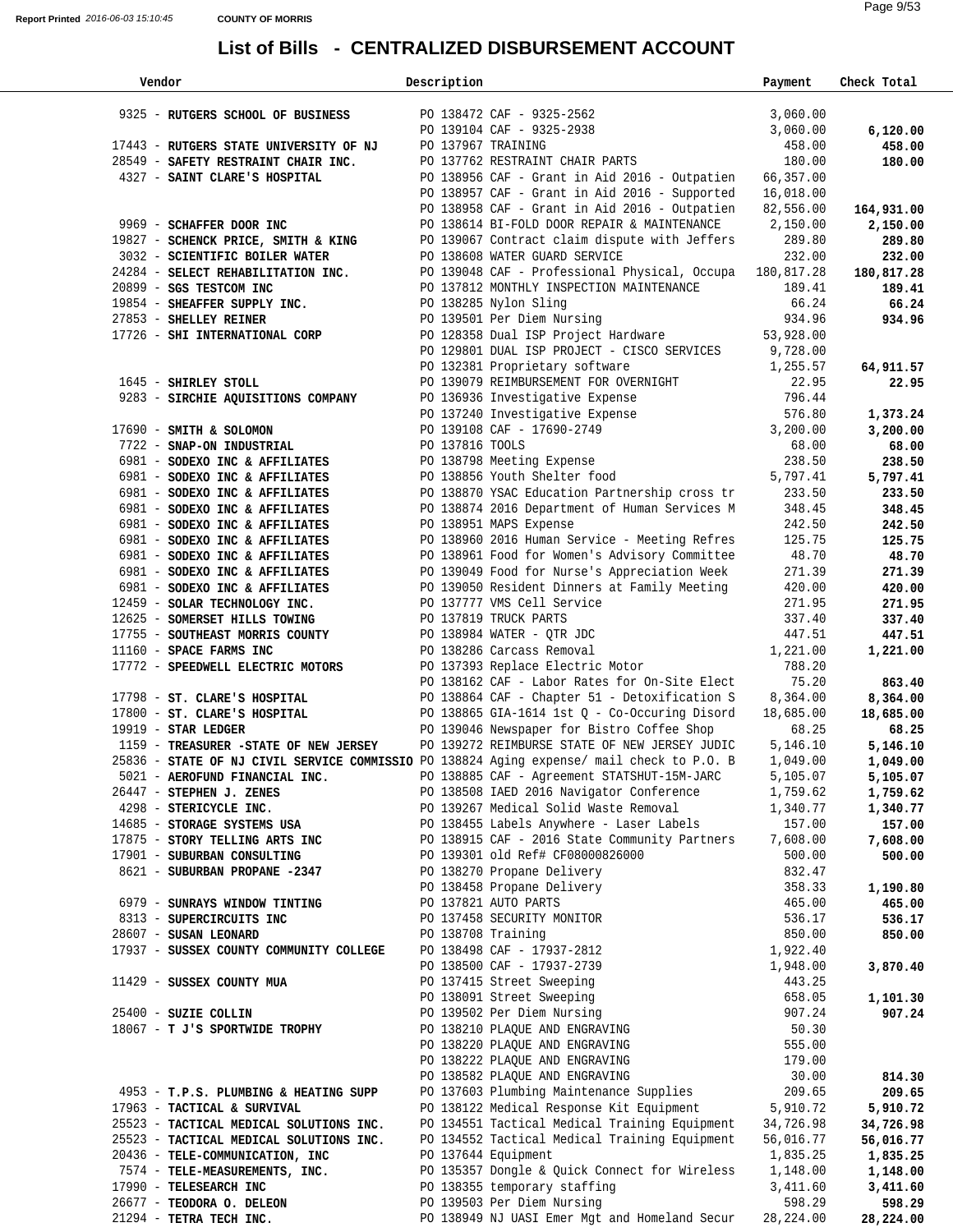# List of Bills - CENTRALIZED DISBURSEMENT ACCOUNT

Report Printed 2016-06-03 15:10:45 COUNTY OF MORRIS

| Vendor | Description | Payment | Check Total |
|---|---|---|---|
| 9325 - **RUTGERS SCHOOL OF BUSINESS** | PO 138472 CAF - 9325-2562 | 3,060.00 | |
| | PO 139104 CAF - 9325-2938 | 3,060.00 | **6,120.00** |
| 17443 - **RUTGERS STATE UNIVERSITY OF NJ** | PO 137967 TRAINING | 458.00 | **458.00** |
| 28549 - **SAFETY RESTRAINT CHAIR INC.** | PO 137762 RESTRAINT CHAIR PARTS | 180.00 | **180.00** |
| 4327 - **SAINT CLARE'S HOSPITAL** | PO 138956 CAF - Grant in Aid 2016 - Outpatien | 66,357.00 | |
| | PO 138957 CAF - Grant in Aid 2016 - Supported | 16,018.00 | |
| | PO 138958 CAF - Grant in Aid 2016 - Outpatien | 82,556.00 | **164,931.00** |
| 9969 - **SCHAFFER DOOR INC** | PO 138614 BI-FOLD DOOR REPAIR & MAINTENANCE | 2,150.00 | **2,150.00** |
| 19827 - **SCHENCK PRICE, SMITH & KING** | PO 139067 Contract claim dispute with Jeffers | 289.80 | **289.80** |
| 3032 - **SCIENTIFIC BOILER WATER** | PO 138608 WATER GUARD SERVICE | 232.00 | **232.00** |
| 24284 - **SELECT REHABILITATION INC.** | PO 139048 CAF - Professional Physical, Occupa | 180,817.28 | **180,817.28** |
| 20899 - **SGS TESTCOM INC** | PO 137812 MONTHLY INSPECTION MAINTENANCE | 189.41 | **189.41** |
| 19854 - **SHEAFFER SUPPLY INC.** | PO 138285 Nylon Sling | 66.24 | **66.24** |
| 27853 - **SHELLEY REINER** | PO 139501 Per Diem Nursing | 934.96 | **934.96** |
| 17726 - **SHI INTERNATIONAL CORP** | PO 128358 Dual ISP Project Hardware | 53,928.00 | |
| | PO 129801 DUAL ISP PROJECT - CISCO SERVICES | 9,728.00 | |
| | PO 132381 Proprietary software | 1,255.57 | **64,911.57** |
| 1645 - **SHIRLEY STOLL** | PO 139079 REIMBURSEMENT FOR OVERNIGHT | 22.95 | **22.95** |
| 9283 - **SIRCHIE AQUISITIONS COMPANY** | PO 136936 Investigative Expense | 796.44 | |
| | PO 137240 Investigative Expense | 576.80 | **1,373.24** |
| 17690 - **SMITH & SOLOMON** | PO 139108 CAF - 17690-2749 | 3,200.00 | **3,200.00** |
| 7722 - **SNAP-ON INDUSTRIAL** | PO 137816 TOOLS | 68.00 | **68.00** |
| 6981 - **SODEXO INC & AFFILIATES** | PO 138798 Meeting Expense | 238.50 | **238.50** |
| 6981 - **SODEXO INC & AFFILIATES** | PO 138856 Youth Shelter food | 5,797.41 | **5,797.41** |
| 6981 - **SODEXO INC & AFFILIATES** | PO 138870 YSAC Education Partnership cross tr | 233.50 | **233.50** |
| 6981 - **SODEXO INC & AFFILIATES** | PO 138874 2016 Department of Human Services M | 348.45 | **348.45** |
| 6981 - **SODEXO INC & AFFILIATES** | PO 138951 MAPS Expense | 242.50 | **242.50** |
| 6981 - **SODEXO INC & AFFILIATES** | PO 138960 2016 Human Service - Meeting Refres | 125.75 | **125.75** |
| 6981 - **SODEXO INC & AFFILIATES** | PO 138961 Food for Women's Advisory Committee | 48.70 | **48.70** |
| 6981 - **SODEXO INC & AFFILIATES** | PO 139049 Food for Nurse's Appreciation Week | 271.39 | **271.39** |
| 6981 - **SODEXO INC & AFFILIATES** | PO 139050 Resident Dinners at Family Meeting | 420.00 | **420.00** |
| 12459 - **SOLAR TECHNOLOGY INC.** | PO 137777 VMS Cell Service | 271.95 | **271.95** |
| 12625 - **SOMERSET HILLS TOWING** | PO 137819 TRUCK PARTS | 337.40 | **337.40** |
| 17755 - **SOUTHEAST MORRIS COUNTY** | PO 138984 WATER - QTR JDC | 447.51 | **447.51** |
| 11160 - **SPACE FARMS INC** | PO 138286 Carcass Removal | 1,221.00 | **1,221.00** |
| 17772 - **SPEEDWELL ELECTRIC MOTORS** | PO 137393 Replace Electric Motor | 788.20 | |
| | PO 138162 CAF - Labor Rates for On-Site Elect | 75.20 | **863.40** |
| 17798 - **ST. CLARE'S HOSPITAL** | PO 138864 CAF - Chapter 51 - Detoxification S | 8,364.00 | **8,364.00** |
| 17800 - **ST. CLARE'S HOSPITAL** | PO 138865 GIA-1614 1st Q - Co-Occuring Disord | 18,685.00 | **18,685.00** |
| 19919 - **STAR LEDGER** | PO 139046 Newspaper for Bistro Coffee Shop | 68.25 | **68.25** |
| 1159 - **TREASURER -STATE OF NEW JERSEY** | PO 139272 REIMBURSE STATE OF NEW JERSEY JUDIC | 5,146.10 | **5,146.10** |
| 25836 - **STATE OF NJ CIVIL SERVICE COMMISSIO** | PO 138824 Aging expense/ mail check to P.O. B | 1,049.00 | **1,049.00** |
| 5021 - **AEROFUND FINANCIAL INC.** | PO 138885 CAF - Agreement STATSHUT-15M-JARC | 5,105.07 | **5,105.07** |
| 26447 - **STEPHEN J. ZENES** | PO 138508 IAED 2016 Navigator Conference | 1,759.62 | **1,759.62** |
| 4298 - **STERICYCLE INC.** | PO 139267 Medical Solid Waste Removal | 1,340.77 | **1,340.77** |
| 14685 - **STORAGE SYSTEMS USA** | PO 138455 Labels Anywhere - Laser Labels | 157.00 | **157.00** |
| 17875 - **STORY TELLING ARTS INC** | PO 138915 CAF - 2016 State Community Partners | 7,608.00 | **7,608.00** |
| 17901 - **SUBURBAN CONSULTING** | PO 139301 old Ref# CF08000826000 | 500.00 | **500.00** |
| 8621 - **SUBURBAN PROPANE -2347** | PO 138270 Propane Delivery | 832.47 | |
| | PO 138458 Propane Delivery | 358.33 | **1,190.80** |
| 6979 - **SUNRAYS WINDOW TINTING** | PO 137821 AUTO PARTS | 465.00 | **465.00** |
| 8313 - **SUPERCIRCUITS INC** | PO 137458 SECURITY MONITOR | 536.17 | **536.17** |
| 28607 - **SUSAN LEONARD** | PO 138708 Training | 850.00 | **850.00** |
| 17937 - **SUSSEX COUNTY COMMUNITY COLLEGE** | PO 138498 CAF - 17937-2812 | 1,922.40 | |
| | PO 138500 CAF - 17937-2739 | 1,948.00 | **3,870.40** |
| 11429 - **SUSSEX COUNTY MUA** | PO 137415 Street Sweeping | 443.25 | |
| | PO 138091 Street Sweeping | 658.05 | **1,101.30** |
| 25400 - **SUZIE COLLIN** | PO 139502 Per Diem Nursing | 907.24 | **907.24** |
| 18067 - **T J'S SPORTWIDE TROPHY** | PO 138210 PLAQUE AND ENGRAVING | 50.30 | |
| | PO 138220 PLAQUE AND ENGRAVING | 555.00 | |
| | PO 138222 PLAQUE AND ENGRAVING | 179.00 | |
| | PO 138582 PLAQUE AND ENGRAVING | 30.00 | **814.30** |
| 4953 - **T.P.S. PLUMBING & HEATING SUPP** | PO 137603 Plumbing Maintenance Supplies | 209.65 | **209.65** |
| 17963 - **TACTICAL & SURVIVAL** | PO 138122 Medical Response Kit Equipment | 5,910.72 | **5,910.72** |
| 25523 - **TACTICAL MEDICAL SOLUTIONS INC.** | PO 134551 Tactical Medical Training Equipment | 34,726.98 | **34,726.98** |
| 25523 - **TACTICAL MEDICAL SOLUTIONS INC.** | PO 134552 Tactical Medical Training Equipment | 56,016.77 | **56,016.77** |
| 20436 - **TELE-COMMUNICATION, INC** | PO 137644 Equipment | 1,835.25 | **1,835.25** |
| 7574 - **TELE-MEASUREMENTS, INC.** | PO 135357 Dongle & Quick Connect for Wireless | 1,148.00 | **1,148.00** |
| 17990 - **TELESEARCH INC** | PO 138355 temporary staffing | 3,411.60 | **3,411.60** |
| 26677 - **TEODORA O. DELEON** | PO 139503 Per Diem Nursing | 598.29 | **598.29** |
| 21294 - **TETRA TECH INC.** | PO 138949 NJ UASI Emer Mgt and Homeland Secur | 28,224.00 | **28,224.00** |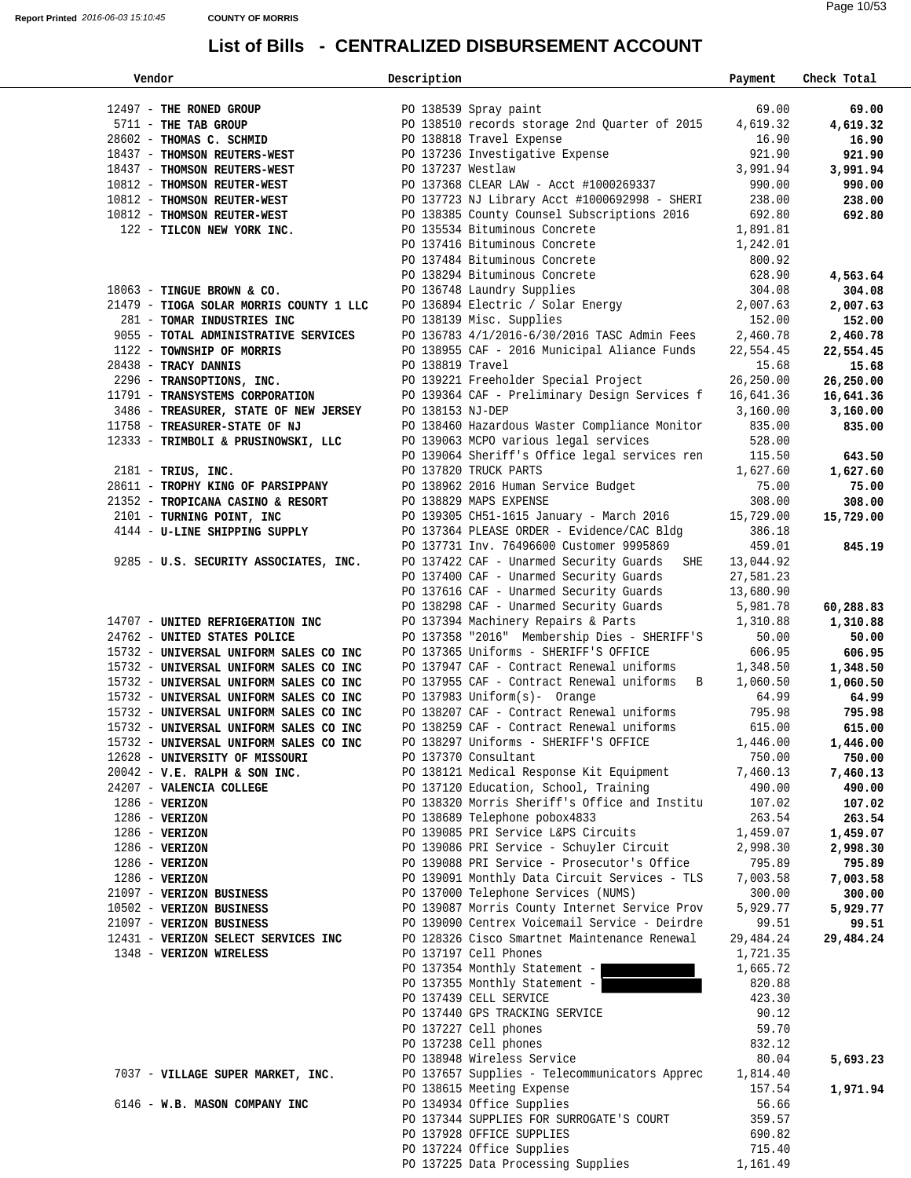Report Printed 2016-06-03 15:10:45 COUNTY OF MORRIS

# List of Bills - CENTRALIZED DISBURSEMENT ACCOUNT

| Vendor | Description | Payment | Check Total |
|---|---|---|---|
| 12497 - **THE RONED GROUP** | PO 138539 Spray paint | 69.00 | **69.00** |
| 5711 - **THE TAB GROUP** | PO 138510 records storage 2nd Quarter of 2015 | 4,619.32 | **4,619.32** |
| 28602 - **THOMAS C. SCHMID** | PO 138818 Travel Expense | 16.90 | **16.90** |
| 18437 - **THOMSON REUTERS-WEST** | PO 137236 Investigative Expense | 921.90 | **921.90** |
| 18437 - **THOMSON REUTERS-WEST** | PO 137237 Westlaw | 3,991.94 | **3,991.94** |
| 10812 - **THOMSON REUTER-WEST** | PO 137368 CLEAR LAW - Acct #1000269337 | 990.00 | **990.00** |
| 10812 - **THOMSON REUTER-WEST** | PO 137723 NJ Library Acct #1000692998 - SHERI | 238.00 | **238.00** |
| 10812 - **THOMSON REUTER-WEST** | PO 138385 County Counsel Subscriptions 2016 | 692.80 | **692.80** |
| 122 - **TILCON NEW YORK INC.** | PO 135534 Bituminous Concrete | 1,891.81 | |
| | PO 137416 Bituminous Concrete | 1,242.01 | |
| | PO 137484 Bituminous Concrete | 800.92 | |
| | PO 138294 Bituminous Concrete | 628.90 | **4,563.64** |
| 18063 - **TINGUE BROWN & CO.** | PO 136748 Laundry Supplies | 304.08 | **304.08** |
| 21479 - **TIOGA SOLAR MORRIS COUNTY 1 LLC** | PO 136894 Electric / Solar Energy | 2,007.63 | **2,007.63** |
| 281 - **TOMAR INDUSTRIES INC** | PO 138139 Misc. Supplies | 152.00 | **152.00** |
| 9055 - **TOTAL ADMINISTRATIVE SERVICES** | PO 136783 4/1/2016-6/30/2016 TASC Admin Fees | 2,460.78 | **2,460.78** |
| 1122 - **TOWNSHIP OF MORRIS** | PO 138955 CAF - 2016 Municipal Aliance Funds | 22,554.45 | **22,554.45** |
| 28438 - **TRACY DANNIS** | PO 138819 Travel | 15.68 | **15.68** |
| 2296 - **TRANSOPTIONS, INC.** | PO 139221 Freeholder Special Project | 26,250.00 | **26,250.00** |
| 11791 - **TRANSYSTEMS CORPORATION** | PO 139364 CAF - Preliminary Design Services f | 16,641.36 | **16,641.36** |
| 3486 - **TREASURER, STATE OF NEW JERSEY** | PO 138153 NJ-DEP | 3,160.00 | **3,160.00** |
| 11758 - **TREASURER-STATE OF NJ** | PO 138460 Hazardous Waster Compliance Monitor | 835.00 | **835.00** |
| 12333 - **TRIMBOLI & PRUSINOWSKI, LLC** | PO 139063 MCPO various legal services | 528.00 | |
| | PO 139064 Sheriff's Office legal services ren | 115.50 | **643.50** |
| 2181 - **TRIUS, INC.** | PO 137820 TRUCK PARTS | 1,627.60 | **1,627.60** |
| 28611 - **TROPHY KING OF PARSIPPANY** | PO 138962 2016 Human Service Budget | 75.00 | **75.00** |
| 21352 - **TROPICANA CASINO & RESORT** | PO 138829 MAPS EXPENSE | 308.00 | **308.00** |
| 2101 - **TURNING POINT, INC** | PO 139305 CH51-1615 January - March 2016 | 15,729.00 | **15,729.00** |
| 4144 - **U-LINE SHIPPING SUPPLY** | PO 137364 PLEASE ORDER - Evidence/CAC Bldg | 386.18 | |
| | PO 137731 Inv. 76496600 Customer 9995869 | 459.01 | **845.19** |
| 9285 - **U.S. SECURITY ASSOCIATES, INC.** | PO 137422 CAF - Unarmed Security Guards SHE | 13,044.92 | |
| | PO 137400 CAF - Unarmed Security Guards | 27,581.23 | |
| | PO 137616 CAF - Unarmed Security Guards | 13,680.90 | |
| | PO 138298 CAF - Unarmed Security Guards | 5,981.78 | **60,288.83** |
| 14707 - **UNITED REFRIGERATION INC** | PO 137394 Machinery Repairs & Parts | 1,310.88 | **1,310.88** |
| 24762 - **UNITED STATES POLICE** | PO 137358 "2016" Membership Dies - SHERIFF'S | 50.00 | **50.00** |
| 15732 - **UNIVERSAL UNIFORM SALES CO INC** | PO 137365 Uniforms - SHERIFF'S OFFICE | 606.95 | **606.95** |
| 15732 - **UNIVERSAL UNIFORM SALES CO INC** | PO 137947 CAF - Contract Renewal uniforms | 1,348.50 | **1,348.50** |
| 15732 - **UNIVERSAL UNIFORM SALES CO INC** | PO 137955 CAF - Contract Renewal uniforms B | 1,060.50 | **1,060.50** |
| 15732 - **UNIVERSAL UNIFORM SALES CO INC** | PO 137983 Uniform(s)- Orange | 64.99 | **64.99** |
| 15732 - **UNIVERSAL UNIFORM SALES CO INC** | PO 138207 CAF - Contract Renewal uniforms | 795.98 | **795.98** |
| 15732 - **UNIVERSAL UNIFORM SALES CO INC** | PO 138259 CAF - Contract Renewal uniforms | 615.00 | **615.00** |
| 15732 - **UNIVERSAL UNIFORM SALES CO INC** | PO 138297 Uniforms - SHERIFF'S OFFICE | 1,446.00 | **1,446.00** |
| 12628 - **UNIVERSITY OF MISSOURI** | PO 137370 Consultant | 750.00 | **750.00** |
| 20042 - **V.E. RALPH & SON INC.** | PO 138121 Medical Response Kit Equipment | 7,460.13 | **7,460.13** |
| 24207 - **VALENCIA COLLEGE** | PO 137120 Education, School, Training | 490.00 | **490.00** |
| 1286 - **VERIZON** | PO 138320 Morris Sheriff's Office and Institu | 107.02 | **107.02** |
| 1286 - **VERIZON** | PO 138689 Telephone pobox4833 | 263.54 | **263.54** |
| 1286 - **VERIZON** | PO 139085 PRI Service L&PS Circuits | 1,459.07 | **1,459.07** |
| 1286 - **VERIZON** | PO 139086 PRI Service - Schuyler Circuit | 2,998.30 | **2,998.30** |
| 1286 - **VERIZON** | PO 139088 PRI Service - Prosecutor's Office | 795.89 | **795.89** |
| 1286 - **VERIZON** | PO 139091 Monthly Data Circuit Services - TLS | 7,003.58 | **7,003.58** |
| 21097 - **VERIZON BUSINESS** | PO 137000 Telephone Services (NUMS) | 300.00 | **300.00** |
| 10502 - **VERIZON BUSINESS** | PO 139087 Morris County Internet Service Prov | 5,929.77 | **5,929.77** |
| 21097 - **VERIZON BUSINESS** | PO 139090 Centrex Voicemail Service - Deirdre | 99.51 | **99.51** |
| 12431 - **VERIZON SELECT SERVICES INC** | PO 128326 Cisco Smartnet Maintenance Renewal | 29,484.24 | **29,484.24** |
| 1348 - **VERIZON WIRELESS** | PO 137197 Cell Phones | 1,721.35 | |
| | PO 137354 Monthly Statement - | 1,665.72 | |
| | PO 137355 Monthly Statement - | 820.88 | |
| | PO 137439 CELL SERVICE | 423.30 | |
| | PO 137440 GPS TRACKING SERVICE | 90.12 | |
| | PO 137227 Cell phones | 59.70 | |
| | PO 137238 Cell phones | 832.12 | |
| | PO 138948 Wireless Service | 80.04 | **5,693.23** |
| 7037 - **VILLAGE SUPER MARKET, INC.** | PO 137657 Supplies - Telecommunicators Apprec | 1,814.40 | |
| | PO 138615 Meeting Expense | 157.54 | **1,971.94** |
| 6146 - **W.B. MASON COMPANY INC** | PO 134934 Office Supplies | 56.66 | |
| | PO 137344 SUPPLIES FOR SURROGATE'S COURT | 359.57 | |
| | PO 137928 OFFICE SUPPLIES | 690.82 | |
| | PO 137224 Office Supplies | 715.40 | |
| | PO 137225 Data Processing Supplies | 1,161.49 | |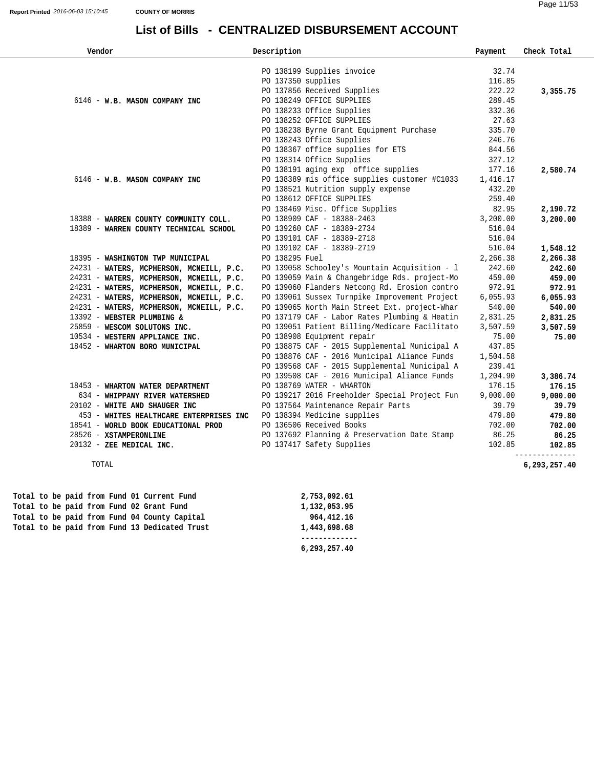# List of Bills - CENTRALIZED DISBURSEMENT ACCOUNT

COUNTY OF MORRIS

Report Printed 2016-06-03 15:10:45

| Vendor | Description | Payment | Check Total |
|---|---|---|---|
| | PO 138199 Supplies invoice | 32.74 | |
| | PO 137350 supplies | 116.85 | |
| | PO 137856 Received Supplies | 222.22 | **3,355.75** |
| 6146 - **W.B. MASON COMPANY INC** | PO 138249 OFFICE SUPPLIES | 289.45 | |
| | PO 138233 Office Supplies | 332.36 | |
| | PO 138252 OFFICE SUPPLIES | 27.63 | |
| | PO 138238 Byrne Grant Equipment Purchase | 335.70 | |
| | PO 138243 Office Supplies | 246.76 | |
| | PO 138367 office supplies for ETS | 844.56 | |
| | PO 138314 Office Supplies | 327.12 | |
| | PO 138191 aging exp office supplies | 177.16 | **2,580.74** |
| 6146 - **W.B. MASON COMPANY INC** | PO 138389 mis office supplies customer #C1033 | 1,416.17 | |
| | PO 138521 Nutrition supply expense | 432.20 | |
| | PO 138612 OFFICE SUPPLIES | 259.40 | |
| | PO 138469 Misc. Office Supplies | 82.95 | **2,190.72** |
| 18388 - **WARREN COUNTY COMMUNITY COLL.** | PO 138909 CAF - 18388-2463 | 3,200.00 | **3,200.00** |
| 18389 - **WARREN COUNTY TECHNICAL SCHOOL** | PO 139260 CAF - 18389-2734 | 516.04 | |
| | PO 139101 CAF - 18389-2718 | 516.04 | |
| | PO 139102 CAF - 18389-2719 | 516.04 | **1,548.12** |
| 18395 - **WASHINGTON TWP MUNICIPAL** | PO 138295 Fuel | 2,266.38 | **2,266.38** |
| 24231 - **WATERS, MCPHERSON, MCNEILL, P.C.** | PO 139058 Schooley's Mountain Acquisition - l | 242.60 | **242.60** |
| 24231 - **WATERS, MCPHERSON, MCNEILL, P.C.** | PO 139059 Main & Changebridge Rds. project-Mo | 459.00 | **459.00** |
| 24231 - **WATERS, MCPHERSON, MCNEILL, P.C.** | PO 139060 Flanders Netcong Rd. Erosion contro | 972.91 | **972.91** |
| 24231 - **WATERS, MCPHERSON, MCNEILL, P.C.** | PO 139061 Sussex Turnpike Improvement Project | 6,055.93 | **6,055.93** |
| 24231 - **WATERS, MCPHERSON, MCNEILL, P.C.** | PO 139065 North Main Street Ext. project-Whar | 540.00 | **540.00** |
| 13392 - **WEBSTER PLUMBING &** | PO 137179 CAF - Labor Rates Plumbing & Heatin | 2,831.25 | **2,831.25** |
| 25859 - **WESCOM SOLUTONS INC.** | PO 139051 Patient Billing/Medicare Facilitato | 3,507.59 | **3,507.59** |
| 10534 - **WESTERN APPLIANCE INC.** | PO 138908 Equipment repair | 75.00 | **75.00** |
| 18452 - **WHARTON BORO MUNICIPAL** | PO 138875 CAF - 2015 Supplemental Municipal A | 437.85 | |
| | PO 138876 CAF - 2016 Municipal Aliance Funds | 1,504.58 | |
| | PO 139568 CAF - 2015 Supplemental Municipal A | 239.41 | |
| | PO 139508 CAF - 2016 Municipal Aliance Funds | 1,204.90 | **3,386.74** |
| 18453 - **WHARTON WATER DEPARTMENT** | PO 138769 WATER - WHARTON | 176.15 | **176.15** |
| 634 - **WHIPPANY RIVER WATERSHED** | PO 139217 2016 Freeholder Special Project Fun | 9,000.00 | **9,000.00** |
| 20102 - **WHITE AND SHAUGER INC** | PO 137564 Maintenance Repair Parts | 39.79 | **39.79** |
| 453 - **WHITES HEALTHCARE ENTERPRISES INC** | PO 138394 Medicine supplies | 479.80 | **479.80** |
| 18541 - **WORLD BOOK EDUCATIONAL PROD** | PO 136506 Received Books | 702.00 | **702.00** |
| 28526 - **XSTAMPERONLINE** | PO 137692 Planning & Preservation Date Stamp | 86.25 | **86.25** |
| 20132 - **ZEE MEDICAL INC.** | PO 137417 Safety Supplies | 102.85 | **102.85** |
| TOTAL | | | **6,293,257.40** |

| | |
|---|---|
| **Total to be paid from Fund 01 Current Fund** | **2,753,092.61** |
| **Total to be paid from Fund 02 Grant Fund** | **1,132,053.95** |
| **Total to be paid from Fund 04 County Capital** | **964,412.16** |
| **Total to be paid from Fund 13 Dedicated Trust** | **1,443,698.68** |
| | **6,293,257.40** |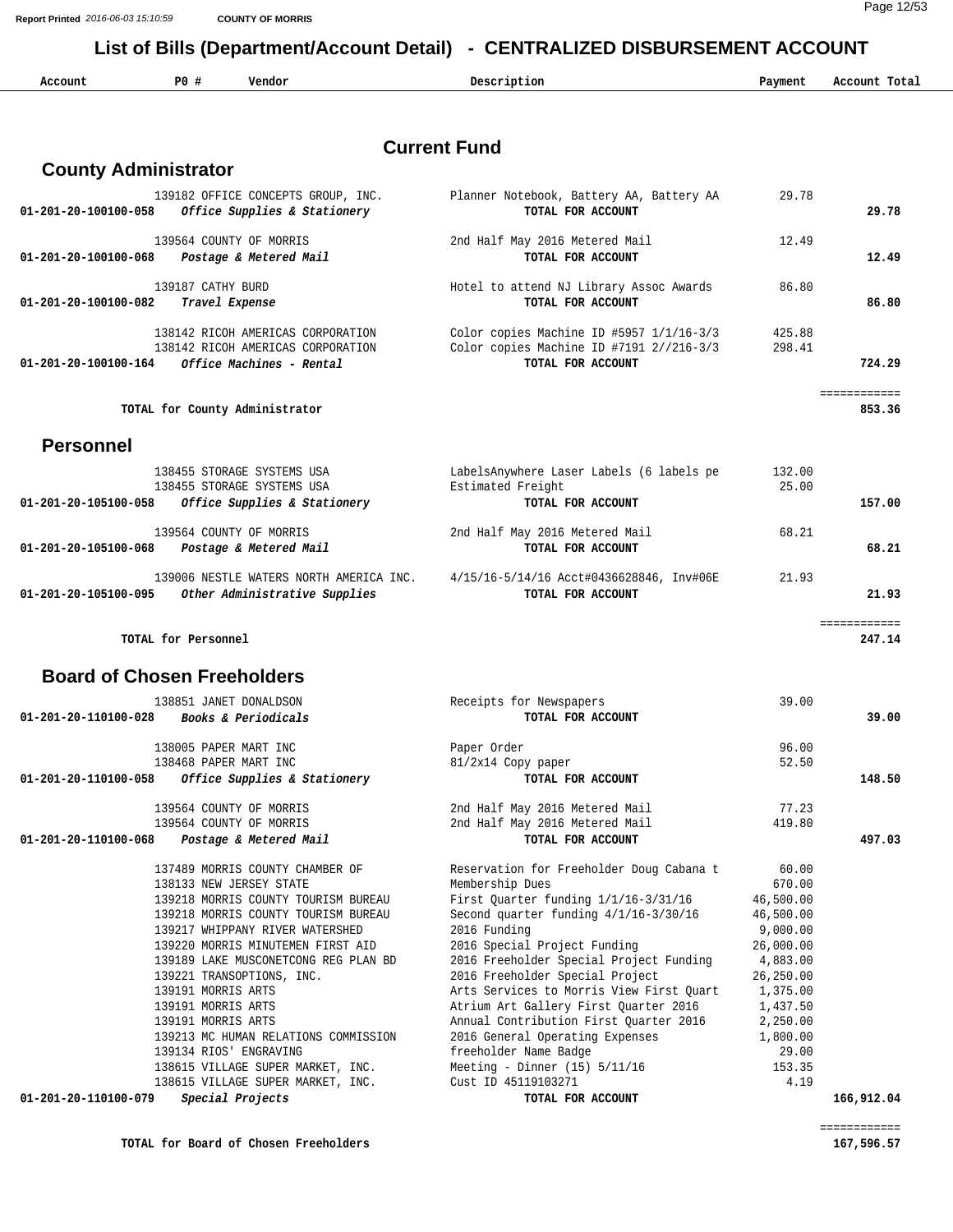# List of Bills (Department/Account Detail) - CENTRALIZED DISBURSEMENT ACCOUNT

## Current Fund

### County Administrator

| Account | PO # | Vendor | Description | Payment | Account Total |
|---|---|---|---|---|---|
| | 139182 | OFFICE CONCEPTS GROUP, INC. | Planner Notebook, Battery AA, Battery AA | 29.78 | |
| **01-201-20-100100-058** | | *Office Supplies & Stationery* | **TOTAL FOR ACCOUNT** | | **29.78** |
| | 139564 | COUNTY OF MORRIS | 2nd Half May 2016 Metered Mail | 12.49 | |
| **01-201-20-100100-068** | | *Postage & Metered Mail* | **TOTAL FOR ACCOUNT** | | **12.49** |
| | 139187 | CATHY BURD | Hotel to attend NJ Library Assoc Awards | 86.80 | |
| **01-201-20-100100-082** | | *Travel Expense* | **TOTAL FOR ACCOUNT** | | **86.80** |
| | 138142 | RICOH AMERICAS CORPORATION | Color copies Machine ID #5957 1/1/16-3/3 | 425.88 | |
| | 138142 | RICOH AMERICAS CORPORATION | Color copies Machine ID #7191 2//216-3/3 | 298.41 | |
| **01-201-20-100100-164** | | *Office Machines - Rental* | **TOTAL FOR ACCOUNT** | | **724.29** |
| | | **TOTAL for County Administrator** | | | **853.36** |

### Personnel

| Account | PO # | Vendor | Description | Payment | Account Total |
|---|---|---|---|---|---|
| | 138455 | STORAGE SYSTEMS USA | LabelsAnywhere Laser Labels (6 labels pe | 132.00 | |
| | 138455 | STORAGE SYSTEMS USA | Estimated Freight | 25.00 | |
| **01-201-20-105100-058** | | *Office Supplies & Stationery* | **TOTAL FOR ACCOUNT** | | **157.00** |
| | 139564 | COUNTY OF MORRIS | 2nd Half May 2016 Metered Mail | 68.21 | |
| **01-201-20-105100-068** | | *Postage & Metered Mail* | **TOTAL FOR ACCOUNT** | | **68.21** |
| | 139006 | NESTLE WATERS NORTH AMERICA INC. | 4/15/16-5/14/16 Acct#0436628846, Inv#06E | 21.93 | |
| **01-201-20-105100-095** | | *Other Administrative Supplies* | **TOTAL FOR ACCOUNT** | | **21.93** |
| | | **TOTAL for Personnel** | | | **247.14** |

### Board of Chosen Freeholders

| Account | PO # | Vendor | Description | Payment | Account Total |
|---|---|---|---|---|---|
| | 138851 | JANET DONALDSON | Receipts for Newspapers | 39.00 | |
| **01-201-20-110100-028** | | *Books & Periodicals* | **TOTAL FOR ACCOUNT** | | **39.00** |
| | 138005 | PAPER MART INC | Paper Order | 96.00 | |
| | 138468 | PAPER MART INC | 81/2x14 Copy paper | 52.50 | |
| **01-201-20-110100-058** | | *Office Supplies & Stationery* | **TOTAL FOR ACCOUNT** | | **148.50** |
| | 139564 | COUNTY OF MORRIS | 2nd Half May 2016 Metered Mail | 77.23 | |
| | 139564 | COUNTY OF MORRIS | 2nd Half May 2016 Metered Mail | 419.80 | |
| **01-201-20-110100-068** | | *Postage & Metered Mail* | **TOTAL FOR ACCOUNT** | | **497.03** |
| | 137489 | MORRIS COUNTY CHAMBER OF | Reservation for Freeholder Doug Cabana t | 60.00 | |
| | 138133 | NEW JERSEY STATE | Membership Dues | 670.00 | |
| | 139218 | MORRIS COUNTY TOURISM BUREAU | First Quarter funding 1/1/16-3/31/16 | 46,500.00 | |
| | 139218 | MORRIS COUNTY TOURISM BUREAU | Second quarter funding 4/1/16-3/30/16 | 46,500.00 | |
| | 139217 | WHIPPANY RIVER WATERSHED | 2016 Funding | 9,000.00 | |
| | 139220 | MORRIS MINUTEMEN FIRST AID | 2016 Special Project Funding | 26,000.00 | |
| | 139189 | LAKE MUSCONETCONG REG PLAN BD | 2016 Freeholder Special Project Funding | 4,883.00 | |
| | 139221 | TRANSOPTIONS, INC. | 2016 Freeholder Special Project | 26,250.00 | |
| | 139191 | MORRIS ARTS | Arts Services to Morris View First Quart | 1,375.00 | |
| | 139191 | MORRIS ARTS | Atrium Art Gallery First Quarter 2016 | 1,437.50 | |
| | 139191 | MORRIS ARTS | Annual Contribution First Quarter 2016 | 2,250.00 | |
| | 139213 | MC HUMAN RELATIONS COMMISSION | 2016 General Operating Expenses | 1,800.00 | |
| | 139134 | RIOS' ENGRAVING | freeholder Name Badge | 29.00 | |
| | 138615 | VILLAGE SUPER MARKET, INC. | Meeting - Dinner (15) 5/11/16 | 153.35 | |
| | 138615 | VILLAGE SUPER MARKET, INC. | Cust ID 45119103271 | 4.19 | |
| **01-201-20-110100-079** | | *Special Projects* | **TOTAL FOR ACCOUNT** | | **166,912.04** |
| | | **TOTAL for Board of Chosen Freeholders** | | | **167,596.57** |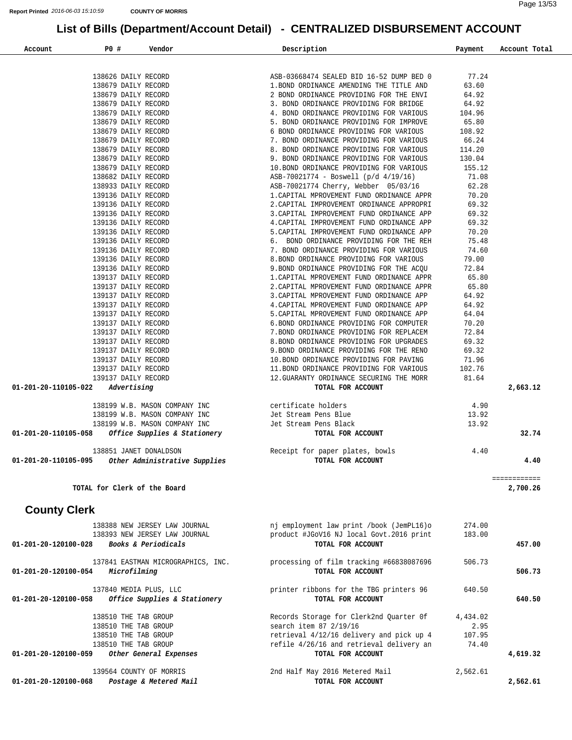# List of Bills (Department/Account Detail) - CENTRALIZED DISBURSEMENT ACCOUNT

| Account | PO # | Vendor | Description | Payment | Account Total |
|---|---|---|---|---|---|
| | 138626 | DAILY RECORD | ASB-03668474 SEALED BID 16-52 DUMP BED 0 | 77.24 | |
| | 138679 | DAILY RECORD | 1.BOND ORDINANCE AMENDING THE TITLE AND | 63.60 | |
| | 138679 | DAILY RECORD | 2 BOND ORDINANCE PROVIDING FOR THE ENVI | 64.92 | |
| | 138679 | DAILY RECORD | 3. BOND ORDINANCE PROVIDING FOR BRIDGE | 64.92 | |
| | 138679 | DAILY RECORD | 4. BOND ORDINANCE PROVIDING FOR VARIOUS | 104.96 | |
| | 138679 | DAILY RECORD | 5. BOND ORDINANCE PROVIDING FOR IMPROVE | 65.80 | |
| | 138679 | DAILY RECORD | 6 BOND ORDINANCE PROVIDING FOR VARIOUS | 108.92 | |
| | 138679 | DAILY RECORD | 7. BOND ORDINANCE PROVIDING FOR VARIOUS | 66.24 | |
| | 138679 | DAILY RECORD | 8. BOND ORDINANCE PROVIDING FOR VARIOUS | 114.20 | |
| | 138679 | DAILY RECORD | 9. BOND ORDINANCE PROVIDING FOR VARIOUS | 130.04 | |
| | 138679 | DAILY RECORD | 10.BOND ORDINANCE PROVIDING FOR VARIOUS | 155.12 | |
| | 138682 | DAILY RECORD | ASB-70021774 - Boswell (p/d 4/19/16) | 71.08 | |
| | 138933 | DAILY RECORD | ASB-70021774 Cherry, Webber 05/03/16 | 62.28 | |
| | 139136 | DAILY RECORD | 1.CAPITAL MPROVEMENT FUND ORDINANCE APPR | 70.20 | |
| | 139136 | DAILY RECORD | 2.CAPITAL IMPROVEMENT ORDINANCE APPROPRI | 69.32 | |
| | 139136 | DAILY RECORD | 3.CAPITAL IMPROVEMENT FUND ORDINANCE APP | 69.32 | |
| | 139136 | DAILY RECORD | 4.CAPITAL IMPROVEMENT FUND ORDINANCE APP | 69.32 | |
| | 139136 | DAILY RECORD | 5.CAPITAL IMPROVEMENT FUND ORDINANCE APP | 70.20 | |
| | 139136 | DAILY RECORD | 6. BOND ORDINANCE PROVIDING FOR THE REH | 75.48 | |
| | 139136 | DAILY RECORD | 7. BOND ORDINANCE PROVIDING FOR VARIOUS | 74.60 | |
| | 139136 | DAILY RECORD | 8.BOND ORDINANCE PROVIDING FOR VARIOUS | 79.00 | |
| | 139136 | DAILY RECORD | 9.BOND ORDINANCE PROVIDING FOR THE ACQU | 72.84 | |
| | 139137 | DAILY RECORD | 1.CAPITAL MPROVEMENT FUND ORDINANCE APPR | 65.80 | |
| | 139137 | DAILY RECORD | 2.CAPITAL MPROVEMENT FUND ORDINANCE APPR | 65.80 | |
| | 139137 | DAILY RECORD | 3.CAPITAL MPROVEMENT FUND ORDINANCE APP | 64.92 | |
| | 139137 | DAILY RECORD | 4.CAPITAL MPROVEMENT FUND ORDINANCE APP | 64.92 | |
| | 139137 | DAILY RECORD | 5.CAPITAL MPROVEMENT FUND ORDINANCE APP | 64.04 | |
| | 139137 | DAILY RECORD | 6.BOND ORDINANCE PROVIDING FOR COMPUTER | 70.20 | |
| | 139137 | DAILY RECORD | 7.BOND ORDINANCE PROVIDING FOR REPLACEM | 72.84 | |
| | 139137 | DAILY RECORD | 8.BOND ORDINANCE PROVIDING FOR UPGRADES | 69.32 | |
| | 139137 | DAILY RECORD | 9.BOND ORDINANCE PROVIDING FOR THE RENO | 69.32 | |
| | 139137 | DAILY RECORD | 10.BOND ORDINANCE PROVIDING FOR PAVING | 71.96 | |
| | 139137 | DAILY RECORD | 11.BOND ORDINANCE PROVIDING FOR VARIOUS | 102.76 | |
| | 139137 | DAILY RECORD | 12.GUARANTY ORDINANCE SECURING THE MORR | 81.64 | |
| **01-201-20-110105-022** | | *Advertising* | **TOTAL FOR ACCOUNT** | | **2,663.12** |
| | 138199 | W.B. MASON COMPANY INC | certificate holders | 4.90 | |
| | 138199 | W.B. MASON COMPANY INC | Jet Stream Pens Blue | 13.92 | |
| | 138199 | W.B. MASON COMPANY INC | Jet Stream Pens Black | 13.92 | |
| **01-201-20-110105-058** | | *Office Supplies & Stationery* | **TOTAL FOR ACCOUNT** | | **32.74** |
| | 138851 | JANET DONALDSON | Receipt for paper plates, bowls | 4.40 | |
| **01-201-20-110105-095** | | *Other Administrative Supplies* | **TOTAL FOR ACCOUNT** | | **4.40** |
| | | | | | ============ |
| | | **TOTAL for Clerk of the Board** | | | **2,700.26** |

## County Clerk

| Account | PO # | Vendor | Description | Payment | Account Total |
|---|---|---|---|---|---|
| | 138388 | NEW JERSEY LAW JOURNAL | nj employment law print /book (JemPL16)o | 274.00 | |
| | 138393 | NEW JERSEY LAW JOURNAL | product #JGoV16 NJ local Govt.2016 print | 183.00 | |
| **01-201-20-120100-028** | | *Books & Periodicals* | **TOTAL FOR ACCOUNT** | | **457.00** |
| | 137841 | EASTMAN MICROGRAPHICS, INC. | processing of film tracking #66838087696 | 506.73 | |
| **01-201-20-120100-054** | | *Microfilming* | **TOTAL FOR ACCOUNT** | | **506.73** |
| | 137840 | MEDIA PLUS, LLC | printer ribbons for the TBG printers 96 | 640.50 | |
| **01-201-20-120100-058** | | *Office Supplies & Stationery* | **TOTAL FOR ACCOUNT** | | **640.50** |
| | 138510 | THE TAB GROUP | Records Storage for Clerk2nd Quarter 0f | 4,434.02 | |
| | 138510 | THE TAB GROUP | search item 87 2/19/16 | 2.95 | |
| | 138510 | THE TAB GROUP | retrieval 4/12/16 delivery and pick up 4 | 107.95 | |
| | 138510 | THE TAB GROUP | refile 4/26/16 and retrieval delivery an | 74.40 | |
| **01-201-20-120100-059** | | *Other General Expenses* | **TOTAL FOR ACCOUNT** | | **4,619.32** |
| | 139564 | COUNTY OF MORRIS | 2nd Half May 2016 Metered Mail | 2,562.61 | |
| **01-201-20-120100-068** | | *Postage & Metered Mail* | **TOTAL FOR ACCOUNT** | | **2,562.61** |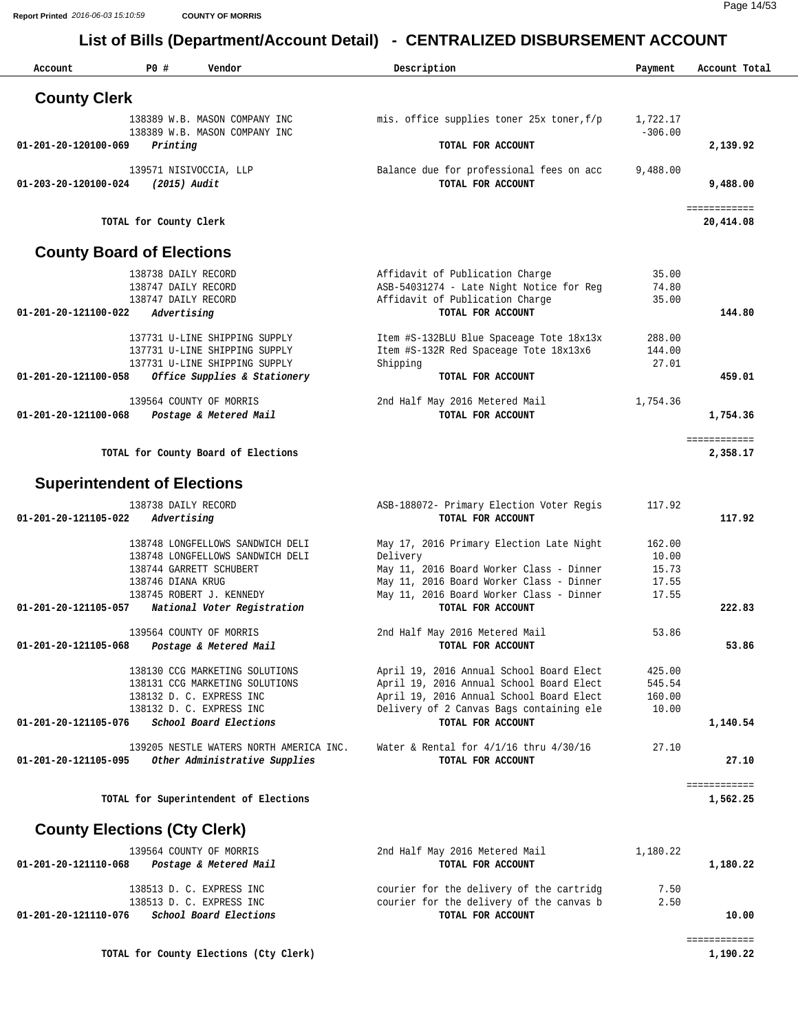# List of Bills (Department/Account Detail) - CENTRALIZED DISBURSEMENT ACCOUNT

| Account | PO # | Vendor | Description | Payment | Account Total |
|---|---|---|---|---|---|

## County Clerk

| Account | PO # | Vendor | Description | Payment | Account Total |
|---|---|---|---|---|---|
| | 138389 | W.B. MASON COMPANY INC | mis. office supplies toner 25x toner,f/p | 1,722.17 | |
| | 138389 | W.B. MASON COMPANY INC | | -306.00 | |
| **01-201-20-120100-069** | | ***Printing*** | **TOTAL FOR ACCOUNT** | | **2,139.92** |
| | 139571 | NISIVOCCIA, LLP | Balance due for professional fees on acc | 9,488.00 | |
| **01-203-20-120100-024** | | ***(2015) Audit*** | **TOTAL FOR ACCOUNT** | | **9,488.00** |
| | | **TOTAL for County Clerk** | | | **20,414.08** |

## County Board of Elections

| Account | PO # | Vendor | Description | Payment | Account Total |
|---|---|---|---|---|---|
| | 138738 | DAILY RECORD | Affidavit of Publication Charge | 35.00 | |
| | 138747 | DAILY RECORD | ASB-54031274 - Late Night Notice for Reg | 74.80 | |
| | 138747 | DAILY RECORD | Affidavit of Publication Charge | 35.00 | |
| **01-201-20-121100-022** | | ***Advertising*** | **TOTAL FOR ACCOUNT** | | **144.80** |
| | 137731 | U-LINE SHIPPING SUPPLY | Item #S-132BLU Blue Spaceage Tote 18x13x | 288.00 | |
| | 137731 | U-LINE SHIPPING SUPPLY | Item #S-132R Red Spaceage Tote 18x13x6 | 144.00 | |
| | 137731 | U-LINE SHIPPING SUPPLY | Shipping | 27.01 | |
| **01-201-20-121100-058** | | ***Office Supplies & Stationery*** | **TOTAL FOR ACCOUNT** | | **459.01** |
| | 139564 | COUNTY OF MORRIS | 2nd Half May 2016 Metered Mail | 1,754.36 | |
| **01-201-20-121100-068** | | ***Postage & Metered Mail*** | **TOTAL FOR ACCOUNT** | | **1,754.36** |
| | | **TOTAL for County Board of Elections** | | | **2,358.17** |

## Superintendent of Elections

| Account | PO # | Vendor | Description | Payment | Account Total |
|---|---|---|---|---|---|
| | 138738 | DAILY RECORD | ASB-188072- Primary Election Voter Regis | 117.92 | |
| **01-201-20-121105-022** | | ***Advertising*** | **TOTAL FOR ACCOUNT** | | **117.92** |
| | 138748 | LONGFELLOWS SANDWICH DELI | May 17, 2016 Primary Election Late Night | 162.00 | |
| | 138748 | LONGFELLOWS SANDWICH DELI | Delivery | 10.00 | |
| | 138744 | GARRETT SCHUBERT | May 11, 2016 Board Worker Class - Dinner | 15.73 | |
| | 138746 | DIANA KRUG | May 11, 2016 Board Worker Class - Dinner | 17.55 | |
| | 138745 | ROBERT J. KENNEDY | May 11, 2016 Board Worker Class - Dinner | 17.55 | |
| **01-201-20-121105-057** | | ***National Voter Registration*** | **TOTAL FOR ACCOUNT** | | **222.83** |
| | 139564 | COUNTY OF MORRIS | 2nd Half May 2016 Metered Mail | 53.86 | |
| **01-201-20-121105-068** | | ***Postage & Metered Mail*** | **TOTAL FOR ACCOUNT** | | **53.86** |
| | 138130 | CCG MARKETING SOLUTIONS | April 19, 2016 Annual School Board Elect | 425.00 | |
| | 138131 | CCG MARKETING SOLUTIONS | April 19, 2016 Annual School Board Elect | 545.54 | |
| | 138132 | D. C. EXPRESS INC | April 19, 2016 Annual School Board Elect | 160.00 | |
| | 138132 | D. C. EXPRESS INC | Delivery of 2 Canvas Bags containing ele | 10.00 | |
| **01-201-20-121105-076** | | ***School Board Elections*** | **TOTAL FOR ACCOUNT** | | **1,140.54** |
| | 139205 | NESTLE WATERS NORTH AMERICA INC. | Water & Rental for 4/1/16 thru 4/30/16 | 27.10 | |
| **01-201-20-121105-095** | | ***Other Administrative Supplies*** | **TOTAL FOR ACCOUNT** | | **27.10** |
| | | **TOTAL for Superintendent of Elections** | | | **1,562.25** |

## County Elections (Cty Clerk)

| Account | PO # | Vendor | Description | Payment | Account Total |
|---|---|---|---|---|---|
| | 139564 | COUNTY OF MORRIS | 2nd Half May 2016 Metered Mail | 1,180.22 | |
| **01-201-20-121110-068** | | ***Postage & Metered Mail*** | **TOTAL FOR ACCOUNT** | | **1,180.22** |
| | 138513 | D. C. EXPRESS INC | courier for the delivery of the cartridg | 7.50 | |
| | 138513 | D. C. EXPRESS INC | courier for the delivery of the canvas b | 2.50 | |
| **01-201-20-121110-076** | | ***School Board Elections*** | **TOTAL FOR ACCOUNT** | | **10.00** |
| | | **TOTAL for County Elections (Cty Clerk)** | | | **1,190.22** |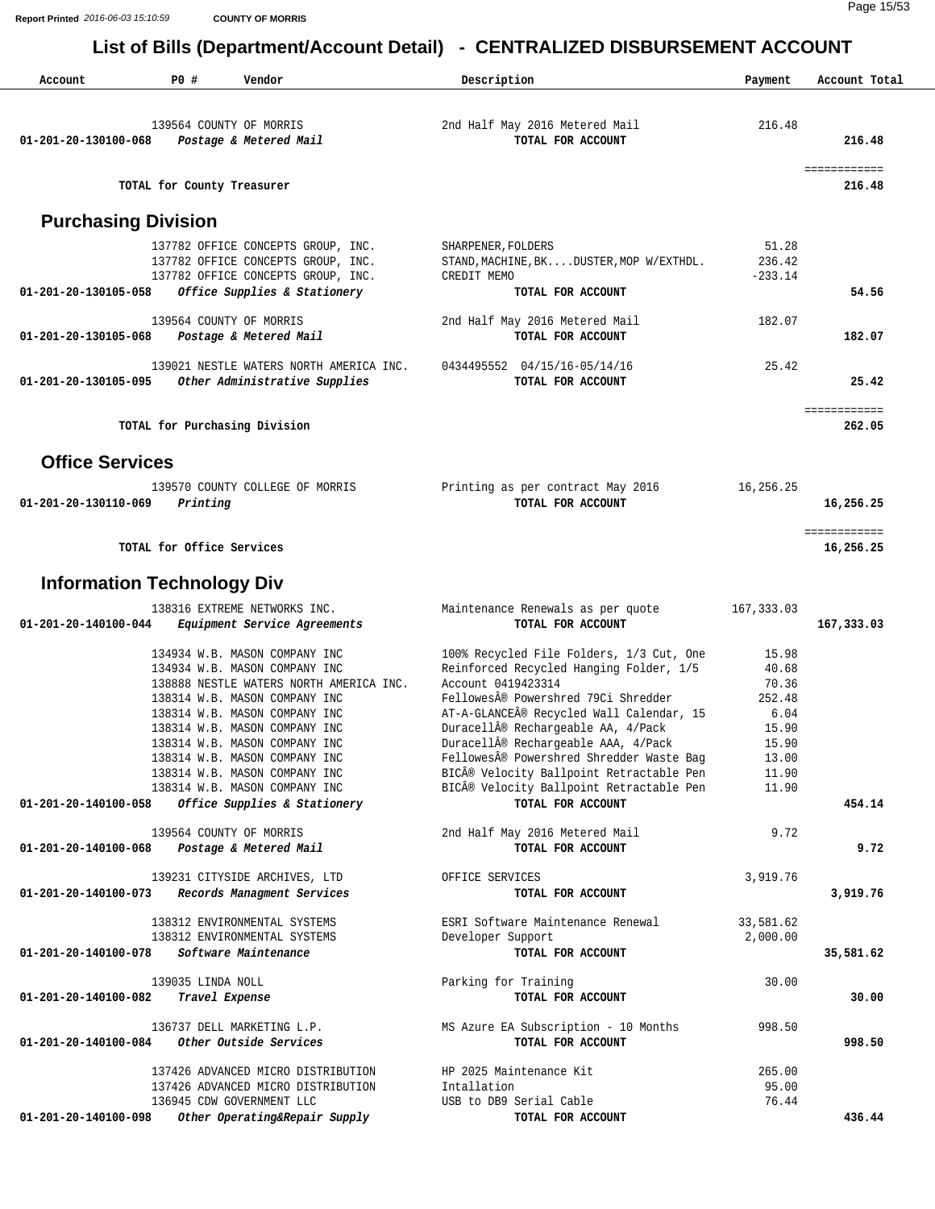# List of Bills (Department/Account Detail) - CENTRALIZED DISBURSEMENT ACCOUNT

| Account | PO # | Vendor | Description | Payment | Account Total |
|---|---|---|---|---|---|
| | 139564 | COUNTY OF MORRIS | 2nd Half May 2016 Metered Mail | 216.48 | |
| **01-201-20-130100-068** | | *Postage & Metered Mail* | **TOTAL FOR ACCOUNT** | | **216.48** |
| | | **TOTAL for County Treasurer** | | | **216.48** |

## Purchasing Division

| Account | PO # | Vendor | Description | Payment | Account Total |
|---|---|---|---|---|---|
| | 137782 | OFFICE CONCEPTS GROUP, INC. | SHARPENER,FOLDERS | 51.28 | |
| | 137782 | OFFICE CONCEPTS GROUP, INC. | STAND,MACHINE,BK....DUSTER,MOP W/EXTHDL. | 236.42 | |
| | 137782 | OFFICE CONCEPTS GROUP, INC. | CREDIT MEMO | -233.14 | |
| **01-201-20-130105-058** | | *Office Supplies & Stationery* | **TOTAL FOR ACCOUNT** | | **54.56** |
| | 139564 | COUNTY OF MORRIS | 2nd Half May 2016 Metered Mail | 182.07 | |
| **01-201-20-130105-068** | | *Postage & Metered Mail* | **TOTAL FOR ACCOUNT** | | **182.07** |
| | 139021 | NESTLE WATERS NORTH AMERICA INC. | 0434495552 04/15/16-05/14/16 | 25.42 | |
| **01-201-20-130105-095** | | *Other Administrative Supplies* | **TOTAL FOR ACCOUNT** | | **25.42** |
| | | **TOTAL for Purchasing Division** | | | **262.05** |

## Office Services

| Account | PO # | Vendor | Description | Payment | Account Total |
|---|---|---|---|---|---|
| | 139570 | COUNTY COLLEGE OF MORRIS | Printing as per contract May 2016 | 16,256.25 | |
| **01-201-20-130110-069** | | *Printing* | **TOTAL FOR ACCOUNT** | | **16,256.25** |
| | | **TOTAL for Office Services** | | | **16,256.25** |

## Information Technology Div

| Account | PO # | Vendor | Description | Payment | Account Total |
|---|---|---|---|---|---|
| | 138316 | EXTREME NETWORKS INC. | Maintenance Renewals as per quote | 167,333.03 | |
| **01-201-20-140100-044** | | *Equipment Service Agreements* | **TOTAL FOR ACCOUNT** | | **167,333.03** |
| | 134934 | W.B. MASON COMPANY INC | 100% Recycled File Folders, 1/3 Cut, One | 15.98 | |
| | 134934 | W.B. MASON COMPANY INC | Reinforced Recycled Hanging Folder, 1/5 | 40.68 | |
| | 138888 | NESTLE WATERS NORTH AMERICA INC. | Account 0419423314 | 70.36 | |
| | 138314 | W.B. MASON COMPANY INC | FellowesÂ® Powershred 79Ci Shredder | 252.48 | |
| | 138314 | W.B. MASON COMPANY INC | AT-A-GLANCEÂ® Recycled Wall Calendar, 15 | 6.04 | |
| | 138314 | W.B. MASON COMPANY INC | DuracellÂ® Rechargeable AA, 4/Pack | 15.90 | |
| | 138314 | W.B. MASON COMPANY INC | DuracellÂ® Rechargeable AAA, 4/Pack | 15.90 | |
| | 138314 | W.B. MASON COMPANY INC | FellowesÂ® Powershred Shredder Waste Bag | 13.00 | |
| | 138314 | W.B. MASON COMPANY INC | BICÂ® Velocity Ballpoint Retractable Pen | 11.90 | |
| | 138314 | W.B. MASON COMPANY INC | BICÂ® Velocity Ballpoint Retractable Pen | 11.90 | |
| **01-201-20-140100-058** | | *Office Supplies & Stationery* | **TOTAL FOR ACCOUNT** | | **454.14** |
| | 139564 | COUNTY OF MORRIS | 2nd Half May 2016 Metered Mail | 9.72 | |
| **01-201-20-140100-068** | | *Postage & Metered Mail* | **TOTAL FOR ACCOUNT** | | **9.72** |
| | 139231 | CITYSIDE ARCHIVES, LTD | OFFICE SERVICES | 3,919.76 | |
| **01-201-20-140100-073** | | *Records Managment Services* | **TOTAL FOR ACCOUNT** | | **3,919.76** |
| | 138312 | ENVIRONMENTAL SYSTEMS | ESRI Software Maintenance Renewal | 33,581.62 | |
| | 138312 | ENVIRONMENTAL SYSTEMS | Developer Support | 2,000.00 | |
| **01-201-20-140100-078** | | *Software Maintenance* | **TOTAL FOR ACCOUNT** | | **35,581.62** |
| | 139035 | LINDA NOLL | Parking for Training | 30.00 | |
| **01-201-20-140100-082** | | *Travel Expense* | **TOTAL FOR ACCOUNT** | | **30.00** |
| | 136737 | DELL MARKETING L.P. | MS Azure EA Subscription - 10 Months | 998.50 | |
| **01-201-20-140100-084** | | *Other Outside Services* | **TOTAL FOR ACCOUNT** | | **998.50** |
| | 137426 | ADVANCED MICRO DISTRIBUTION | HP 2025 Maintenance Kit | 265.00 | |
| | 137426 | ADVANCED MICRO DISTRIBUTION | Intallation | 95.00 | |
| | 136945 | CDW GOVERNMENT LLC | USB to DB9 Serial Cable | 76.44 | |
| **01-201-20-140100-098** | | *Other Operating&Repair Supply* | **TOTAL FOR ACCOUNT** | | **436.44** |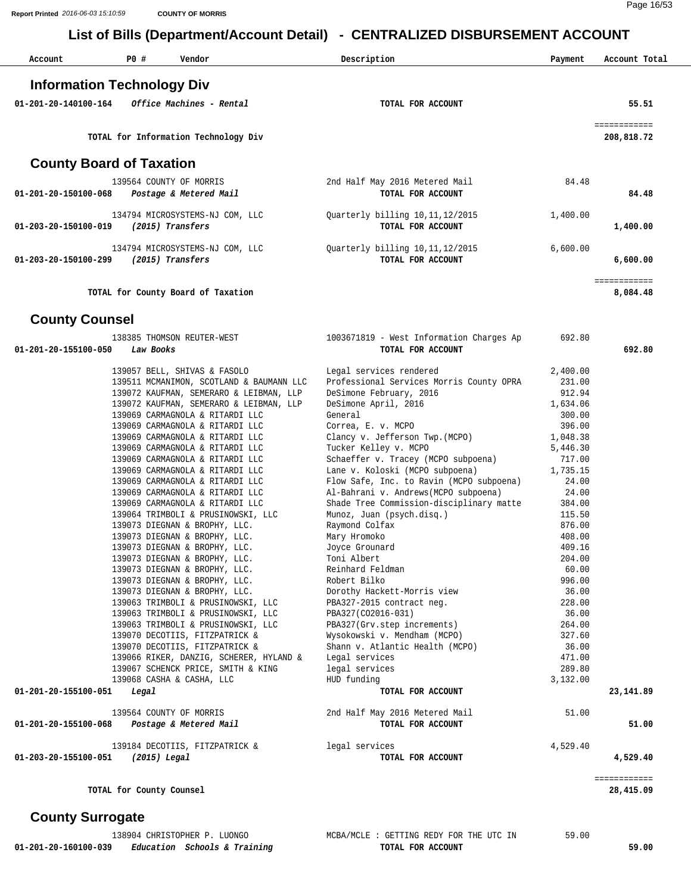## List of Bills (Department/Account Detail) - CENTRALIZED DISBURSEMENT ACCOUNT

| Account | PO # | Vendor | Description | Payment | Account Total |
|---|---|---|---|---|---|
| **Information Technology Div** | | | | | |
| 01-201-20-140100-164 | | *Office Machines - Rental* | TOTAL FOR ACCOUNT | | 55.51 |
| | | | | | ============ |
| | | TOTAL for Information Technology Div | | | 208,818.72 |
| **County Board of Taxation** | | | | | |
| | 139564 | COUNTY OF MORRIS | 2nd Half May 2016 Metered Mail | 84.48 | |
| 01-201-20-150100-068 | | *Postage & Metered Mail* | TOTAL FOR ACCOUNT | | 84.48 |
| | 134794 | MICROSYSTEMS-NJ COM, LLC | Quarterly billing 10,11,12/2015 | 1,400.00 | |
| 01-203-20-150100-019 | | *(2015) Transfers* | TOTAL FOR ACCOUNT | | 1,400.00 |
| | 134794 | MICROSYSTEMS-NJ COM, LLC | Quarterly billing 10,11,12/2015 | 6,600.00 | |
| 01-203-20-150100-299 | | *(2015) Transfers* | TOTAL FOR ACCOUNT | | 6,600.00 |
| | | | | | ============ |
| | | TOTAL for County Board of Taxation | | | 8,084.48 |
| **County Counsel** | | | | | |
| | 138385 | THOMSON REUTER-WEST | 1003671819 - West Information Charges Ap | 692.80 | |
| 01-201-20-155100-050 | | *Law Books* | TOTAL FOR ACCOUNT | | 692.80 |
| | 139057 | BELL, SHIVAS & FASOLO | Legal services rendered | 2,400.00 | |
| | 139511 | MCMANIMON, SCOTLAND & BAUMANN LLC | Professional Services Morris County OPRA | 231.00 | |
| | 139072 | KAUFMAN, SEMERARO & LEIBMAN, LLP | DeSimone February, 2016 | 912.94 | |
| | 139072 | KAUFMAN, SEMERARO & LEIBMAN, LLP | DeSimone April, 2016 | 1,634.06 | |
| | 139069 | CARMAGNOLA & RITARDI LLC | General | 300.00 | |
| | 139069 | CARMAGNOLA & RITARDI LLC | Correa, E. v. MCPO | 396.00 | |
| | 139069 | CARMAGNOLA & RITARDI LLC | Clancy v. Jefferson Twp.(MCPO) | 1,048.38 | |
| | 139069 | CARMAGNOLA & RITARDI LLC | Tucker Kelley v. MCPO | 5,446.30 | |
| | 139069 | CARMAGNOLA & RITARDI LLC | Schaeffer v. Tracey (MCPO subpoena) | 717.00 | |
| | 139069 | CARMAGNOLA & RITARDI LLC | Lane v. Koloski (MCPO subpoena) | 1,735.15 | |
| | 139069 | CARMAGNOLA & RITARDI LLC | Flow Safe, Inc. to Ravin (MCPO subpoena) | 24.00 | |
| | 139069 | CARMAGNOLA & RITARDI LLC | Al-Bahrani v. Andrews(MCPO subpoena) | 24.00 | |
| | 139069 | CARMAGNOLA & RITARDI LLC | Shade Tree Commission-disciplinary matte | 384.00 | |
| | 139064 | TRIMBOLI & PRUSINOWSKI, LLC | Munoz, Juan (psych.disq.) | 115.50 | |
| | 139073 | DIEGNAN & BROPHY, LLC. | Raymond Colfax | 876.00 | |
| | 139073 | DIEGNAN & BROPHY, LLC. | Mary Hromoko | 408.00 | |
| | 139073 | DIEGNAN & BROPHY, LLC. | Joyce Grounard | 409.16 | |
| | 139073 | DIEGNAN & BROPHY, LLC. | Toni Albert | 204.00 | |
| | 139073 | DIEGNAN & BROPHY, LLC. | Reinhard Feldman | 60.00 | |
| | 139073 | DIEGNAN & BROPHY, LLC. | Robert Bilko | 996.00 | |
| | 139073 | DIEGNAN & BROPHY, LLC. | Dorothy Hackett-Morris view | 36.00 | |
| | 139063 | TRIMBOLI & PRUSINOWSKI, LLC | PBA327-2015 contract neg. | 228.00 | |
| | 139063 | TRIMBOLI & PRUSINOWSKI, LLC | PBA327(CO2016-031) | 36.00 | |
| | 139063 | TRIMBOLI & PRUSINOWSKI, LLC | PBA327(Grv.step increments) | 264.00 | |
| | 139070 | DECOTIIS, FITZPATRICK & | Wysokowski v. Mendham (MCPO) | 327.60 | |
| | 139070 | DECOTIIS, FITZPATRICK & | Shann v. Atlantic Health (MCPO) | 36.00 | |
| | 139066 | RIKER, DANZIG, SCHERER, HYLAND & | Legal services | 471.00 | |
| | 139067 | SCHENCK PRICE, SMITH & KING | legal services | 289.80 | |
| | 139068 | CASHA & CASHA, LLC | HUD funding | 3,132.00 | |
| 01-201-20-155100-051 | | *Legal* | TOTAL FOR ACCOUNT | | 23,141.89 |
| | 139564 | COUNTY OF MORRIS | 2nd Half May 2016 Metered Mail | 51.00 | |
| 01-201-20-155100-068 | | *Postage & Metered Mail* | TOTAL FOR ACCOUNT | | 51.00 |
| | 139184 | DECOTIIS, FITZPATRICK & | legal services | 4,529.40 | |
| 01-203-20-155100-051 | | *(2015) Legal* | TOTAL FOR ACCOUNT | | 4,529.40 |
| | | | | | ============ |
| | | TOTAL for County Counsel | | | 28,415.09 |
| **County Surrogate** | | | | | |
| | 138904 | CHRISTOPHER P. LUONGO | MCBA/MCLE : GETTING REDY FOR THE UTC IN | 59.00 | |
| 01-201-20-160100-039 | | *Education Schools & Training* | TOTAL FOR ACCOUNT | | 59.00 |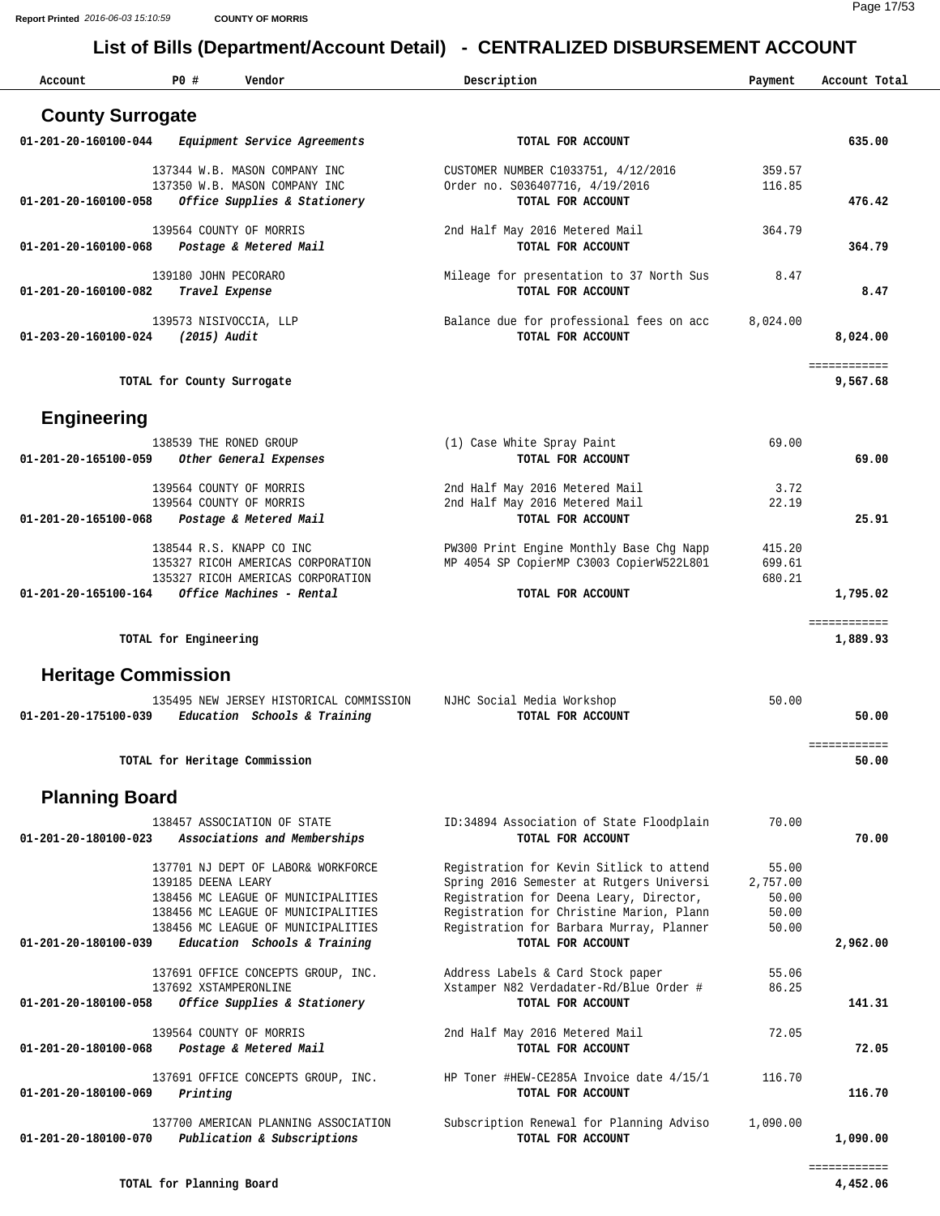## List of Bills (Department/Account Detail) - CENTRALIZED DISBURSEMENT ACCOUNT

Report Printed 2016-06-03 15:10:59 COUNTY OF MORRIS

| Account | PO # | Vendor | Description | Payment | Account Total |
|---|---|---|---|---|---|
| **County Surrogate** | | | | | |
| 01-201-20-160100-044 | | *Equipment Service Agreements* | TOTAL FOR ACCOUNT | | 635.00 |
| | 137344 | W.B. MASON COMPANY INC | CUSTOMER NUMBER C1033751, 4/12/2016 | 359.57 | |
| | 137350 | W.B. MASON COMPANY INC | Order no. S036407716, 4/19/2016 | 116.85 | |
| 01-201-20-160100-058 | | *Office Supplies & Stationery* | TOTAL FOR ACCOUNT | | 476.42 |
| | 139564 | COUNTY OF MORRIS | 2nd Half May 2016 Metered Mail | 364.79 | |
| 01-201-20-160100-068 | | *Postage & Metered Mail* | TOTAL FOR ACCOUNT | | 364.79 |
| | 139180 | JOHN PECORARO | Mileage for presentation to 37 North Sus | 8.47 | |
| 01-201-20-160100-082 | | *Travel Expense* | TOTAL FOR ACCOUNT | | 8.47 |
| | 139573 | NISIVOCCIA, LLP | Balance due for professional fees on acc | 8,024.00 | |
| 01-203-20-160100-024 | | *(2015) Audit* | TOTAL FOR ACCOUNT | | 8,024.00 |
| | | TOTAL for County Surrogate | | | 9,567.68 |
| **Engineering** | | | | | |
| | 138539 | THE RONED GROUP | (1) Case White Spray Paint | 69.00 | |
| 01-201-20-165100-059 | | *Other General Expenses* | TOTAL FOR ACCOUNT | | 69.00 |
| | 139564 | COUNTY OF MORRIS | 2nd Half May 2016 Metered Mail | 3.72 | |
| | 139564 | COUNTY OF MORRIS | 2nd Half May 2016 Metered Mail | 22.19 | |
| 01-201-20-165100-068 | | *Postage & Metered Mail* | TOTAL FOR ACCOUNT | | 25.91 |
| | 138544 | R.S. KNAPP CO INC | PW300 Print Engine Monthly Base Chg Napp | 415.20 | |
| | 135327 | RICOH AMERICAS CORPORATION | MP 4054 SP CopierMP C3003 CopierW522L801 | 699.61 | |
| | 135327 | RICOH AMERICAS CORPORATION | | 680.21 | |
| 01-201-20-165100-164 | | *Office Machines - Rental* | TOTAL FOR ACCOUNT | | 1,795.02 |
| | | TOTAL for Engineering | | | 1,889.93 |
| **Heritage Commission** | | | | | |
| | 135495 | NEW JERSEY HISTORICAL COMMISSION | NJHC Social Media Workshop | 50.00 | |
| 01-201-20-175100-039 | | *Education Schools & Training* | TOTAL FOR ACCOUNT | | 50.00 |
| | | TOTAL for Heritage Commission | | | 50.00 |
| **Planning Board** | | | | | |
| | 138457 | ASSOCIATION OF STATE | ID:34894 Association of State Floodplain | 70.00 | |
| 01-201-20-180100-023 | | *Associations and Memberships* | TOTAL FOR ACCOUNT | | 70.00 |
| | 137701 | NJ DEPT OF LABOR& WORKFORCE | Registration for Kevin Sitlick to attend | 55.00 | |
| | 139185 | DEENA LEARY | Spring 2016 Semester at Rutgers Universi | 2,757.00 | |
| | 138456 | MC LEAGUE OF MUNICIPALITIES | Registration for Deena Leary, Director, | 50.00 | |
| | 138456 | MC LEAGUE OF MUNICIPALITIES | Registration for Christine Marion, Plann | 50.00 | |
| | 138456 | MC LEAGUE OF MUNICIPALITIES | Registration for Barbara Murray, Planner | 50.00 | |
| 01-201-20-180100-039 | | *Education Schools & Training* | TOTAL FOR ACCOUNT | | 2,962.00 |
| | 137691 | OFFICE CONCEPTS GROUP, INC. | Address Labels & Card Stock paper | 55.06 | |
| | 137692 | XSTAMPERONLINE | Xstamper N82 Verdadater-Rd/Blue Order # | 86.25 | |
| 01-201-20-180100-058 | | *Office Supplies & Stationery* | TOTAL FOR ACCOUNT | | 141.31 |
| | 139564 | COUNTY OF MORRIS | 2nd Half May 2016 Metered Mail | 72.05 | |
| 01-201-20-180100-068 | | *Postage & Metered Mail* | TOTAL FOR ACCOUNT | | 72.05 |
| | 137691 | OFFICE CONCEPTS GROUP, INC. | HP Toner #HEW-CE285A Invoice date 4/15/1 | 116.70 | |
| 01-201-20-180100-069 | | *Printing* | TOTAL FOR ACCOUNT | | 116.70 |
| | 137700 | AMERICAN PLANNING ASSOCIATION | Subscription Renewal for Planning Adviso | 1,090.00 | |
| 01-201-20-180100-070 | | *Publication & Subscriptions* | TOTAL FOR ACCOUNT | | 1,090.00 |
| | | TOTAL for Planning Board | | | 4,452.06 |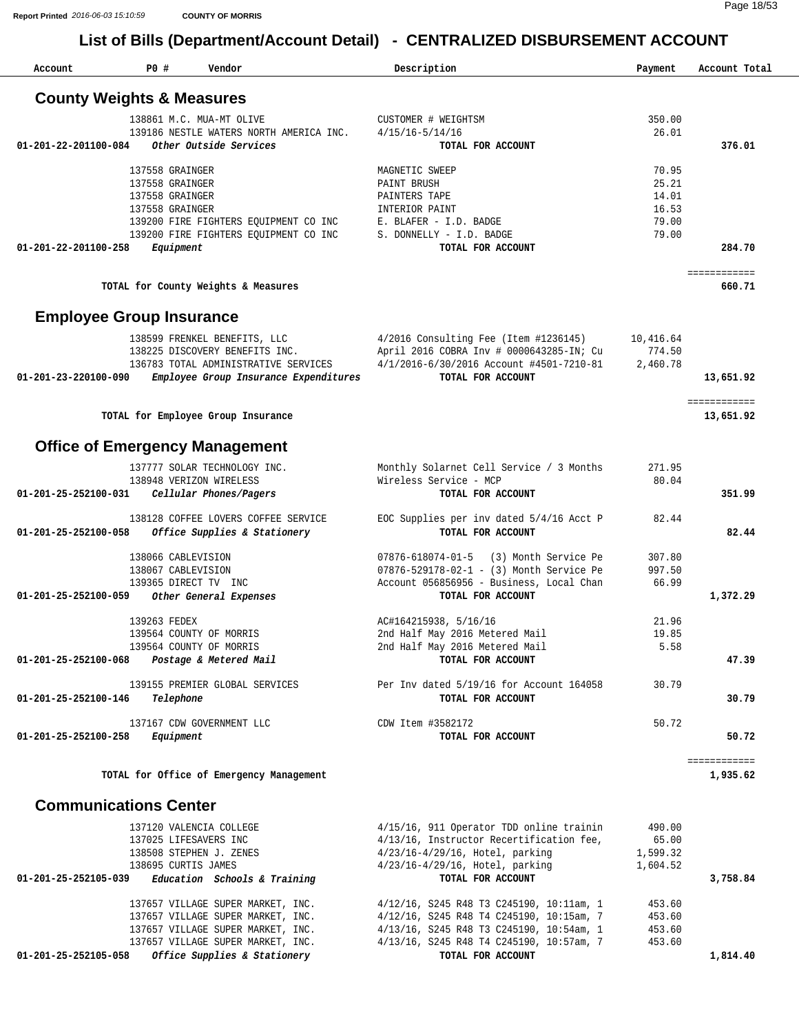# List of Bills (Department/Account Detail) - CENTRALIZED DISBURSEMENT ACCOUNT

| Account | PO # | Vendor | Description | Payment | Account Total |
|---|---|---|---|---|---|

## County Weights & Measures

| Account | PO # | Vendor | Description | Payment | Account Total |
|---|---|---|---|---|---|
| | 138861 | M.C. MUA-MT OLIVE | CUSTOMER # WEIGHTSM | 350.00 | |
| | 139186 | NESTLE WATERS NORTH AMERICA INC. | 4/15/16-5/14/16 | 26.01 | |
| 01-201-22-201100-084 | | *Other Outside Services* | TOTAL FOR ACCOUNT | | 376.01 |
| | 137558 | GRAINGER | MAGNETIC SWEEP | 70.95 | |
| | 137558 | GRAINGER | PAINT BRUSH | 25.21 | |
| | 137558 | GRAINGER | PAINTERS TAPE | 14.01 | |
| | 137558 | GRAINGER | INTERIOR PAINT | 16.53 | |
| | 139200 | FIRE FIGHTERS EQUIPMENT CO INC | E. BLAFER - I.D. BADGE | 79.00 | |
| | 139200 | FIRE FIGHTERS EQUIPMENT CO INC | S. DONNELLY - I.D. BADGE | 79.00 | |
| 01-201-22-201100-258 | | *Equipment* | TOTAL FOR ACCOUNT | | 284.70 |

**TOTAL for County Weights & Measures** ============ **660.71**

## Employee Group Insurance

| Account | PO # | Vendor | Description | Payment | Account Total |
|---|---|---|---|---|---|
| | 138599 | FRENKEL BENEFITS, LLC | 4/2016 Consulting Fee (Item #1236145) | 10,416.64 | |
| | 138225 | DISCOVERY BENEFITS INC. | April 2016 COBRA Inv # 0000643285-IN; Cu | 774.50 | |
| | 136783 | TOTAL ADMINISTRATIVE SERVICES | 4/1/2016-6/30/2016 Account #4501-7210-81 | 2,460.78 | |
| 01-201-23-220100-090 | | *Employee Group Insurance Expenditures* | TOTAL FOR ACCOUNT | | 13,651.92 |

**TOTAL for Employee Group Insurance** ============ **13,651.92**

## Office of Emergency Management

| Account | PO # | Vendor | Description | Payment | Account Total |
|---|---|---|---|---|---|
| | 137777 | SOLAR TECHNOLOGY INC. | Monthly Solarnet Cell Service / 3 Months | 271.95 | |
| | 138948 | VERIZON WIRELESS | Wireless Service - MCP | 80.04 | |
| 01-201-25-252100-031 | | *Cellular Phones/Pagers* | TOTAL FOR ACCOUNT | | 351.99 |
| | 138128 | COFFEE LOVERS COFFEE SERVICE | EOC Supplies per inv dated 5/4/16 Acct P | 82.44 | |
| 01-201-25-252100-058 | | *Office Supplies & Stationery* | TOTAL FOR ACCOUNT | | 82.44 |
| | 138066 | CABLEVISION | 07876-618074-01-5 (3) Month Service Pe | 307.80 | |
| | 138067 | CABLEVISION | 07876-529178-02-1 - (3) Month Service Pe | 997.50 | |
| | 139365 | DIRECT TV INC | Account 056856956 - Business, Local Chan | 66.99 | |
| 01-201-25-252100-059 | | *Other General Expenses* | TOTAL FOR ACCOUNT | | 1,372.29 |
| | 139263 | FEDEX | AC#164215938, 5/16/16 | 21.96 | |
| | 139564 | COUNTY OF MORRIS | 2nd Half May 2016 Metered Mail | 19.85 | |
| | 139564 | COUNTY OF MORRIS | 2nd Half May 2016 Metered Mail | 5.58 | |
| 01-201-25-252100-068 | | *Postage & Metered Mail* | TOTAL FOR ACCOUNT | | 47.39 |
| | 139155 | PREMIER GLOBAL SERVICES | Per Inv dated 5/19/16 for Account 164058 | 30.79 | |
| 01-201-25-252100-146 | | *Telephone* | TOTAL FOR ACCOUNT | | 30.79 |
| | 137167 | CDW GOVERNMENT LLC | CDW Item #3582172 | 50.72 | |
| 01-201-25-252100-258 | | *Equipment* | TOTAL FOR ACCOUNT | | 50.72 |

**TOTAL for Office of Emergency Management** ============ **1,935.62**

## Communications Center

| Account | PO # | Vendor | Description | Payment | Account Total |
|---|---|---|---|---|---|
| | 137120 | VALENCIA COLLEGE | 4/15/16, 911 Operator TDD online trainin | 490.00 | |
| | 137025 | LIFESAVERS INC | 4/13/16, Instructor Recertification fee, | 65.00 | |
| | 138508 | STEPHEN J. ZENES | 4/23/16-4/29/16, Hotel, parking | 1,599.32 | |
| | 138695 | CURTIS JAMES | 4/23/16-4/29/16, Hotel, parking | 1,604.52 | |
| 01-201-25-252105-039 | | *Education Schools & Training* | TOTAL FOR ACCOUNT | | 3,758.84 |
| | 137657 | VILLAGE SUPER MARKET, INC. | 4/12/16, S245 R48 T3 C245190, 10:11am, 1 | 453.60 | |
| | 137657 | VILLAGE SUPER MARKET, INC. | 4/12/16, S245 R48 T4 C245190, 10:15am, 7 | 453.60 | |
| | 137657 | VILLAGE SUPER MARKET, INC. | 4/13/16, S245 R48 T3 C245190, 10:54am, 1 | 453.60 | |
| | 137657 | VILLAGE SUPER MARKET, INC. | 4/13/16, S245 R48 T4 C245190, 10:57am, 7 | 453.60 | |
| 01-201-25-252105-058 | | *Office Supplies & Stationery* | TOTAL FOR ACCOUNT | | 1,814.40 |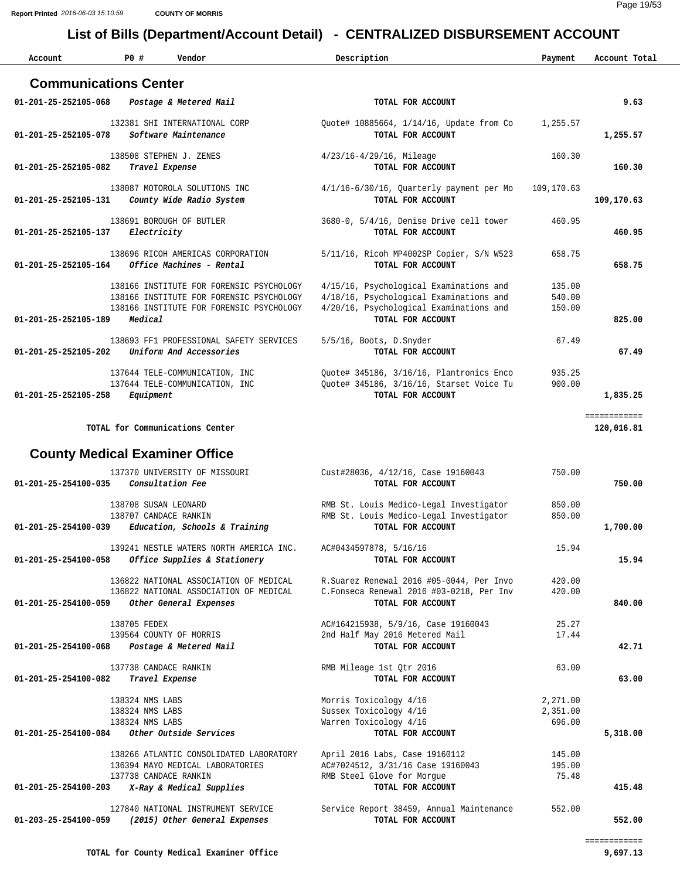# List of Bills (Department/Account Detail) - CENTRALIZED DISBURSEMENT ACCOUNT

| Account | PO # | Vendor | Description | Payment | Account Total |
|---|---|---|---|---|---|

## Communications Center

| Account | PO # | Vendor | Description | Payment | Account Total |
|---|---|---|---|---|---|
| 01-201-25-252105-068 | | *Postage & Metered Mail* | TOTAL FOR ACCOUNT | | 9.63 |
| | 132381 | SHI INTERNATIONAL CORP | Quote# 10885664, 1/14/16, Update from Co | 1,255.57 | |
| 01-201-25-252105-078 | | *Software Maintenance* | TOTAL FOR ACCOUNT | | 1,255.57 |
| | 138508 | STEPHEN J. ZENES | 4/23/16-4/29/16, Mileage | 160.30 | |
| 01-201-25-252105-082 | | *Travel Expense* | TOTAL FOR ACCOUNT | | 160.30 |
| | 138087 | MOTOROLA SOLUTIONS INC | 4/1/16-6/30/16, Quarterly payment per Mo | 109,170.63 | |
| 01-201-25-252105-131 | | *County Wide Radio System* | TOTAL FOR ACCOUNT | | 109,170.63 |
| | 138691 | BOROUGH OF BUTLER | 3680-0, 5/4/16, Denise Drive cell tower | 460.95 | |
| 01-201-25-252105-137 | | *Electricity* | TOTAL FOR ACCOUNT | | 460.95 |
| | 138696 | RICOH AMERICAS CORPORATION | 5/11/16, Ricoh MP4002SP Copier, S/N W523 | 658.75 | |
| 01-201-25-252105-164 | | *Office Machines - Rental* | TOTAL FOR ACCOUNT | | 658.75 |
| | 138166 | INSTITUTE FOR FORENSIC PSYCHOLOGY | 4/15/16, Psychological Examinations and | 135.00 | |
| | 138166 | INSTITUTE FOR FORENSIC PSYCHOLOGY | 4/18/16, Psychological Examinations and | 540.00 | |
| | 138166 | INSTITUTE FOR FORENSIC PSYCHOLOGY | 4/20/16, Psychological Examinations and | 150.00 | |
| 01-201-25-252105-189 | | *Medical* | TOTAL FOR ACCOUNT | | 825.00 |
| | 138693 | FF1 PROFESSIONAL SAFETY SERVICES | 5/5/16, Boots, D.Snyder | 67.49 | |
| 01-201-25-252105-202 | | *Uniform And Accessories* | TOTAL FOR ACCOUNT | | 67.49 |
| | 137644 | TELE-COMMUNICATION, INC | Quote# 345186, 3/16/16, Plantronics Enco | 935.25 | |
| | 137644 | TELE-COMMUNICATION, INC | Quote# 345186, 3/16/16, Starset Voice Tu | 900.00 | |
| 01-201-25-252105-258 | | *Equipment* | TOTAL FOR ACCOUNT | | 1,835.25 |

**TOTAL for Communications Center** — 120,016.81

## County Medical Examiner Office

| Account | PO # | Vendor | Description | Payment | Account Total |
|---|---|---|---|---|---|
| | 137370 | UNIVERSITY OF MISSOURI | Cust#28036, 4/12/16, Case 19160043 | 750.00 | |
| 01-201-25-254100-035 | | *Consultation Fee* | TOTAL FOR ACCOUNT | | 750.00 |
| | 138708 | SUSAN LEONARD | RMB St. Louis Medico-Legal Investigator | 850.00 | |
| | 138707 | CANDACE RANKIN | RMB St. Louis Medico-Legal Investigator | 850.00 | |
| 01-201-25-254100-039 | | *Education, Schools & Training* | TOTAL FOR ACCOUNT | | 1,700.00 |
| | 139241 | NESTLE WATERS NORTH AMERICA INC. | AC#0434597878, 5/16/16 | 15.94 | |
| 01-201-25-254100-058 | | *Office Supplies & Stationery* | TOTAL FOR ACCOUNT | | 15.94 |
| | 136822 | NATIONAL ASSOCIATION OF MEDICAL | R.Suarez Renewal 2016 #05-0044, Per Invo | 420.00 | |
| | 136822 | NATIONAL ASSOCIATION OF MEDICAL | C.Fonseca Renewal 2016 #03-0218, Per Inv | 420.00 | |
| 01-201-25-254100-059 | | *Other General Expenses* | TOTAL FOR ACCOUNT | | 840.00 |
| | 138705 | FEDEX | AC#164215938, 5/9/16, Case 19160043 | 25.27 | |
| | 139564 | COUNTY OF MORRIS | 2nd Half May 2016 Metered Mail | 17.44 | |
| 01-201-25-254100-068 | | *Postage & Metered Mail* | TOTAL FOR ACCOUNT | | 42.71 |
| | 137738 | CANDACE RANKIN | RMB Mileage 1st Qtr 2016 | 63.00 | |
| 01-201-25-254100-082 | | *Travel Expense* | TOTAL FOR ACCOUNT | | 63.00 |
| | 138324 | NMS LABS | Morris Toxicology 4/16 | 2,271.00 | |
| | 138324 | NMS LABS | Sussex Toxicology 4/16 | 2,351.00 | |
| | 138324 | NMS LABS | Warren Toxicology 4/16 | 696.00 | |
| 01-201-25-254100-084 | | *Other Outside Services* | TOTAL FOR ACCOUNT | | 5,318.00 |
| | 138266 | ATLANTIC CONSOLIDATED LABORATORY | April 2016 Labs, Case 19160112 | 145.00 | |
| | 136394 | MAYO MEDICAL LABORATORIES | AC#7024512, 3/31/16 Case 19160043 | 195.00 | |
| | 137738 | CANDACE RANKIN | RMB Steel Glove for Morgue | 75.48 | |
| 01-201-25-254100-203 | | *X-Ray & Medical Supplies* | TOTAL FOR ACCOUNT | | 415.48 |
| | 127840 | NATIONAL INSTRUMENT SERVICE | Service Report 38459, Annual Maintenance | 552.00 | |
| 01-203-25-254100-059 | | *(2015) Other General Expenses* | TOTAL FOR ACCOUNT | | 552.00 |

**TOTAL for County Medical Examiner Office** — 9,697.13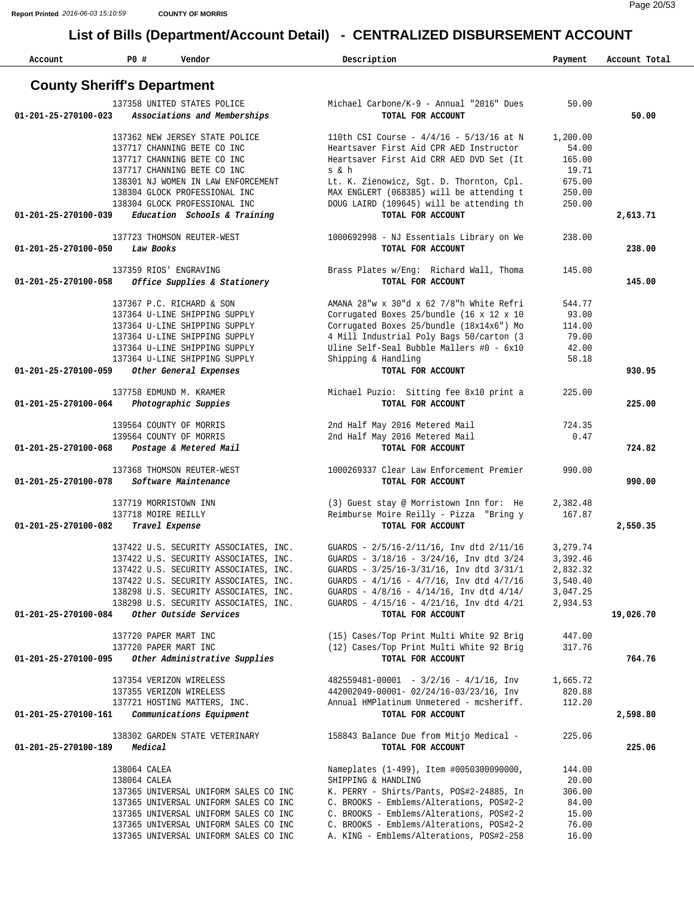# List of Bills (Department/Account Detail) - CENTRALIZED DISBURSEMENT ACCOUNT

## County Sheriff's Department

| Account | PO # | Vendor | Description | Payment | Account Total |
|---|---|---|---|---|---|
| | 137358 | UNITED STATES POLICE | Michael Carbone/K-9 - Annual "2016" Dues | 50.00 | |
| **01-201-25-270100-023** | | *Associations and Memberships* | **TOTAL FOR ACCOUNT** | | **50.00** |
| | 137362 | NEW JERSEY STATE POLICE | 110th CSI Course - 4/4/16 - 5/13/16 at N | 1,200.00 | |
| | 137717 | CHANNING BETE CO INC | Heartsaver First Aid CPR AED Instructor | 54.00 | |
| | 137717 | CHANNING BETE CO INC | Heartsaver First Aid CRR AED DVD Set (It | 165.00 | |
| | 137717 | CHANNING BETE CO INC | s & h | 19.71 | |
| | 138301 | NJ WOMEN IN LAW ENFORCEMENT | Lt. K. Zienowicz, Sgt. D. Thornton, Cpl. | 675.00 | |
| | 138304 | GLOCK PROFESSIONAL INC | MAX ENGLERT (068385) will be attending t | 250.00 | |
| | 138304 | GLOCK PROFESSIONAL INC | DOUG LAIRD (109645) will be attending th | 250.00 | |
| **01-201-25-270100-039** | | *Education Schools & Training* | **TOTAL FOR ACCOUNT** | | **2,613.71** |
| | 137723 | THOMSON REUTER-WEST | 1000692998 - NJ Essentials Library on We | 238.00 | |
| **01-201-25-270100-050** | | *Law Books* | **TOTAL FOR ACCOUNT** | | **238.00** |
| | 137359 | RIOS' ENGRAVING | Brass Plates w/Eng: Richard Wall, Thoma | 145.00 | |
| **01-201-25-270100-058** | | *Office Supplies & Stationery* | **TOTAL FOR ACCOUNT** | | **145.00** |
| | 137367 | P.C. RICHARD & SON | AMANA 28"w x 30"d x 62 7/8"h White Refri | 544.77 | |
| | 137364 | U-LINE SHIPPING SUPPLY | Corrugated Boxes 25/bundle (16 x 12 x 10 | 93.00 | |
| | 137364 | U-LINE SHIPPING SUPPLY | Corrugated Boxes 25/bundle (18x14x6") Mo | 114.00 | |
| | 137364 | U-LINE SHIPPING SUPPLY | 4 Mill Industrial Poly Bags 50/carton (3 | 79.00 | |
| | 137364 | U-LINE SHIPPING SUPPLY | Uline Self-Seal Bubble Mallers #0 - 6x10 | 42.00 | |
| | 137364 | U-LINE SHIPPING SUPPLY | Shipping & Handling | 58.18 | |
| **01-201-25-270100-059** | | *Other General Expenses* | **TOTAL FOR ACCOUNT** | | **930.95** |
| | 137758 | EDMUND M. KRAMER | Michael Puzio: Sitting fee 8x10 print a | 225.00 | |
| **01-201-25-270100-064** | | *Photographic Suppies* | **TOTAL FOR ACCOUNT** | | **225.00** |
| | 139564 | COUNTY OF MORRIS | 2nd Half May 2016 Metered Mail | 724.35 | |
| | 139564 | COUNTY OF MORRIS | 2nd Half May 2016 Metered Mail | 0.47 | |
| **01-201-25-270100-068** | | *Postage & Metered Mail* | **TOTAL FOR ACCOUNT** | | **724.82** |
| | 137368 | THOMSON REUTER-WEST | 1000269337 Clear Law Enforcement Premier | 990.00 | |
| **01-201-25-270100-078** | | *Software Maintenance* | **TOTAL FOR ACCOUNT** | | **990.00** |
| | 137719 | MORRISTOWN INN | (3) Guest stay @ Morristown Inn for: He | 2,382.48 | |
| | 137718 | MOIRE REILLY | Reimburse Moire Reilly - Pizza "Bring y | 167.87 | |
| **01-201-25-270100-082** | | *Travel Expense* | **TOTAL FOR ACCOUNT** | | **2,550.35** |
| | 137422 | U.S. SECURITY ASSOCIATES, INC. | GUARDS - 2/5/16-2/11/16, Inv dtd 2/11/16 | 3,279.74 | |
| | 137422 | U.S. SECURITY ASSOCIATES, INC. | GUARDS - 3/18/16 - 3/24/16, Inv dtd 3/24 | 3,392.46 | |
| | 137422 | U.S. SECURITY ASSOCIATES, INC. | GUARDS - 3/25/16-3/31/16, Inv dtd 3/31/1 | 2,832.32 | |
| | 137422 | U.S. SECURITY ASSOCIATES, INC. | GUARDS - 4/1/16 - 4/7/16, Inv dtd 4/7/16 | 3,540.40 | |
| | 138298 | U.S. SECURITY ASSOCIATES, INC. | GUARDS - 4/8/16 - 4/14/16, Inv dtd 4/14/ | 3,047.25 | |
| | 138298 | U.S. SECURITY ASSOCIATES, INC. | GUARDS - 4/15/16 - 4/21/16, Inv dtd 4/21 | 2,934.53 | |
| **01-201-25-270100-084** | | *Other Outside Services* | **TOTAL FOR ACCOUNT** | | **19,026.70** |
| | 137720 | PAPER MART INC | (15) Cases/Top Print Multi White 92 Brig | 447.00 | |
| | 137720 | PAPER MART INC | (12) Cases/Top Print Multi White 92 Brig | 317.76 | |
| **01-201-25-270100-095** | | *Other Administrative Supplies* | **TOTAL FOR ACCOUNT** | | **764.76** |
| | 137354 | VERIZON WIRELESS | 482559481-00001 - 3/2/16 - 4/1/16, Inv | 1,665.72 | |
| | 137355 | VERIZON WIRELESS | 442002049-00001- 02/24/16-03/23/16, Inv | 820.88 | |
| | 137721 | HOSTING MATTERS, INC. | Annual HMPlatinum Unmetered - mcsheriff. | 112.20 | |
| **01-201-25-270100-161** | | *Communications Equipment* | **TOTAL FOR ACCOUNT** | | **2,598.80** |
| | 138302 | GARDEN STATE VETERINARY | 158843 Balance Due from Mitjo Medical - | 225.06 | |
| **01-201-25-270100-189** | | *Medical* | **TOTAL FOR ACCOUNT** | | **225.06** |
| | 138064 | CALEA | Nameplates (1-499), Item #0050300090000, | 144.00 | |
| | 138064 | CALEA | SHIPPING & HANDLING | 20.00 | |
| | 137365 | UNIVERSAL UNIFORM SALES CO INC | K. PERRY - Shirts/Pants, POS#2-24885, In | 306.00 | |
| | 137365 | UNIVERSAL UNIFORM SALES CO INC | C. BROOKS - Emblems/Alterations, POS#2-2 | 84.00 | |
| | 137365 | UNIVERSAL UNIFORM SALES CO INC | C. BROOKS - Emblems/Alterations, POS#2-2 | 15.00 | |
| | 137365 | UNIVERSAL UNIFORM SALES CO INC | C. BROOKS - Emblems/Alterations, POS#2-2 | 76.00 | |
| | 137365 | UNIVERSAL UNIFORM SALES CO INC | A. KING - Emblems/Alterations, POS#2-258 | 16.00 | |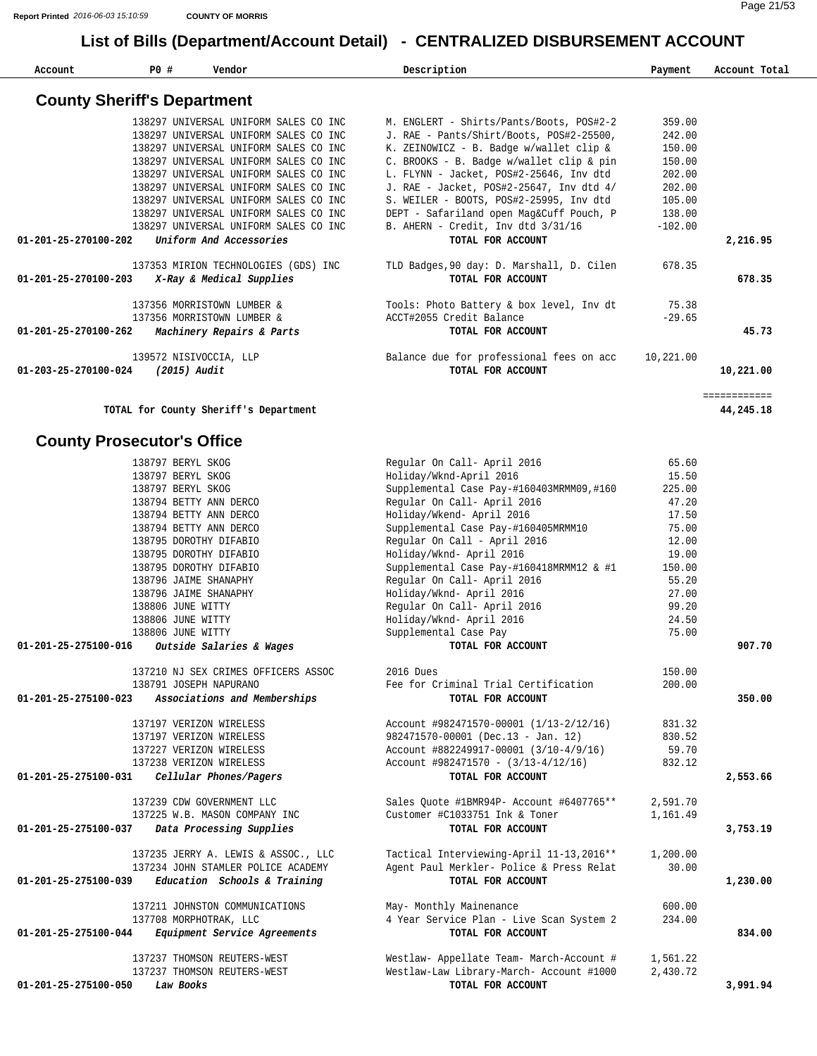# List of Bills (Department/Account Detail) - CENTRALIZED DISBURSEMENT ACCOUNT

## County Sheriff's Department

| Account | PO # | Vendor | Description | Payment | Account Total |
|---|---|---|---|---|---|
| | 138297 | UNIVERSAL UNIFORM SALES CO INC | M. ENGLERT - Shirts/Pants/Boots, POS#2-2 | 359.00 | |
| | 138297 | UNIVERSAL UNIFORM SALES CO INC | J. RAE - Pants/Shirt/Boots, POS#2-25500, | 242.00 | |
| | 138297 | UNIVERSAL UNIFORM SALES CO INC | K. ZEINOWICZ - B. Badge w/wallet clip & | 150.00 | |
| | 138297 | UNIVERSAL UNIFORM SALES CO INC | C. BROOKS - B. Badge w/wallet clip & pin | 150.00 | |
| | 138297 | UNIVERSAL UNIFORM SALES CO INC | L. FLYNN - Jacket, POS#2-25646, Inv dtd | 202.00 | |
| | 138297 | UNIVERSAL UNIFORM SALES CO INC | J. RAE - Jacket, POS#2-25647, Inv dtd 4/ | 202.00 | |
| | 138297 | UNIVERSAL UNIFORM SALES CO INC | S. WEILER - BOOTS, POS#2-25995, Inv dtd | 105.00 | |
| | 138297 | UNIVERSAL UNIFORM SALES CO INC | DEPT - Safariland open Mag&Cuff Pouch, P | 138.00 | |
| | 138297 | UNIVERSAL UNIFORM SALES CO INC | B. AHERN - Credit, Inv dtd 3/31/16 | -102.00 | |
| **01-201-25-270100-202** | | ***Uniform And Accessories*** | **TOTAL FOR ACCOUNT** | | **2,216.95** |
| | 137353 | MIRION TECHNOLOGIES (GDS) INC | TLD Badges,90 day: D. Marshall, D. Cilen | 678.35 | |
| **01-201-25-270100-203** | | ***X-Ray & Medical Supplies*** | **TOTAL FOR ACCOUNT** | | **678.35** |
| | 137356 | MORRISTOWN LUMBER & | Tools: Photo Battery & box level, Inv dt | 75.38 | |
| | 137356 | MORRISTOWN LUMBER & | ACCT#2055 Credit Balance | -29.65 | |
| **01-201-25-270100-262** | | ***Machinery Repairs & Parts*** | **TOTAL FOR ACCOUNT** | | **45.73** |
| | 139572 | NISIVOCCIA, LLP | Balance due for professional fees on acc | 10,221.00 | |
| **01-203-25-270100-024** | | ***(2015) Audit*** | **TOTAL FOR ACCOUNT** | | **10,221.00** |
| | | | | | ============ |
| | | **TOTAL for County Sheriff's Department** | | | **44,245.18** |

## County Prosecutor's Office

| Account | PO # | Vendor | Description | Payment | Account Total |
|---|---|---|---|---|---|
| | 138797 | BERYL SKOG | Regular On Call- April 2016 | 65.60 | |
| | 138797 | BERYL SKOG | Holiday/Wknd-April 2016 | 15.50 | |
| | 138797 | BERYL SKOG | Supplemental Case Pay-#160403MRMM09,#160 | 225.00 | |
| | 138794 | BETTY ANN DERCO | Regular On Call- April 2016 | 47.20 | |
| | 138794 | BETTY ANN DERCO | Holiday/Wkend- April 2016 | 17.50 | |
| | 138794 | BETTY ANN DERCO | Supplemental Case Pay-#160405MRMM10 | 75.00 | |
| | 138795 | DOROTHY DIFABIO | Regular On Call - April 2016 | 12.00 | |
| | 138795 | DOROTHY DIFABIO | Holiday/Wknd- April 2016 | 19.00 | |
| | 138795 | DOROTHY DIFABIO | Supplemental Case Pay-#160418MRMM12 & #1 | 150.00 | |
| | 138796 | JAIME SHANAPHY | Regular On Call- April 2016 | 55.20 | |
| | 138796 | JAIME SHANAPHY | Holiday/Wknd- April 2016 | 27.00 | |
| | 138806 | JUNE WITTY | Regular On Call- April 2016 | 99.20 | |
| | 138806 | JUNE WITTY | Holiday/Wknd- April 2016 | 24.50 | |
| | 138806 | JUNE WITTY | Supplemental Case Pay | 75.00 | |
| **01-201-25-275100-016** | | ***Outside Salaries & Wages*** | **TOTAL FOR ACCOUNT** | | **907.70** |
| | 137210 | NJ SEX CRIMES OFFICERS ASSOC | 2016 Dues | 150.00 | |
| | 138791 | JOSEPH NAPURANO | Fee for Criminal Trial Certification | 200.00 | |
| **01-201-25-275100-023** | | ***Associations and Memberships*** | **TOTAL FOR ACCOUNT** | | **350.00** |
| | 137197 | VERIZON WIRELESS | Account #982471570-00001 (1/13-2/12/16) | 831.32 | |
| | 137197 | VERIZON WIRELESS | 982471570-00001 (Dec.13 - Jan. 12) | 830.52 | |
| | 137227 | VERIZON WIRELESS | Account #882249917-00001 (3/10-4/9/16) | 59.70 | |
| | 137238 | VERIZON WIRELESS | Account #982471570 - (3/13-4/12/16) | 832.12 | |
| **01-201-25-275100-031** | | ***Cellular Phones/Pagers*** | **TOTAL FOR ACCOUNT** | | **2,553.66** |
| | 137239 | CDW GOVERNMENT LLC | Sales Quote #1BMR94P- Account #6407765** | 2,591.70 | |
| | 137225 | W.B. MASON COMPANY INC | Customer #C1033751 Ink & Toner | 1,161.49 | |
| **01-201-25-275100-037** | | ***Data Processing Supplies*** | **TOTAL FOR ACCOUNT** | | **3,753.19** |
| | 137235 | JERRY A. LEWIS & ASSOC., LLC | Tactical Interviewing-April 11-13,2016** | 1,200.00 | |
| | 137234 | JOHN STAMLER POLICE ACADEMY | Agent Paul Merkler- Police & Press Relat | 30.00 | |
| **01-201-25-275100-039** | | ***Education Schools & Training*** | **TOTAL FOR ACCOUNT** | | **1,230.00** |
| | 137211 | JOHNSTON COMMUNICATIONS | May- Monthly Mainenance | 600.00 | |
| | 137708 | MORPHOTRAK, LLC | 4 Year Service Plan - Live Scan System 2 | 234.00 | |
| **01-201-25-275100-044** | | ***Equipment Service Agreements*** | **TOTAL FOR ACCOUNT** | | **834.00** |
| | 137237 | THOMSON REUTERS-WEST | Westlaw- Appellate Team- March-Account # | 1,561.22 | |
| | 137237 | THOMSON REUTERS-WEST | Westlaw-Law Library-March- Account #1000 | 2,430.72 | |
| **01-201-25-275100-050** | | ***Law Books*** | **TOTAL FOR ACCOUNT** | | **3,991.94** |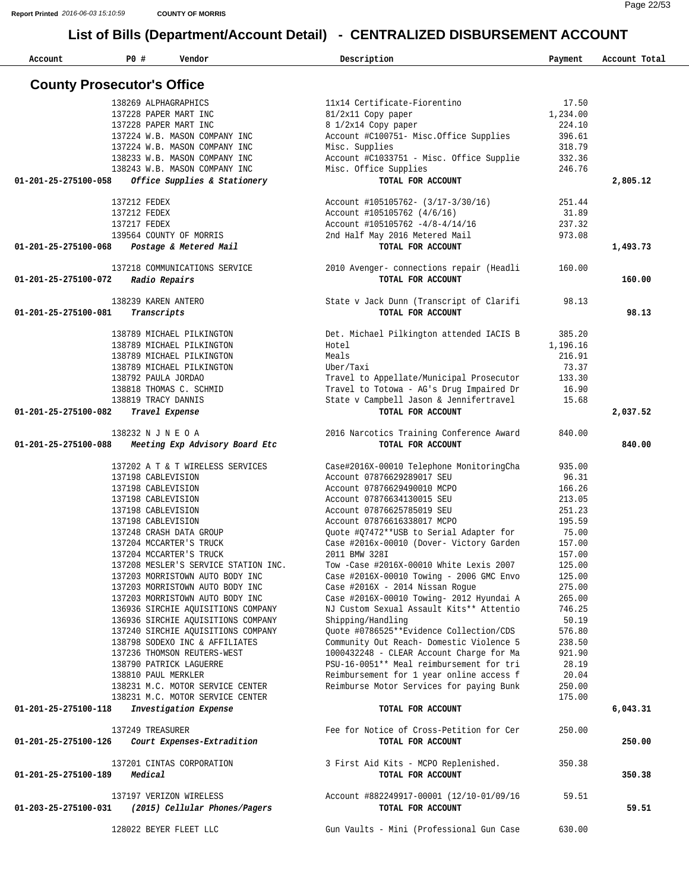# List of Bills (Department/Account Detail) - CENTRALIZED DISBURSEMENT ACCOUNT

## County Prosecutor's Office

| Account | PO # | Vendor | Description | Payment | Account Total |
|---|---|---|---|---|---|
| | 138269 | ALPHAGRAPHICS | 11x14 Certificate-Fiorentino | 17.50 | |
| | 137228 | PAPER MART INC | 81/2x11 Copy paper | 1,234.00 | |
| | 137228 | PAPER MART INC | 8 1/2x14 Copy paper | 224.10 | |
| | 137224 | W.B. MASON COMPANY INC | Account #C100751- Misc.Office Supplies | 396.61 | |
| | 137224 | W.B. MASON COMPANY INC | Misc. Supplies | 318.79 | |
| | 138233 | W.B. MASON COMPANY INC | Account #C1033751 - Misc. Office Supplie | 332.36 | |
| | 138243 | W.B. MASON COMPANY INC | Misc. Office Supplies | 246.76 | |
| **01-201-25-275100-058** | | *Office Supplies & Stationery* | **TOTAL FOR ACCOUNT** | | **2,805.12** |
| | 137212 | FEDEX | Account #105105762- (3/17-3/30/16) | 251.44 | |
| | 137212 | FEDEX | Account #105105762 (4/6/16) | 31.89 | |
| | 137217 | FEDEX | Account #105105762 -4/8-4/14/16 | 237.32 | |
| | 139564 | COUNTY OF MORRIS | 2nd Half May 2016 Metered Mail | 973.08 | |
| **01-201-25-275100-068** | | *Postage & Metered Mail* | **TOTAL FOR ACCOUNT** | | **1,493.73** |
| | 137218 | COMMUNICATIONS SERVICE | 2010 Avenger- connections repair (Headli | 160.00 | |
| **01-201-25-275100-072** | | *Radio Repairs* | **TOTAL FOR ACCOUNT** | | **160.00** |
| | 138239 | KAREN ANTERO | State v Jack Dunn (Transcript of Clarifi | 98.13 | |
| **01-201-25-275100-081** | | *Transcripts* | **TOTAL FOR ACCOUNT** | | **98.13** |
| | 138789 | MICHAEL PILKINGTON | Det. Michael Pilkington attended IACIS B | 385.20 | |
| | 138789 | MICHAEL PILKINGTON | Hotel | 1,196.16 | |
| | 138789 | MICHAEL PILKINGTON | Meals | 216.91 | |
| | 138789 | MICHAEL PILKINGTON | Uber/Taxi | 73.37 | |
| | 138792 | PAULA JORDAO | Travel to Appellate/Municipal Prosecutor | 133.30 | |
| | 138818 | THOMAS C. SCHMID | Travel to Totowa - AG's Drug Impaired Dr | 16.90 | |
| | 138819 | TRACY DANNIS | State v Campbell Jason & Jennifertravel | 15.68 | |
| **01-201-25-275100-082** | | *Travel Expense* | **TOTAL FOR ACCOUNT** | | **2,037.52** |
| | 138232 | N J N E O A | 2016 Narcotics Training Conference Award | 840.00 | |
| **01-201-25-275100-088** | | *Meeting Exp Advisory Board Etc* | **TOTAL FOR ACCOUNT** | | **840.00** |
| | 137202 | A T & T WIRELESS SERVICES | Case#2016X-00010 Telephone MonitoringCha | 935.00 | |
| | 137198 | CABLEVISION | Account 07876629289017 SEU | 96.31 | |
| | 137198 | CABLEVISION | Account 07876629490010 MCPO | 166.26 | |
| | 137198 | CABLEVISION | Account 07876634130015 SEU | 213.05 | |
| | 137198 | CABLEVISION | Account 07876625785019 SEU | 251.23 | |
| | 137198 | CABLEVISION | Account 07876616338017 MCPO | 195.59 | |
| | 137248 | CRASH DATA GROUP | Quote #Q7472**USB to Serial Adapter for | 75.00 | |
| | 137204 | MCCARTER'S TRUCK | Case #2016x-00010 (Dover- Victory Garden | 157.00 | |
| | 137204 | MCCARTER'S TRUCK | 2011 BMW 328I | 157.00 | |
| | 137208 | MESLER'S SERVICE STATION INC. | Tow -Case #2016X-00010 White Lexis 2007 | 125.00 | |
| | 137203 | MORRISTOWN AUTO BODY INC | Case #2016X-00010 Towing - 2006 GMC Envo | 125.00 | |
| | 137203 | MORRISTOWN AUTO BODY INC | Case #2016X - 2014 Nissan Rogue | 275.00 | |
| | 137203 | MORRISTOWN AUTO BODY INC | Case #2016X-00010 Towing- 2012 Hyundai A | 265.00 | |
| | 136936 | SIRCHIE AQUISITIONS COMPANY | NJ Custom Sexual Assault Kits** Attentio | 746.25 | |
| | 136936 | SIRCHIE AQUISITIONS COMPANY | Shipping/Handling | 50.19 | |
| | 137240 | SIRCHIE AQUISITIONS COMPANY | Quote #0786525**Evidence Collection/CDS | 576.80 | |
| | 138798 | SODEXO INC & AFFILIATES | Community Out Reach- Domestic Violence 5 | 238.50 | |
| | 137236 | THOMSON REUTERS-WEST | 1000432248 - CLEAR Account Charge for Ma | 921.90 | |
| | 138790 | PATRICK LAGUERRE | PSU-16-0051** Meal reimbursement for tri | 28.19 | |
| | 138810 | PAUL MERKLER | Reimbursement for 1 year online access f | 20.04 | |
| | 138231 | M.C. MOTOR SERVICE CENTER | Reimburse Motor Services for paying Bunk | 250.00 | |
| | 138231 | M.C. MOTOR SERVICE CENTER | | 175.00 | |
| **01-201-25-275100-118** | | *Investigation Expense* | **TOTAL FOR ACCOUNT** | | **6,043.31** |
| | 137249 | TREASURER | Fee for Notice of Cross-Petition for Cer | 250.00 | |
| **01-201-25-275100-126** | | *Court Expenses-Extradition* | **TOTAL FOR ACCOUNT** | | **250.00** |
| | 137201 | CINTAS CORPORATION | 3 First Aid Kits - MCPO Replenished. | 350.38 | |
| **01-201-25-275100-189** | | *Medical* | **TOTAL FOR ACCOUNT** | | **350.38** |
| | 137197 | VERIZON WIRELESS | Account #882249917-00001 (12/10-01/09/16 | 59.51 | |
| **01-203-25-275100-031** | | *(2015) Cellular Phones/Pagers* | **TOTAL FOR ACCOUNT** | | **59.51** |
| | 128022 | BEYER FLEET LLC | Gun Vaults - Mini (Professional Gun Case | 630.00 | |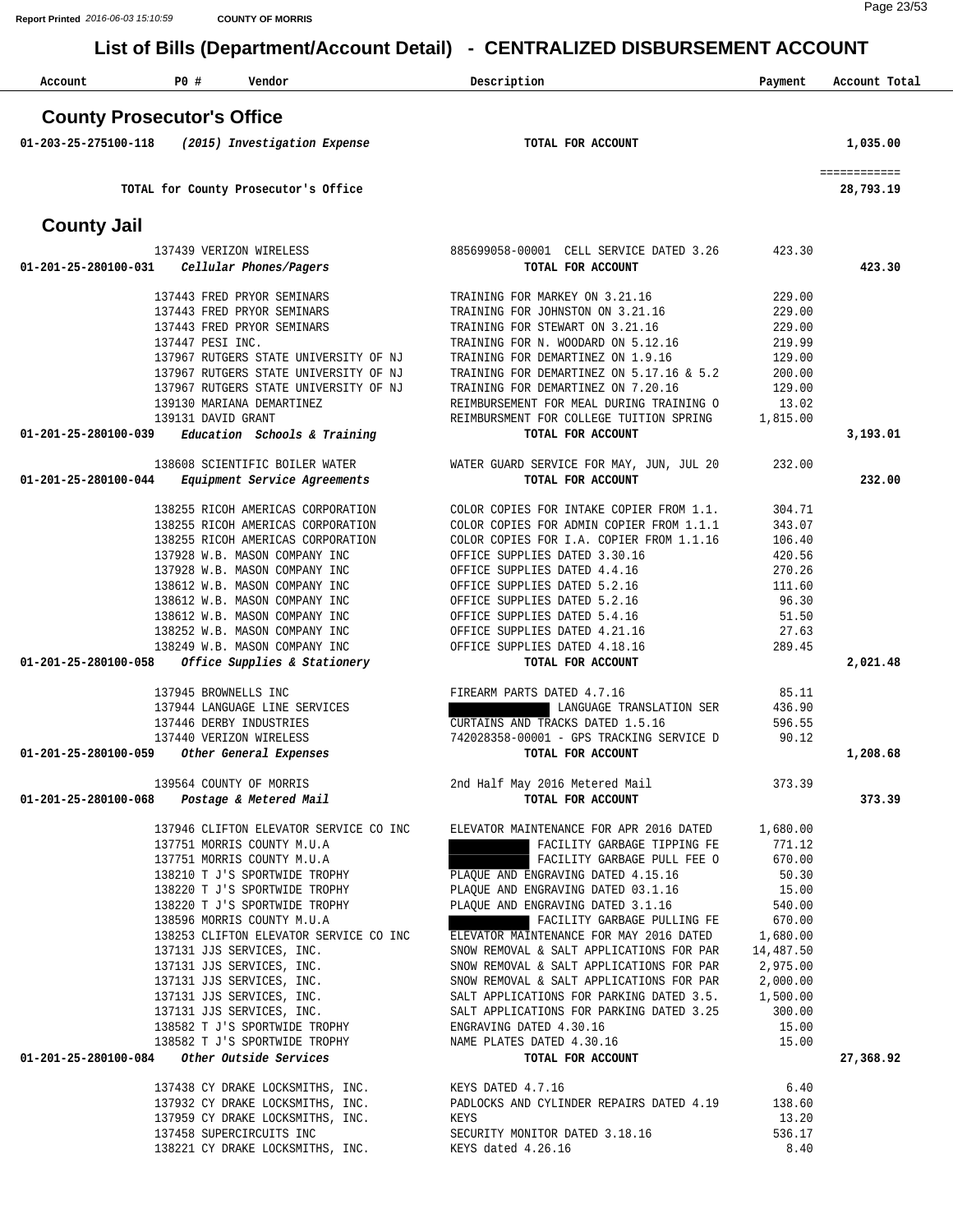Report Printed 2016-06-03 15:10:59 COUNTY OF MORRIS

# List of Bills (Department/Account Detail) - CENTRALIZED DISBURSEMENT ACCOUNT

| Account | PO # | Vendor | Description | Payment | Account Total |
|---|---|---|---|---|---|

## County Prosecutor's Office

| Account | PO # | Vendor | Description | Payment | Account Total |
|---|---|---|---|---|---|
| 01-203-25-275100-118 | | *(2015) Investigation Expense* | TOTAL FOR ACCOUNT | | 1,035.00 |
| | | | | | ============ |
| | | TOTAL for County Prosecutor's Office | | | 28,793.19 |

## County Jail

| Account | PO # | Vendor | Description | Payment | Account Total |
|---|---|---|---|---|---|
| | 137439 | VERIZON WIRELESS | 885699058-00001 CELL SERVICE DATED 3.26 | 423.30 | |
| 01-201-25-280100-031 | | *Cellular Phones/Pagers* | TOTAL FOR ACCOUNT | | 423.30 |
| | 137443 | FRED PRYOR SEMINARS | TRAINING FOR MARKEY ON 3.21.16 | 229.00 | |
| | 137443 | FRED PRYOR SEMINARS | TRAINING FOR JOHNSTON ON 3.21.16 | 229.00 | |
| | 137443 | FRED PRYOR SEMINARS | TRAINING FOR STEWART ON 3.21.16 | 229.00 | |
| | 137447 | PESI INC. | TRAINING FOR N. WOODARD ON 5.12.16 | 219.99 | |
| | 137967 | RUTGERS STATE UNIVERSITY OF NJ | TRAINING FOR DEMARTINEZ ON 1.9.16 | 129.00 | |
| | 137967 | RUTGERS STATE UNIVERSITY OF NJ | TRAINING FOR DEMARTINEZ ON 5.17.16 & 5.2 | 200.00 | |
| | 137967 | RUTGERS STATE UNIVERSITY OF NJ | TRAINING FOR DEMARTINEZ ON 7.20.16 | 129.00 | |
| | 139130 | MARIANA DEMARTINEZ | REIMBURSEMENT FOR MEAL DURING TRAINING O | 13.02 | |
| | 139131 | DAVID GRANT | REIMBURSMENT FOR COLLEGE TUITION SPRING | 1,815.00 | |
| 01-201-25-280100-039 | | *Education Schools & Training* | TOTAL FOR ACCOUNT | | 3,193.01 |
| | 138608 | SCIENTIFIC BOILER WATER | WATER GUARD SERVICE FOR MAY, JUN, JUL 20 | 232.00 | |
| 01-201-25-280100-044 | | *Equipment Service Agreements* | TOTAL FOR ACCOUNT | | 232.00 |
| | 138255 | RICOH AMERICAS CORPORATION | COLOR COPIES FOR INTAKE COPIER FROM 1.1. | 304.71 | |
| | 138255 | RICOH AMERICAS CORPORATION | COLOR COPIES FOR ADMIN COPIER FROM 1.1.1 | 343.07 | |
| | 138255 | RICOH AMERICAS CORPORATION | COLOR COPIES FOR I.A. COPIER FROM 1.1.16 | 106.40 | |
| | 137928 | W.B. MASON COMPANY INC | OFFICE SUPPLIES DATED 3.30.16 | 420.56 | |
| | 137928 | W.B. MASON COMPANY INC | OFFICE SUPPLIES DATED 4.4.16 | 270.26 | |
| | 138612 | W.B. MASON COMPANY INC | OFFICE SUPPLIES DATED 5.2.16 | 111.60 | |
| | 138612 | W.B. MASON COMPANY INC | OFFICE SUPPLIES DATED 5.2.16 | 96.30 | |
| | 138612 | W.B. MASON COMPANY INC | OFFICE SUPPLIES DATED 5.4.16 | 51.50 | |
| | 138252 | W.B. MASON COMPANY INC | OFFICE SUPPLIES DATED 4.21.16 | 27.63 | |
| | 138249 | W.B. MASON COMPANY INC | OFFICE SUPPLIES DATED 4.18.16 | 289.45 | |
| 01-201-25-280100-058 | | *Office Supplies & Stationery* | TOTAL FOR ACCOUNT | | 2,021.48 |
| | 137945 | BROWNELLS INC | FIREARM PARTS DATED 4.7.16 | 85.11 | |
| | 137944 | LANGUAGE LINE SERVICES | [REDACTED] LANGUAGE TRANSLATION SER | 436.90 | |
| | 137446 | DERBY INDUSTRIES | CURTAINS AND TRACKS DATED 1.5.16 | 596.55 | |
| | 137440 | VERIZON WIRELESS | 742028358-00001 - GPS TRACKING SERVICE D | 90.12 | |
| 01-201-25-280100-059 | | *Other General Expenses* | TOTAL FOR ACCOUNT | | 1,208.68 |
| | 139564 | COUNTY OF MORRIS | 2nd Half May 2016 Metered Mail | 373.39 | |
| 01-201-25-280100-068 | | *Postage & Metered Mail* | TOTAL FOR ACCOUNT | | 373.39 |
| | 137946 | CLIFTON ELEVATOR SERVICE CO INC | ELEVATOR MAINTENANCE FOR APR 2016 DATED | 1,680.00 | |
| | 137751 | MORRIS COUNTY M.U.A | [REDACTED] FACILITY GARBAGE TIPPING FE | 771.12 | |
| | 137751 | MORRIS COUNTY M.U.A | [REDACTED] FACILITY GARBAGE PULL FEE O | 670.00 | |
| | 138210 | T J'S SPORTWIDE TROPHY | PLAQUE AND ENGRAVING DATED 4.15.16 | 50.30 | |
| | 138220 | T J'S SPORTWIDE TROPHY | PLAQUE AND ENGRAVING DATED 03.1.16 | 15.00 | |
| | 138220 | T J'S SPORTWIDE TROPHY | PLAQUE AND ENGRAVING DATED 3.1.16 | 540.00 | |
| | 138596 | MORRIS COUNTY M.U.A | [REDACTED] FACILITY GARBAGE PULLING FE | 670.00 | |
| | 138253 | CLIFTON ELEVATOR SERVICE CO INC | ELEVATOR MAINTENANCE FOR MAY 2016 DATED | 1,680.00 | |
| | 137131 | JJS SERVICES, INC. | SNOW REMOVAL & SALT APPLICATIONS FOR PAR | 14,487.50 | |
| | 137131 | JJS SERVICES, INC. | SNOW REMOVAL & SALT APPLICATIONS FOR PAR | 2,975.00 | |
| | 137131 | JJS SERVICES, INC. | SNOW REMOVAL & SALT APPLICATIONS FOR PAR | 2,000.00 | |
| | 137131 | JJS SERVICES, INC. | SALT APPLICATIONS FOR PARKING DATED 3.5. | 1,500.00 | |
| | 137131 | JJS SERVICES, INC. | SALT APPLICATIONS FOR PARKING DATED 3.25 | 300.00 | |
| | 138582 | T J'S SPORTWIDE TROPHY | ENGRAVING DATED 4.30.16 | 15.00 | |
| | 138582 | T J'S SPORTWIDE TROPHY | NAME PLATES DATED 4.30.16 | 15.00 | |
| 01-201-25-280100-084 | | *Other Outside Services* | TOTAL FOR ACCOUNT | | 27,368.92 |
| | 137438 | CY DRAKE LOCKSMITHS, INC. | KEYS DATED 4.7.16 | 6.40 | |
| | 137932 | CY DRAKE LOCKSMITHS, INC. | PADLOCKS AND CYLINDER REPAIRS DATED 4.19 | 138.60 | |
| | 137959 | CY DRAKE LOCKSMITHS, INC. | KEYS | 13.20 | |
| | 137458 | SUPERCIRCUITS INC | SECURITY MONITOR DATED 3.18.16 | 536.17 | |
| | 138221 | CY DRAKE LOCKSMITHS, INC. | KEYS dated 4.26.16 | 8.40 | |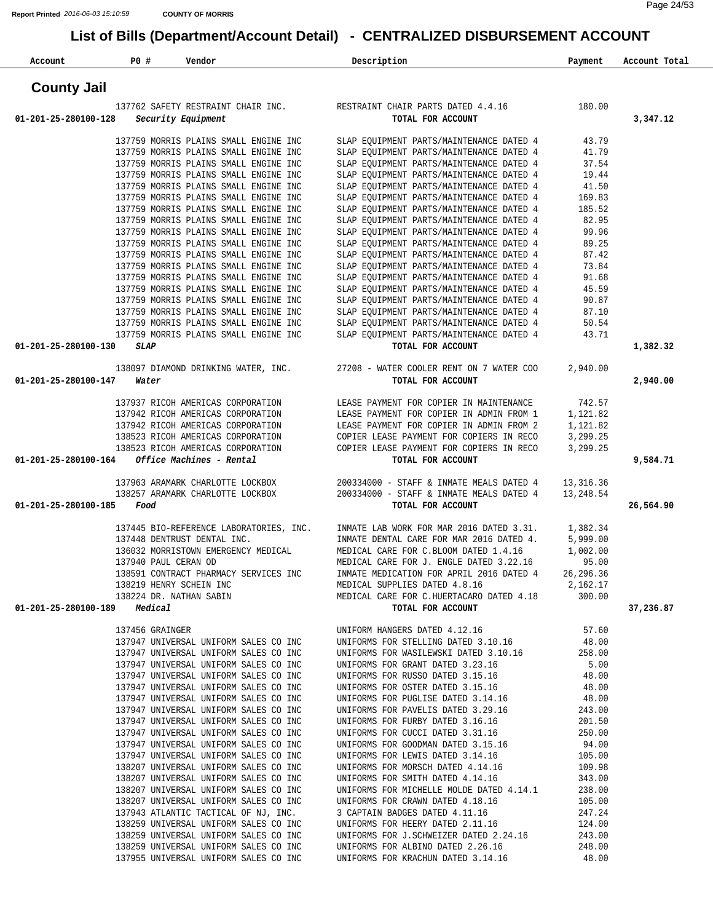# List of Bills (Department/Account Detail) - CENTRALIZED DISBURSEMENT ACCOUNT

| Account | PO # | Vendor | Description | Payment | Account Total |
|---|---|---|---|---|---|
| **County Jail** | | | | | |
| | 137762 | SAFETY RESTRAINT CHAIR INC. | RESTRAINT CHAIR PARTS DATED 4.4.16 | 180.00 | |
| 01-201-25-280100-128 | | *Security Equipment* | TOTAL FOR ACCOUNT | | 3,347.12 |
| | 137759 | MORRIS PLAINS SMALL ENGINE INC | SLAP EQUIPMENT PARTS/MAINTENANCE DATED 4 | 43.79 | |
| | 137759 | MORRIS PLAINS SMALL ENGINE INC | SLAP EQUIPMENT PARTS/MAINTENANCE DATED 4 | 41.79 | |
| | 137759 | MORRIS PLAINS SMALL ENGINE INC | SLAP EQUIPMENT PARTS/MAINTENANCE DATED 4 | 37.54 | |
| | 137759 | MORRIS PLAINS SMALL ENGINE INC | SLAP EQUIPMENT PARTS/MAINTENANCE DATED 4 | 19.44 | |
| | 137759 | MORRIS PLAINS SMALL ENGINE INC | SLAP EQUIPMENT PARTS/MAINTENANCE DATED 4 | 41.50 | |
| | 137759 | MORRIS PLAINS SMALL ENGINE INC | SLAP EQUIPMENT PARTS/MAINTENANCE DATED 4 | 169.83 | |
| | 137759 | MORRIS PLAINS SMALL ENGINE INC | SLAP EQUIPMENT PARTS/MAINTENANCE DATED 4 | 185.52 | |
| | 137759 | MORRIS PLAINS SMALL ENGINE INC | SLAP EQUIPMENT PARTS/MAINTENANCE DATED 4 | 82.95 | |
| | 137759 | MORRIS PLAINS SMALL ENGINE INC | SLAP EQUIPMENT PARTS/MAINTENANCE DATED 4 | 99.96 | |
| | 137759 | MORRIS PLAINS SMALL ENGINE INC | SLAP EQUIPMENT PARTS/MAINTENANCE DATED 4 | 89.25 | |
| | 137759 | MORRIS PLAINS SMALL ENGINE INC | SLAP EQUIPMENT PARTS/MAINTENANCE DATED 4 | 87.42 | |
| | 137759 | MORRIS PLAINS SMALL ENGINE INC | SLAP EQUIPMENT PARTS/MAINTENANCE DATED 4 | 73.84 | |
| | 137759 | MORRIS PLAINS SMALL ENGINE INC | SLAP EQUIPMENT PARTS/MAINTENANCE DATED 4 | 91.68 | |
| | 137759 | MORRIS PLAINS SMALL ENGINE INC | SLAP EQUIPMENT PARTS/MAINTENANCE DATED 4 | 45.59 | |
| | 137759 | MORRIS PLAINS SMALL ENGINE INC | SLAP EQUIPMENT PARTS/MAINTENANCE DATED 4 | 90.87 | |
| | 137759 | MORRIS PLAINS SMALL ENGINE INC | SLAP EQUIPMENT PARTS/MAINTENANCE DATED 4 | 87.10 | |
| | 137759 | MORRIS PLAINS SMALL ENGINE INC | SLAP EQUIPMENT PARTS/MAINTENANCE DATED 4 | 50.54 | |
| | 137759 | MORRIS PLAINS SMALL ENGINE INC | SLAP EQUIPMENT PARTS/MAINTENANCE DATED 4 | 43.71 | |
| 01-201-25-280100-130 | | *SLAP* | TOTAL FOR ACCOUNT | | 1,382.32 |
| | 138097 | DIAMOND DRINKING WATER, INC. | 27208 - WATER COOLER RENT ON 7 WATER COO | 2,940.00 | |
| 01-201-25-280100-147 | | *Water* | TOTAL FOR ACCOUNT | | 2,940.00 |
| | 137937 | RICOH AMERICAS CORPORATION | LEASE PAYMENT FOR COPIER IN MAINTENANCE | 742.57 | |
| | 137942 | RICOH AMERICAS CORPORATION | LEASE PAYMENT FOR COPIER IN ADMIN FROM 1 | 1,121.82 | |
| | 137942 | RICOH AMERICAS CORPORATION | LEASE PAYMENT FOR COPIER IN ADMIN FROM 2 | 1,121.82 | |
| | 138523 | RICOH AMERICAS CORPORATION | COPIER LEASE PAYMENT FOR COPIERS IN RECO | 3,299.25 | |
| | 138523 | RICOH AMERICAS CORPORATION | COPIER LEASE PAYMENT FOR COPIERS IN RECO | 3,299.25 | |
| 01-201-25-280100-164 | | *Office Machines - Rental* | TOTAL FOR ACCOUNT | | 9,584.71 |
| | 137963 | ARAMARK CHARLOTTE LOCKBOX | 200334000 - STAFF & INMATE MEALS DATED 4 | 13,316.36 | |
| | 138257 | ARAMARK CHARLOTTE LOCKBOX | 200334000 - STAFF & INMATE MEALS DATED 4 | 13,248.54 | |
| 01-201-25-280100-185 | | *Food* | TOTAL FOR ACCOUNT | | 26,564.90 |
| | 137445 | BIO-REFERENCE LABORATORIES, INC. | INMATE LAB WORK FOR MAR 2016 DATED 3.31. | 1,382.34 | |
| | 137448 | DENTRUST DENTAL INC. | INMATE DENTAL CARE FOR MAR 2016 DATED 4. | 5,999.00 | |
| | 136032 | MORRISTOWN EMERGENCY MEDICAL | MEDICAL CARE FOR C.BLOOM DATED 1.4.16 | 1,002.00 | |
| | 137940 | PAUL CERAN OD | MEDICAL CARE FOR J. ENGLE DATED 3.22.16 | 95.00 | |
| | 138591 | CONTRACT PHARMACY SERVICES INC | INMATE MEDICATION FOR APRIL 2016 DATED 4 | 26,296.36 | |
| | 138219 | HENRY SCHEIN INC | MEDICAL SUPPLIES DATED 4.8.16 | 2,162.17 | |
| | 138224 | DR. NATHAN SABIN | MEDICAL CARE FOR C.HUERTACARO DATED 4.18 | 300.00 | |
| 01-201-25-280100-189 | | *Medical* | TOTAL FOR ACCOUNT | | 37,236.87 |
| | 137456 | GRAINGER | UNIFORM HANGERS DATED 4.12.16 | 57.60 | |
| | 137947 | UNIVERSAL UNIFORM SALES CO INC | UNIFORMS FOR STELLING DATED 3.10.16 | 48.00 | |
| | 137947 | UNIVERSAL UNIFORM SALES CO INC | UNIFORMS FOR WASILEWSKI DATED 3.10.16 | 258.00 | |
| | 137947 | UNIVERSAL UNIFORM SALES CO INC | UNIFORMS FOR GRANT DATED 3.23.16 | 5.00 | |
| | 137947 | UNIVERSAL UNIFORM SALES CO INC | UNIFORMS FOR RUSSO DATED 3.15.16 | 48.00 | |
| | 137947 | UNIVERSAL UNIFORM SALES CO INC | UNIFORMS FOR OSTER DATED 3.15.16 | 48.00 | |
| | 137947 | UNIVERSAL UNIFORM SALES CO INC | UNIFORMS FOR PUGLISE DATED 3.14.16 | 48.00 | |
| | 137947 | UNIVERSAL UNIFORM SALES CO INC | UNIFORMS FOR PAVELIS DATED 3.29.16 | 243.00 | |
| | 137947 | UNIVERSAL UNIFORM SALES CO INC | UNIFORMS FOR FURBY DATED 3.16.16 | 201.50 | |
| | 137947 | UNIVERSAL UNIFORM SALES CO INC | UNIFORMS FOR CUCCI DATED 3.31.16 | 250.00 | |
| | 137947 | UNIVERSAL UNIFORM SALES CO INC | UNIFORMS FOR GOODMAN DATED 3.15.16 | 94.00 | |
| | 137947 | UNIVERSAL UNIFORM SALES CO INC | UNIFORMS FOR LEWIS DATED 3.14.16 | 105.00 | |
| | 138207 | UNIVERSAL UNIFORM SALES CO INC | UNIFORMS FOR MORSCH DATED 4.14.16 | 109.98 | |
| | 138207 | UNIVERSAL UNIFORM SALES CO INC | UNIFORMS FOR SMITH DATED 4.14.16 | 343.00 | |
| | 138207 | UNIVERSAL UNIFORM SALES CO INC | UNIFORMS FOR MICHELLE MOLDE DATED 4.14.1 | 238.00 | |
| | 138207 | UNIVERSAL UNIFORM SALES CO INC | UNIFORMS FOR CRAWN DATED 4.18.16 | 105.00 | |
| | 137943 | ATLANTIC TACTICAL OF NJ, INC. | 3 CAPTAIN BADGES DATED 4.11.16 | 247.24 | |
| | 138259 | UNIVERSAL UNIFORM SALES CO INC | UNIFORMS FOR HEERY DATED 2.11.16 | 124.00 | |
| | 138259 | UNIVERSAL UNIFORM SALES CO INC | UNIFORMS FOR J.SCHWEIZER DATED 2.24.16 | 243.00 | |
| | 138259 | UNIVERSAL UNIFORM SALES CO INC | UNIFORMS FOR ALBINO DATED 2.26.16 | 248.00 | |
| | 137955 | UNIVERSAL UNIFORM SALES CO INC | UNIFORMS FOR KRACHUN DATED 3.14.16 | 48.00 | |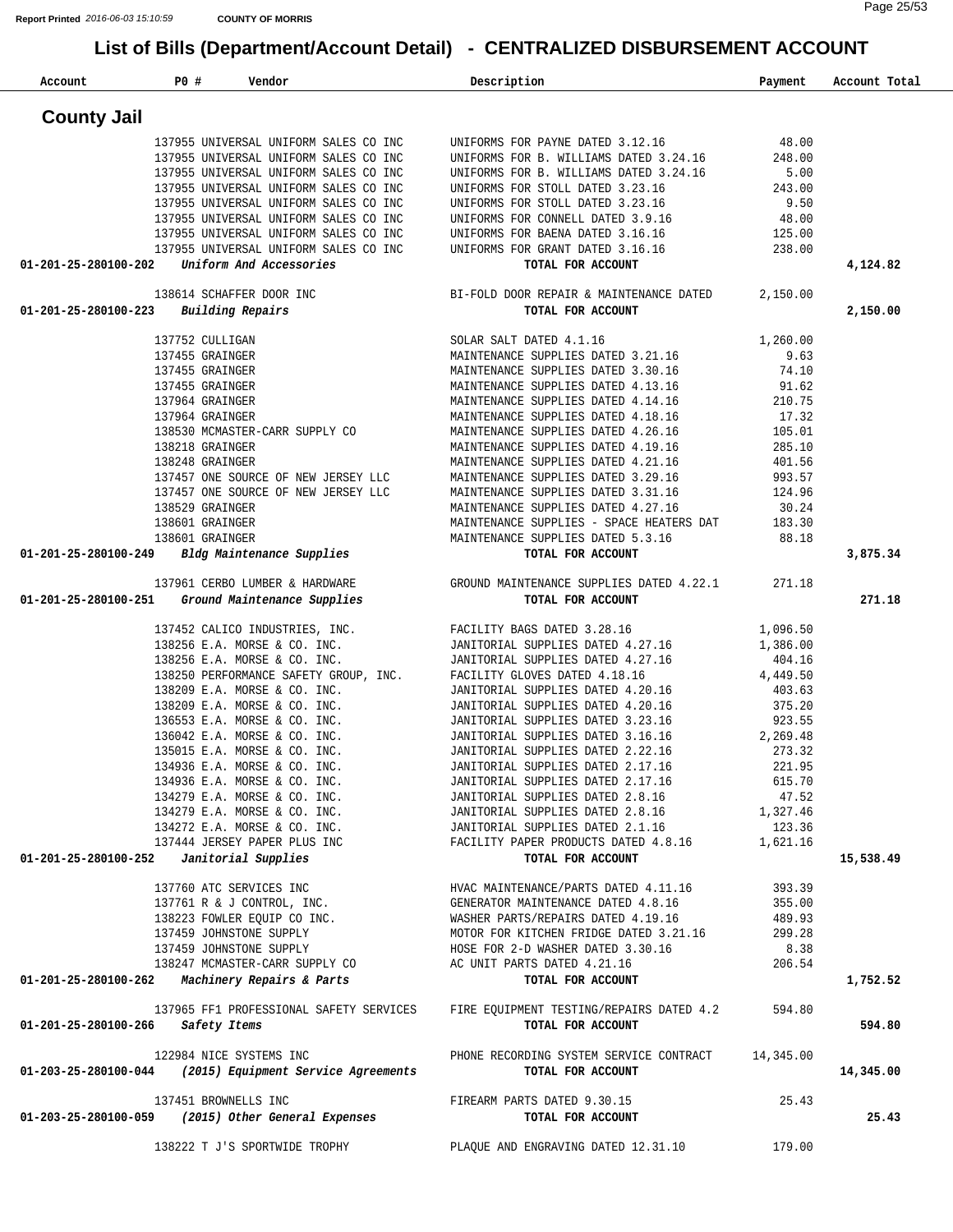# List of Bills (Department/Account Detail) - CENTRALIZED DISBURSEMENT ACCOUNT

## County Jail

| Account | PO # | Vendor | Description | Payment | Account Total |
|---|---|---|---|---|---|
| | 137955 | UNIVERSAL UNIFORM SALES CO INC | UNIFORMS FOR PAYNE DATED 3.12.16 | 48.00 | |
| | 137955 | UNIVERSAL UNIFORM SALES CO INC | UNIFORMS FOR B. WILLIAMS DATED 3.24.16 | 248.00 | |
| | 137955 | UNIVERSAL UNIFORM SALES CO INC | UNIFORMS FOR B. WILLIAMS DATED 3.24.16 | 5.00 | |
| | 137955 | UNIVERSAL UNIFORM SALES CO INC | UNIFORMS FOR STOLL DATED 3.23.16 | 243.00 | |
| | 137955 | UNIVERSAL UNIFORM SALES CO INC | UNIFORMS FOR STOLL DATED 3.23.16 | 9.50 | |
| | 137955 | UNIVERSAL UNIFORM SALES CO INC | UNIFORMS FOR CONNELL DATED 3.9.16 | 48.00 | |
| | 137955 | UNIVERSAL UNIFORM SALES CO INC | UNIFORMS FOR BAENA DATED 3.16.16 | 125.00 | |
| | 137955 | UNIVERSAL UNIFORM SALES CO INC | UNIFORMS FOR GRANT DATED 3.16.16 | 238.00 | |
| **01-201-25-280100-202** | | *Uniform And Accessories* | TOTAL FOR ACCOUNT | | **4,124.82** |
| | 138614 | SCHAFFER DOOR INC | BI-FOLD DOOR REPAIR & MAINTENANCE DATED | 2,150.00 | |
| **01-201-25-280100-223** | | *Building Repairs* | TOTAL FOR ACCOUNT | | **2,150.00** |
| | 137752 | CULLIGAN | SOLAR SALT DATED 4.1.16 | 1,260.00 | |
| | 137455 | GRAINGER | MAINTENANCE SUPPLIES DATED 3.21.16 | 9.63 | |
| | 137455 | GRAINGER | MAINTENANCE SUPPLIES DATED 3.30.16 | 74.10 | |
| | 137455 | GRAINGER | MAINTENANCE SUPPLIES DATED 4.13.16 | 91.62 | |
| | 137964 | GRAINGER | MAINTENANCE SUPPLIES DATED 4.14.16 | 210.75 | |
| | 137964 | GRAINGER | MAINTENANCE SUPPLIES DATED 4.18.16 | 17.32 | |
| | 138530 | MCMASTER-CARR SUPPLY CO | MAINTENANCE SUPPLIES DATED 4.26.16 | 105.01 | |
| | 138218 | GRAINGER | MAINTENANCE SUPPLIES DATED 4.19.16 | 285.10 | |
| | 138248 | GRAINGER | MAINTENANCE SUPPLIES DATED 4.21.16 | 401.56 | |
| | 137457 | ONE SOURCE OF NEW JERSEY LLC | MAINTENANCE SUPPLIES DATED 3.29.16 | 993.57 | |
| | 137457 | ONE SOURCE OF NEW JERSEY LLC | MAINTENANCE SUPPLIES DATED 3.31.16 | 124.96 | |
| | 138529 | GRAINGER | MAINTENANCE SUPPLIES DATED 4.27.16 | 30.24 | |
| | 138601 | GRAINGER | MAINTENANCE SUPPLIES - SPACE HEATERS DAT | 183.30 | |
| | 138601 | GRAINGER | MAINTENANCE SUPPLIES DATED 5.3.16 | 88.18 | |
| **01-201-25-280100-249** | | *Bldg Maintenance Supplies* | TOTAL FOR ACCOUNT | | **3,875.34** |
| | 137961 | CERBO LUMBER & HARDWARE | GROUND MAINTENANCE SUPPLIES DATED 4.22.1 | 271.18 | |
| **01-201-25-280100-251** | | *Ground Maintenance Supplies* | TOTAL FOR ACCOUNT | | **271.18** |
| | 137452 | CALICO INDUSTRIES, INC. | FACILITY BAGS DATED 3.28.16 | 1,096.50 | |
| | 138256 | E.A. MORSE & CO. INC. | JANITORIAL SUPPLIES DATED 4.27.16 | 1,386.00 | |
| | 138256 | E.A. MORSE & CO. INC. | JANITORIAL SUPPLIES DATED 4.27.16 | 404.16 | |
| | 138250 | PERFORMANCE SAFETY GROUP, INC. | FACILITY GLOVES DATED 4.18.16 | 4,449.50 | |
| | 138209 | E.A. MORSE & CO. INC. | JANITORIAL SUPPLIES DATED 4.20.16 | 403.63 | |
| | 138209 | E.A. MORSE & CO. INC. | JANITORIAL SUPPLIES DATED 4.20.16 | 375.20 | |
| | 136553 | E.A. MORSE & CO. INC. | JANITORIAL SUPPLIES DATED 3.23.16 | 923.55 | |
| | 136042 | E.A. MORSE & CO. INC. | JANITORIAL SUPPLIES DATED 3.16.16 | 2,269.48 | |
| | 135015 | E.A. MORSE & CO. INC. | JANITORIAL SUPPLIES DATED 2.22.16 | 273.32 | |
| | 134936 | E.A. MORSE & CO. INC. | JANITORIAL SUPPLIES DATED 2.17.16 | 221.95 | |
| | 134936 | E.A. MORSE & CO. INC. | JANITORIAL SUPPLIES DATED 2.17.16 | 615.70 | |
| | 134279 | E.A. MORSE & CO. INC. | JANITORIAL SUPPLIES DATED 2.8.16 | 47.52 | |
| | 134279 | E.A. MORSE & CO. INC. | JANITORIAL SUPPLIES DATED 2.8.16 | 1,327.46 | |
| | 134272 | E.A. MORSE & CO. INC. | JANITORIAL SUPPLIES DATED 2.1.16 | 123.36 | |
| | 137444 | JERSEY PAPER PLUS INC | FACILITY PAPER PRODUCTS DATED 4.8.16 | 1,621.16 | |
| **01-201-25-280100-252** | | *Janitorial Supplies* | TOTAL FOR ACCOUNT | | **15,538.49** |
| | 137760 | ATC SERVICES INC | HVAC MAINTENANCE/PARTS DATED 4.11.16 | 393.39 | |
| | 137761 | R & J CONTROL, INC. | GENERATOR MAINTENANCE DATED 4.8.16 | 355.00 | |
| | 138223 | FOWLER EQUIP CO INC. | WASHER PARTS/REPAIRS DATED 4.19.16 | 489.93 | |
| | 137459 | JOHNSTONE SUPPLY | MOTOR FOR KITCHEN FRIDGE DATED 3.21.16 | 299.28 | |
| | 137459 | JOHNSTONE SUPPLY | HOSE FOR 2-D WASHER DATED 3.30.16 | 8.38 | |
| | 138247 | MCMASTER-CARR SUPPLY CO | AC UNIT PARTS DATED 4.21.16 | 206.54 | |
| **01-201-25-280100-262** | | *Machinery Repairs & Parts* | TOTAL FOR ACCOUNT | | **1,752.52** |
| | 137965 | FF1 PROFESSIONAL SAFETY SERVICES | FIRE EQUIPMENT TESTING/REPAIRS DATED 4.2 | 594.80 | |
| **01-201-25-280100-266** | | *Safety Items* | TOTAL FOR ACCOUNT | | **594.80** |
| | 122984 | NICE SYSTEMS INC | PHONE RECORDING SYSTEM SERVICE CONTRACT | 14,345.00 | |
| **01-203-25-280100-044** | | *(2015) Equipment Service Agreements* | TOTAL FOR ACCOUNT | | **14,345.00** |
| | 137451 | BROWNELLS INC | FIREARM PARTS DATED 9.30.15 | 25.43 | |
| **01-203-25-280100-059** | | *(2015) Other General Expenses* | TOTAL FOR ACCOUNT | | **25.43** |
| | 138222 | T J'S SPORTWIDE TROPHY | PLAQUE AND ENGRAVING DATED 12.31.10 | 179.00 | |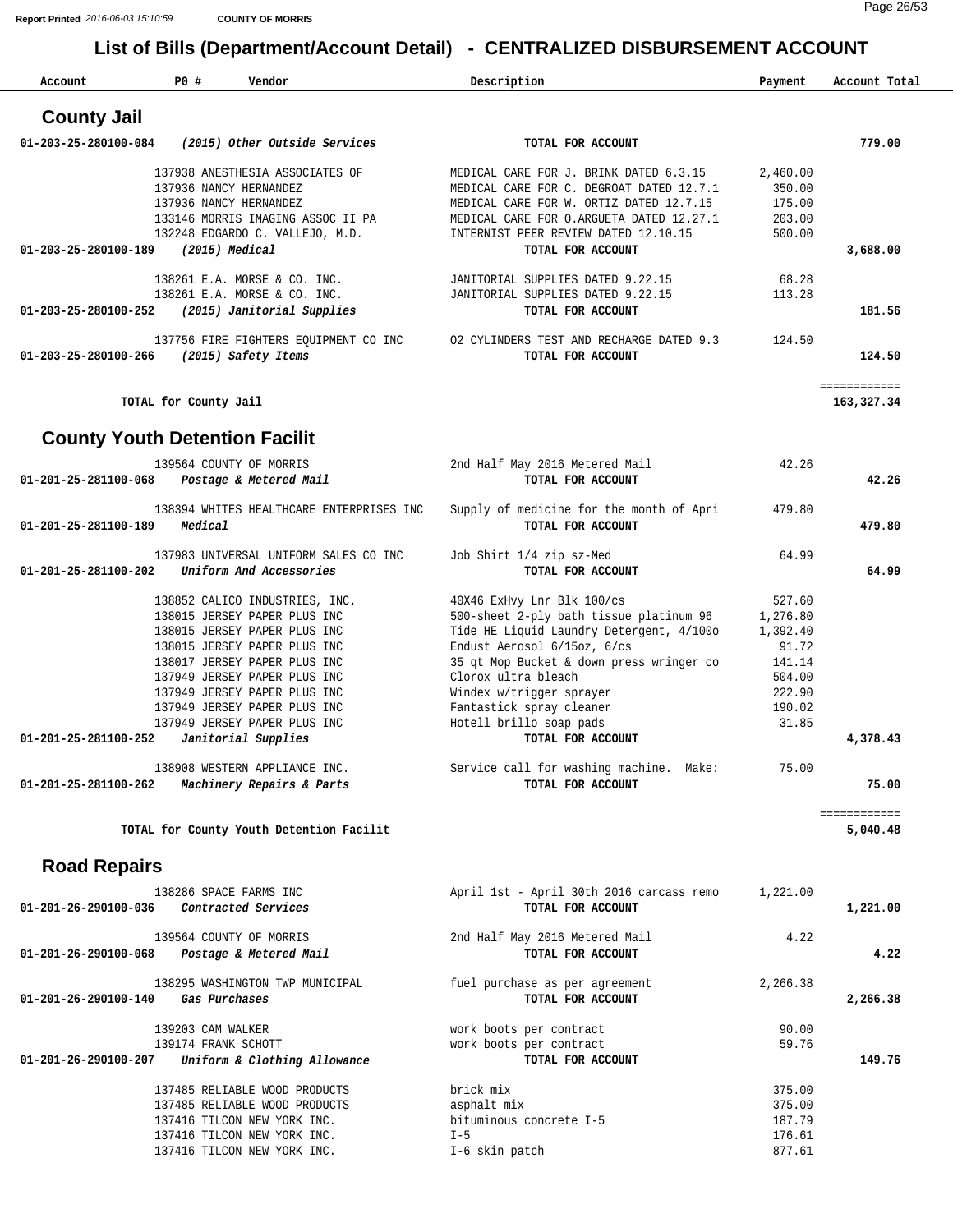# List of Bills (Department/Account Detail) - CENTRALIZED DISBURSEMENT ACCOUNT

| Account | PO # | Vendor | Description | Payment | Account Total |
|---|---|---|---|---|---|

## County Jail

| Account | PO # | Vendor | Description | Payment | Account Total |
|---|---|---|---|---|---|
| 01-203-25-280100-084 | | *(2015) Other Outside Services* | TOTAL FOR ACCOUNT | | 779.00 |
| | 137938 | ANESTHESIA ASSOCIATES OF | MEDICAL CARE FOR J. BRINK DATED 6.3.15 | 2,460.00 | |
| | 137936 | NANCY HERNANDEZ | MEDICAL CARE FOR C. DEGROAT DATED 12.7.1 | 350.00 | |
| | 137936 | NANCY HERNANDEZ | MEDICAL CARE FOR W. ORTIZ DATED 12.7.15 | 175.00 | |
| | 133146 | MORRIS IMAGING ASSOC II PA | MEDICAL CARE FOR O.ARGUETA DATED 12.27.1 | 203.00 | |
| | 132248 | EDGARDO C. VALLEJO, M.D. | INTERNIST PEER REVIEW DATED 12.10.15 | 500.00 | |
| 01-203-25-280100-189 | | *(2015) Medical* | TOTAL FOR ACCOUNT | | 3,688.00 |
| | 138261 | E.A. MORSE & CO. INC. | JANITORIAL SUPPLIES DATED 9.22.15 | 68.28 | |
| | 138261 | E.A. MORSE & CO. INC. | JANITORIAL SUPPLIES DATED 9.22.15 | 113.28 | |
| 01-203-25-280100-252 | | *(2015) Janitorial Supplies* | TOTAL FOR ACCOUNT | | 181.56 |
| | 137756 | FIRE FIGHTERS EQUIPMENT CO INC | O2 CYLINDERS TEST AND RECHARGE DATED 9.3 | 124.50 | |
| 01-203-25-280100-266 | | *(2015) Safety Items* | TOTAL FOR ACCOUNT | | 124.50 |

**TOTAL for County Jail** — 163,327.34

## County Youth Detention Facilit

| Account | PO # | Vendor | Description | Payment | Account Total |
|---|---|---|---|---|---|
| | 139564 | COUNTY OF MORRIS | 2nd Half May 2016 Metered Mail | 42.26 | |
| 01-201-25-281100-068 | | *Postage & Metered Mail* | TOTAL FOR ACCOUNT | | 42.26 |
| | 138394 | WHITES HEALTHCARE ENTERPRISES INC | Supply of medicine for the month of Apri | 479.80 | |
| 01-201-25-281100-189 | | *Medical* | TOTAL FOR ACCOUNT | | 479.80 |
| | 137983 | UNIVERSAL UNIFORM SALES CO INC | Job Shirt 1/4 zip sz-Med | 64.99 | |
| 01-201-25-281100-202 | | *Uniform And Accessories* | TOTAL FOR ACCOUNT | | 64.99 |
| | 138852 | CALICO INDUSTRIES, INC. | 40X46 ExHvy Lnr Blk 100/cs | 527.60 | |
| | 138015 | JERSEY PAPER PLUS INC | 500-sheet 2-ply bath tissue platinum 96 | 1,276.80 | |
| | 138015 | JERSEY PAPER PLUS INC | Tide HE Liquid Laundry Detergent, 4/100o | 1,392.40 | |
| | 138015 | JERSEY PAPER PLUS INC | Endust Aerosol 6/15oz, 6/cs | 91.72 | |
| | 138017 | JERSEY PAPER PLUS INC | 35 qt Mop Bucket & down press wringer co | 141.14 | |
| | 137949 | JERSEY PAPER PLUS INC | Clorox ultra bleach | 504.00 | |
| | 137949 | JERSEY PAPER PLUS INC | Windex w/trigger sprayer | 222.90 | |
| | 137949 | JERSEY PAPER PLUS INC | Fantastick spray cleaner | 190.02 | |
| | 137949 | JERSEY PAPER PLUS INC | Hotell brillo soap pads | 31.85 | |
| 01-201-25-281100-252 | | *Janitorial Supplies* | TOTAL FOR ACCOUNT | | 4,378.43 |
| | 138908 | WESTERN APPLIANCE INC. | Service call for washing machine. Make: | 75.00 | |
| 01-201-25-281100-262 | | *Machinery Repairs & Parts* | TOTAL FOR ACCOUNT | | 75.00 |

**TOTAL for County Youth Detention Facilit** — 5,040.48

## Road Repairs

| Account | PO # | Vendor | Description | Payment | Account Total |
|---|---|---|---|---|---|
| | 138286 | SPACE FARMS INC | April 1st - April 30th 2016 carcass remo | 1,221.00 | |
| 01-201-26-290100-036 | | *Contracted Services* | TOTAL FOR ACCOUNT | | 1,221.00 |
| | 139564 | COUNTY OF MORRIS | 2nd Half May 2016 Metered Mail | 4.22 | |
| 01-201-26-290100-068 | | *Postage & Metered Mail* | TOTAL FOR ACCOUNT | | 4.22 |
| | 138295 | WASHINGTON TWP MUNICIPAL | fuel purchase as per agreement | 2,266.38 | |
| 01-201-26-290100-140 | | *Gas Purchases* | TOTAL FOR ACCOUNT | | 2,266.38 |
| | 139203 | CAM WALKER | work boots per contract | 90.00 | |
| | 139174 | FRANK SCHOTT | work boots per contract | 59.76 | |
| 01-201-26-290100-207 | | *Uniform & Clothing Allowance* | TOTAL FOR ACCOUNT | | 149.76 |
| | 137485 | RELIABLE WOOD PRODUCTS | brick mix | 375.00 | |
| | 137485 | RELIABLE WOOD PRODUCTS | asphalt mix | 375.00 | |
| | 137416 | TILCON NEW YORK INC. | bituminous concrete I-5 | 187.79 | |
| | 137416 | TILCON NEW YORK INC. | I-5 | 176.61 | |
| | 137416 | TILCON NEW YORK INC. | I-6 skin patch | 877.61 | |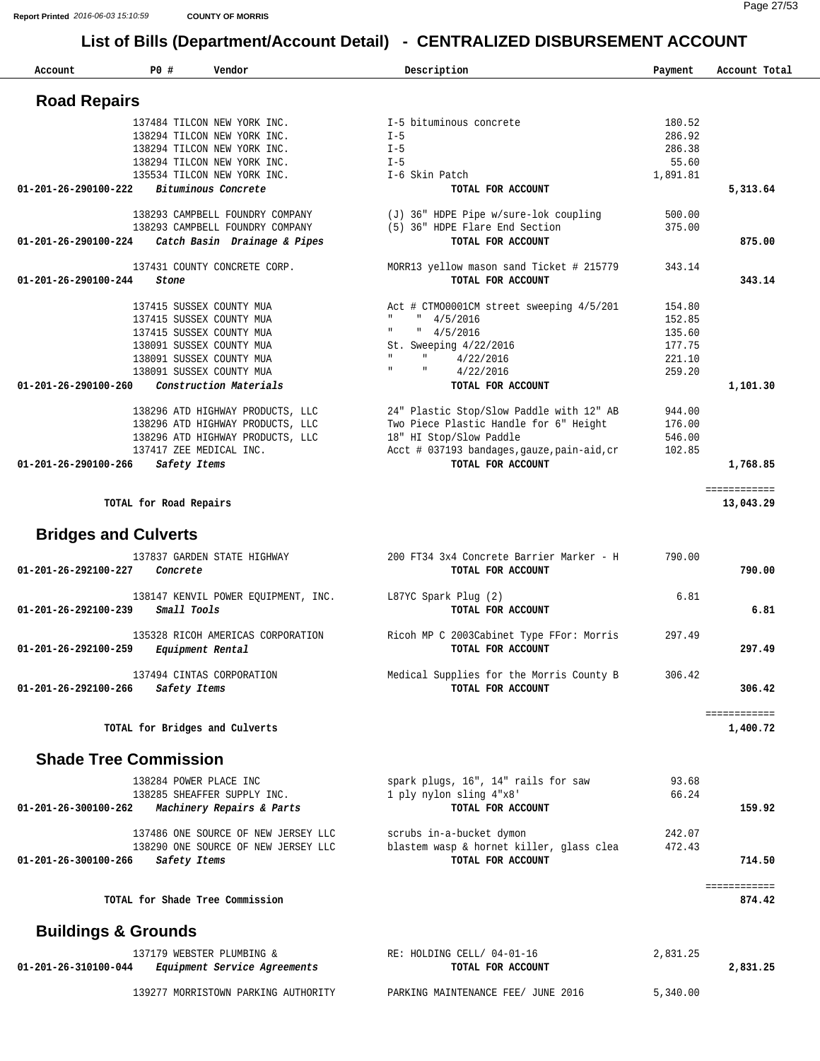# List of Bills (Department/Account Detail) - CENTRALIZED DISBURSEMENT ACCOUNT

| Account | PO # | Vendor | Description | Payment | Account Total |
|---|---|---|---|---|---|

## Road Repairs

| Account | PO # | Vendor | Description | Payment | Account Total |
|---|---|---|---|---|---|
| | 137484 | TILCON NEW YORK INC. | I-5 bituminous concrete | 180.52 | |
| | 138294 | TILCON NEW YORK INC. | I-5 | 286.92 | |
| | 138294 | TILCON NEW YORK INC. | I-5 | 286.38 | |
| | 138294 | TILCON NEW YORK INC. | I-5 | 55.60 | |
| | 135534 | TILCON NEW YORK INC. | I-6 Skin Patch | 1,891.81 | |
| **01-201-26-290100-222** | | ***Bituminous Concrete*** | **TOTAL FOR ACCOUNT** | | **5,313.64** |
| | 138293 | CAMPBELL FOUNDRY COMPANY | (J) 36" HDPE Pipe w/sure-lok coupling | 500.00 | |
| | 138293 | CAMPBELL FOUNDRY COMPANY | (5) 36" HDPE Flare End Section | 375.00 | |
| **01-201-26-290100-224** | | ***Catch Basin Drainage & Pipes*** | **TOTAL FOR ACCOUNT** | | **875.00** |
| | 137431 | COUNTY CONCRETE CORP. | MORR13 yellow mason sand Ticket # 215779 | 343.14 | |
| **01-201-26-290100-244** | | ***Stone*** | **TOTAL FOR ACCOUNT** | | **343.14** |
| | 137415 | SUSSEX COUNTY MUA | Act # CTMO0001CM street sweeping 4/5/201 | 154.80 | |
| | 137415 | SUSSEX COUNTY MUA | " " 4/5/2016 | 152.85 | |
| | 137415 | SUSSEX COUNTY MUA | " " 4/5/2016 | 135.60 | |
| | 138091 | SUSSEX COUNTY MUA | St. Sweeping 4/22/2016 | 177.75 | |
| | 138091 | SUSSEX COUNTY MUA | " " 4/22/2016 | 221.10 | |
| | 138091 | SUSSEX COUNTY MUA | " " 4/22/2016 | 259.20 | |
| **01-201-26-290100-260** | | ***Construction Materials*** | **TOTAL FOR ACCOUNT** | | **1,101.30** |
| | 138296 | ATD HIGHWAY PRODUCTS, LLC | 24" Plastic Stop/Slow Paddle with 12" AB | 944.00 | |
| | 138296 | ATD HIGHWAY PRODUCTS, LLC | Two Piece Plastic Handle for 6" Height | 176.00 | |
| | 138296 | ATD HIGHWAY PRODUCTS, LLC | 18" HI Stop/Slow Paddle | 546.00 | |
| | 137417 | ZEE MEDICAL INC. | Acct # 037193 bandages,gauze,pain-aid,cr | 102.85 | |
| **01-201-26-290100-266** | | ***Safety Items*** | **TOTAL FOR ACCOUNT** | | **1,768.85** |
| | | **TOTAL for Road Repairs** | | | **13,043.29** |

## Bridges and Culverts

| Account | PO # | Vendor | Description | Payment | Account Total |
|---|---|---|---|---|---|
| | 137837 | GARDEN STATE HIGHWAY | 200 FT34 3x4 Concrete Barrier Marker - H | 790.00 | |
| **01-201-26-292100-227** | | ***Concrete*** | **TOTAL FOR ACCOUNT** | | **790.00** |
| | 138147 | KENVIL POWER EQUIPMENT, INC. | L87YC Spark Plug (2) | 6.81 | |
| **01-201-26-292100-239** | | ***Small Tools*** | **TOTAL FOR ACCOUNT** | | **6.81** |
| | 135328 | RICOH AMERICAS CORPORATION | Ricoh MP C 2003Cabinet Type FFor: Morris | 297.49 | |
| **01-201-26-292100-259** | | ***Equipment Rental*** | **TOTAL FOR ACCOUNT** | | **297.49** |
| | 137494 | CINTAS CORPORATION | Medical Supplies for the Morris County B | 306.42 | |
| **01-201-26-292100-266** | | ***Safety Items*** | **TOTAL FOR ACCOUNT** | | **306.42** |
| | | **TOTAL for Bridges and Culverts** | | | **1,400.72** |

## Shade Tree Commission

| Account | PO # | Vendor | Description | Payment | Account Total |
|---|---|---|---|---|---|
| | 138284 | POWER PLACE INC | spark plugs, 16", 14" rails for saw | 93.68 | |
| | 138285 | SHEAFFER SUPPLY INC. | 1 ply nylon sling 4"x8' | 66.24 | |
| **01-201-26-300100-262** | | ***Machinery Repairs & Parts*** | **TOTAL FOR ACCOUNT** | | **159.92** |
| | 137486 | ONE SOURCE OF NEW JERSEY LLC | scrubs in-a-bucket dymon | 242.07 | |
| | 138290 | ONE SOURCE OF NEW JERSEY LLC | blastem wasp & hornet killer, glass clea | 472.43 | |
| **01-201-26-300100-266** | | ***Safety Items*** | **TOTAL FOR ACCOUNT** | | **714.50** |
| | | **TOTAL for Shade Tree Commission** | | | **874.42** |

## Buildings & Grounds

| Account | PO # | Vendor | Description | Payment | Account Total |
|---|---|---|---|---|---|
| | 137179 | WEBSTER PLUMBING & | RE: HOLDING CELL/ 04-01-16 | 2,831.25 | |
| **01-201-26-310100-044** | | ***Equipment Service Agreements*** | **TOTAL FOR ACCOUNT** | | **2,831.25** |
| | 139277 | MORRISTOWN PARKING AUTHORITY | PARKING MAINTENANCE FEE/ JUNE 2016 | 5,340.00 | |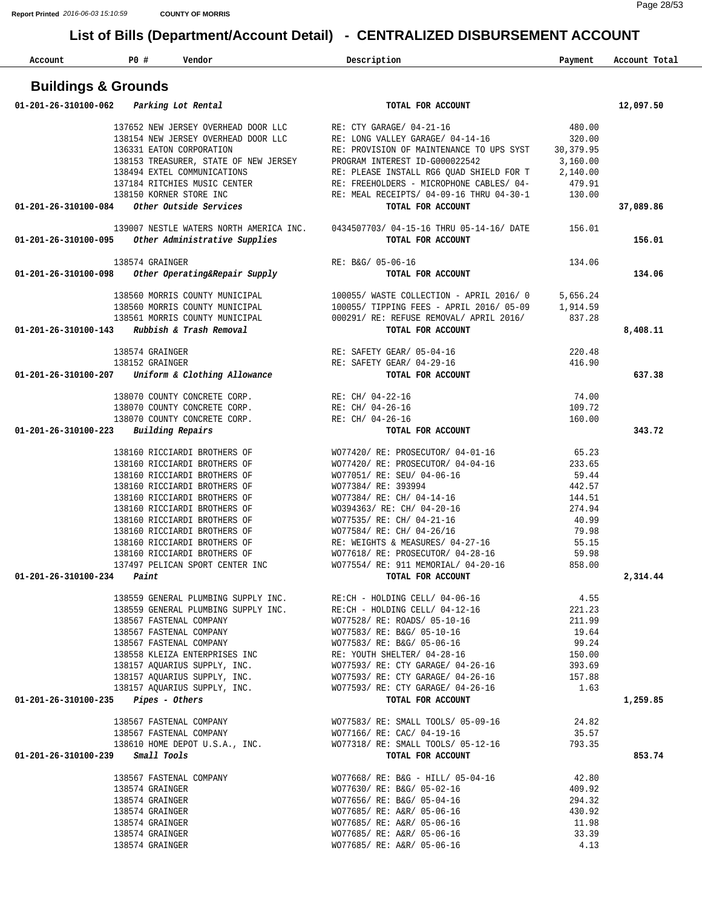# List of Bills (Department/Account Detail) - CENTRALIZED DISBURSEMENT ACCOUNT

## Buildings & Grounds

| Account | PO # | Vendor | Description | Payment | Account Total |
|---|---|---|---|---|---|
| 01-201-26-310100-062 *Parking Lot Rental* | | | TOTAL FOR ACCOUNT | | 12,097.50 |
| | 137652 | NEW JERSEY OVERHEAD DOOR LLC | RE: CTY GARAGE/ 04-21-16 | 480.00 | |
| | 138154 | NEW JERSEY OVERHEAD DOOR LLC | RE: LONG VALLEY GARAGE/ 04-14-16 | 320.00 | |
| | 136331 | EATON CORPORATION | RE: PROVISION OF MAINTENANCE TO UPS SYST | 30,379.95 | |
| | 138153 | TREASURER, STATE OF NEW JERSEY | PROGRAM INTEREST ID-G000022542 | 3,160.00 | |
| | 138494 | EXTEL COMMUNICATIONS | RE: PLEASE INSTALL RG6 QUAD SHIELD FOR T | 2,140.00 | |
| | 137184 | RITCHIES MUSIC CENTER | RE: FREEHOLDERS - MICROPHONE CABLES/ 04- | 479.91 | |
| | 138150 | KORNER STORE INC | RE: MEAL RECEIPTS/ 04-09-16 THRU 04-30-1 | 130.00 | |
| 01-201-26-310100-084 *Other Outside Services* | | | TOTAL FOR ACCOUNT | | 37,089.86 |
| | 139007 | NESTLE WATERS NORTH AMERICA INC. | 0434507703/ 04-15-16 THRU 05-14-16/ DATE | 156.01 | |
| 01-201-26-310100-095 *Other Administrative Supplies* | | | TOTAL FOR ACCOUNT | | 156.01 |
| | 138574 | GRAINGER | RE: B&G/ 05-06-16 | 134.06 | |
| 01-201-26-310100-098 *Other Operating&Repair Supply* | | | TOTAL FOR ACCOUNT | | 134.06 |
| | 138560 | MORRIS COUNTY MUNICIPAL | 100055/ WASTE COLLECTION - APRIL 2016/ 0 | 5,656.24 | |
| | 138560 | MORRIS COUNTY MUNICIPAL | 100055/ TIPPING FEES - APRIL 2016/ 05-09 | 1,914.59 | |
| | 138561 | MORRIS COUNTY MUNICIPAL | 000291/ RE: REFUSE REMOVAL/ APRIL 2016/ | 837.28 | |
| 01-201-26-310100-143 *Rubbish & Trash Removal* | | | TOTAL FOR ACCOUNT | | 8,408.11 |
| | 138574 | GRAINGER | RE: SAFETY GEAR/ 05-04-16 | 220.48 | |
| | 138152 | GRAINGER | RE: SAFETY GEAR/ 04-29-16 | 416.90 | |
| 01-201-26-310100-207 *Uniform & Clothing Allowance* | | | TOTAL FOR ACCOUNT | | 637.38 |
| | 138070 | COUNTY CONCRETE CORP. | RE: CH/ 04-22-16 | 74.00 | |
| | 138070 | COUNTY CONCRETE CORP. | RE: CH/ 04-26-16 | 109.72 | |
| | 138070 | COUNTY CONCRETE CORP. | RE: CH/ 04-26-16 | 160.00 | |
| 01-201-26-310100-223 *Building Repairs* | | | TOTAL FOR ACCOUNT | | 343.72 |
| | 138160 | RICCIARDI BROTHERS OF | WO77420/ RE: PROSECUTOR/ 04-01-16 | 65.23 | |
| | 138160 | RICCIARDI BROTHERS OF | WO77420/ RE: PROSECUTOR/ 04-04-16 | 233.65 | |
| | 138160 | RICCIARDI BROTHERS OF | WO77051/ RE: SEU/ 04-06-16 | 59.44 | |
| | 138160 | RICCIARDI BROTHERS OF | WO77384/ RE: 393994 | 442.57 | |
| | 138160 | RICCIARDI BROTHERS OF | WO77384/ RE: CH/ 04-14-16 | 144.51 | |
| | 138160 | RICCIARDI BROTHERS OF | WO394363/ RE: CH/ 04-20-16 | 274.94 | |
| | 138160 | RICCIARDI BROTHERS OF | WO77535/ RE: CH/ 04-21-16 | 40.99 | |
| | 138160 | RICCIARDI BROTHERS OF | WO77584/ RE: CH/ 04-26/16 | 79.98 | |
| | 138160 | RICCIARDI BROTHERS OF | RE: WEIGHTS & MEASURES/ 04-27-16 | 55.15 | |
| | 138160 | RICCIARDI BROTHERS OF | WO77618/ RE: PROSECUTOR/ 04-28-16 | 59.98 | |
| | 137497 | PELICAN SPORT CENTER INC | WO77554/ RE: 911 MEMORIAL/ 04-20-16 | 858.00 | |
| 01-201-26-310100-234 *Paint* | | | TOTAL FOR ACCOUNT | | 2,314.44 |
| | 138559 | GENERAL PLUMBING SUPPLY INC. | RE:CH - HOLDING CELL/ 04-06-16 | 4.55 | |
| | 138559 | GENERAL PLUMBING SUPPLY INC. | RE:CH - HOLDING CELL/ 04-12-16 | 221.23 | |
| | 138567 | FASTENAL COMPANY | WO77528/ RE: ROADS/ 05-10-16 | 211.99 | |
| | 138567 | FASTENAL COMPANY | WO77583/ RE: B&G/ 05-10-16 | 19.64 | |
| | 138567 | FASTENAL COMPANY | WO77583/ RE: B&G/ 05-06-16 | 99.24 | |
| | 138558 | KLEIZA ENTERPRISES INC | RE: YOUTH SHELTER/ 04-28-16 | 150.00 | |
| | 138157 | AQUARIUS SUPPLY, INC. | WO77593/ RE: CTY GARAGE/ 04-26-16 | 393.69 | |
| | 138157 | AQUARIUS SUPPLY, INC. | WO77593/ RE: CTY GARAGE/ 04-26-16 | 157.88 | |
| | 138157 | AQUARIUS SUPPLY, INC. | WO77593/ RE: CTY GARAGE/ 04-26-16 | 1.63 | |
| 01-201-26-310100-235 *Pipes - Others* | | | TOTAL FOR ACCOUNT | | 1,259.85 |
| | 138567 | FASTENAL COMPANY | WO77583/ RE: SMALL TOOLS/ 05-09-16 | 24.82 | |
| | 138567 | FASTENAL COMPANY | WO77166/ RE: CAC/ 04-19-16 | 35.57 | |
| | 138610 | HOME DEPOT U.S.A., INC. | WO77318/ RE: SMALL TOOLS/ 05-12-16 | 793.35 | |
| 01-201-26-310100-239 *Small Tools* | | | TOTAL FOR ACCOUNT | | 853.74 |
| | 138567 | FASTENAL COMPANY | WO77668/ RE: B&G - HILL/ 05-04-16 | 42.80 | |
| | 138574 | GRAINGER | WO77630/ RE: B&G/ 05-02-16 | 409.92 | |
| | 138574 | GRAINGER | WO77656/ RE: B&G/ 05-04-16 | 294.32 | |
| | 138574 | GRAINGER | WO77685/ RE: A&R/ 05-06-16 | 430.92 | |
| | 138574 | GRAINGER | WO77685/ RE: A&R/ 05-06-16 | 11.98 | |
| | 138574 | GRAINGER | WO77685/ RE: A&R/ 05-06-16 | 33.39 | |
| | 138574 | GRAINGER | WO77685/ RE: A&R/ 05-06-16 | 4.13 | |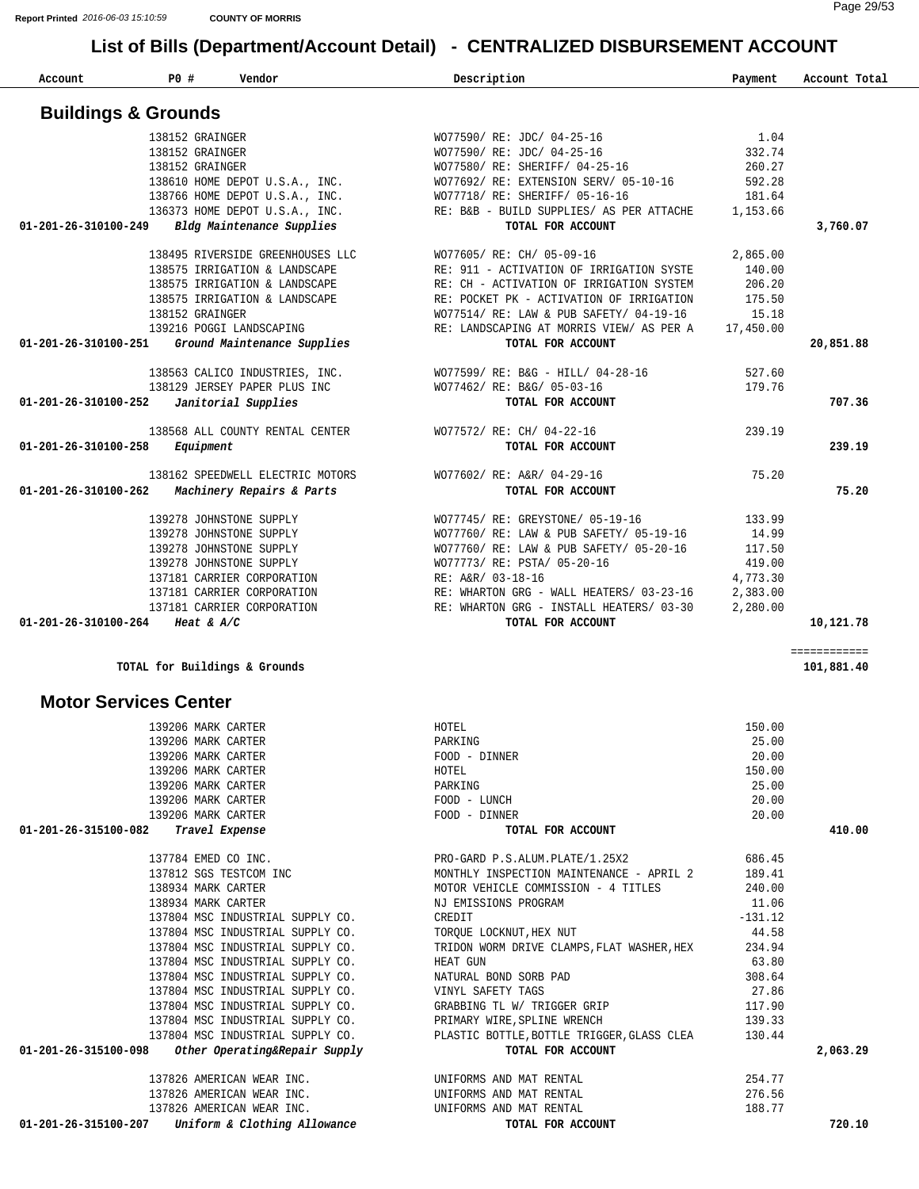# List of Bills (Department/Account Detail) - CENTRALIZED DISBURSEMENT ACCOUNT

| Account | PO # | Vendor | Description | Payment | Account Total |
|---|---|---|---|---|---|

## Buildings & Grounds

| Account | PO # | Vendor | Description | Payment | Account Total |
|---|---|---|---|---|---|
| | 138152 | GRAINGER | WO77590/ RE: JDC/ 04-25-16 | 1.04 | |
| | 138152 | GRAINGER | WO77590/ RE: JDC/ 04-25-16 | 332.74 | |
| | 138152 | GRAINGER | WO77580/ RE: SHERIFF/ 04-25-16 | 260.27 | |
| | 138610 | HOME DEPOT U.S.A., INC. | WO77692/ RE: EXTENSION SERV/ 05-10-16 | 592.28 | |
| | 138766 | HOME DEPOT U.S.A., INC. | WO77718/ RE: SHERIFF/ 05-16-16 | 181.64 | |
| | 136373 | HOME DEPOT U.S.A., INC. | RE: B&B - BUILD SUPPLIES/ AS PER ATTACHE | 1,153.66 | |
| 01-201-26-310100-249 | | *Bldg Maintenance Supplies* | TOTAL FOR ACCOUNT | | 3,760.07 |
| | 138495 | RIVERSIDE GREENHOUSES LLC | WO77605/ RE: CH/ 05-09-16 | 2,865.00 | |
| | 138575 | IRRIGATION & LANDSCAPE | RE: 911 - ACTIVATION OF IRRIGATION SYSTE | 140.00 | |
| | 138575 | IRRIGATION & LANDSCAPE | RE: CH - ACTIVATION OF IRRIGATION SYSTEM | 206.20 | |
| | 138575 | IRRIGATION & LANDSCAPE | RE: POCKET PK - ACTIVATION OF IRRIGATION | 175.50 | |
| | 138152 | GRAINGER | WO77514/ RE: LAW & PUB SAFETY/ 04-19-16 | 15.18 | |
| | 139216 | POGGI LANDSCAPING | RE: LANDSCAPING AT MORRIS VIEW/ AS PER A | 17,450.00 | |
| 01-201-26-310100-251 | | *Ground Maintenance Supplies* | TOTAL FOR ACCOUNT | | 20,851.88 |
| | 138563 | CALICO INDUSTRIES, INC. | WO77599/ RE: B&G - HILL/ 04-28-16 | 527.60 | |
| | 138129 | JERSEY PAPER PLUS INC | WO77462/ RE: B&G/ 05-03-16 | 179.76 | |
| 01-201-26-310100-252 | | *Janitorial Supplies* | TOTAL FOR ACCOUNT | | 707.36 |
| | 138568 | ALL COUNTY RENTAL CENTER | WO77572/ RE: CH/ 04-22-16 | 239.19 | |
| 01-201-26-310100-258 | | *Equipment* | TOTAL FOR ACCOUNT | | 239.19 |
| | 138162 | SPEEDWELL ELECTRIC MOTORS | WO77602/ RE: A&R/ 04-29-16 | 75.20 | |
| 01-201-26-310100-262 | | *Machinery Repairs & Parts* | TOTAL FOR ACCOUNT | | 75.20 |
| | 139278 | JOHNSTONE SUPPLY | WO77745/ RE: GREYSTONE/ 05-19-16 | 133.99 | |
| | 139278 | JOHNSTONE SUPPLY | WO77760/ RE: LAW & PUB SAFETY/ 05-19-16 | 14.99 | |
| | 139278 | JOHNSTONE SUPPLY | WO77760/ RE: LAW & PUB SAFETY/ 05-20-16 | 117.50 | |
| | 139278 | JOHNSTONE SUPPLY | WO77773/ RE: PSTA/ 05-20-16 | 419.00 | |
| | 137181 | CARRIER CORPORATION | RE: A&R/ 03-18-16 | 4,773.30 | |
| | 137181 | CARRIER CORPORATION | RE: WHARTON GRG - WALL HEATERS/ 03-23-16 | 2,383.00 | |
| | 137181 | CARRIER CORPORATION | RE: WHARTON GRG - INSTALL HEATERS/ 03-30 | 2,280.00 | |
| 01-201-26-310100-264 | | *Heat & A/C* | TOTAL FOR ACCOUNT | | 10,121.78 |
| | | **TOTAL for Buildings & Grounds** | | | 101,881.40 |

## Motor Services Center

| Account | PO # | Vendor | Description | Payment | Account Total |
|---|---|---|---|---|---|
| | 139206 | MARK CARTER | HOTEL | 150.00 | |
| | 139206 | MARK CARTER | PARKING | 25.00 | |
| | 139206 | MARK CARTER | FOOD - DINNER | 20.00 | |
| | 139206 | MARK CARTER | HOTEL | 150.00 | |
| | 139206 | MARK CARTER | PARKING | 25.00 | |
| | 139206 | MARK CARTER | FOOD - LUNCH | 20.00 | |
| | 139206 | MARK CARTER | FOOD - DINNER | 20.00 | |
| 01-201-26-315100-082 | | *Travel Expense* | TOTAL FOR ACCOUNT | | 410.00 |
| | 137784 | EMED CO INC. | PRO-GARD P.S.ALUM.PLATE/1.25X2 | 686.45 | |
| | 137812 | SGS TESTCOM INC | MONTHLY INSPECTION MAINTENANCE - APRIL 2 | 189.41 | |
| | 138934 | MARK CARTER | MOTOR VEHICLE COMMISSION - 4 TITLES | 240.00 | |
| | 138934 | MARK CARTER | NJ EMISSIONS PROGRAM | 11.06 | |
| | 137804 | MSC INDUSTRIAL SUPPLY CO. | CREDIT | -131.12 | |
| | 137804 | MSC INDUSTRIAL SUPPLY CO. | TORQUE LOCKNUT,HEX NUT | 44.58 | |
| | 137804 | MSC INDUSTRIAL SUPPLY CO. | TRIDON WORM DRIVE CLAMPS,FLAT WASHER,HEX | 234.94 | |
| | 137804 | MSC INDUSTRIAL SUPPLY CO. | HEAT GUN | 63.80 | |
| | 137804 | MSC INDUSTRIAL SUPPLY CO. | NATURAL BOND SORB PAD | 308.64 | |
| | 137804 | MSC INDUSTRIAL SUPPLY CO. | VINYL SAFETY TAGS | 27.86 | |
| | 137804 | MSC INDUSTRIAL SUPPLY CO. | GRABBING TL W/ TRIGGER GRIP | 117.90 | |
| | 137804 | MSC INDUSTRIAL SUPPLY CO. | PRIMARY WIRE,SPLINE WRENCH | 139.33 | |
| | 137804 | MSC INDUSTRIAL SUPPLY CO. | PLASTIC BOTTLE,BOTTLE TRIGGER,GLASS CLEA | 130.44 | |
| 01-201-26-315100-098 | | *Other Operating&Repair Supply* | TOTAL FOR ACCOUNT | | 2,063.29 |
| | 137826 | AMERICAN WEAR INC. | UNIFORMS AND MAT RENTAL | 254.77 | |
| | 137826 | AMERICAN WEAR INC. | UNIFORMS AND MAT RENTAL | 276.56 | |
| | 137826 | AMERICAN WEAR INC. | UNIFORMS AND MAT RENTAL | 188.77 | |
| 01-201-26-315100-207 | | *Uniform & Clothing Allowance* | TOTAL FOR ACCOUNT | | 720.10 |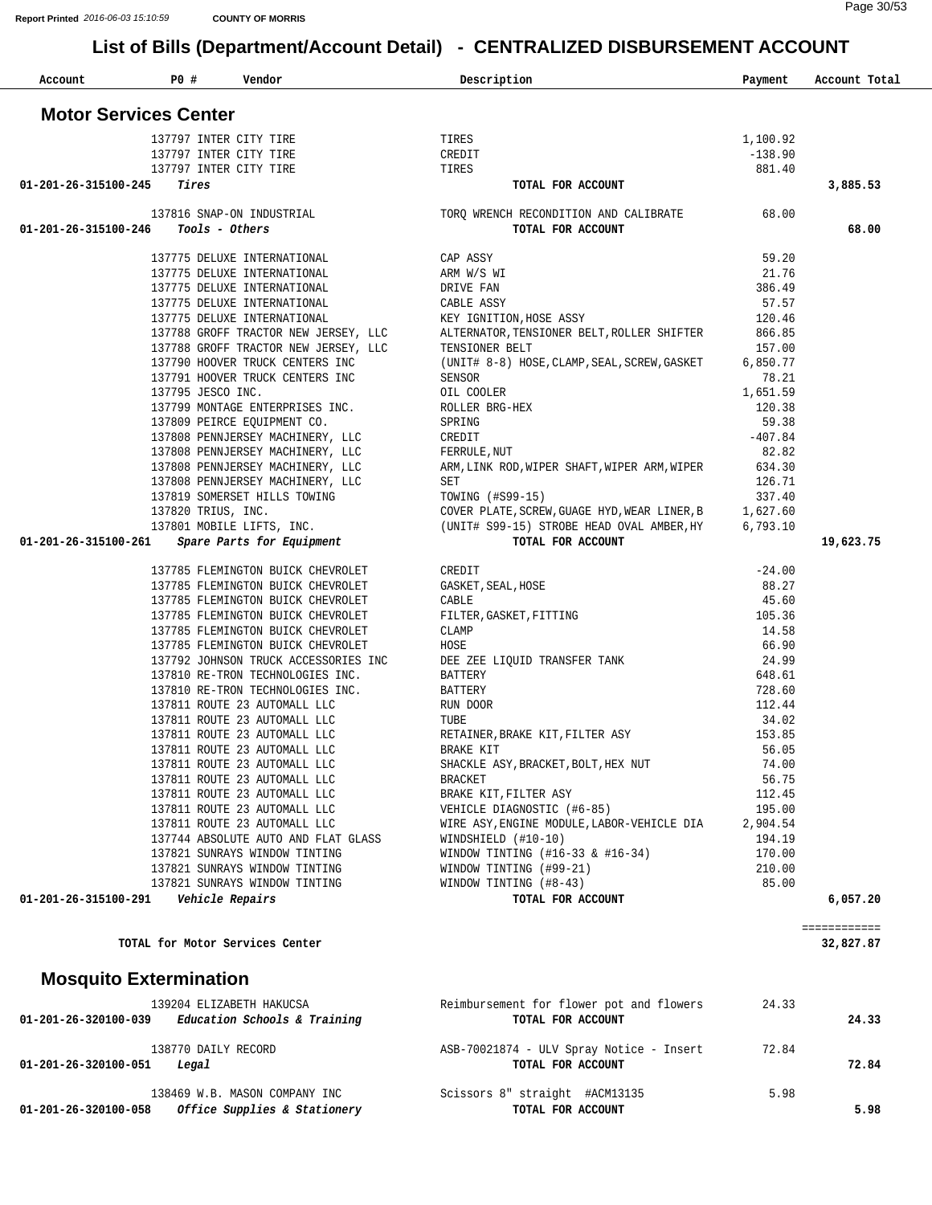# List of Bills (Department/Account Detail) - CENTRALIZED DISBURSEMENT ACCOUNT

Report Printed 2016-06-03 15:10:59 COUNTY OF MORRIS

## Motor Services Center

| Account | PO # | Vendor | Description | Payment | Account Total |
|---|---|---|---|---|---|
| | 137797 | INTER CITY TIRE | TIRES | 1,100.92 | |
| | 137797 | INTER CITY TIRE | CREDIT | -138.90 | |
| | 137797 | INTER CITY TIRE | TIRES | 881.40 | |
| 01-201-26-315100-245 | *Tires* | | TOTAL FOR ACCOUNT | | 3,885.53 |
| | 137816 | SNAP-ON INDUSTRIAL | TORQ WRENCH RECONDITION AND CALIBRATE | 68.00 | |
| 01-201-26-315100-246 | *Tools - Others* | | TOTAL FOR ACCOUNT | | 68.00 |
| | 137775 | DELUXE INTERNATIONAL | CAP ASSY | 59.20 | |
| | 137775 | DELUXE INTERNATIONAL | ARM W/S WI | 21.76 | |
| | 137775 | DELUXE INTERNATIONAL | DRIVE FAN | 386.49 | |
| | 137775 | DELUXE INTERNATIONAL | CABLE ASSY | 57.57 | |
| | 137775 | DELUXE INTERNATIONAL | KEY IGNITION,HOSE ASSY | 120.46 | |
| | 137788 | GROFF TRACTOR NEW JERSEY, LLC | ALTERNATOR,TENSIONER BELT,ROLLER SHIFTER | 866.85 | |
| | 137788 | GROFF TRACTOR NEW JERSEY, LLC | TENSIONER BELT | 157.00 | |
| | 137790 | HOOVER TRUCK CENTERS INC | (UNIT# 8-8) HOSE,CLAMP,SEAL,SCREW,GASKET | 6,850.77 | |
| | 137791 | HOOVER TRUCK CENTERS INC | SENSOR | 78.21 | |
| | 137795 | JESCO INC. | OIL COOLER | 1,651.59 | |
| | 137799 | MONTAGE ENTERPRISES INC. | ROLLER BRG-HEX | 120.38 | |
| | 137809 | PEIRCE EQUIPMENT CO. | SPRING | 59.38 | |
| | 137808 | PENNJERSEY MACHINERY, LLC | CREDIT | -407.84 | |
| | 137808 | PENNJERSEY MACHINERY, LLC | FERRULE,NUT | 82.82 | |
| | 137808 | PENNJERSEY MACHINERY, LLC | ARM,LINK ROD,WIPER SHAFT,WIPER ARM,WIPER | 634.30 | |
| | 137808 | PENNJERSEY MACHINERY, LLC | SET | 126.71 | |
| | 137819 | SOMERSET HILLS TOWING | TOWING (#S99-15) | 337.40 | |
| | 137820 | TRIUS, INC. | COVER PLATE,SCREW,GUAGE HYD,WEAR LINER,B | 1,627.60 | |
| | 137801 | MOBILE LIFTS, INC. | (UNIT# S99-15) STROBE HEAD OVAL AMBER,HY | 6,793.10 | |
| 01-201-26-315100-261 | *Spare Parts for Equipment* | | TOTAL FOR ACCOUNT | | 19,623.75 |
| | 137785 | FLEMINGTON BUICK CHEVROLET | CREDIT | -24.00 | |
| | 137785 | FLEMINGTON BUICK CHEVROLET | GASKET,SEAL,HOSE | 88.27 | |
| | 137785 | FLEMINGTON BUICK CHEVROLET | CABLE | 45.60 | |
| | 137785 | FLEMINGTON BUICK CHEVROLET | FILTER,GASKET,FITTING | 105.36 | |
| | 137785 | FLEMINGTON BUICK CHEVROLET | CLAMP | 14.58 | |
| | 137785 | FLEMINGTON BUICK CHEVROLET | HOSE | 66.90 | |
| | 137792 | JOHNSON TRUCK ACCESSORIES INC | DEE ZEE LIQUID TRANSFER TANK | 24.99 | |
| | 137810 | RE-TRON TECHNOLOGIES INC. | BATTERY | 648.61 | |
| | 137810 | RE-TRON TECHNOLOGIES INC. | BATTERY | 728.60 | |
| | 137811 | ROUTE 23 AUTOMALL LLC | RUN DOOR | 112.44 | |
| | 137811 | ROUTE 23 AUTOMALL LLC | TUBE | 34.02 | |
| | 137811 | ROUTE 23 AUTOMALL LLC | RETAINER,BRAKE KIT,FILTER ASY | 153.85 | |
| | 137811 | ROUTE 23 AUTOMALL LLC | BRAKE KIT | 56.05 | |
| | 137811 | ROUTE 23 AUTOMALL LLC | SHACKLE ASY,BRACKET,BOLT,HEX NUT | 74.00 | |
| | 137811 | ROUTE 23 AUTOMALL LLC | BRACKET | 56.75 | |
| | 137811 | ROUTE 23 AUTOMALL LLC | BRAKE KIT,FILTER ASY | 112.45 | |
| | 137811 | ROUTE 23 AUTOMALL LLC | VEHICLE DIAGNOSTIC (#6-85) | 195.00 | |
| | 137811 | ROUTE 23 AUTOMALL LLC | WIRE ASY,ENGINE MODULE,LABOR-VEHICLE DIA | 2,904.54 | |
| | 137744 | ABSOLUTE AUTO AND FLAT GLASS | WINDSHIELD (#10-10) | 194.19 | |
| | 137821 | SUNRAYS WINDOW TINTING | WINDOW TINTING (#16-33 & #16-34) | 170.00 | |
| | 137821 | SUNRAYS WINDOW TINTING | WINDOW TINTING (#99-21) | 210.00 | |
| | 137821 | SUNRAYS WINDOW TINTING | WINDOW TINTING (#8-43) | 85.00 | |
| 01-201-26-315100-291 | *Vehicle Repairs* | | TOTAL FOR ACCOUNT | | 6,057.20 |

**TOTAL for Motor Services Center** 32,827.87

## Mosquito Extermination

| Account | PO # | Vendor | Description | Payment | Account Total |
|---|---|---|---|---|---|
| | 139204 | ELIZABETH HAKUCSA | Reimbursement for flower pot and flowers | 24.33 | |
| 01-201-26-320100-039 | *Education Schools & Training* | | TOTAL FOR ACCOUNT | | 24.33 |
| | 138770 | DAILY RECORD | ASB-70021874 - ULV Spray Notice - Insert | 72.84 | |
| 01-201-26-320100-051 | *Legal* | | TOTAL FOR ACCOUNT | | 72.84 |
| | 138469 | W.B. MASON COMPANY INC | Scissors 8" straight #ACM13135 | 5.98 | |
| 01-201-26-320100-058 | *Office Supplies & Stationery* | | TOTAL FOR ACCOUNT | | 5.98 |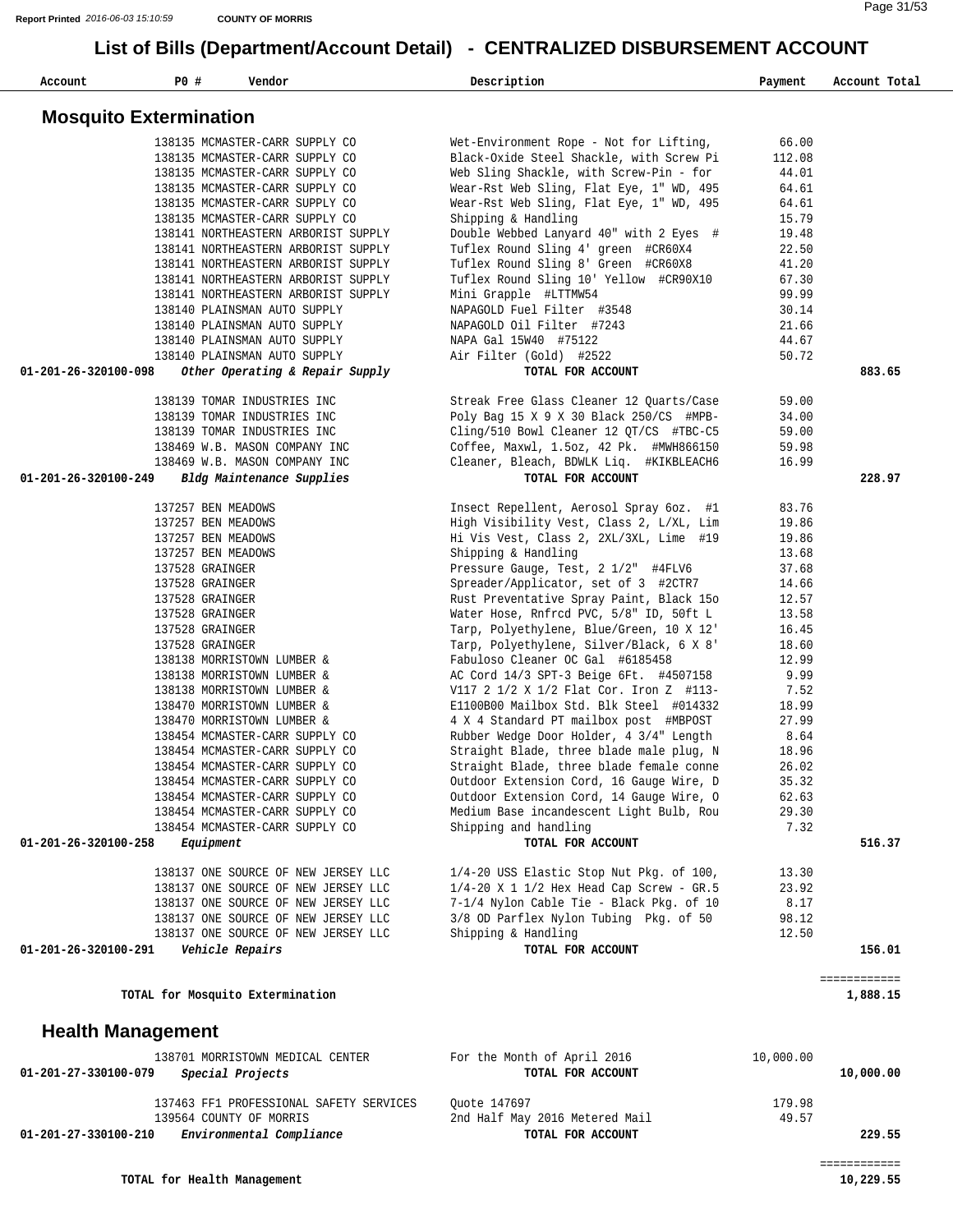Report Printed 2016-06-03 15:10:59 COUNTY OF MORRIS

# List of Bills (Department/Account Detail) - CENTRALIZED DISBURSEMENT ACCOUNT

| Account | PO # | Vendor | Description | Payment | Account Total |
|---|---|---|---|---|---|

## Mosquito Extermination

| Account | PO # | Vendor | Description | Payment | Account Total |
|---|---|---|---|---|---|
| | 138135 | MCMASTER-CARR SUPPLY CO | Wet-Environment Rope - Not for Lifting, | 66.00 | |
| | 138135 | MCMASTER-CARR SUPPLY CO | Black-Oxide Steel Shackle, with Screw Pi | 112.08 | |
| | 138135 | MCMASTER-CARR SUPPLY CO | Web Sling Shackle, with Screw-Pin - for | 44.01 | |
| | 138135 | MCMASTER-CARR SUPPLY CO | Wear-Rst Web Sling, Flat Eye, 1" WD, 495 | 64.61 | |
| | 138135 | MCMASTER-CARR SUPPLY CO | Wear-Rst Web Sling, Flat Eye, 1" WD, 495 | 64.61 | |
| | 138135 | MCMASTER-CARR SUPPLY CO | Shipping & Handling | 15.79 | |
| | 138141 | NORTHEASTERN ARBORIST SUPPLY | Double Webbed Lanyard 40" with 2 Eyes # | 19.48 | |
| | 138141 | NORTHEASTERN ARBORIST SUPPLY | Tuflex Round Sling 4' green #CR60X4 | 22.50 | |
| | 138141 | NORTHEASTERN ARBORIST SUPPLY | Tuflex Round Sling 8' Green #CR60X8 | 41.20 | |
| | 138141 | NORTHEASTERN ARBORIST SUPPLY | Tuflex Round Sling 10' Yellow #CR90X10 | 67.30 | |
| | 138141 | NORTHEASTERN ARBORIST SUPPLY | Mini Grapple #LTTMW54 | 99.99 | |
| | 138140 | PLAINSMAN AUTO SUPPLY | NAPAGOLD Fuel Filter #3548 | 30.14 | |
| | 138140 | PLAINSMAN AUTO SUPPLY | NAPAGOLD Oil Filter #7243 | 21.66 | |
| | 138140 | PLAINSMAN AUTO SUPPLY | NAPA Gal 15W40 #75122 | 44.67 | |
| | 138140 | PLAINSMAN AUTO SUPPLY | Air Filter (Gold) #2522 | 50.72 | |
| **01-201-26-320100-098** | | ***Other Operating & Repair Supply*** | **TOTAL FOR ACCOUNT** | | **883.65** |
| | 138139 | TOMAR INDUSTRIES INC | Streak Free Glass Cleaner 12 Quarts/Case | 59.00 | |
| | 138139 | TOMAR INDUSTRIES INC | Poly Bag 15 X 9 X 30 Black 250/CS #MPB- | 34.00 | |
| | 138139 | TOMAR INDUSTRIES INC | Cling/510 Bowl Cleaner 12 QT/CS #TBC-C5 | 59.00 | |
| | 138469 | W.B. MASON COMPANY INC | Coffee, Maxwl, 1.5oz, 42 Pk. #MWH866150 | 59.98 | |
| | 138469 | W.B. MASON COMPANY INC | Cleaner, Bleach, BDWLK Liq. #KIKBLEACH6 | 16.99 | |
| **01-201-26-320100-249** | | ***Bldg Maintenance Supplies*** | **TOTAL FOR ACCOUNT** | | **228.97** |
| | 137257 | BEN MEADOWS | Insect Repellent, Aerosol Spray 6oz. #1 | 83.76 | |
| | 137257 | BEN MEADOWS | High Visibility Vest, Class 2, L/XL, Lim | 19.86 | |
| | 137257 | BEN MEADOWS | Hi Vis Vest, Class 2, 2XL/3XL, Lime #19 | 19.86 | |
| | 137257 | BEN MEADOWS | Shipping & Handling | 13.68 | |
| | 137528 | GRAINGER | Pressure Gauge, Test, 2 1/2" #4FLV6 | 37.68 | |
| | 137528 | GRAINGER | Spreader/Applicator, set of 3 #2CTR7 | 14.66 | |
| | 137528 | GRAINGER | Rust Preventative Spray Paint, Black 15o | 12.57 | |
| | 137528 | GRAINGER | Water Hose, Rnfrcd PVC, 5/8" ID, 50ft L | 13.58 | |
| | 137528 | GRAINGER | Tarp, Polyethylene, Blue/Green, 10 X 12' | 16.45 | |
| | 137528 | GRAINGER | Tarp, Polyethylene, Silver/Black, 6 X 8' | 18.60 | |
| | 138138 | MORRISTOWN LUMBER & | Fabuloso Cleaner OC Gal #6185458 | 12.99 | |
| | 138138 | MORRISTOWN LUMBER & | AC Cord 14/3 SPT-3 Beige 6Ft. #4507158 | 9.99 | |
| | 138138 | MORRISTOWN LUMBER & | V117 2 1/2 X 1/2 Flat Cor. Iron Z #113- | 7.52 | |
| | 138470 | MORRISTOWN LUMBER & | E1100B00 Mailbox Std. Blk Steel #014332 | 18.99 | |
| | 138470 | MORRISTOWN LUMBER & | 4 X 4 Standard PT mailbox post #MBPOST | 27.99 | |
| | 138454 | MCMASTER-CARR SUPPLY CO | Rubber Wedge Door Holder, 4 3/4" Length | 8.64 | |
| | 138454 | MCMASTER-CARR SUPPLY CO | Straight Blade, three blade male plug, N | 18.96 | |
| | 138454 | MCMASTER-CARR SUPPLY CO | Straight Blade, three blade female conne | 26.02 | |
| | 138454 | MCMASTER-CARR SUPPLY CO | Outdoor Extension Cord, 16 Gauge Wire, D | 35.32 | |
| | 138454 | MCMASTER-CARR SUPPLY CO | Outdoor Extension Cord, 14 Gauge Wire, O | 62.63 | |
| | 138454 | MCMASTER-CARR SUPPLY CO | Medium Base incandescent Light Bulb, Rou | 29.30 | |
| | 138454 | MCMASTER-CARR SUPPLY CO | Shipping and handling | 7.32 | |
| **01-201-26-320100-258** | | ***Equipment*** | **TOTAL FOR ACCOUNT** | | **516.37** |
| | 138137 | ONE SOURCE OF NEW JERSEY LLC | 1/4-20 USS Elastic Stop Nut Pkg. of 100, | 13.30 | |
| | 138137 | ONE SOURCE OF NEW JERSEY LLC | 1/4-20 X 1 1/2 Hex Head Cap Screw - GR.5 | 23.92 | |
| | 138137 | ONE SOURCE OF NEW JERSEY LLC | 7-1/4 Nylon Cable Tie - Black Pkg. of 10 | 8.17 | |
| | 138137 | ONE SOURCE OF NEW JERSEY LLC | 3/8 OD Parflex Nylon Tubing Pkg. of 50 | 98.12 | |
| | 138137 | ONE SOURCE OF NEW JERSEY LLC | Shipping & Handling | 12.50 | |
| **01-201-26-320100-291** | | ***Vehicle Repairs*** | **TOTAL FOR ACCOUNT** | | **156.01** |

**TOTAL for Mosquito Extermination** ============ **1,888.15**

## Health Management

| Account | PO # | Vendor | Description | Payment | Account Total |
|---|---|---|---|---|---|
| | 138701 | MORRISTOWN MEDICAL CENTER | For the Month of April 2016 | 10,000.00 | |
| **01-201-27-330100-079** | | ***Special Projects*** | **TOTAL FOR ACCOUNT** | | **10,000.00** |
| | 137463 | FF1 PROFESSIONAL SAFETY SERVICES | Quote 147697 | 179.98 | |
| | 139564 | COUNTY OF MORRIS | 2nd Half May 2016 Metered Mail | 49.57 | |
| **01-201-27-330100-210** | | ***Environmental Compliance*** | **TOTAL FOR ACCOUNT** | | **229.55** |

**TOTAL for Health Management** ============ **10,229.55**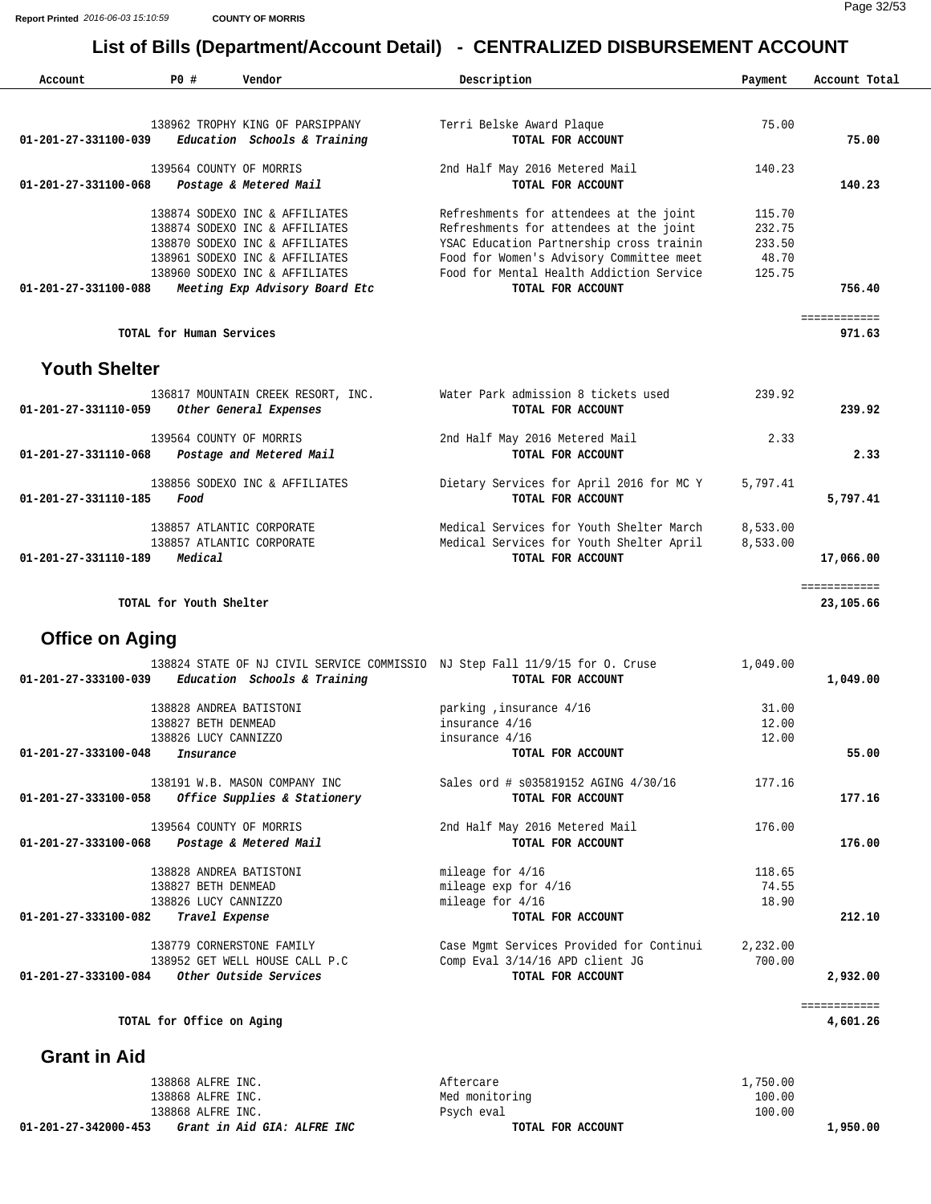# List of Bills (Department/Account Detail) - CENTRALIZED DISBURSEMENT ACCOUNT

Report Printed 2016-06-03 15:10:59 COUNTY OF MORRIS

| Account | PO # | Vendor | Description | Payment | Account Total |
|---|---|---|---|---|---|
| | 138962 | TROPHY KING OF PARSIPPANY | Terri Belske Award Plaque | 75.00 | |
| 01-201-27-331100-039 | | *Education Schools & Training* | TOTAL FOR ACCOUNT | | 75.00 |
| | 139564 | COUNTY OF MORRIS | 2nd Half May 2016 Metered Mail | 140.23 | |
| 01-201-27-331100-068 | | *Postage & Metered Mail* | TOTAL FOR ACCOUNT | | 140.23 |
| | 138874 | SODEXO INC & AFFILIATES | Refreshments for attendees at the joint | 115.70 | |
| | 138874 | SODEXO INC & AFFILIATES | Refreshments for attendees at the joint | 232.75 | |
| | 138870 | SODEXO INC & AFFILIATES | YSAC Education Partnership cross trainin | 233.50 | |
| | 138961 | SODEXO INC & AFFILIATES | Food for Women's Advisory Committee meet | 48.70 | |
| | 138960 | SODEXO INC & AFFILIATES | Food for Mental Health Addiction Service | 125.75 | |
| 01-201-27-331100-088 | | *Meeting Exp Advisory Board Etc* | TOTAL FOR ACCOUNT | | 756.40 |
| | | | | | ============ |
| | | TOTAL for Human Services | | | 971.63 |

## Youth Shelter

| Account | PO # | Vendor | Description | Payment | Account Total |
|---|---|---|---|---|---|
| | 136817 | MOUNTAIN CREEK RESORT, INC. | Water Park admission 8 tickets used | 239.92 | |
| 01-201-27-331110-059 | | *Other General Expenses* | TOTAL FOR ACCOUNT | | 239.92 |
| | 139564 | COUNTY OF MORRIS | 2nd Half May 2016 Metered Mail | 2.33 | |
| 01-201-27-331110-068 | | *Postage and Metered Mail* | TOTAL FOR ACCOUNT | | 2.33 |
| | 138856 | SODEXO INC & AFFILIATES | Dietary Services for April 2016 for MC Y | 5,797.41 | |
| 01-201-27-331110-185 | | *Food* | TOTAL FOR ACCOUNT | | 5,797.41 |
| | 138857 | ATLANTIC CORPORATE | Medical Services for Youth Shelter March | 8,533.00 | |
| | 138857 | ATLANTIC CORPORATE | Medical Services for Youth Shelter April | 8,533.00 | |
| 01-201-27-331110-189 | | *Medical* | TOTAL FOR ACCOUNT | | 17,066.00 |
| | | | | | ============ |
| | | TOTAL for Youth Shelter | | | 23,105.66 |

## Office on Aging

| Account | PO # | Vendor | Description | Payment | Account Total |
|---|---|---|---|---|---|
| | 138824 | STATE OF NJ CIVIL SERVICE COMMISSIO | NJ Step Fall 11/9/15 for O. Cruse | 1,049.00 | |
| 01-201-27-333100-039 | | *Education Schools & Training* | TOTAL FOR ACCOUNT | | 1,049.00 |
| | 138828 | ANDREA BATISTONI | parking ,insurance 4/16 | 31.00 | |
| | 138827 | BETH DENMEAD | insurance 4/16 | 12.00 | |
| | 138826 | LUCY CANNIZZO | insurance 4/16 | 12.00 | |
| 01-201-27-333100-048 | | *Insurance* | TOTAL FOR ACCOUNT | | 55.00 |
| | 138191 | W.B. MASON COMPANY INC | Sales ord # s035819152 AGING 4/30/16 | 177.16 | |
| 01-201-27-333100-058 | | *Office Supplies & Stationery* | TOTAL FOR ACCOUNT | | 177.16 |
| | 139564 | COUNTY OF MORRIS | 2nd Half May 2016 Metered Mail | 176.00 | |
| 01-201-27-333100-068 | | *Postage & Metered Mail* | TOTAL FOR ACCOUNT | | 176.00 |
| | 138828 | ANDREA BATISTONI | mileage for 4/16 | 118.65 | |
| | 138827 | BETH DENMEAD | mileage exp for 4/16 | 74.55 | |
| | 138826 | LUCY CANNIZZO | mileage for 4/16 | 18.90 | |
| 01-201-27-333100-082 | | *Travel Expense* | TOTAL FOR ACCOUNT | | 212.10 |
| | 138779 | CORNERSTONE FAMILY | Case Mgmt Services Provided for Continui | 2,232.00 | |
| | 138952 | GET WELL HOUSE CALL P.C | Comp Eval 3/14/16 APD client JG | 700.00 | |
| 01-201-27-333100-084 | | *Other Outside Services* | TOTAL FOR ACCOUNT | | 2,932.00 |
| | | | | | ============ |
| | | TOTAL for Office on Aging | | | 4,601.26 |

## Grant in Aid

| Account | PO # | Vendor | Description | Payment | Account Total |
|---|---|---|---|---|---|
| | 138868 | ALFRE INC. | Aftercare | 1,750.00 | |
| | 138868 | ALFRE INC. | Med monitoring | 100.00 | |
| | 138868 | ALFRE INC. | Psych eval | 100.00 | |
| 01-201-27-342000-453 | | *Grant in Aid GIA: ALFRE INC* | TOTAL FOR ACCOUNT | | 1,950.00 |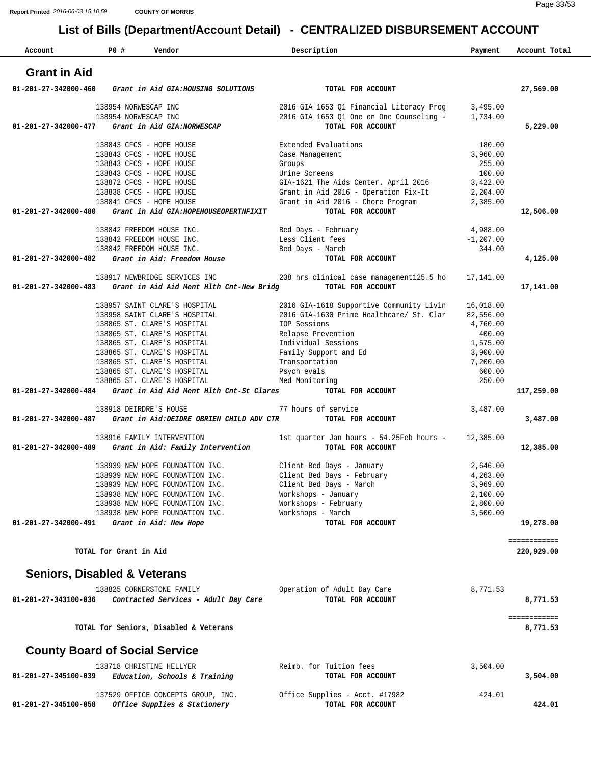# List of Bills (Department/Account Detail) - CENTRALIZED DISBURSEMENT ACCOUNT

| Account | PO # | Vendor | Description | Payment | Account Total |
|---|---|---|---|---|---|

## Grant in Aid

| Account | PO # | Vendor | Description | Payment | Account Total |
|---|---|---|---|---|---|
| 01-201-27-342000-460 | | *Grant in Aid GIA:HOUSING SOLUTIONS* | **TOTAL FOR ACCOUNT** | | **27,569.00** |
| | 138954 | NORWESCAP INC | 2016 GIA 1653 Q1 Financial Literacy Prog | 3,495.00 | |
| | 138954 | NORWESCAP INC | 2016 GIA 1653 Q1 One on One Counseling - | 1,734.00 | |
| 01-201-27-342000-477 | | *Grant in Aid GIA:NORWESCAP* | **TOTAL FOR ACCOUNT** | | **5,229.00** |
| | 138843 | CFCS - HOPE HOUSE | Extended Evaluations | 180.00 | |
| | 138843 | CFCS - HOPE HOUSE | Case Management | 3,960.00 | |
| | 138843 | CFCS - HOPE HOUSE | Groups | 255.00 | |
| | 138843 | CFCS - HOPE HOUSE | Urine Screens | 100.00 | |
| | 138872 | CFCS - HOPE HOUSE | GIA-1621 The Aids Center. April 2016 | 3,422.00 | |
| | 138838 | CFCS - HOPE HOUSE | Grant in Aid 2016 - Operation Fix-It | 2,204.00 | |
| | 138841 | CFCS - HOPE HOUSE | Grant in Aid 2016 - Chore Program | 2,385.00 | |
| 01-201-27-342000-480 | | *Grant in Aid GIA:HOPEHOUSEOPERTNFIXIT* | **TOTAL FOR ACCOUNT** | | **12,506.00** |
| | 138842 | FREEDOM HOUSE INC. | Bed Days - February | 4,988.00 | |
| | 138842 | FREEDOM HOUSE INC. | Less Client fees | -1,207.00 | |
| | 138842 | FREEDOM HOUSE INC. | Bed Days - March | 344.00 | |
| 01-201-27-342000-482 | | *Grant in Aid: Freedom House* | **TOTAL FOR ACCOUNT** | | **4,125.00** |
| | 138917 | NEWBRIDGE SERVICES INC | 238 hrs clinical case management125.5 ho | 17,141.00 | |
| 01-201-27-342000-483 | | *Grant in Aid Aid Ment Hlth Cnt-New Bridg* | **TOTAL FOR ACCOUNT** | | **17,141.00** |
| | 138957 | SAINT CLARE'S HOSPITAL | 2016 GIA-1618 Supportive Community Livin | 16,018.00 | |
| | 138958 | SAINT CLARE'S HOSPITAL | 2016 GIA-1630 Prime Healthcare/ St. Clar | 82,556.00 | |
| | 138865 | ST. CLARE'S HOSPITAL | IOP Sessions | 4,760.00 | |
| | 138865 | ST. CLARE'S HOSPITAL | Relapse Prevention | 400.00 | |
| | 138865 | ST. CLARE'S HOSPITAL | Individual Sessions | 1,575.00 | |
| | 138865 | ST. CLARE'S HOSPITAL | Family Support and Ed | 3,900.00 | |
| | 138865 | ST. CLARE'S HOSPITAL | Transportation | 7,200.00 | |
| | 138865 | ST. CLARE'S HOSPITAL | Psych evals | 600.00 | |
| | 138865 | ST. CLARE'S HOSPITAL | Med Monitoring | 250.00 | |
| 01-201-27-342000-484 | | *Grant in Aid Aid Ment Hlth Cnt-St Clares* | **TOTAL FOR ACCOUNT** | | **117,259.00** |
| | 138918 | DEIRDRE'S HOUSE | 77 hours of service | 3,487.00 | |
| 01-201-27-342000-487 | | *Grant in Aid:DEIDRE OBRIEN CHILD ADV CTR* | **TOTAL FOR ACCOUNT** | | **3,487.00** |
| | 138916 | FAMILY INTERVENTION | 1st quarter Jan hours - 54.25Feb hours - | 12,385.00 | |
| 01-201-27-342000-489 | | *Grant in Aid: Family Intervention* | **TOTAL FOR ACCOUNT** | | **12,385.00** |
| | 138939 | NEW HOPE FOUNDATION INC. | Client Bed Days - January | 2,646.00 | |
| | 138939 | NEW HOPE FOUNDATION INC. | Client Bed Days - February | 4,263.00 | |
| | 138939 | NEW HOPE FOUNDATION INC. | Client Bed Days - March | 3,969.00 | |
| | 138938 | NEW HOPE FOUNDATION INC. | Workshops - January | 2,100.00 | |
| | 138938 | NEW HOPE FOUNDATION INC. | Workshops - February | 2,800.00 | |
| | 138938 | NEW HOPE FOUNDATION INC. | Workshops - March | 3,500.00 | |
| 01-201-27-342000-491 | | *Grant in Aid: New Hope* | **TOTAL FOR ACCOUNT** | | **19,278.00** |
| **TOTAL for Grant in Aid** | | | | | **220,929.00** |

## Seniors, Disabled & Veterans

| Account | PO # | Vendor | Description | Payment | Account Total |
|---|---|---|---|---|---|
| | 138825 | CORNERSTONE FAMILY | Operation of Adult Day Care | 8,771.53 | |
| 01-201-27-343100-036 | | *Contracted Services - Adult Day Care* | **TOTAL FOR ACCOUNT** | | **8,771.53** |
| **TOTAL for Seniors, Disabled & Veterans** | | | | | **8,771.53** |

## County Board of Social Service

| Account | PO # | Vendor | Description | Payment | Account Total |
|---|---|---|---|---|---|
| | 138718 | CHRISTINE HELLYER | Reimb. for Tuition fees | 3,504.00 | |
| 01-201-27-345100-039 | | *Education, Schools & Training* | **TOTAL FOR ACCOUNT** | | **3,504.00** |
| | 137529 | OFFICE CONCEPTS GROUP, INC. | Office Supplies - Acct. #17982 | 424.01 | |
| 01-201-27-345100-058 | | *Office Supplies & Stationery* | **TOTAL FOR ACCOUNT** | | **424.01** |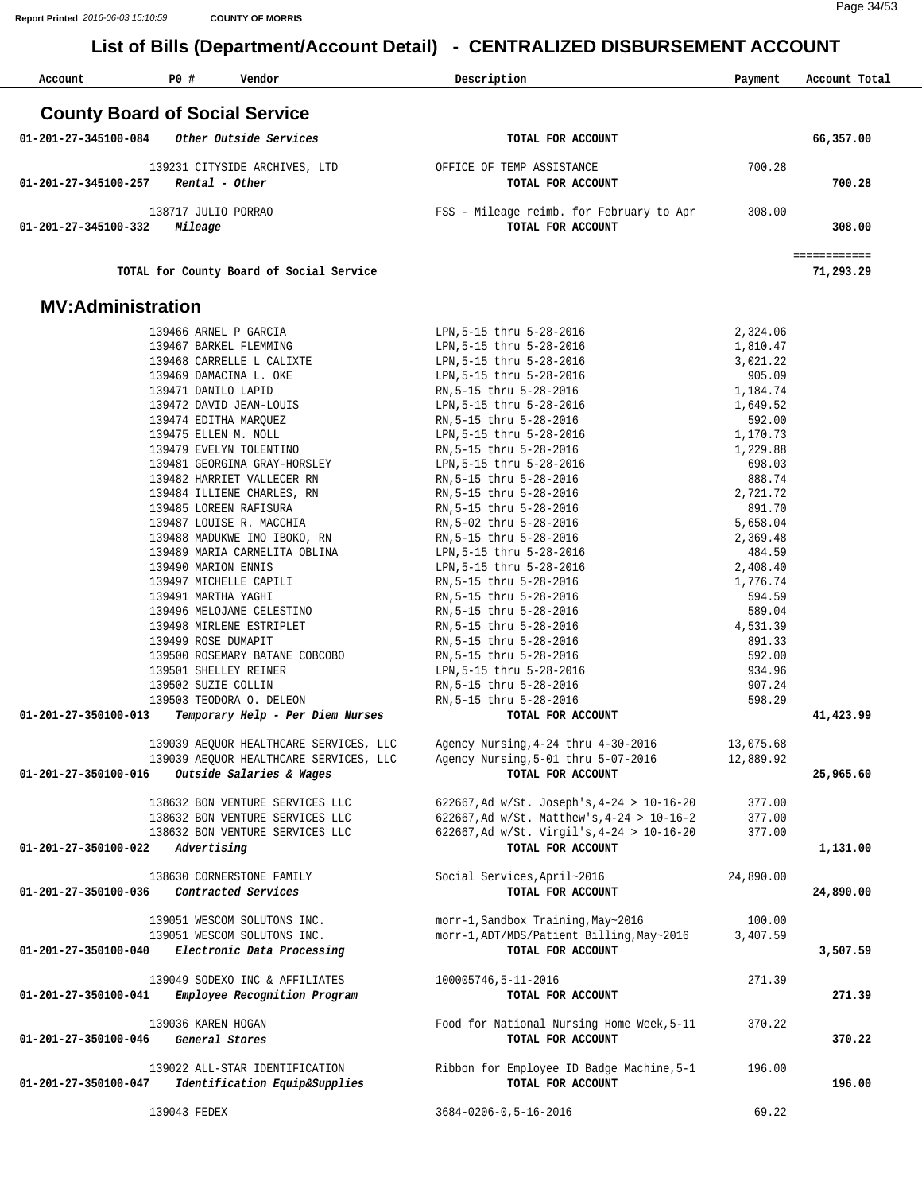## List of Bills (Department/Account Detail) - CENTRALIZED DISBURSEMENT ACCOUNT

| Account | PO # | Vendor | Description | Payment | Account Total |
|---|---|---|---|---|---|

### County Board of Social Service

| Account | PO # | Vendor | Description | Payment | Account Total |
|---|---|---|---|---|---|
| 01-201-27-345100-084 | | *Other Outside Services* | TOTAL FOR ACCOUNT | | 66,357.00 |
| | 139231 | CITYSIDE ARCHIVES, LTD | OFFICE OF TEMP ASSISTANCE | 700.28 | |
| 01-201-27-345100-257 | | *Rental - Other* | TOTAL FOR ACCOUNT | | 700.28 |
| | 138717 | JULIO PORRAO | FSS - Mileage reimb. for February to Apr | 308.00 | |
| 01-201-27-345100-332 | | *Mileage* | TOTAL FOR ACCOUNT | | 308.00 |
| | | | | | ============ |
| | | TOTAL for County Board of Social Service | | | 71,293.29 |

### MV:Administration

| Account | PO # | Vendor | Description | Payment | Account Total |
|---|---|---|---|---|---|
| | 139466 | ARNEL P GARCIA | LPN,5-15 thru 5-28-2016 | 2,324.06 | |
| | 139467 | BARKEL FLEMMING | LPN,5-15 thru 5-28-2016 | 1,810.47 | |
| | 139468 | CARRELLE L CALIXTE | LPN,5-15 thru 5-28-2016 | 3,021.22 | |
| | 139469 | DAMACINA L. OKE | LPN,5-15 thru 5-28-2016 | 905.09 | |
| | 139471 | DANILO LAPID | RN,5-15 thru 5-28-2016 | 1,184.74 | |
| | 139472 | DAVID JEAN-LOUIS | LPN,5-15 thru 5-28-2016 | 1,649.52 | |
| | 139474 | EDITHA MARQUEZ | RN,5-15 thru 5-28-2016 | 592.00 | |
| | 139475 | ELLEN M. NOLL | LPN,5-15 thru 5-28-2016 | 1,170.73 | |
| | 139479 | EVELYN TOLENTINO | RN,5-15 thru 5-28-2016 | 1,229.88 | |
| | 139481 | GEORGINA GRAY-HORSLEY | LPN,5-15 thru 5-28-2016 | 698.03 | |
| | 139482 | HARRIET VALLECER RN | RN,5-15 thru 5-28-2016 | 888.74 | |
| | 139484 | ILLIENE CHARLES, RN | RN,5-15 thru 5-28-2016 | 2,721.72 | |
| | 139485 | LOREEN RAFISURA | RN,5-15 thru 5-28-2016 | 891.70 | |
| | 139487 | LOUISE R. MACCHIA | RN,5-02 thru 5-28-2016 | 5,658.04 | |
| | 139488 | MADUKWE IMO IBOKO, RN | RN,5-15 thru 5-28-2016 | 2,369.48 | |
| | 139489 | MARIA CARMELITA OBLINA | LPN,5-15 thru 5-28-2016 | 484.59 | |
| | 139490 | MARION ENNIS | LPN,5-15 thru 5-28-2016 | 2,408.40 | |
| | 139497 | MICHELLE CAPILI | RN,5-15 thru 5-28-2016 | 1,776.74 | |
| | 139491 | MARTHA YAGHI | RN,5-15 thru 5-28-2016 | 594.59 | |
| | 139496 | MELOJANE CELESTINO | RN,5-15 thru 5-28-2016 | 589.04 | |
| | 139498 | MIRLENE ESTRIPLET | RN,5-15 thru 5-28-2016 | 4,531.39 | |
| | 139499 | ROSE DUMAPIT | RN,5-15 thru 5-28-2016 | 891.33 | |
| | 139500 | ROSEMARY BATANE COBCOBO | RN,5-15 thru 5-28-2016 | 592.00 | |
| | 139501 | SHELLEY REINER | LPN,5-15 thru 5-28-2016 | 934.96 | |
| | 139502 | SUZIE COLLIN | RN,5-15 thru 5-28-2016 | 907.24 | |
| | 139503 | TEODORA O. DELEON | RN,5-15 thru 5-28-2016 | 598.29 | |
| 01-201-27-350100-013 | | *Temporary Help - Per Diem Nurses* | TOTAL FOR ACCOUNT | | 41,423.99 |
| | 139039 | AEQUOR HEALTHCARE SERVICES, LLC | Agency Nursing,4-24 thru 4-30-2016 | 13,075.68 | |
| | 139039 | AEQUOR HEALTHCARE SERVICES, LLC | Agency Nursing,5-01 thru 5-07-2016 | 12,889.92 | |
| 01-201-27-350100-016 | | *Outside Salaries & Wages* | TOTAL FOR ACCOUNT | | 25,965.60 |
| | 138632 | BON VENTURE SERVICES LLC | 622667,Ad w/St. Joseph's,4-24 > 10-16-20 | 377.00 | |
| | 138632 | BON VENTURE SERVICES LLC | 622667,Ad w/St. Matthew's,4-24 > 10-16-2 | 377.00 | |
| | 138632 | BON VENTURE SERVICES LLC | 622667,Ad w/St. Virgil's,4-24 > 10-16-20 | 377.00 | |
| 01-201-27-350100-022 | | *Advertising* | TOTAL FOR ACCOUNT | | 1,131.00 |
| | 138630 | CORNERSTONE FAMILY | Social Services,April~2016 | 24,890.00 | |
| 01-201-27-350100-036 | | *Contracted Services* | TOTAL FOR ACCOUNT | | 24,890.00 |
| | 139051 | WESCOM SOLUTONS INC. | morr-1,Sandbox Training,May~2016 | 100.00 | |
| | 139051 | WESCOM SOLUTONS INC. | morr-1,ADT/MDS/Patient Billing,May~2016 | 3,407.59 | |
| 01-201-27-350100-040 | | *Electronic Data Processing* | TOTAL FOR ACCOUNT | | 3,507.59 |
| | 139049 | SODEXO INC & AFFILIATES | 100005746,5-11-2016 | 271.39 | |
| 01-201-27-350100-041 | | *Employee Recognition Program* | TOTAL FOR ACCOUNT | | 271.39 |
| | 139036 | KAREN HOGAN | Food for National Nursing Home Week,5-11 | 370.22 | |
| 01-201-27-350100-046 | | *General Stores* | TOTAL FOR ACCOUNT | | 370.22 |
| | 139022 | ALL-STAR IDENTIFICATION | Ribbon for Employee ID Badge Machine,5-1 | 196.00 | |
| 01-201-27-350100-047 | | *Identification Equip&Supplies* | TOTAL FOR ACCOUNT | | 196.00 |
| | 139043 | FEDEX | 3684-0206-0,5-16-2016 | 69.22 | |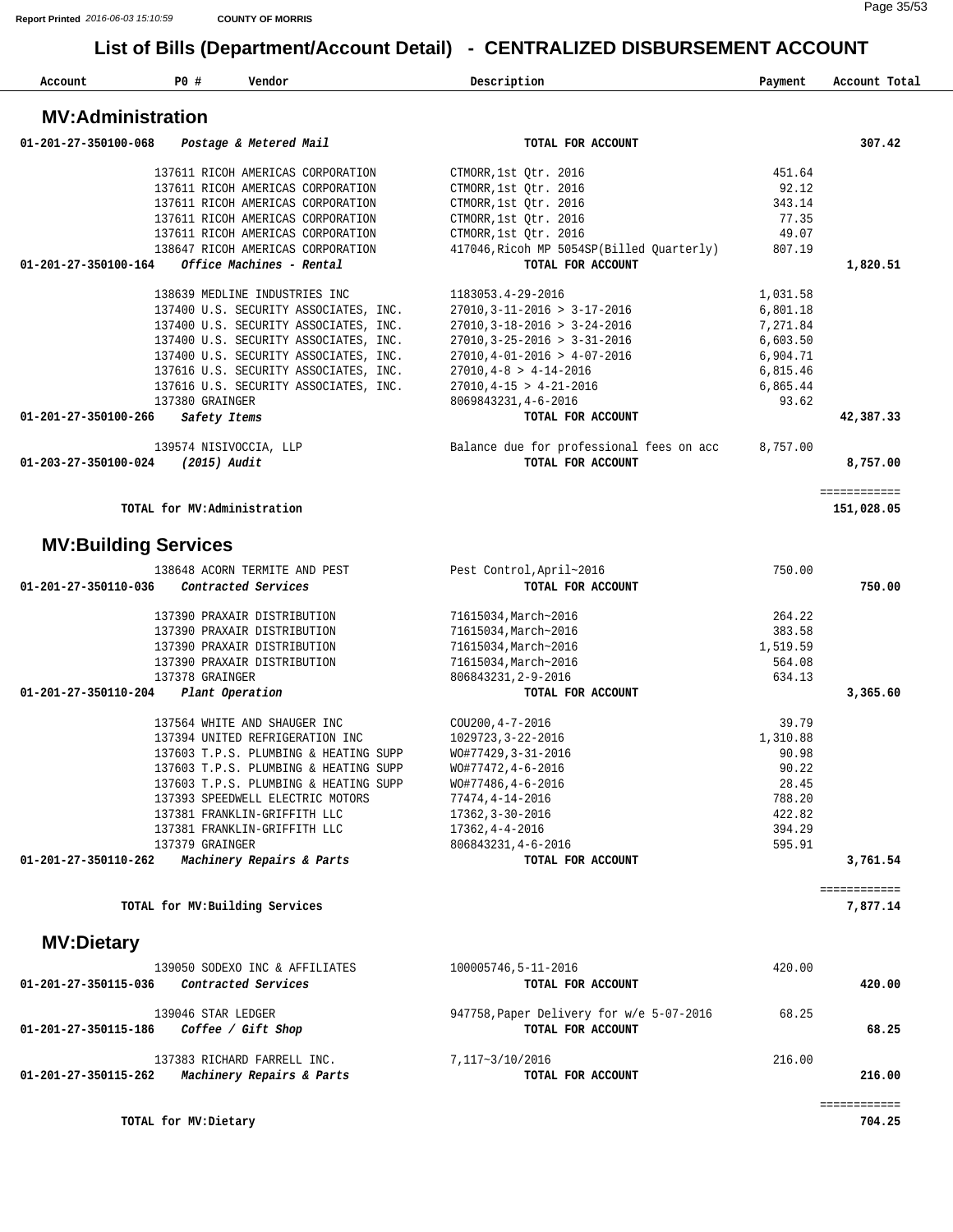# List of Bills (Department/Account Detail) - CENTRALIZED DISBURSEMENT ACCOUNT

| Account | PO # | Vendor | Description | Payment | Account Total |
|---|---|---|---|---|---|

## MV:Administration

| Account | PO # | Vendor | Description | Payment | Account Total |
|---|---|---|---|---|---|
| 01-201-27-350100-068 | | *Postage & Metered Mail* | TOTAL FOR ACCOUNT | | 307.42 |
| | 137611 | RICOH AMERICAS CORPORATION | CTMORR,1st Qtr. 2016 | 451.64 | |
| | 137611 | RICOH AMERICAS CORPORATION | CTMORR,1st Qtr. 2016 | 92.12 | |
| | 137611 | RICOH AMERICAS CORPORATION | CTMORR,1st Qtr. 2016 | 343.14 | |
| | 137611 | RICOH AMERICAS CORPORATION | CTMORR,1st Qtr. 2016 | 77.35 | |
| | 137611 | RICOH AMERICAS CORPORATION | CTMORR,1st Qtr. 2016 | 49.07 | |
| | 138647 | RICOH AMERICAS CORPORATION | 417046,Ricoh MP 5054SP(Billed Quarterly) | 807.19 | |
| 01-201-27-350100-164 | | *Office Machines - Rental* | TOTAL FOR ACCOUNT | | 1,820.51 |
| | 138639 | MEDLINE INDUSTRIES INC | 1183053.4-29-2016 | 1,031.58 | |
| | 137400 | U.S. SECURITY ASSOCIATES, INC. | 27010,3-11-2016 > 3-17-2016 | 6,801.18 | |
| | 137400 | U.S. SECURITY ASSOCIATES, INC. | 27010,3-18-2016 > 3-24-2016 | 7,271.84 | |
| | 137400 | U.S. SECURITY ASSOCIATES, INC. | 27010,3-25-2016 > 3-31-2016 | 6,603.50 | |
| | 137400 | U.S. SECURITY ASSOCIATES, INC. | 27010,4-01-2016 > 4-07-2016 | 6,904.71 | |
| | 137616 | U.S. SECURITY ASSOCIATES, INC. | 27010,4-8 > 4-14-2016 | 6,815.46 | |
| | 137616 | U.S. SECURITY ASSOCIATES, INC. | 27010,4-15 > 4-21-2016 | 6,865.44 | |
| | 137380 | GRAINGER | 8069843231,4-6-2016 | 93.62 | |
| 01-201-27-350100-266 | | *Safety Items* | TOTAL FOR ACCOUNT | | 42,387.33 |
| | 139574 | NISIVOCCIA, LLP | Balance due for professional fees on acc | 8,757.00 | |
| 01-203-27-350100-024 | | *(2015) Audit* | TOTAL FOR ACCOUNT | | 8,757.00 |
| | | TOTAL for MV:Administration | | | 151,028.05 |

## MV:Building Services

| Account | PO # | Vendor | Description | Payment | Account Total |
|---|---|---|---|---|---|
| | 138648 | ACORN TERMITE AND PEST | Pest Control,April~2016 | 750.00 | |
| 01-201-27-350110-036 | | *Contracted Services* | TOTAL FOR ACCOUNT | | 750.00 |
| | 137390 | PRAXAIR DISTRIBUTION | 71615034,March~2016 | 264.22 | |
| | 137390 | PRAXAIR DISTRIBUTION | 71615034,March~2016 | 383.58 | |
| | 137390 | PRAXAIR DISTRIBUTION | 71615034,March~2016 | 1,519.59 | |
| | 137390 | PRAXAIR DISTRIBUTION | 71615034,March~2016 | 564.08 | |
| | 137378 | GRAINGER | 806843231,2-9-2016 | 634.13 | |
| 01-201-27-350110-204 | | *Plant Operation* | TOTAL FOR ACCOUNT | | 3,365.60 |
| | 137564 | WHITE AND SHAUGER INC | COU200,4-7-2016 | 39.79 | |
| | 137394 | UNITED REFRIGERATION INC | 1029723,3-22-2016 | 1,310.88 | |
| | 137603 | T.P.S. PLUMBING & HEATING SUPP | WO#77429,3-31-2016 | 90.98 | |
| | 137603 | T.P.S. PLUMBING & HEATING SUPP | WO#77472,4-6-2016 | 90.22 | |
| | 137603 | T.P.S. PLUMBING & HEATING SUPP | WO#77486,4-6-2016 | 28.45 | |
| | 137393 | SPEEDWELL ELECTRIC MOTORS | 77474,4-14-2016 | 788.20 | |
| | 137381 | FRANKLIN-GRIFFITH LLC | 17362,3-30-2016 | 422.82 | |
| | 137381 | FRANKLIN-GRIFFITH LLC | 17362,4-4-2016 | 394.29 | |
| | 137379 | GRAINGER | 806843231,4-6-2016 | 595.91 | |
| 01-201-27-350110-262 | | *Machinery Repairs & Parts* | TOTAL FOR ACCOUNT | | 3,761.54 |
| | | TOTAL for MV:Building Services | | | 7,877.14 |

## MV:Dietary

| Account | PO # | Vendor | Description | Payment | Account Total |
|---|---|---|---|---|---|
| | 139050 | SODEXO INC & AFFILIATES | 100005746,5-11-2016 | 420.00 | |
| 01-201-27-350115-036 | | *Contracted Services* | TOTAL FOR ACCOUNT | | 420.00 |
| | 139046 | STAR LEDGER | 947758,Paper Delivery for w/e 5-07-2016 | 68.25 | |
| 01-201-27-350115-186 | | *Coffee / Gift Shop* | TOTAL FOR ACCOUNT | | 68.25 |
| | 137383 | RICHARD FARRELL INC. | 7,117~3/10/2016 | 216.00 | |
| 01-201-27-350115-262 | | *Machinery Repairs & Parts* | TOTAL FOR ACCOUNT | | 216.00 |
| | | TOTAL for MV:Dietary | | | 704.25 |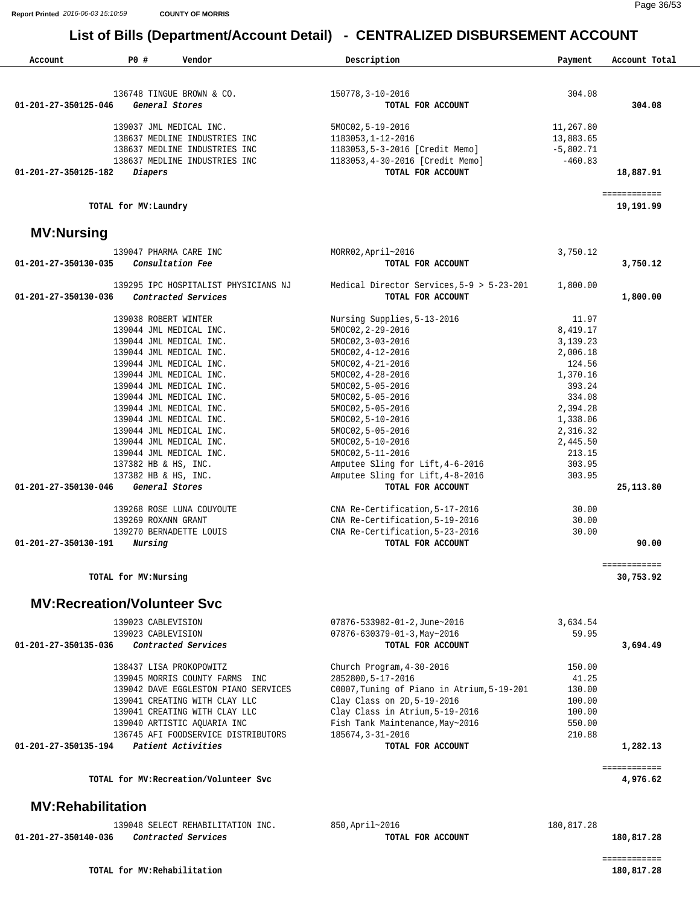# List of Bills (Department/Account Detail) - CENTRALIZED DISBURSEMENT ACCOUNT

| Account | PO # | Vendor | Description | Payment | Account Total |
|---|---|---|---|---|---|
| | 136748 | TINGUE BROWN & CO. | 150778,3-10-2016 | 304.08 | |
| 01-201-27-350125-046 | | *General Stores* | TOTAL FOR ACCOUNT | | 304.08 |
| | 139037 | JML MEDICAL INC. | 5MOC02,5-19-2016 | 11,267.80 | |
| | 138637 | MEDLINE INDUSTRIES INC | 1183053,1-12-2016 | 13,883.65 | |
| | 138637 | MEDLINE INDUSTRIES INC | 1183053,5-3-2016 [Credit Memo] | -5,802.71 | |
| | 138637 | MEDLINE INDUSTRIES INC | 1183053,4-30-2016 [Credit Memo] | -460.83 | |
| 01-201-27-350125-182 | | *Diapers* | TOTAL FOR ACCOUNT | | 18,887.91 |
| | | TOTAL for MV:Laundry | | | 19,191.99 |

## MV:Nursing

| Account | PO # | Vendor | Description | Payment | Account Total |
|---|---|---|---|---|---|
| | 139047 | PHARMA CARE INC | MORR02,April~2016 | 3,750.12 | |
| 01-201-27-350130-035 | | *Consultation Fee* | TOTAL FOR ACCOUNT | | 3,750.12 |
| | 139295 | IPC HOSPITALIST PHYSICIANS NJ | Medical Director Services,5-9 > 5-23-201 | 1,800.00 | |
| 01-201-27-350130-036 | | *Contracted Services* | TOTAL FOR ACCOUNT | | 1,800.00 |
| | 139038 | ROBERT WINTER | Nursing Supplies,5-13-2016 | 11.97 | |
| | 139044 | JML MEDICAL INC. | 5MOC02,2-29-2016 | 8,419.17 | |
| | 139044 | JML MEDICAL INC. | 5MOC02,3-03-2016 | 3,139.23 | |
| | 139044 | JML MEDICAL INC. | 5MOC02,4-12-2016 | 2,006.18 | |
| | 139044 | JML MEDICAL INC. | 5MOC02,4-21-2016 | 124.56 | |
| | 139044 | JML MEDICAL INC. | 5MOC02,4-28-2016 | 1,370.16 | |
| | 139044 | JML MEDICAL INC. | 5MOC02,5-05-2016 | 393.24 | |
| | 139044 | JML MEDICAL INC. | 5MOC02,5-05-2016 | 334.08 | |
| | 139044 | JML MEDICAL INC. | 5MOC02,5-05-2016 | 2,394.28 | |
| | 139044 | JML MEDICAL INC. | 5MOC02,5-10-2016 | 1,338.06 | |
| | 139044 | JML MEDICAL INC. | 5MOC02,5-05-2016 | 2,316.32 | |
| | 139044 | JML MEDICAL INC. | 5MOC02,5-10-2016 | 2,445.50 | |
| | 139044 | JML MEDICAL INC. | 5MOC02,5-11-2016 | 213.15 | |
| | 137382 | HB & HS, INC. | Amputee Sling for Lift,4-6-2016 | 303.95 | |
| | 137382 | HB & HS, INC. | Amputee Sling for Lift,4-8-2016 | 303.95 | |
| 01-201-27-350130-046 | | *General Stores* | TOTAL FOR ACCOUNT | | 25,113.80 |
| | 139268 | ROSE LUNA COUYOUTE | CNA Re-Certification,5-17-2016 | 30.00 | |
| | 139269 | ROXANN GRANT | CNA Re-Certification,5-19-2016 | 30.00 | |
| | 139270 | BERNADETTE LOUIS | CNA Re-Certification,5-23-2016 | 30.00 | |
| 01-201-27-350130-191 | | *Nursing* | TOTAL FOR ACCOUNT | | 90.00 |
| | | TOTAL for MV:Nursing | | | 30,753.92 |

## MV:Recreation/Volunteer Svc

| Account | PO # | Vendor | Description | Payment | Account Total |
|---|---|---|---|---|---|
| | 139023 | CABLEVISION | 07876-533982-01-2,June~2016 | 3,634.54 | |
| | 139023 | CABLEVISION | 07876-630379-01-3,May~2016 | 59.95 | |
| 01-201-27-350135-036 | | *Contracted Services* | TOTAL FOR ACCOUNT | | 3,694.49 |
| | 138437 | LISA PROKOPOWITZ | Church Program,4-30-2016 | 150.00 | |
| | 139045 | MORRIS COUNTY FARMS INC | 2852800,5-17-2016 | 41.25 | |
| | 139042 | DAVE EGGLESTON PIANO SERVICES | C0007,Tuning of Piano in Atrium,5-19-201 | 130.00 | |
| | 139041 | CREATING WITH CLAY LLC | Clay Class on 2D,5-19-2016 | 100.00 | |
| | 139041 | CREATING WITH CLAY LLC | Clay Class in Atrium,5-19-2016 | 100.00 | |
| | 139040 | ARTISTIC AQUARIA INC | Fish Tank Maintenance,May~2016 | 550.00 | |
| | 136745 | AFI FOODSERVICE DISTRIBUTORS | 185674,3-31-2016 | 210.88 | |
| 01-201-27-350135-194 | | *Patient Activities* | TOTAL FOR ACCOUNT | | 1,282.13 |
| | | TOTAL for MV:Recreation/Volunteer Svc | | | 4,976.62 |

## MV:Rehabilitation

| Account | PO # | Vendor | Description | Payment | Account Total |
|---|---|---|---|---|---|
| | 139048 | SELECT REHABILITATION INC. | 850,April~2016 | 180,817.28 | |
| 01-201-27-350140-036 | | *Contracted Services* | TOTAL FOR ACCOUNT | | 180,817.28 |
| | | TOTAL for MV:Rehabilitation | | | 180,817.28 |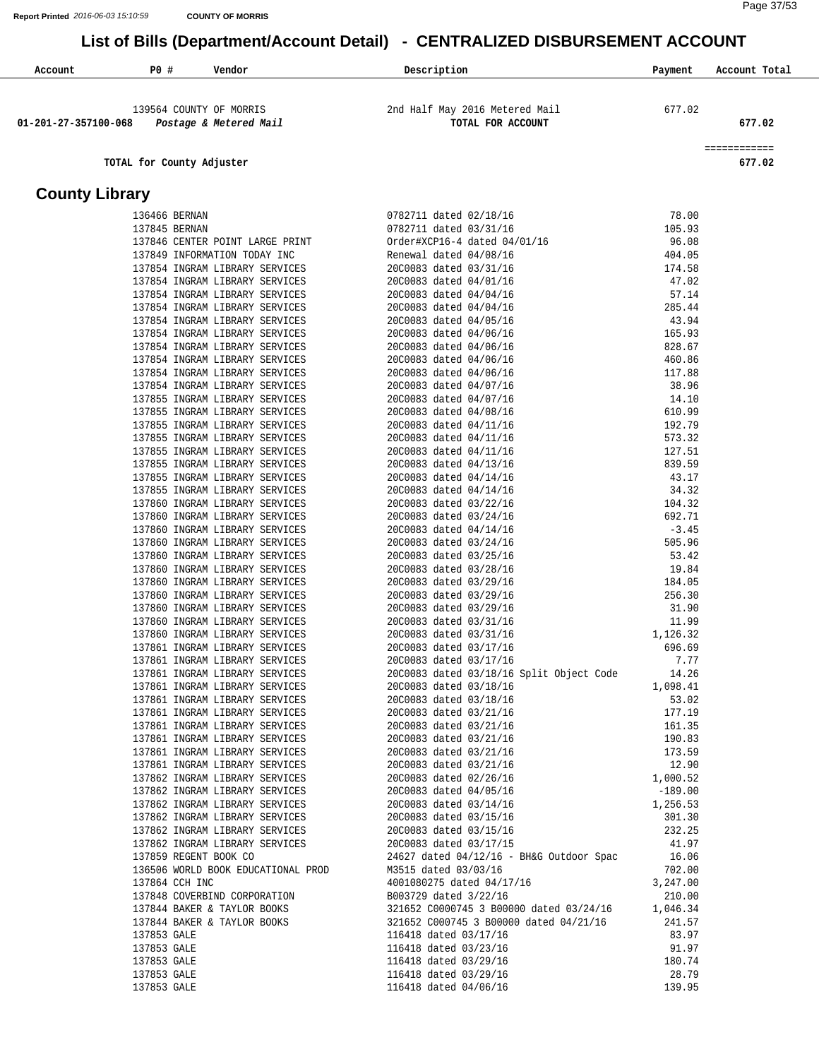# List of Bills (Department/Account Detail) - CENTRALIZED DISBURSEMENT ACCOUNT

| Account | PO # | Vendor | Description | Payment | Account Total |
|---|---|---|---|---|---|
| | 139564 | COUNTY OF MORRIS | 2nd Half May 2016 Metered Mail | 677.02 | |
| 01-201-27-357100-068 | | *Postage & Metered Mail* | TOTAL FOR ACCOUNT | | 677.02 |
| | | | | | ============ |
| | TOTAL for County Adjuster | | | | 677.02 |

## County Library

| Account | PO # | Vendor | Description | Payment | Account Total |
|---|---|---|---|---|---|
| | 136466 | BERNAN | 0782711 dated 02/18/16 | 78.00 | |
| | 137845 | BERNAN | 0782711 dated 03/31/16 | 105.93 | |
| | 137846 | CENTER POINT LARGE PRINT | Order#XCP16-4 dated 04/01/16 | 96.08 | |
| | 137849 | INFORMATION TODAY INC | Renewal dated 04/08/16 | 404.05 | |
| | 137854 | INGRAM LIBRARY SERVICES | 20C0083 dated 03/31/16 | 174.58 | |
| | 137854 | INGRAM LIBRARY SERVICES | 20C0083 dated 04/01/16 | 47.02 | |
| | 137854 | INGRAM LIBRARY SERVICES | 20C0083 dated 04/04/16 | 57.14 | |
| | 137854 | INGRAM LIBRARY SERVICES | 20C0083 dated 04/04/16 | 285.44 | |
| | 137854 | INGRAM LIBRARY SERVICES | 20C0083 dated 04/05/16 | 43.94 | |
| | 137854 | INGRAM LIBRARY SERVICES | 20C0083 dated 04/06/16 | 165.93 | |
| | 137854 | INGRAM LIBRARY SERVICES | 20C0083 dated 04/06/16 | 828.67 | |
| | 137854 | INGRAM LIBRARY SERVICES | 20C0083 dated 04/06/16 | 460.86 | |
| | 137854 | INGRAM LIBRARY SERVICES | 20C0083 dated 04/06/16 | 117.88 | |
| | 137854 | INGRAM LIBRARY SERVICES | 20C0083 dated 04/07/16 | 38.96 | |
| | 137855 | INGRAM LIBRARY SERVICES | 20C0083 dated 04/07/16 | 14.10 | |
| | 137855 | INGRAM LIBRARY SERVICES | 20C0083 dated 04/08/16 | 610.99 | |
| | 137855 | INGRAM LIBRARY SERVICES | 20C0083 dated 04/11/16 | 192.79 | |
| | 137855 | INGRAM LIBRARY SERVICES | 20C0083 dated 04/11/16 | 573.32 | |
| | 137855 | INGRAM LIBRARY SERVICES | 20C0083 dated 04/11/16 | 127.51 | |
| | 137855 | INGRAM LIBRARY SERVICES | 20C0083 dated 04/13/16 | 839.59 | |
| | 137855 | INGRAM LIBRARY SERVICES | 20C0083 dated 04/14/16 | 43.17 | |
| | 137855 | INGRAM LIBRARY SERVICES | 20C0083 dated 04/14/16 | 34.32 | |
| | 137860 | INGRAM LIBRARY SERVICES | 20C0083 dated 03/22/16 | 104.32 | |
| | 137860 | INGRAM LIBRARY SERVICES | 20C0083 dated 03/24/16 | 692.71 | |
| | 137860 | INGRAM LIBRARY SERVICES | 20C0083 dated 04/14/16 | -3.45 | |
| | 137860 | INGRAM LIBRARY SERVICES | 20C0083 dated 03/24/16 | 505.96 | |
| | 137860 | INGRAM LIBRARY SERVICES | 20C0083 dated 03/25/16 | 53.42 | |
| | 137860 | INGRAM LIBRARY SERVICES | 20C0083 dated 03/28/16 | 19.84 | |
| | 137860 | INGRAM LIBRARY SERVICES | 20C0083 dated 03/29/16 | 184.05 | |
| | 137860 | INGRAM LIBRARY SERVICES | 20C0083 dated 03/29/16 | 256.30 | |
| | 137860 | INGRAM LIBRARY SERVICES | 20C0083 dated 03/29/16 | 31.90 | |
| | 137860 | INGRAM LIBRARY SERVICES | 20C0083 dated 03/31/16 | 11.99 | |
| | 137860 | INGRAM LIBRARY SERVICES | 20C0083 dated 03/31/16 | 1,126.32 | |
| | 137861 | INGRAM LIBRARY SERVICES | 20C0083 dated 03/17/16 | 696.69 | |
| | 137861 | INGRAM LIBRARY SERVICES | 20C0083 dated 03/17/16 | 7.77 | |
| | 137861 | INGRAM LIBRARY SERVICES | 20C0083 dated 03/18/16 Split Object Code | 14.26 | |
| | 137861 | INGRAM LIBRARY SERVICES | 20C0083 dated 03/18/16 | 1,098.41 | |
| | 137861 | INGRAM LIBRARY SERVICES | 20C0083 dated 03/18/16 | 53.02 | |
| | 137861 | INGRAM LIBRARY SERVICES | 20C0083 dated 03/21/16 | 177.19 | |
| | 137861 | INGRAM LIBRARY SERVICES | 20C0083 dated 03/21/16 | 161.35 | |
| | 137861 | INGRAM LIBRARY SERVICES | 20C0083 dated 03/21/16 | 190.83 | |
| | 137861 | INGRAM LIBRARY SERVICES | 20C0083 dated 03/21/16 | 173.59 | |
| | 137861 | INGRAM LIBRARY SERVICES | 20C0083 dated 03/21/16 | 12.90 | |
| | 137862 | INGRAM LIBRARY SERVICES | 20C0083 dated 02/26/16 | 1,000.52 | |
| | 137862 | INGRAM LIBRARY SERVICES | 20C0083 dated 04/05/16 | -189.00 | |
| | 137862 | INGRAM LIBRARY SERVICES | 20C0083 dated 03/14/16 | 1,256.53 | |
| | 137862 | INGRAM LIBRARY SERVICES | 20C0083 dated 03/15/16 | 301.30 | |
| | 137862 | INGRAM LIBRARY SERVICES | 20C0083 dated 03/15/16 | 232.25 | |
| | 137862 | INGRAM LIBRARY SERVICES | 20C0083 dated 03/17/15 | 41.97 | |
| | 137859 | REGENT BOOK CO | 24627 dated 04/12/16 - BH&G Outdoor Spac | 16.06 | |
| | 136506 | WORLD BOOK EDUCATIONAL PROD | M3515 dated 03/03/16 | 702.00 | |
| | 137864 | CCH INC | 4001080275 dated 04/17/16 | 3,247.00 | |
| | 137848 | COVERBIND CORPORATION | B003729 dated 3/22/16 | 210.00 | |
| | 137844 | BAKER & TAYLOR BOOKS | 321652 C0000745 3 B00000 dated 03/24/16 | 1,046.34 | |
| | 137844 | BAKER & TAYLOR BOOKS | 321652 C000745 3 B00000 dated 04/21/16 | 241.57 | |
| | 137853 | GALE | 116418 dated 03/17/16 | 83.97 | |
| | 137853 | GALE | 116418 dated 03/23/16 | 91.97 | |
| | 137853 | GALE | 116418 dated 03/29/16 | 180.74 | |
| | 137853 | GALE | 116418 dated 03/29/16 | 28.79 | |
| | 137853 | GALE | 116418 dated 04/06/16 | 139.95 | |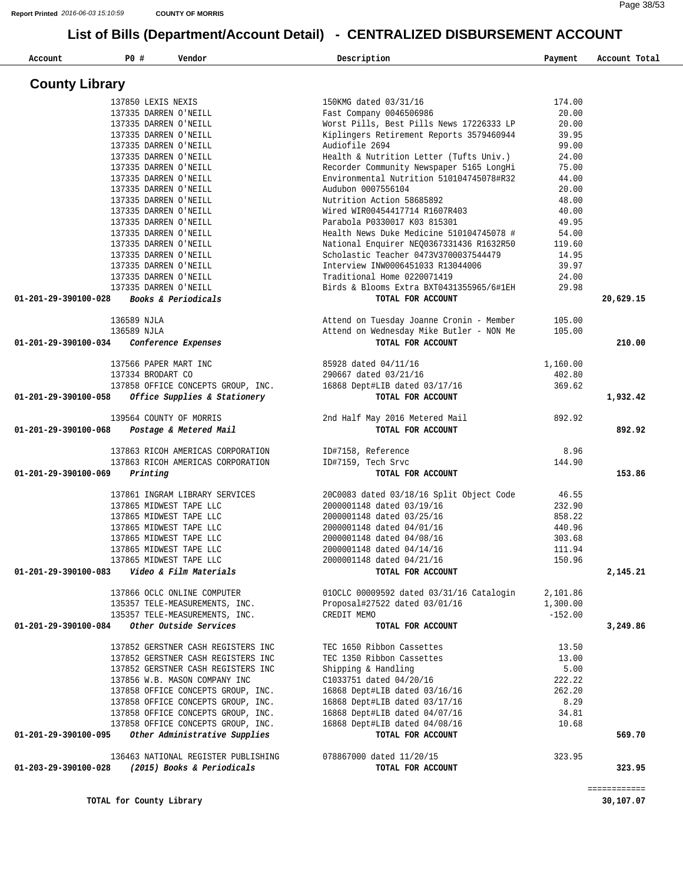# List of Bills (Department/Account Detail) - CENTRALIZED DISBURSEMENT ACCOUNT

| Account | PO # | Vendor | Description | Payment | Account Total |
|---|---|---|---|---|---|

## County Library

| Account | PO # | Vendor | Description | Payment | Account Total |
|---|---|---|---|---|---|
| | 137850 | LEXIS NEXIS | 150KMG dated 03/31/16 | 174.00 | |
| | 137335 | DARREN O'NEILL | Fast Company 0046506986 | 20.00 | |
| | 137335 | DARREN O'NEILL | Worst Pills, Best Pills News 17226333 LP | 20.00 | |
| | 137335 | DARREN O'NEILL | Kiplingers Retirement Reports 3579460944 | 39.95 | |
| | 137335 | DARREN O'NEILL | Audiofile 2694 | 99.00 | |
| | 137335 | DARREN O'NEILL | Health & Nutrition Letter (Tufts Univ.) | 24.00 | |
| | 137335 | DARREN O'NEILL | Recorder Community Newspaper 5165 LongHi | 75.00 | |
| | 137335 | DARREN O'NEILL | Environmental Nutrition 510104745078#R32 | 44.00 | |
| | 137335 | DARREN O'NEILL | Audubon 0007556104 | 20.00 | |
| | 137335 | DARREN O'NEILL | Nutrition Action 58685892 | 48.00 | |
| | 137335 | DARREN O'NEILL | Wired WIR00454417714 R1607R403 | 40.00 | |
| | 137335 | DARREN O'NEILL | Parabola P0330017 K03 815301 | 49.95 | |
| | 137335 | DARREN O'NEILL | Health News Duke Medicine 510104745078 # | 54.00 | |
| | 137335 | DARREN O'NEILL | National Enquirer NEQ0367331436 R1632R50 | 119.60 | |
| | 137335 | DARREN O'NEILL | Scholastic Teacher 0473V3700037544479 | 14.95 | |
| | 137335 | DARREN O'NEILL | Interview INW0006451033 R13044006 | 39.97 | |
| | 137335 | DARREN O'NEILL | Traditional Home 0220071419 | 24.00 | |
| | 137335 | DARREN O'NEILL | Birds & Blooms Extra BXT0431355965/6#1EH | 29.98 | |
| **01-201-29-390100-028** | | ***Books & Periodicals*** | **TOTAL FOR ACCOUNT** | | **20,629.15** |
| | 136589 | NJLA | Attend on Tuesday Joanne Cronin - Member | 105.00 | |
| | 136589 | NJLA | Attend on Wednesday Mike Butler - NON Me | 105.00 | |
| **01-201-29-390100-034** | | ***Conference Expenses*** | **TOTAL FOR ACCOUNT** | | **210.00** |
| | 137566 | PAPER MART INC | 85928 dated 04/11/16 | 1,160.00 | |
| | 137334 | BRODART CO | 290667 dated 03/21/16 | 402.80 | |
| | 137858 | OFFICE CONCEPTS GROUP, INC. | 16868 Dept#LIB dated 03/17/16 | 369.62 | |
| **01-201-29-390100-058** | | ***Office Supplies & Stationery*** | **TOTAL FOR ACCOUNT** | | **1,932.42** |
| | 139564 | COUNTY OF MORRIS | 2nd Half May 2016 Metered Mail | 892.92 | |
| **01-201-29-390100-068** | | ***Postage & Metered Mail*** | **TOTAL FOR ACCOUNT** | | **892.92** |
| | 137863 | RICOH AMERICAS CORPORATION | ID#7158, Reference | 8.96 | |
| | 137863 | RICOH AMERICAS CORPORATION | ID#7159, Tech Srvc | 144.90 | |
| **01-201-29-390100-069** | | ***Printing*** | **TOTAL FOR ACCOUNT** | | **153.86** |
| | 137861 | INGRAM LIBRARY SERVICES | 20C0083 dated 03/18/16 Split Object Code | 46.55 | |
| | 137865 | MIDWEST TAPE LLC | 2000001148 dated 03/19/16 | 232.90 | |
| | 137865 | MIDWEST TAPE LLC | 2000001148 dated 03/25/16 | 858.22 | |
| | 137865 | MIDWEST TAPE LLC | 2000001148 dated 04/01/16 | 440.96 | |
| | 137865 | MIDWEST TAPE LLC | 2000001148 dated 04/08/16 | 303.68 | |
| | 137865 | MIDWEST TAPE LLC | 2000001148 dated 04/14/16 | 111.94 | |
| | 137865 | MIDWEST TAPE LLC | 2000001148 dated 04/21/16 | 150.96 | |
| **01-201-29-390100-083** | | ***Video & Film Materials*** | **TOTAL FOR ACCOUNT** | | **2,145.21** |
| | 137866 | OCLC ONLINE COMPUTER | 01OCLC 00009592 dated 03/31/16 Catalogin | 2,101.86 | |
| | 135357 | TELE-MEASUREMENTS, INC. | Proposal#27522 dated 03/01/16 | 1,300.00 | |
| | 135357 | TELE-MEASUREMENTS, INC. | CREDIT MEMO | -152.00 | |
| **01-201-29-390100-084** | | ***Other Outside Services*** | **TOTAL FOR ACCOUNT** | | **3,249.86** |
| | 137852 | GERSTNER CASH REGISTERS INC | TEC 1650 Ribbon Cassettes | 13.50 | |
| | 137852 | GERSTNER CASH REGISTERS INC | TEC 1350 Ribbon Cassettes | 13.00 | |
| | 137852 | GERSTNER CASH REGISTERS INC | Shipping & Handling | 5.00 | |
| | 137856 | W.B. MASON COMPANY INC | C1033751 dated 04/20/16 | 222.22 | |
| | 137858 | OFFICE CONCEPTS GROUP, INC. | 16868 Dept#LIB dated 03/16/16 | 262.20 | |
| | 137858 | OFFICE CONCEPTS GROUP, INC. | 16868 Dept#LIB dated 03/17/16 | 8.29 | |
| | 137858 | OFFICE CONCEPTS GROUP, INC. | 16868 Dept#LIB dated 04/07/16 | 34.81 | |
| | 137858 | OFFICE CONCEPTS GROUP, INC. | 16868 Dept#LIB dated 04/08/16 | 10.68 | |
| **01-201-29-390100-095** | | ***Other Administrative Supplies*** | **TOTAL FOR ACCOUNT** | | **569.70** |
| | 136463 | NATIONAL REGISTER PUBLISHING | 078867000 dated 11/20/15 | 323.95 | |
| **01-203-29-390100-028** | | ***(2015) Books & Periodicals*** | **TOTAL FOR ACCOUNT** | | **323.95** |
| | | | | | ============ |
| **TOTAL for County Library** | | | | | **30,107.07** |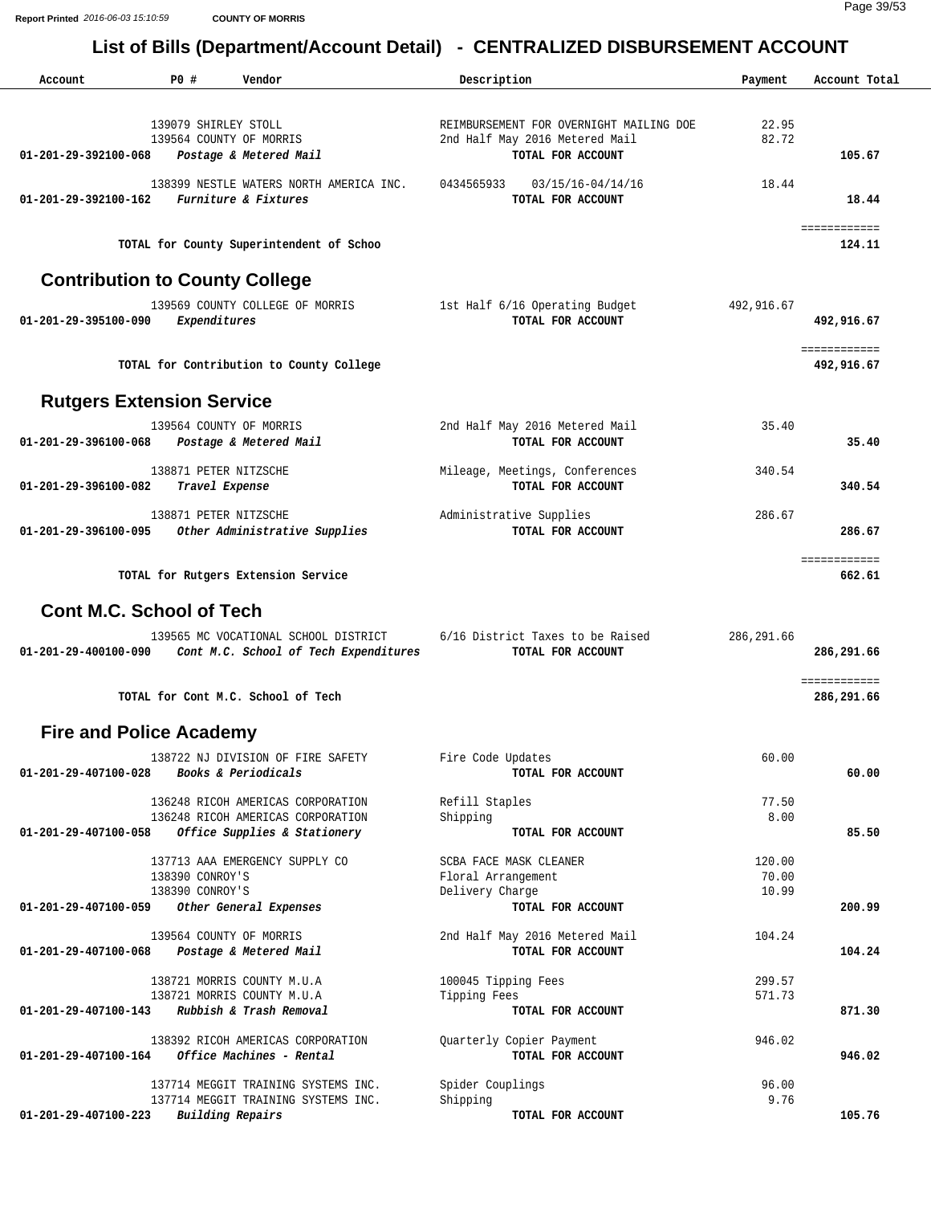# List of Bills (Department/Account Detail) - CENTRALIZED DISBURSEMENT ACCOUNT

| Account | PO # | Vendor | Description | Payment | Account Total |
|---|---|---|---|---|---|
| | 139079 | SHIRLEY STOLL | REIMBURSEMENT FOR OVERNIGHT MAILING DOE | 22.95 | |
| | 139564 | COUNTY OF MORRIS | 2nd Half May 2016 Metered Mail | 82.72 | |
| **01-201-29-392100-068** | | *Postage & Metered Mail* | TOTAL FOR ACCOUNT | | **105.67** |
| | 138399 | NESTLE WATERS NORTH AMERICA INC. | 0434565933 03/15/16-04/14/16 | 18.44 | |
| **01-201-29-392100-162** | | *Furniture & Fixtures* | TOTAL FOR ACCOUNT | | **18.44** |
| | | TOTAL for County Superintendent of Schoo | | | **124.11** |

## Contribution to County College

| Account | PO # | Vendor | Description | Payment | Account Total |
|---|---|---|---|---|---|
| | 139569 | COUNTY COLLEGE OF MORRIS | 1st Half 6/16 Operating Budget | 492,916.67 | |
| **01-201-29-395100-090** | | *Expenditures* | TOTAL FOR ACCOUNT | | **492,916.67** |
| | | TOTAL for Contribution to County College | | | **492,916.67** |

## Rutgers Extension Service

| Account | PO # | Vendor | Description | Payment | Account Total |
|---|---|---|---|---|---|
| | 139564 | COUNTY OF MORRIS | 2nd Half May 2016 Metered Mail | 35.40 | |
| **01-201-29-396100-068** | | *Postage & Metered Mail* | TOTAL FOR ACCOUNT | | **35.40** |
| | 138871 | PETER NITZSCHE | Mileage, Meetings, Conferences | 340.54 | |
| **01-201-29-396100-082** | | *Travel Expense* | TOTAL FOR ACCOUNT | | **340.54** |
| | 138871 | PETER NITZSCHE | Administrative Supplies | 286.67 | |
| **01-201-29-396100-095** | | *Other Administrative Supplies* | TOTAL FOR ACCOUNT | | **286.67** |
| | | TOTAL for Rutgers Extension Service | | | **662.61** |

## Cont M.C. School of Tech

| Account | PO # | Vendor | Description | Payment | Account Total |
|---|---|---|---|---|---|
| | 139565 | MC VOCATIONAL SCHOOL DISTRICT | 6/16 District Taxes to be Raised | 286,291.66 | |
| **01-201-29-400100-090** | | *Cont M.C. School of Tech Expenditures* | TOTAL FOR ACCOUNT | | **286,291.66** |
| | | TOTAL for Cont M.C. School of Tech | | | **286,291.66** |

## Fire and Police Academy

| Account | PO # | Vendor | Description | Payment | Account Total |
|---|---|---|---|---|---|
| | 138722 | NJ DIVISION OF FIRE SAFETY | Fire Code Updates | 60.00 | |
| **01-201-29-407100-028** | | *Books & Periodicals* | TOTAL FOR ACCOUNT | | **60.00** |
| | 136248 | RICOH AMERICAS CORPORATION | Refill Staples | 77.50 | |
| | 136248 | RICOH AMERICAS CORPORATION | Shipping | 8.00 | |
| **01-201-29-407100-058** | | *Office Supplies & Stationery* | TOTAL FOR ACCOUNT | | **85.50** |
| | 137713 | AAA EMERGENCY SUPPLY CO | SCBA FACE MASK CLEANER | 120.00 | |
| | 138390 | CONROY'S | Floral Arrangement | 70.00 | |
| | 138390 | CONROY'S | Delivery Charge | 10.99 | |
| **01-201-29-407100-059** | | *Other General Expenses* | TOTAL FOR ACCOUNT | | **200.99** |
| | 139564 | COUNTY OF MORRIS | 2nd Half May 2016 Metered Mail | 104.24 | |
| **01-201-29-407100-068** | | *Postage & Metered Mail* | TOTAL FOR ACCOUNT | | **104.24** |
| | 138721 | MORRIS COUNTY M.U.A | 100045 Tipping Fees | 299.57 | |
| | 138721 | MORRIS COUNTY M.U.A | Tipping Fees | 571.73 | |
| **01-201-29-407100-143** | | *Rubbish & Trash Removal* | TOTAL FOR ACCOUNT | | **871.30** |
| | 138392 | RICOH AMERICAS CORPORATION | Quarterly Copier Payment | 946.02 | |
| **01-201-29-407100-164** | | *Office Machines - Rental* | TOTAL FOR ACCOUNT | | **946.02** |
| | 137714 | MEGGIT TRAINING SYSTEMS INC. | Spider Couplings | 96.00 | |
| | 137714 | MEGGIT TRAINING SYSTEMS INC. | Shipping | 9.76 | |
| **01-201-29-407100-223** | | *Building Repairs* | TOTAL FOR ACCOUNT | | **105.76** |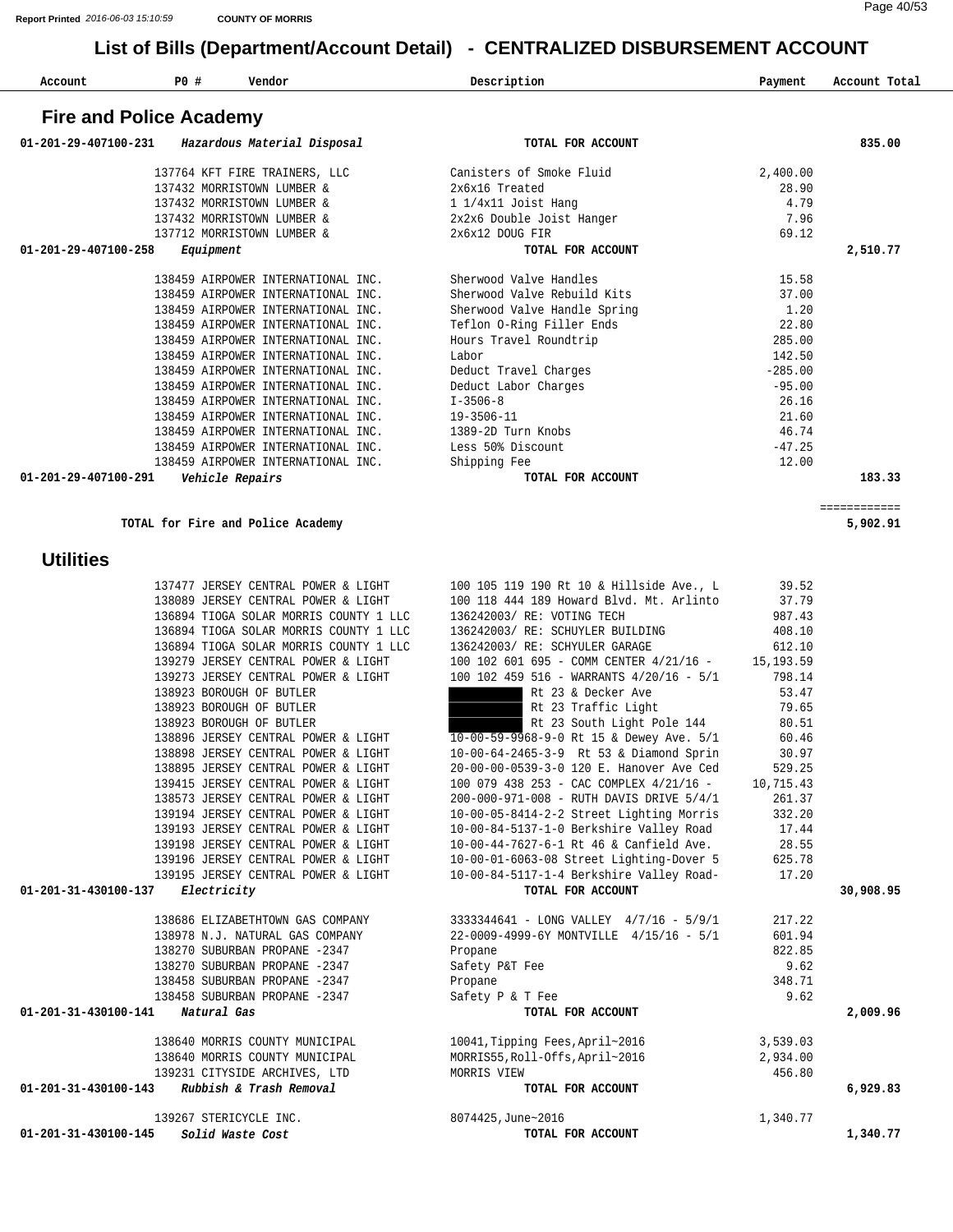Report Printed 2016-06-03 15:10:59 COUNTY OF MORRIS

# List of Bills (Department/Account Detail) - CENTRALIZED DISBURSEMENT ACCOUNT

| Account | PO # | Vendor | Description | Payment | Account Total |
|---|---|---|---|---|---|

## Fire and Police Academy

| Account | PO # | Vendor | Description | Payment | Account Total |
|---|---|---|---|---|---|
| 01-201-29-407100-231 | | *Hazardous Material Disposal* | TOTAL FOR ACCOUNT | | 835.00 |
| | 137764 | KFT FIRE TRAINERS, LLC | Canisters of Smoke Fluid | 2,400.00 | |
| | 137432 | MORRISTOWN LUMBER & | 2x6x16 Treated | 28.90 | |
| | 137432 | MORRISTOWN LUMBER & | 1 1/4x11 Joist Hang | 4.79 | |
| | 137432 | MORRISTOWN LUMBER & | 2x2x6 Double Joist Hanger | 7.96 | |
| | 137712 | MORRISTOWN LUMBER & | 2x6x12 DOUG FIR | 69.12 | |
| 01-201-29-407100-258 | | *Equipment* | TOTAL FOR ACCOUNT | | 2,510.77 |
| | 138459 | AIRPOWER INTERNATIONAL INC. | Sherwood Valve Handles | 15.58 | |
| | 138459 | AIRPOWER INTERNATIONAL INC. | Sherwood Valve Rebuild Kits | 37.00 | |
| | 138459 | AIRPOWER INTERNATIONAL INC. | Sherwood Valve Handle Spring | 1.20 | |
| | 138459 | AIRPOWER INTERNATIONAL INC. | Teflon O-Ring Filler Ends | 22.80 | |
| | 138459 | AIRPOWER INTERNATIONAL INC. | Hours Travel Roundtrip | 285.00 | |
| | 138459 | AIRPOWER INTERNATIONAL INC. | Labor | 142.50 | |
| | 138459 | AIRPOWER INTERNATIONAL INC. | Deduct Travel Charges | -285.00 | |
| | 138459 | AIRPOWER INTERNATIONAL INC. | Deduct Labor Charges | -95.00 | |
| | 138459 | AIRPOWER INTERNATIONAL INC. | I-3506-8 | 26.16 | |
| | 138459 | AIRPOWER INTERNATIONAL INC. | 19-3506-11 | 21.60 | |
| | 138459 | AIRPOWER INTERNATIONAL INC. | 1389-2D Turn Knobs | 46.74 | |
| | 138459 | AIRPOWER INTERNATIONAL INC. | Less 50% Discount | -47.25 | |
| | 138459 | AIRPOWER INTERNATIONAL INC. | Shipping Fee | 12.00 | |
| 01-201-29-407100-291 | | *Vehicle Repairs* | TOTAL FOR ACCOUNT | | 183.33 |
| | | **TOTAL for Fire and Police Academy** | | | 5,902.91 |

## Utilities

| Account | PO # | Vendor | Description | Payment | Account Total |
|---|---|---|---|---|---|
| | 137477 | JERSEY CENTRAL POWER & LIGHT | 100 105 119 190 Rt 10 & Hillside Ave., L | 39.52 | |
| | 138089 | JERSEY CENTRAL POWER & LIGHT | 100 118 444 189 Howard Blvd. Mt. Arlinto | 37.79 | |
| | 136894 | TIOGA SOLAR MORRIS COUNTY 1 LLC | 136242003/ RE: VOTING TECH | 987.43 | |
| | 136894 | TIOGA SOLAR MORRIS COUNTY 1 LLC | 136242003/ RE: SCHUYLER BUILDING | 408.10 | |
| | 136894 | TIOGA SOLAR MORRIS COUNTY 1 LLC | 136242003/ RE: SCHYULER GARAGE | 612.10 | |
| | 139279 | JERSEY CENTRAL POWER & LIGHT | 100 102 601 695 - COMM CENTER 4/21/16 - | 15,193.59 | |
| | 139273 | JERSEY CENTRAL POWER & LIGHT | 100 102 459 516 - WARRANTS 4/20/16 - 5/1 | 798.14 | |
| | 138923 | BOROUGH OF BUTLER | Rt 23 & Decker Ave | 53.47 | |
| | 138923 | BOROUGH OF BUTLER | Rt 23 Traffic Light | 79.65 | |
| | 138923 | BOROUGH OF BUTLER | Rt 23 South Light Pole 144 | 80.51 | |
| | 138896 | JERSEY CENTRAL POWER & LIGHT | 10-00-59-9968-9-0 Rt 15 & Dewey Ave. 5/1 | 60.46 | |
| | 138898 | JERSEY CENTRAL POWER & LIGHT | 10-00-64-2465-3-9 Rt 53 & Diamond Sprin | 30.97 | |
| | 138895 | JERSEY CENTRAL POWER & LIGHT | 20-00-00-0539-3-0 120 E. Hanover Ave Ced | 529.25 | |
| | 139415 | JERSEY CENTRAL POWER & LIGHT | 100 079 438 253 - CAC COMPLEX 4/21/16 - | 10,715.43 | |
| | 138573 | JERSEY CENTRAL POWER & LIGHT | 200-000-971-008 - RUTH DAVIS DRIVE 5/4/1 | 261.37 | |
| | 139194 | JERSEY CENTRAL POWER & LIGHT | 10-00-05-8414-2-2 Street Lighting Morris | 332.20 | |
| | 139193 | JERSEY CENTRAL POWER & LIGHT | 10-00-84-5137-1-0 Berkshire Valley Road | 17.44 | |
| | 139198 | JERSEY CENTRAL POWER & LIGHT | 10-00-44-7627-6-1 Rt 46 & Canfield Ave. | 28.55 | |
| | 139196 | JERSEY CENTRAL POWER & LIGHT | 10-00-01-6063-08 Street Lighting-Dover 5 | 625.78 | |
| | 139195 | JERSEY CENTRAL POWER & LIGHT | 10-00-84-5117-1-4 Berkshire Valley Road- | 17.20 | |
| 01-201-31-430100-137 | | *Electricity* | TOTAL FOR ACCOUNT | | 30,908.95 |
| | 138686 | ELIZABETHTOWN GAS COMPANY | 3333344641 - LONG VALLEY 4/7/16 - 5/9/1 | 217.22 | |
| | 138978 | N.J. NATURAL GAS COMPANY | 22-0009-4999-6Y MONTVILLE 4/15/16 - 5/1 | 601.94 | |
| | 138270 | SUBURBAN PROPANE -2347 | Propane | 822.85 | |
| | 138270 | SUBURBAN PROPANE -2347 | Safety P&T Fee | 9.62 | |
| | 138458 | SUBURBAN PROPANE -2347 | Propane | 348.71 | |
| | 138458 | SUBURBAN PROPANE -2347 | Safety P & T Fee | 9.62 | |
| 01-201-31-430100-141 | | *Natural Gas* | TOTAL FOR ACCOUNT | | 2,009.96 |
| | 138640 | MORRIS COUNTY MUNICIPAL | 10041,Tipping Fees,April~2016 | 3,539.03 | |
| | 138640 | MORRIS COUNTY MUNICIPAL | MORRIS55,Roll-Offs,April~2016 | 2,934.00 | |
| | 139231 | CITYSIDE ARCHIVES, LTD | MORRIS VIEW | 456.80 | |
| 01-201-31-430100-143 | | *Rubbish & Trash Removal* | TOTAL FOR ACCOUNT | | 6,929.83 |
| | 139267 | STERICYCLE INC. | 8074425,June~2016 | 1,340.77 | |
| 01-201-31-430100-145 | | *Solid Waste Cost* | TOTAL FOR ACCOUNT | | 1,340.77 |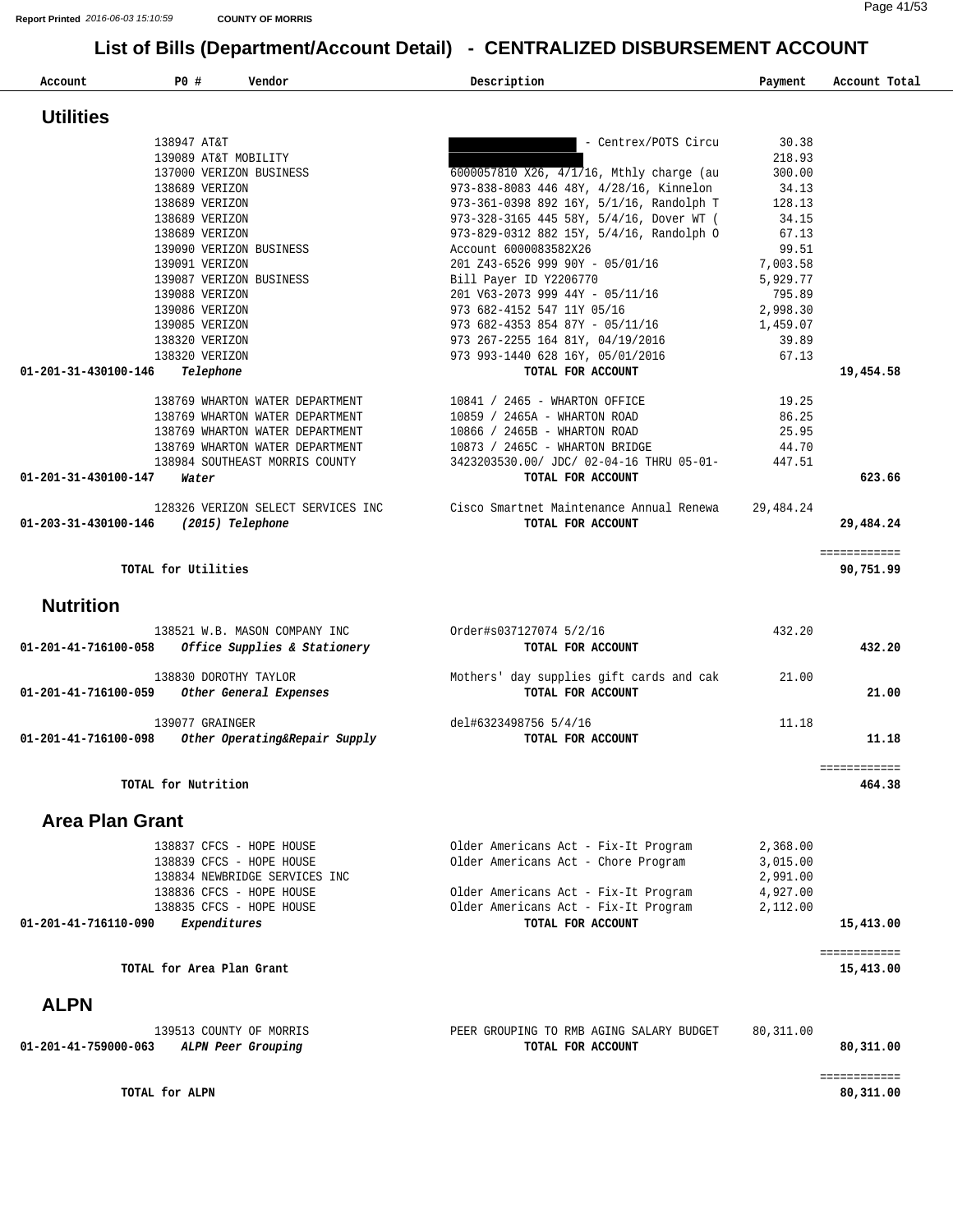Report Printed *2016-06-03 15:10:59* **COUNTY OF MORRIS**

# List of Bills (Department/Account Detail) - CENTRALIZED DISBURSEMENT ACCOUNT

| Account | PO # | Vendor | Description | Payment | Account Total |
|---|---|---|---|---|---|

## Utilities

| Account | PO # | Vendor | Description | Payment | Account Total |
|---|---|---|---|---|---|
| | 138947 | AT&T | - Centrex/POTS Circu | 30.38 | |
| | 139089 | AT&T MOBILITY | | 218.93 | |
| | 137000 | VERIZON BUSINESS | 6000057810 X26, 4/1/16, Mthly charge (au | 300.00 | |
| | 138689 | VERIZON | 973-838-8083 446 48Y, 4/28/16, Kinnelon | 34.13 | |
| | 138689 | VERIZON | 973-361-0398 892 16Y, 5/1/16, Randolph T | 128.13 | |
| | 138689 | VERIZON | 973-328-3165 445 58Y, 5/4/16, Dover WT ( | 34.15 | |
| | 138689 | VERIZON | 973-829-0312 882 15Y, 5/4/16, Randolph O | 67.13 | |
| | 139090 | VERIZON BUSINESS | Account 6000083582X26 | 99.51 | |
| | 139091 | VERIZON | 201 Z43-6526 999 90Y - 05/01/16 | 7,003.58 | |
| | 139087 | VERIZON BUSINESS | Bill Payer ID Y2206770 | 5,929.77 | |
| | 139088 | VERIZON | 201 V63-2073 999 44Y - 05/11/16 | 795.89 | |
| | 139086 | VERIZON | 973 682-4152 547 11Y 05/16 | 2,998.30 | |
| | 139085 | VERIZON | 973 682-4353 854 87Y - 05/11/16 | 1,459.07 | |
| | 138320 | VERIZON | 973 267-2255 164 81Y, 04/19/2016 | 39.89 | |
| | 138320 | VERIZON | 973 993-1440 628 16Y, 05/01/2016 | 67.13 | |
| **01-201-31-430100-146** | | ***Telephone*** | **TOTAL FOR ACCOUNT** | | **19,454.58** |
| | 138769 | WHARTON WATER DEPARTMENT | 10841 / 2465 - WHARTON OFFICE | 19.25 | |
| | 138769 | WHARTON WATER DEPARTMENT | 10859 / 2465A - WHARTON ROAD | 86.25 | |
| | 138769 | WHARTON WATER DEPARTMENT | 10866 / 2465B - WHARTON ROAD | 25.95 | |
| | 138769 | WHARTON WATER DEPARTMENT | 10873 / 2465C - WHARTON BRIDGE | 44.70 | |
| | 138984 | SOUTHEAST MORRIS COUNTY | 3423203530.00/ JDC/ 02-04-16 THRU 05-01- | 447.51 | |
| **01-201-31-430100-147** | | ***Water*** | **TOTAL FOR ACCOUNT** | | **623.66** |
| | 128326 | VERIZON SELECT SERVICES INC | Cisco Smartnet Maintenance Annual Renewa | 29,484.24 | |
| **01-203-31-430100-146** | | ***(2015) Telephone*** | **TOTAL FOR ACCOUNT** | | **29,484.24** |
| | | **TOTAL for Utilities** | | | **90,751.99** |

## Nutrition

| Account | PO # | Vendor | Description | Payment | Account Total |
|---|---|---|---|---|---|
| | 138521 | W.B. MASON COMPANY INC | Order#s037127074 5/2/16 | 432.20 | |
| **01-201-41-716100-058** | | ***Office Supplies & Stationery*** | **TOTAL FOR ACCOUNT** | | **432.20** |
| | 138830 | DOROTHY TAYLOR | Mothers' day supplies gift cards and cak | 21.00 | |
| **01-201-41-716100-059** | | ***Other General Expenses*** | **TOTAL FOR ACCOUNT** | | **21.00** |
| | 139077 | GRAINGER | del#6323498756 5/4/16 | 11.18 | |
| **01-201-41-716100-098** | | ***Other Operating&Repair Supply*** | **TOTAL FOR ACCOUNT** | | **11.18** |
| | | **TOTAL for Nutrition** | | | **464.38** |

## Area Plan Grant

| Account | PO # | Vendor | Description | Payment | Account Total |
|---|---|---|---|---|---|
| | 138837 | CFCS - HOPE HOUSE | Older Americans Act - Fix-It Program | 2,368.00 | |
| | 138839 | CFCS - HOPE HOUSE | Older Americans Act - Chore Program | 3,015.00 | |
| | 138834 | NEWBRIDGE SERVICES INC | | 2,991.00 | |
| | 138836 | CFCS - HOPE HOUSE | Older Americans Act - Fix-It Program | 4,927.00 | |
| | 138835 | CFCS - HOPE HOUSE | Older Americans Act - Fix-It Program | 2,112.00 | |
| **01-201-41-716110-090** | | ***Expenditures*** | **TOTAL FOR ACCOUNT** | | **15,413.00** |
| | | **TOTAL for Area Plan Grant** | | | **15,413.00** |

## ALPN

| Account | PO # | Vendor | Description | Payment | Account Total |
|---|---|---|---|---|---|
| | 139513 | COUNTY OF MORRIS | PEER GROUPING TO RMB AGING SALARY BUDGET | 80,311.00 | |
| **01-201-41-759000-063** | | ***ALPN Peer Grouping*** | **TOTAL FOR ACCOUNT** | | **80,311.00** |
| | | **TOTAL for ALPN** | | | **80,311.00** |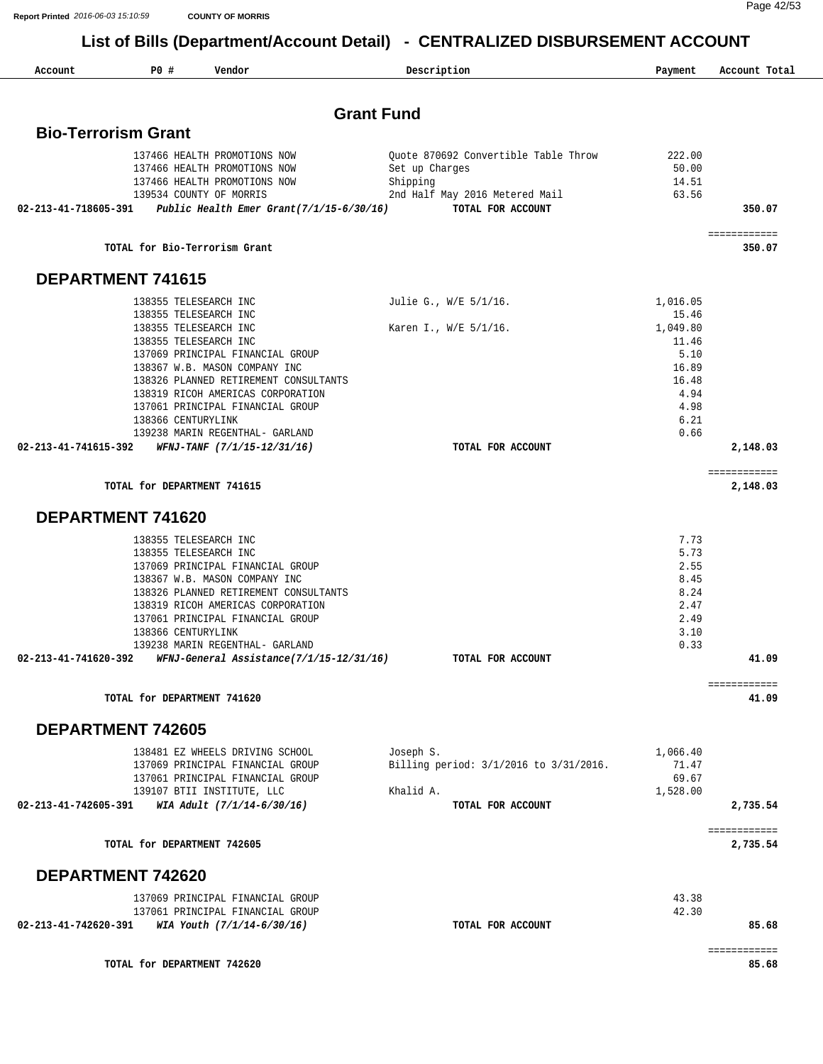# List of Bills (Department/Account Detail) - CENTRALIZED DISBURSEMENT ACCOUNT

COUNTY OF MORRIS

Report Printed 2016-06-03 15:10:59

## Grant Fund

### Bio-Terrorism Grant

| Account | PO # | Vendor | Description | Payment | Account Total |
|---|---|---|---|---|---|
| | 137466 | HEALTH PROMOTIONS NOW | Quote 870692 Convertible Table Throw | 222.00 | |
| | 137466 | HEALTH PROMOTIONS NOW | Set up Charges | 50.00 | |
| | 137466 | HEALTH PROMOTIONS NOW | Shipping | 14.51 | |
| | 139534 | COUNTY OF MORRIS | 2nd Half May 2016 Metered Mail | 63.56 | |
| 02-213-41-718605-391 | | *Public Health Emer Grant(7/1/15-6/30/16)* | TOTAL FOR ACCOUNT | | 350.07 |

**TOTAL for Bio-Terrorism Grant** — 350.07

### DEPARTMENT 741615

| Account | PO # | Vendor | Description | Payment | Account Total |
|---|---|---|---|---|---|
| | 138355 | TELESEARCH INC | Julie G., W/E 5/1/16. | 1,016.05 | |
| | 138355 | TELESEARCH INC | | 15.46 | |
| | 138355 | TELESEARCH INC | Karen I., W/E 5/1/16. | 1,049.80 | |
| | 138355 | TELESEARCH INC | | 11.46 | |
| | 137069 | PRINCIPAL FINANCIAL GROUP | | 5.10 | |
| | 138367 | W.B. MASON COMPANY INC | | 16.89 | |
| | 138326 | PLANNED RETIREMENT CONSULTANTS | | 16.48 | |
| | 138319 | RICOH AMERICAS CORPORATION | | 4.94 | |
| | 137061 | PRINCIPAL FINANCIAL GROUP | | 4.98 | |
| | 138366 | CENTURYLINK | | 6.21 | |
| | 139238 | MARIN REGENTHAL- GARLAND | | 0.66 | |
| 02-213-41-741615-392 | | *WFNJ-TANF (7/1/15-12/31/16)* | TOTAL FOR ACCOUNT | | 2,148.03 |

**TOTAL for DEPARTMENT 741615** — 2,148.03

### DEPARTMENT 741620

| Account | PO # | Vendor | Description | Payment | Account Total |
|---|---|---|---|---|---|
| | 138355 | TELESEARCH INC | | 7.73 | |
| | 138355 | TELESEARCH INC | | 5.73 | |
| | 137069 | PRINCIPAL FINANCIAL GROUP | | 2.55 | |
| | 138367 | W.B. MASON COMPANY INC | | 8.45 | |
| | 138326 | PLANNED RETIREMENT CONSULTANTS | | 8.24 | |
| | 138319 | RICOH AMERICAS CORPORATION | | 2.47 | |
| | 137061 | PRINCIPAL FINANCIAL GROUP | | 2.49 | |
| | 138366 | CENTURYLINK | | 3.10 | |
| | 139238 | MARIN REGENTHAL- GARLAND | | 0.33 | |
| 02-213-41-741620-392 | | *WFNJ-General Assistance(7/1/15-12/31/16)* | TOTAL FOR ACCOUNT | | 41.09 |

**TOTAL for DEPARTMENT 741620** — 41.09

### DEPARTMENT 742605

| Account | PO # | Vendor | Description | Payment | Account Total |
|---|---|---|---|---|---|
| | 138481 | EZ WHEELS DRIVING SCHOOL | Joseph S. | 1,066.40 | |
| | 137069 | PRINCIPAL FINANCIAL GROUP | Billing period: 3/1/2016 to 3/31/2016. | 71.47 | |
| | 137061 | PRINCIPAL FINANCIAL GROUP | | 69.67 | |
| | 139107 | BTII INSTITUTE, LLC | Khalid A. | 1,528.00 | |
| 02-213-41-742605-391 | | *WIA Adult (7/1/14-6/30/16)* | TOTAL FOR ACCOUNT | | 2,735.54 |

**TOTAL for DEPARTMENT 742605** — 2,735.54

### DEPARTMENT 742620

| Account | PO # | Vendor | Description | Payment | Account Total |
|---|---|---|---|---|---|
| | 137069 | PRINCIPAL FINANCIAL GROUP | | 43.38 | |
| | 137061 | PRINCIPAL FINANCIAL GROUP | | 42.30 | |
| 02-213-41-742620-391 | | *WIA Youth (7/1/14-6/30/16)* | TOTAL FOR ACCOUNT | | 85.68 |

**TOTAL for DEPARTMENT 742620** — 85.68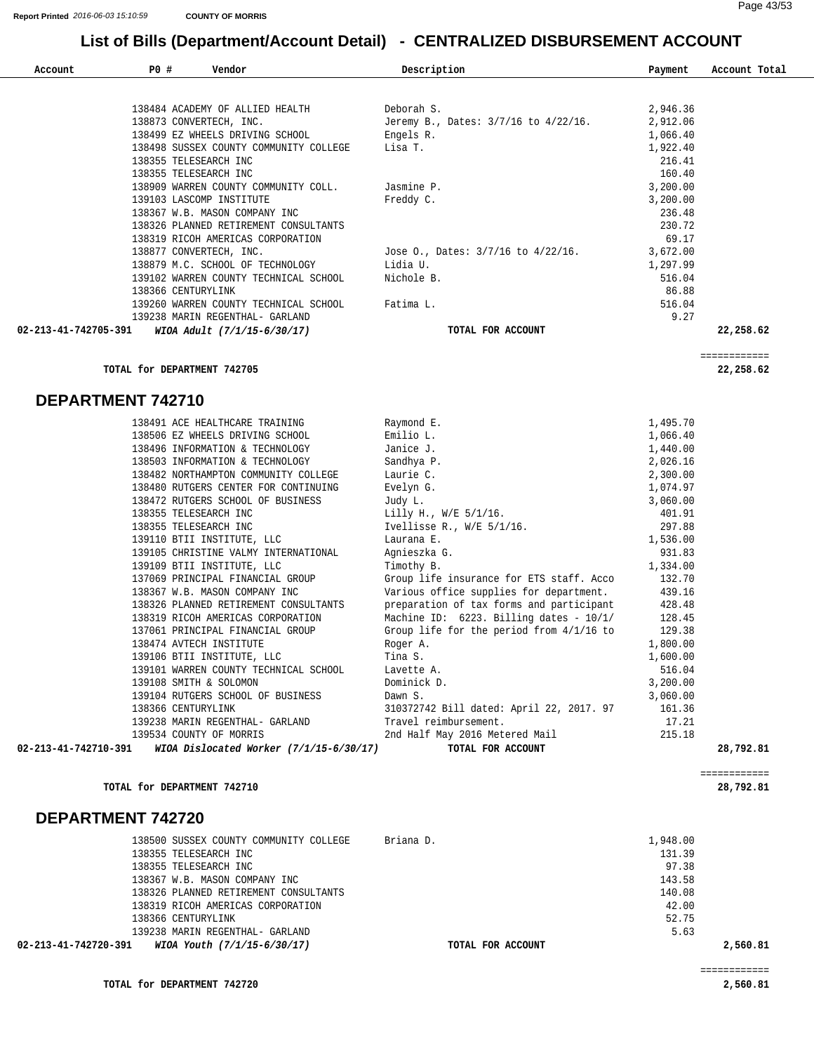Report Printed 2016-06-03 15:10:59 COUNTY OF MORRIS

# List of Bills (Department/Account Detail) - CENTRALIZED DISBURSEMENT ACCOUNT

| Account | PO # | Vendor | Description | Payment | Account Total |
|---|---|---|---|---|---|
| | 138484 | ACADEMY OF ALLIED HEALTH | Deborah S. | 2,946.36 | |
| | 138873 | CONVERTECH, INC. | Jeremy B., Dates: 3/7/16 to 4/22/16. | 2,912.06 | |
| | 138499 | EZ WHEELS DRIVING SCHOOL | Engels R. | 1,066.40 | |
| | 138498 | SUSSEX COUNTY COMMUNITY COLLEGE | Lisa T. | 1,922.40 | |
| | 138355 | TELESEARCH INC | | 216.41 | |
| | 138355 | TELESEARCH INC | | 160.40 | |
| | 138909 | WARREN COUNTY COMMUNITY COLL. | Jasmine P. | 3,200.00 | |
| | 139103 | LASCOMP INSTITUTE | Freddy C. | 3,200.00 | |
| | 138367 | W.B. MASON COMPANY INC | | 236.48 | |
| | 138326 | PLANNED RETIREMENT CONSULTANTS | | 230.72 | |
| | 138319 | RICOH AMERICAS CORPORATION | | 69.17 | |
| | 138877 | CONVERTECH, INC. | Jose O., Dates: 3/7/16 to 4/22/16. | 3,672.00 | |
| | 138879 | M.C. SCHOOL OF TECHNOLOGY | Lidia U. | 1,297.99 | |
| | 139102 | WARREN COUNTY TECHNICAL SCHOOL | Nichole B. | 516.04 | |
| | 138366 | CENTURYLINK | | 86.88 | |
| | 139260 | WARREN COUNTY TECHNICAL SCHOOL | Fatima L. | 516.04 | |
| | 139238 | MARIN REGENTHAL- GARLAND | | 9.27 | |
| **02-213-41-742705-391** | | ***WIOA Adult (7/1/15-6/30/17)*** | **TOTAL FOR ACCOUNT** | | **22,258.62** |

**TOTAL for DEPARTMENT 742705** ============ **22,258.62**

## DEPARTMENT 742710

| Account | PO # | Vendor | Description | Payment | Account Total |
|---|---|---|---|---|---|
| | 138491 | ACE HEALTHCARE TRAINING | Raymond E. | 1,495.70 | |
| | 138506 | EZ WHEELS DRIVING SCHOOL | Emilio L. | 1,066.40 | |
| | 138496 | INFORMATION & TECHNOLOGY | Janice J. | 1,440.00 | |
| | 138503 | INFORMATION & TECHNOLOGY | Sandhya P. | 2,026.16 | |
| | 138482 | NORTHAMPTON COMMUNITY COLLEGE | Laurie C. | 2,300.00 | |
| | 138480 | RUTGERS CENTER FOR CONTINUING | Evelyn G. | 1,074.97 | |
| | 138472 | RUTGERS SCHOOL OF BUSINESS | Judy L. | 3,060.00 | |
| | 138355 | TELESEARCH INC | Lilly H., W/E 5/1/16. | 401.91 | |
| | 138355 | TELESEARCH INC | Ivellisse R., W/E 5/1/16. | 297.88 | |
| | 139110 | BTII INSTITUTE, LLC | Laurana E. | 1,536.00 | |
| | 139105 | CHRISTINE VALMY INTERNATIONAL | Agnieszka G. | 931.83 | |
| | 139109 | BTII INSTITUTE, LLC | Timothy B. | 1,334.00 | |
| | 137069 | PRINCIPAL FINANCIAL GROUP | Group life insurance for ETS staff. Acco | 132.70 | |
| | 138367 | W.B. MASON COMPANY INC | Various office supplies for department. | 439.16 | |
| | 138326 | PLANNED RETIREMENT CONSULTANTS | preparation of tax forms and participant | 428.48 | |
| | 138319 | RICOH AMERICAS CORPORATION | Machine ID: 6223. Billing dates - 10/1/ | 128.45 | |
| | 137061 | PRINCIPAL FINANCIAL GROUP | Group life for the period from 4/1/16 to | 129.38 | |
| | 138474 | AVTECH INSTITUTE | Roger A. | 1,800.00 | |
| | 139106 | BTII INSTITUTE, LLC | Tina S. | 1,600.00 | |
| | 139101 | WARREN COUNTY TECHNICAL SCHOOL | Lavette A. | 516.04 | |
| | 139108 | SMITH & SOLOMON | Dominick D. | 3,200.00 | |
| | 139104 | RUTGERS SCHOOL OF BUSINESS | Dawn S. | 3,060.00 | |
| | 138366 | CENTURYLINK | 310372742 Bill dated: April 22, 2017. 97 | 161.36 | |
| | 139238 | MARIN REGENTHAL- GARLAND | Travel reimbursement. | 17.21 | |
| | 139534 | COUNTY OF MORRIS | 2nd Half May 2016 Metered Mail | 215.18 | |
| **02-213-41-742710-391** | | ***WIOA Dislocated Worker (7/1/15-6/30/17)*** | **TOTAL FOR ACCOUNT** | | **28,792.81** |

**TOTAL for DEPARTMENT 742710** ============ **28,792.81**

## DEPARTMENT 742720

| Account | PO # | Vendor | Description | Payment | Account Total |
|---|---|---|---|---|---|
| | 138500 | SUSSEX COUNTY COMMUNITY COLLEGE | Briana D. | 1,948.00 | |
| | 138355 | TELESEARCH INC | | 131.39 | |
| | 138355 | TELESEARCH INC | | 97.38 | |
| | 138367 | W.B. MASON COMPANY INC | | 143.58 | |
| | 138326 | PLANNED RETIREMENT CONSULTANTS | | 140.08 | |
| | 138319 | RICOH AMERICAS CORPORATION | | 42.00 | |
| | 138366 | CENTURYLINK | | 52.75 | |
| | 139238 | MARIN REGENTHAL- GARLAND | | 5.63 | |
| **02-213-41-742720-391** | | ***WIOA Youth (7/1/15-6/30/17)*** | **TOTAL FOR ACCOUNT** | | **2,560.81** |

**TOTAL for DEPARTMENT 742720** ============ **2,560.81**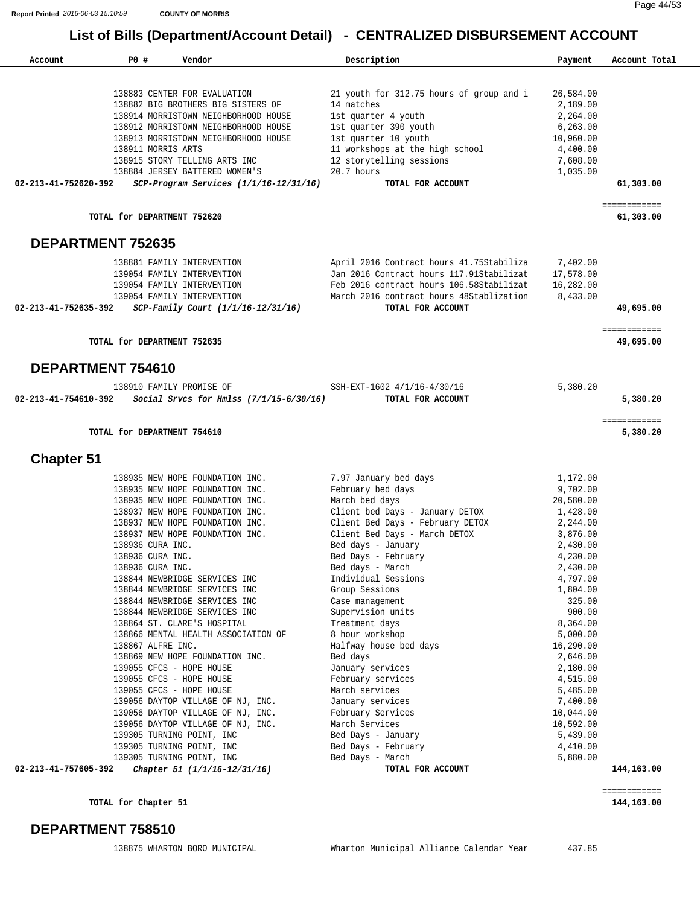## List of Bills (Department/Account Detail) - CENTRALIZED DISBURSEMENT ACCOUNT

| Account | PO # | Vendor | Description | Payment | Account Total |
|---|---|---|---|---|---|
| | 138883 | CENTER FOR EVALUATION | 21 youth for 312.75 hours of group and i | 26,584.00 | |
| | 138882 | BIG BROTHERS BIG SISTERS OF | 14 matches | 2,189.00 | |
| | 138914 | MORRISTOWN NEIGHBORHOOD HOUSE | 1st quarter 4 youth | 2,264.00 | |
| | 138912 | MORRISTOWN NEIGHBORHOOD HOUSE | 1st quarter 390 youth | 6,263.00 | |
| | 138913 | MORRISTOWN NEIGHBORHOOD HOUSE | 1st quarter 10 youth | 10,960.00 | |
| | 138911 | MORRIS ARTS | 11 workshops at the high school | 4,400.00 | |
| | 138915 | STORY TELLING ARTS INC | 12 storytelling sessions | 7,608.00 | |
| | 138884 | JERSEY BATTERED WOMEN'S | 20.7 hours | 1,035.00 | |
| **02-213-41-752620-392** | | ***SCP-Program Services (1/1/16-12/31/16)*** | **TOTAL FOR ACCOUNT** | | **61,303.00** |

**TOTAL for DEPARTMENT 752620** — **61,303.00**

## DEPARTMENT 752635

| Account | PO # | Vendor | Description | Payment | Account Total |
|---|---|---|---|---|---|
| | 138881 | FAMILY INTERVENTION | April 2016 Contract hours 41.75Stabiliza | 7,402.00 | |
| | 139054 | FAMILY INTERVENTION | Jan 2016 Contract hours 117.91Stabilizat | 17,578.00 | |
| | 139054 | FAMILY INTERVENTION | Feb 2016 contract hours 106.58Stabilizat | 16,282.00 | |
| | 139054 | FAMILY INTERVENTION | March 2016 contract hours 48Stablization | 8,433.00 | |
| **02-213-41-752635-392** | | ***SCP-Family Court (1/1/16-12/31/16)*** | **TOTAL FOR ACCOUNT** | | **49,695.00** |

**TOTAL for DEPARTMENT 752635** — **49,695.00**

## DEPARTMENT 754610

| Account | PO # | Vendor | Description | Payment | Account Total |
|---|---|---|---|---|---|
| | 138910 | FAMILY PROMISE OF | SSH-EXT-1602 4/1/16-4/30/16 | 5,380.20 | |
| **02-213-41-754610-392** | | ***Social Srvcs for Hmlss (7/1/15-6/30/16)*** | **TOTAL FOR ACCOUNT** | | **5,380.20** |

**TOTAL for DEPARTMENT 754610** — **5,380.20**

## Chapter 51

| Account | PO # | Vendor | Description | Payment | Account Total |
|---|---|---|---|---|---|
| | 138935 | NEW HOPE FOUNDATION INC. | 7.97 January bed days | 1,172.00 | |
| | 138935 | NEW HOPE FOUNDATION INC. | February bed days | 9,702.00 | |
| | 138935 | NEW HOPE FOUNDATION INC. | March bed days | 20,580.00 | |
| | 138937 | NEW HOPE FOUNDATION INC. | Client bed Days - January DETOX | 1,428.00 | |
| | 138937 | NEW HOPE FOUNDATION INC. | Client Bed Days - February DETOX | 2,244.00 | |
| | 138937 | NEW HOPE FOUNDATION INC. | Client Bed Days - March DETOX | 3,876.00 | |
| | 138936 | CURA INC. | Bed days - January | 2,430.00 | |
| | 138936 | CURA INC. | Bed Days - February | 4,230.00 | |
| | 138936 | CURA INC. | Bed days - March | 2,430.00 | |
| | 138844 | NEWBRIDGE SERVICES INC | Individual Sessions | 4,797.00 | |
| | 138844 | NEWBRIDGE SERVICES INC | Group Sessions | 1,804.00 | |
| | 138844 | NEWBRIDGE SERVICES INC | Case management | 325.00 | |
| | 138844 | NEWBRIDGE SERVICES INC | Supervision units | 900.00 | |
| | 138864 | ST. CLARE'S HOSPITAL | Treatment days | 8,364.00 | |
| | 138866 | MENTAL HEALTH ASSOCIATION OF | 8 hour workshop | 5,000.00 | |
| | 138867 | ALFRE INC. | Halfway house bed days | 16,290.00 | |
| | 138869 | NEW HOPE FOUNDATION INC. | Bed days | 2,646.00 | |
| | 139055 | CFCS - HOPE HOUSE | January services | 2,180.00 | |
| | 139055 | CFCS - HOPE HOUSE | February services | 4,515.00 | |
| | 139055 | CFCS - HOPE HOUSE | March services | 5,485.00 | |
| | 139056 | DAYTOP VILLAGE OF NJ, INC. | January services | 7,400.00 | |
| | 139056 | DAYTOP VILLAGE OF NJ, INC. | February Services | 10,044.00 | |
| | 139056 | DAYTOP VILLAGE OF NJ, INC. | March Services | 10,592.00 | |
| | 139305 | TURNING POINT, INC | Bed Days - January | 5,439.00 | |
| | 139305 | TURNING POINT, INC | Bed Days - February | 4,410.00 | |
| | 139305 | TURNING POINT, INC | Bed Days - March | 5,880.00 | |
| **02-213-41-757605-392** | | ***Chapter 51 (1/1/16-12/31/16)*** | **TOTAL FOR ACCOUNT** | | **144,163.00** |

**TOTAL for Chapter 51** — **144,163.00**

## DEPARTMENT 758510

| Account | PO # | Vendor | Description | Payment | Account Total |
|---|---|---|---|---|---|
| | 138875 | WHARTON BORO MUNICIPAL | Wharton Municipal Alliance Calendar Year | 437.85 | |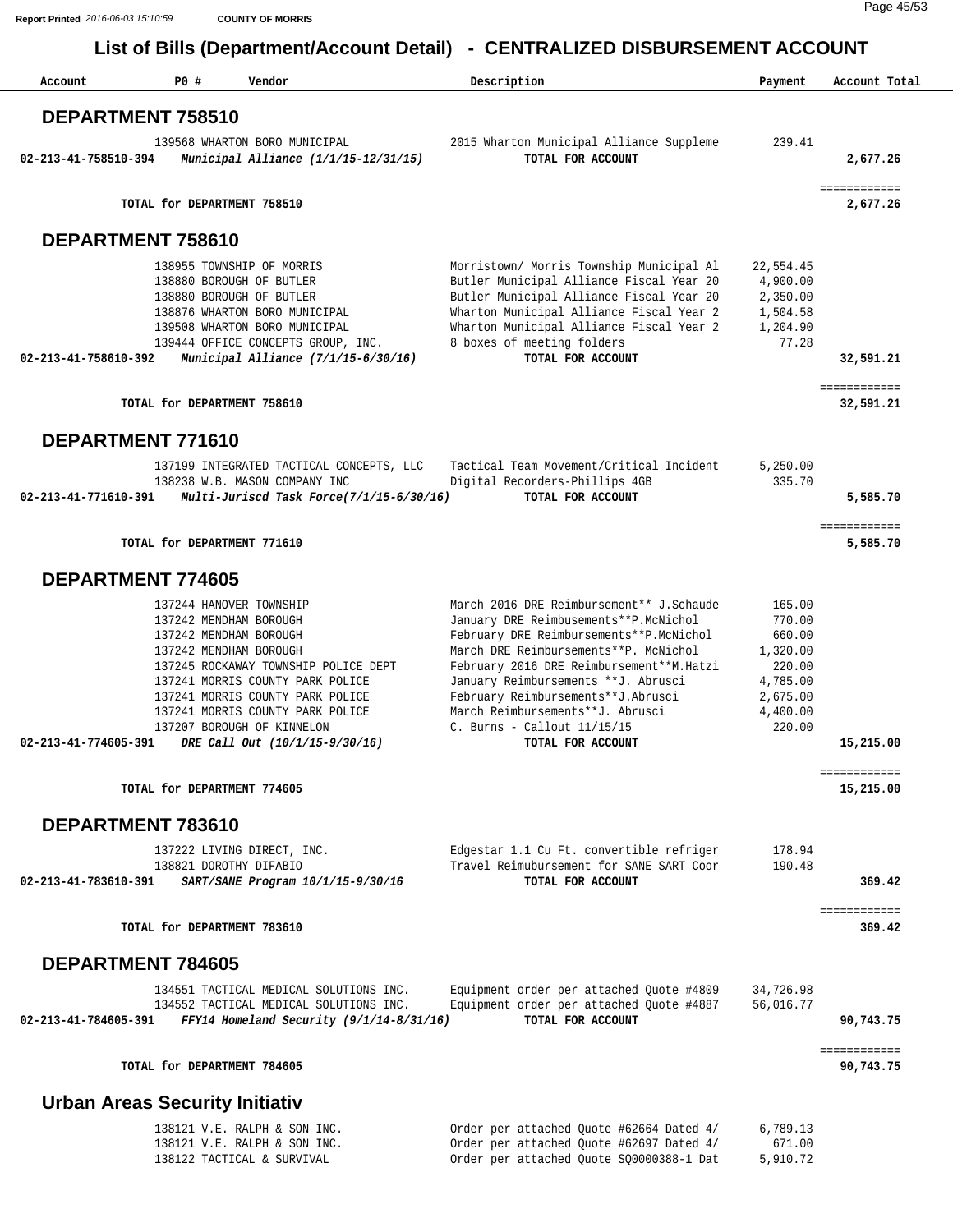# List of Bills (Department/Account Detail) - CENTRALIZED DISBURSEMENT ACCOUNT

Report Printed 2016-06-03 15:10:59 COUNTY OF MORRIS

| Account | PO # | Vendor | Description | Payment | Account Total |
|---|---|---|---|---|---|

## DEPARTMENT 758510

| Account | PO # | Vendor | Description | Payment | Account Total |
|---|---|---|---|---|---|
| | 139568 | WHARTON BORO MUNICIPAL | 2015 Wharton Municipal Alliance Suppleme | 239.41 | |
| 02-213-41-758510-394 | | *Municipal Alliance (1/1/15-12/31/15)* | TOTAL FOR ACCOUNT | | 2,677.26 |

**TOTAL for DEPARTMENT 758510** — 2,677.26

## DEPARTMENT 758610

| Account | PO # | Vendor | Description | Payment | Account Total |
|---|---|---|---|---|---|
| | 138955 | TOWNSHIP OF MORRIS | Morristown/ Morris Township Municipal Al | 22,554.45 | |
| | 138880 | BOROUGH OF BUTLER | Butler Municipal Alliance Fiscal Year 20 | 4,900.00 | |
| | 138880 | BOROUGH OF BUTLER | Butler Municipal Alliance Fiscal Year 20 | 2,350.00 | |
| | 138876 | WHARTON BORO MUNICIPAL | Wharton Municipal Alliance Fiscal Year 2 | 1,504.58 | |
| | 139508 | WHARTON BORO MUNICIPAL | Wharton Municipal Alliance Fiscal Year 2 | 1,204.90 | |
| | 139444 | OFFICE CONCEPTS GROUP, INC. | 8 boxes of meeting folders | 77.28 | |
| 02-213-41-758610-392 | | *Municipal Alliance (7/1/15-6/30/16)* | TOTAL FOR ACCOUNT | | 32,591.21 |

**TOTAL for DEPARTMENT 758610** — 32,591.21

## DEPARTMENT 771610

| Account | PO # | Vendor | Description | Payment | Account Total |
|---|---|---|---|---|---|
| | 137199 | INTEGRATED TACTICAL CONCEPTS, LLC | Tactical Team Movement/Critical Incident | 5,250.00 | |
| | 138238 | W.B. MASON COMPANY INC | Digital Recorders-Phillips 4GB | 335.70 | |
| 02-213-41-771610-391 | | *Multi-Juriscd Task Force(7/1/15-6/30/16)* | TOTAL FOR ACCOUNT | | 5,585.70 |

**TOTAL for DEPARTMENT 771610** — 5,585.70

## DEPARTMENT 774605

| Account | PO # | Vendor | Description | Payment | Account Total |
|---|---|---|---|---|---|
| | 137244 | HANOVER TOWNSHIP | March 2016 DRE Reimbursement** J.Schaude | 165.00 | |
| | 137242 | MENDHAM BOROUGH | January DRE Reimbusements**P.McNichol | 770.00 | |
| | 137242 | MENDHAM BOROUGH | February DRE Reimbursements**P.McNichol | 660.00 | |
| | 137242 | MENDHAM BOROUGH | March DRE Reimbursements**P. McNichol | 1,320.00 | |
| | 137245 | ROCKAWAY TOWNSHIP POLICE DEPT | February 2016 DRE Reimbursement**M.Hatzi | 220.00 | |
| | 137241 | MORRIS COUNTY PARK POLICE | January Reimbursements **J. Abrusci | 4,785.00 | |
| | 137241 | MORRIS COUNTY PARK POLICE | February Reimbursements**J.Abrusci | 2,675.00 | |
| | 137241 | MORRIS COUNTY PARK POLICE | March Reimbursements**J. Abrusci | 4,400.00 | |
| | 137207 | BOROUGH OF KINNELON | C. Burns - Callout 11/15/15 | 220.00 | |
| 02-213-41-774605-391 | | *DRE Call Out (10/1/15-9/30/16)* | TOTAL FOR ACCOUNT | | 15,215.00 |

**TOTAL for DEPARTMENT 774605** — 15,215.00

## DEPARTMENT 783610

| Account | PO # | Vendor | Description | Payment | Account Total |
|---|---|---|---|---|---|
| | 137222 | LIVING DIRECT, INC. | Edgestar 1.1 Cu Ft. convertible refriger | 178.94 | |
| | 138821 | DOROTHY DIFABIO | Travel Reimubursement for SANE SART Coor | 190.48 | |
| 02-213-41-783610-391 | | *SART/SANE Program 10/1/15-9/30/16* | TOTAL FOR ACCOUNT | | 369.42 |

**TOTAL for DEPARTMENT 783610** — 369.42

## DEPARTMENT 784605

| Account | PO # | Vendor | Description | Payment | Account Total |
|---|---|---|---|---|---|
| | 134551 | TACTICAL MEDICAL SOLUTIONS INC. | Equipment order per attached Quote #4809 | 34,726.98 | |
| | 134552 | TACTICAL MEDICAL SOLUTIONS INC. | Equipment order per attached Quote #4887 | 56,016.77 | |
| 02-213-41-784605-391 | | *FFY14 Homeland Security (9/1/14-8/31/16)* | TOTAL FOR ACCOUNT | | 90,743.75 |

**TOTAL for DEPARTMENT 784605** — 90,743.75

## Urban Areas Security Initiativ

| Account | PO # | Vendor | Description | Payment | Account Total |
|---|---|---|---|---|---|
| | 138121 | V.E. RALPH & SON INC. | Order per attached Quote #62664 Dated 4/ | 6,789.13 | |
| | 138121 | V.E. RALPH & SON INC. | Order per attached Quote #62697 Dated 4/ | 671.00 | |
| | 138122 | TACTICAL & SURVIVAL | Order per attached Quote SQ0000388-1 Dat | 5,910.72 | |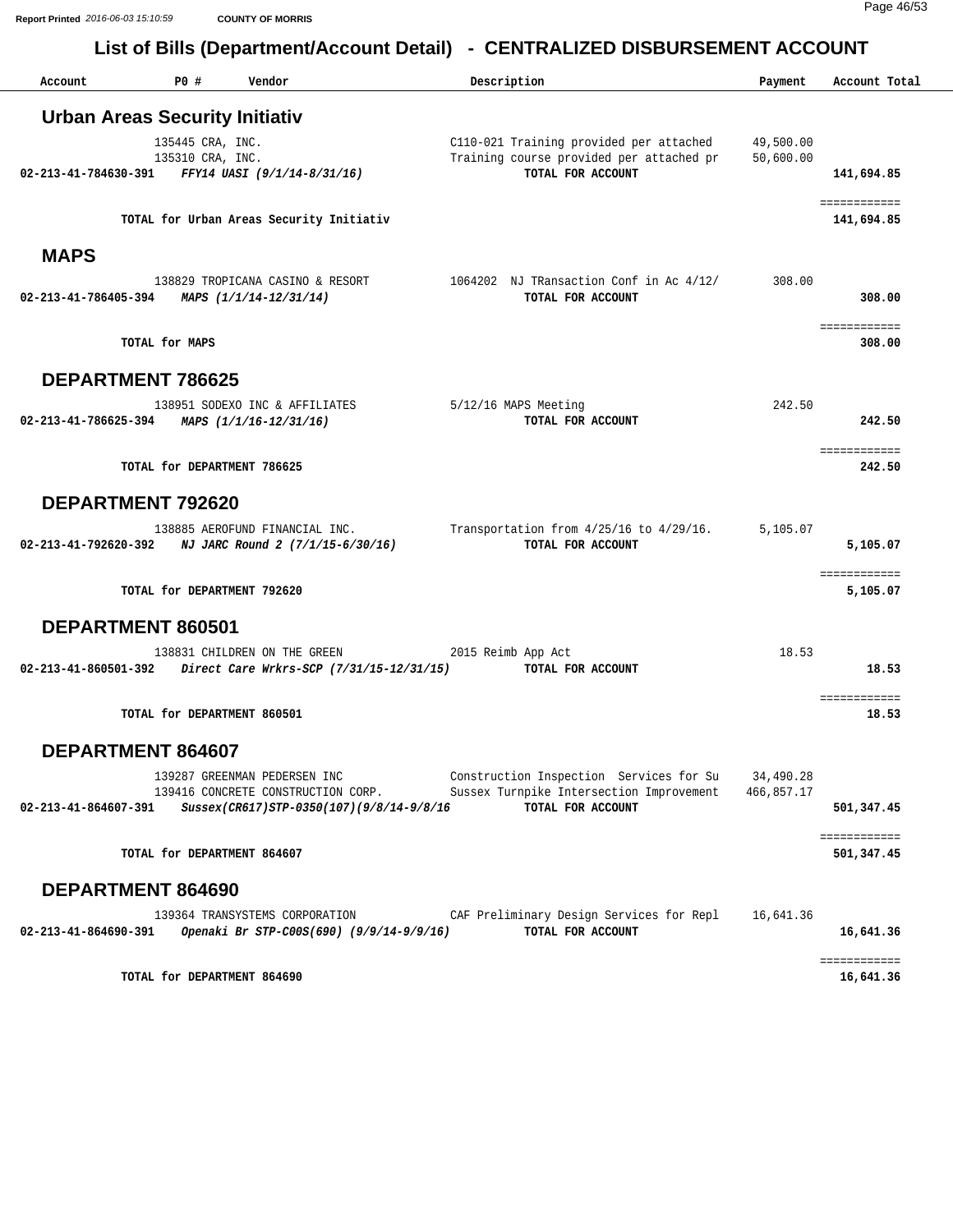# List of Bills (Department/Account Detail) - CENTRALIZED DISBURSEMENT ACCOUNT

| Account | PO # | Vendor | Description | Payment | Account Total |
|---|---|---|---|---|---|

## Urban Areas Security Initiativ

| Account | PO # | Vendor | Description | Payment | Account Total |
|---|---|---|---|---|---|
| | 135445 | CRA, INC. | C110-021 Training provided per attached | 49,500.00 | |
| | 135310 | CRA, INC. | Training course provided per attached pr | 50,600.00 | |
| **02-213-41-784630-391** | | ***FFY14 UASI (9/1/14-8/31/16)*** | **TOTAL FOR ACCOUNT** | | **141,694.85** |
| | | **TOTAL for Urban Areas Security Initiativ** | | | **141,694.85** |

## MAPS

| Account | PO # | Vendor | Description | Payment | Account Total |
|---|---|---|---|---|---|
| | 138829 | TROPICANA CASINO & RESORT | 1064202 NJ TRansaction Conf in Ac 4/12/ | 308.00 | |
| **02-213-41-786405-394** | | ***MAPS (1/1/14-12/31/14)*** | **TOTAL FOR ACCOUNT** | | **308.00** |
| | | **TOTAL for MAPS** | | | **308.00** |

## DEPARTMENT 786625

| Account | PO # | Vendor | Description | Payment | Account Total |
|---|---|---|---|---|---|
| | 138951 | SODEXO INC & AFFILIATES | 5/12/16 MAPS Meeting | 242.50 | |
| **02-213-41-786625-394** | | ***MAPS (1/1/16-12/31/16)*** | **TOTAL FOR ACCOUNT** | | **242.50** |
| | | **TOTAL for DEPARTMENT 786625** | | | **242.50** |

## DEPARTMENT 792620

| Account | PO # | Vendor | Description | Payment | Account Total |
|---|---|---|---|---|---|
| | 138885 | AEROFUND FINANCIAL INC. | Transportation from 4/25/16 to 4/29/16. | 5,105.07 | |
| **02-213-41-792620-392** | | ***NJ JARC Round 2 (7/1/15-6/30/16)*** | **TOTAL FOR ACCOUNT** | | **5,105.07** |
| | | **TOTAL for DEPARTMENT 792620** | | | **5,105.07** |

## DEPARTMENT 860501

| Account | PO # | Vendor | Description | Payment | Account Total |
|---|---|---|---|---|---|
| | 138831 | CHILDREN ON THE GREEN | 2015 Reimb App Act | 18.53 | |
| **02-213-41-860501-392** | | ***Direct Care Wrkrs-SCP (7/31/15-12/31/15)*** | **TOTAL FOR ACCOUNT** | | **18.53** |
| | | **TOTAL for DEPARTMENT 860501** | | | **18.53** |

## DEPARTMENT 864607

| Account | PO # | Vendor | Description | Payment | Account Total |
|---|---|---|---|---|---|
| | 139287 | GREENMAN PEDERSEN INC | Construction Inspection Services for Su | 34,490.28 | |
| | 139416 | CONCRETE CONSTRUCTION CORP. | Sussex Turnpike Intersection Improvement | 466,857.17 | |
| **02-213-41-864607-391** | | ***Sussex(CR617)STP-0350(107)(9/8/14-9/8/16*** | **TOTAL FOR ACCOUNT** | | **501,347.45** |
| | | **TOTAL for DEPARTMENT 864607** | | | **501,347.45** |

## DEPARTMENT 864690

| Account | PO # | Vendor | Description | Payment | Account Total |
|---|---|---|---|---|---|
| | 139364 | TRANSYSTEMS CORPORATION | CAF Preliminary Design Services for Repl | 16,641.36 | |
| **02-213-41-864690-391** | | ***Openaki Br STP-C00S(690) (9/9/14-9/9/16)*** | **TOTAL FOR ACCOUNT** | | **16,641.36** |
| | | **TOTAL for DEPARTMENT 864690** | | | **16,641.36** |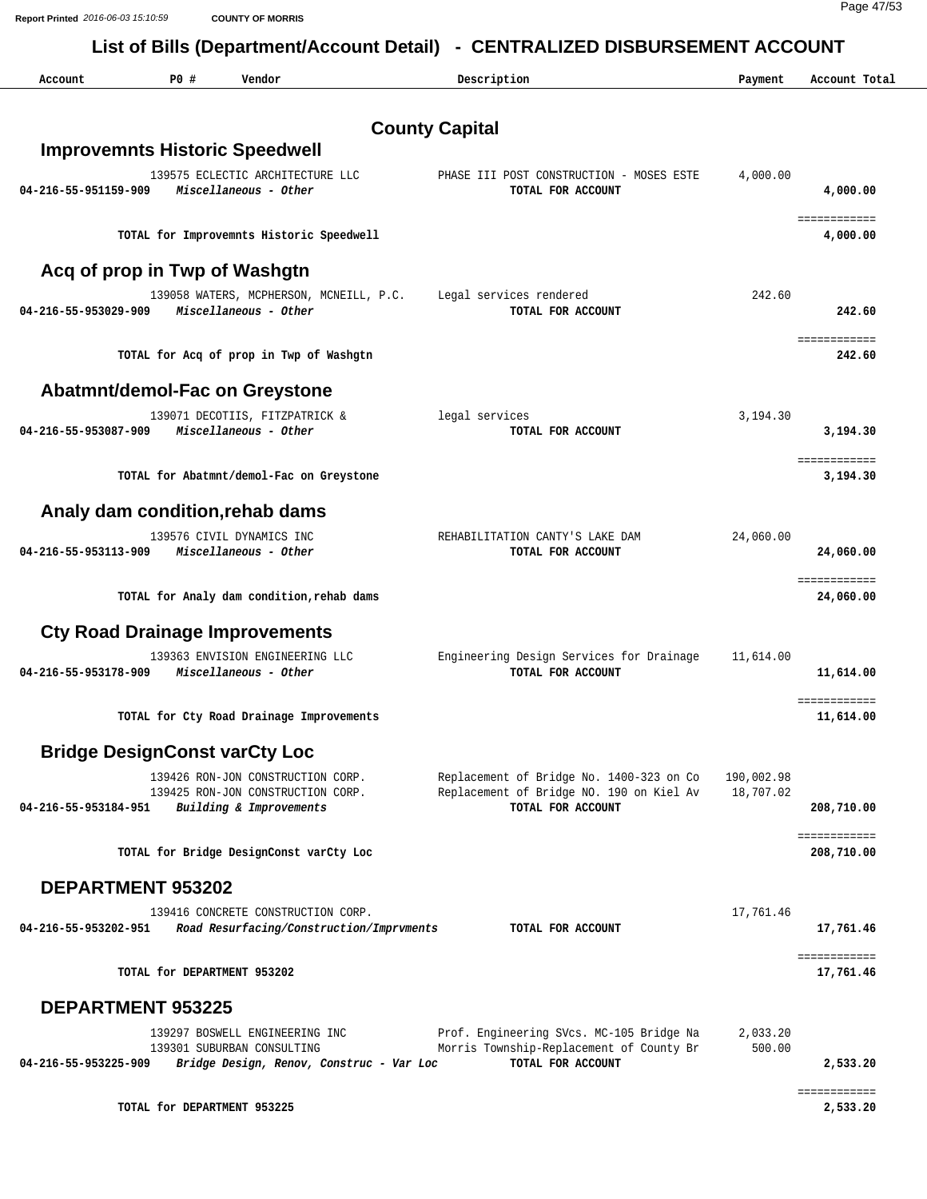# List of Bills (Department/Account Detail) - CENTRALIZED DISBURSEMENT ACCOUNT

| Account | PO # | Vendor | Description | Payment | Account Total |
|---|---|---|---|---|---|

## County Capital

### Improvemnts Historic Speedwell

| Account | PO # | Vendor | Description | Payment | Account Total |
|---|---|---|---|---|---|
| | 139575 | ECLECTIC ARCHITECTURE LLC | PHASE III POST CONSTRUCTION - MOSES ESTE | 4,000.00 | |
| 04-216-55-951159-909 | | *Miscellaneous - Other* | TOTAL FOR ACCOUNT | | 4,000.00 |
| | | TOTAL for Improvemnts Historic Speedwell | | | 4,000.00 |

### Acq of prop in Twp of Washgtn

| Account | PO # | Vendor | Description | Payment | Account Total |
|---|---|---|---|---|---|
| | 139058 | WATERS, MCPHERSON, MCNEILL, P.C. | Legal services rendered | 242.60 | |
| 04-216-55-953029-909 | | *Miscellaneous - Other* | TOTAL FOR ACCOUNT | | 242.60 |
| | | TOTAL for Acq of prop in Twp of Washgtn | | | 242.60 |

### Abatmnt/demol-Fac on Greystone

| Account | PO # | Vendor | Description | Payment | Account Total |
|---|---|---|---|---|---|
| | 139071 | DECOTIIS, FITZPATRICK & | legal services | 3,194.30 | |
| 04-216-55-953087-909 | | *Miscellaneous - Other* | TOTAL FOR ACCOUNT | | 3,194.30 |
| | | TOTAL for Abatmnt/demol-Fac on Greystone | | | 3,194.30 |

### Analy dam condition,rehab dams

| Account | PO # | Vendor | Description | Payment | Account Total |
|---|---|---|---|---|---|
| | 139576 | CIVIL DYNAMICS INC | REHABILITATION CANTY'S LAKE DAM | 24,060.00 | |
| 04-216-55-953113-909 | | *Miscellaneous - Other* | TOTAL FOR ACCOUNT | | 24,060.00 |
| | | TOTAL for Analy dam condition,rehab dams | | | 24,060.00 |

### Cty Road Drainage Improvements

| Account | PO # | Vendor | Description | Payment | Account Total |
|---|---|---|---|---|---|
| | 139363 | ENVISION ENGINEERING LLC | Engineering Design Services for Drainage | 11,614.00 | |
| 04-216-55-953178-909 | | *Miscellaneous - Other* | TOTAL FOR ACCOUNT | | 11,614.00 |
| | | TOTAL for Cty Road Drainage Improvements | | | 11,614.00 |

### Bridge DesignConst varCty Loc

| Account | PO # | Vendor | Description | Payment | Account Total |
|---|---|---|---|---|---|
| | 139426 | RON-JON CONSTRUCTION CORP. | Replacement of Bridge No. 1400-323 on Co | 190,002.98 | |
| | 139425 | RON-JON CONSTRUCTION CORP. | Replacement of Bridge NO. 190 on Kiel Av | 18,707.02 | |
| 04-216-55-953184-951 | | *Building & Improvements* | TOTAL FOR ACCOUNT | | 208,710.00 |
| | | TOTAL for Bridge DesignConst varCty Loc | | | 208,710.00 |

### DEPARTMENT 953202

| Account | PO # | Vendor | Description | Payment | Account Total |
|---|---|---|---|---|---|
| | 139416 | CONCRETE CONSTRUCTION CORP. | | 17,761.46 | |
| 04-216-55-953202-951 | | *Road Resurfacing/Construction/Imprvments* | TOTAL FOR ACCOUNT | | 17,761.46 |
| | | TOTAL for DEPARTMENT 953202 | | | 17,761.46 |

### DEPARTMENT 953225

| Account | PO # | Vendor | Description | Payment | Account Total |
|---|---|---|---|---|---|
| | 139297 | BOSWELL ENGINEERING INC | Prof. Engineering SVcs. MC-105 Bridge Na | 2,033.20 | |
| | 139301 | SUBURBAN CONSULTING | Morris Township-Replacement of County Br | 500.00 | |
| 04-216-55-953225-909 | | *Bridge Design, Renov, Construc - Var Loc* | TOTAL FOR ACCOUNT | | 2,533.20 |
| | | TOTAL for DEPARTMENT 953225 | | | 2,533.20 |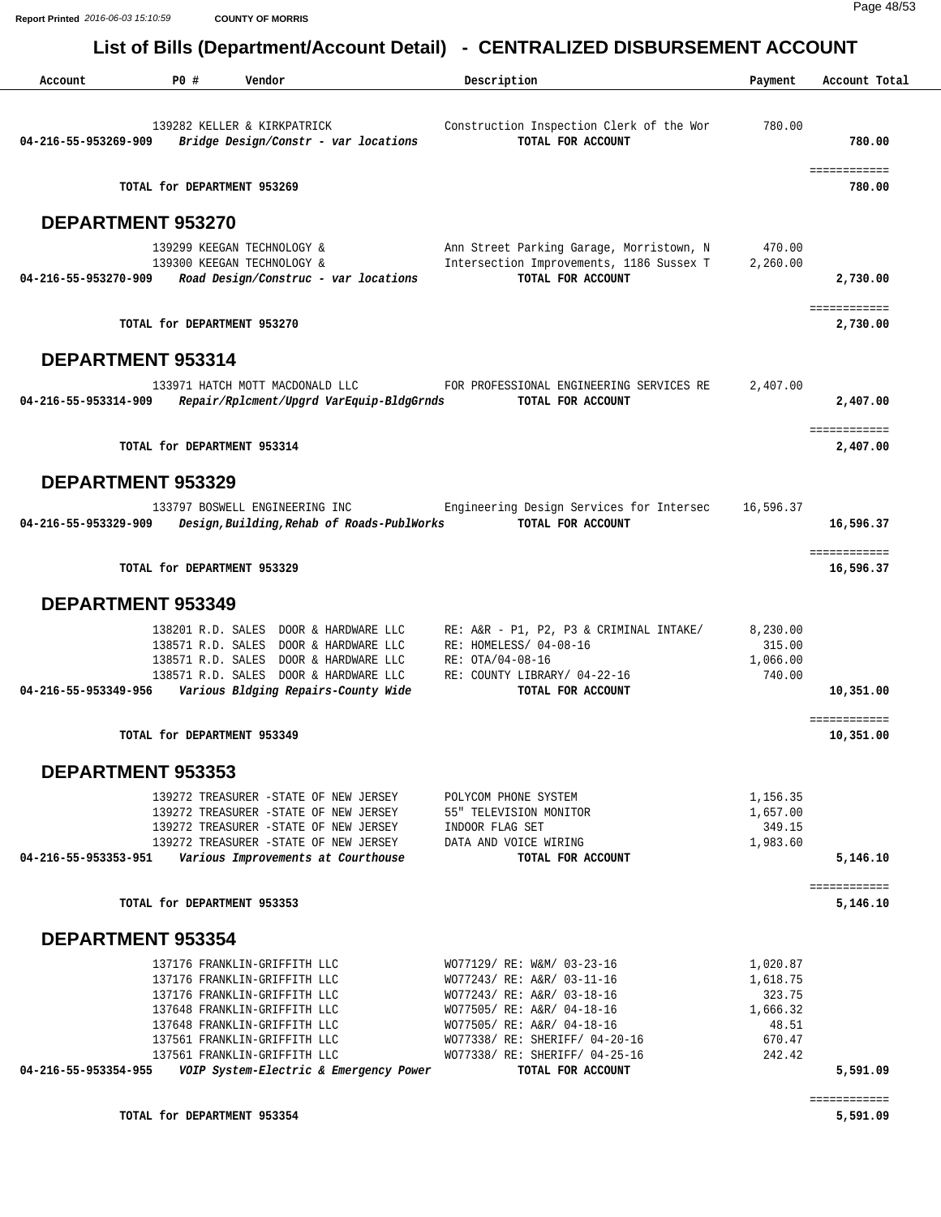# List of Bills (Department/Account Detail) - CENTRALIZED DISBURSEMENT ACCOUNT

| Account | PO # | Vendor | Description | Payment | Account Total |
|---|---|---|---|---|---|
| | 139282 | KELLER & KIRKPATRICK | Construction Inspection Clerk of the Wor | 780.00 | |
| 04-216-55-953269-909 | | *Bridge Design/Constr - var locations* | TOTAL FOR ACCOUNT | | 780.00 |
| | | TOTAL for DEPARTMENT 953269 | | | 780.00 |

## DEPARTMENT 953270

| Account | PO # | Vendor | Description | Payment | Account Total |
|---|---|---|---|---|---|
| | 139299 | KEEGAN TECHNOLOGY & | Ann Street Parking Garage, Morristown, N | 470.00 | |
| | 139300 | KEEGAN TECHNOLOGY & | Intersection Improvements, 1186 Sussex T | 2,260.00 | |
| 04-216-55-953270-909 | | *Road Design/Construc - var locations* | TOTAL FOR ACCOUNT | | 2,730.00 |
| | | TOTAL for DEPARTMENT 953270 | | | 2,730.00 |

## DEPARTMENT 953314

| Account | PO # | Vendor | Description | Payment | Account Total |
|---|---|---|---|---|---|
| | 133971 | HATCH MOTT MACDONALD LLC | FOR PROFESSIONAL ENGINEERING SERVICES RE | 2,407.00 | |
| 04-216-55-953314-909 | | *Repair/Rplcment/Upgrd VarEquip-BldgGrnds* | TOTAL FOR ACCOUNT | | 2,407.00 |
| | | TOTAL for DEPARTMENT 953314 | | | 2,407.00 |

## DEPARTMENT 953329

| Account | PO # | Vendor | Description | Payment | Account Total |
|---|---|---|---|---|---|
| | 133797 | BOSWELL ENGINEERING INC | Engineering Design Services for Intersec | 16,596.37 | |
| 04-216-55-953329-909 | | *Design,Building,Rehab of Roads-PublWorks* | TOTAL FOR ACCOUNT | | 16,596.37 |
| | | TOTAL for DEPARTMENT 953329 | | | 16,596.37 |

## DEPARTMENT 953349

| Account | PO # | Vendor | Description | Payment | Account Total |
|---|---|---|---|---|---|
| | 138201 | R.D. SALES DOOR & HARDWARE LLC | RE: A&R - P1, P2, P3 & CRIMINAL INTAKE/ | 8,230.00 | |
| | 138571 | R.D. SALES DOOR & HARDWARE LLC | RE: HOMELESS/ 04-08-16 | 315.00 | |
| | 138571 | R.D. SALES DOOR & HARDWARE LLC | RE: OTA/04-08-16 | 1,066.00 | |
| | 138571 | R.D. SALES DOOR & HARDWARE LLC | RE: COUNTY LIBRARY/ 04-22-16 | 740.00 | |
| 04-216-55-953349-956 | | *Various Bldging Repairs-County Wide* | TOTAL FOR ACCOUNT | | 10,351.00 |
| | | TOTAL for DEPARTMENT 953349 | | | 10,351.00 |

## DEPARTMENT 953353

| Account | PO # | Vendor | Description | Payment | Account Total |
|---|---|---|---|---|---|
| | 139272 | TREASURER -STATE OF NEW JERSEY | POLYCOM PHONE SYSTEM | 1,156.35 | |
| | 139272 | TREASURER -STATE OF NEW JERSEY | 55" TELEVISION MONITOR | 1,657.00 | |
| | 139272 | TREASURER -STATE OF NEW JERSEY | INDOOR FLAG SET | 349.15 | |
| | 139272 | TREASURER -STATE OF NEW JERSEY | DATA AND VOICE WIRING | 1,983.60 | |
| 04-216-55-953353-951 | | *Various Improvements at Courthouse* | TOTAL FOR ACCOUNT | | 5,146.10 |
| | | TOTAL for DEPARTMENT 953353 | | | 5,146.10 |

## DEPARTMENT 953354

| Account | PO # | Vendor | Description | Payment | Account Total |
|---|---|---|---|---|---|
| | 137176 | FRANKLIN-GRIFFITH LLC | WO77129/ RE: W&M/ 03-23-16 | 1,020.87 | |
| | 137176 | FRANKLIN-GRIFFITH LLC | WO77243/ RE: A&R/ 03-11-16 | 1,618.75 | |
| | 137176 | FRANKLIN-GRIFFITH LLC | WO77243/ RE: A&R/ 03-18-16 | 323.75 | |
| | 137648 | FRANKLIN-GRIFFITH LLC | WO77505/ RE: A&R/ 04-18-16 | 1,666.32 | |
| | 137648 | FRANKLIN-GRIFFITH LLC | WO77505/ RE: A&R/ 04-18-16 | 48.51 | |
| | 137561 | FRANKLIN-GRIFFITH LLC | WO77338/ RE: SHERIFF/ 04-20-16 | 670.47 | |
| | 137561 | FRANKLIN-GRIFFITH LLC | WO77338/ RE: SHERIFF/ 04-25-16 | 242.42 | |
| 04-216-55-953354-955 | | *VOIP System-Electric & Emergency Power* | TOTAL FOR ACCOUNT | | 5,591.09 |
| | | TOTAL for DEPARTMENT 953354 | | | 5,591.09 |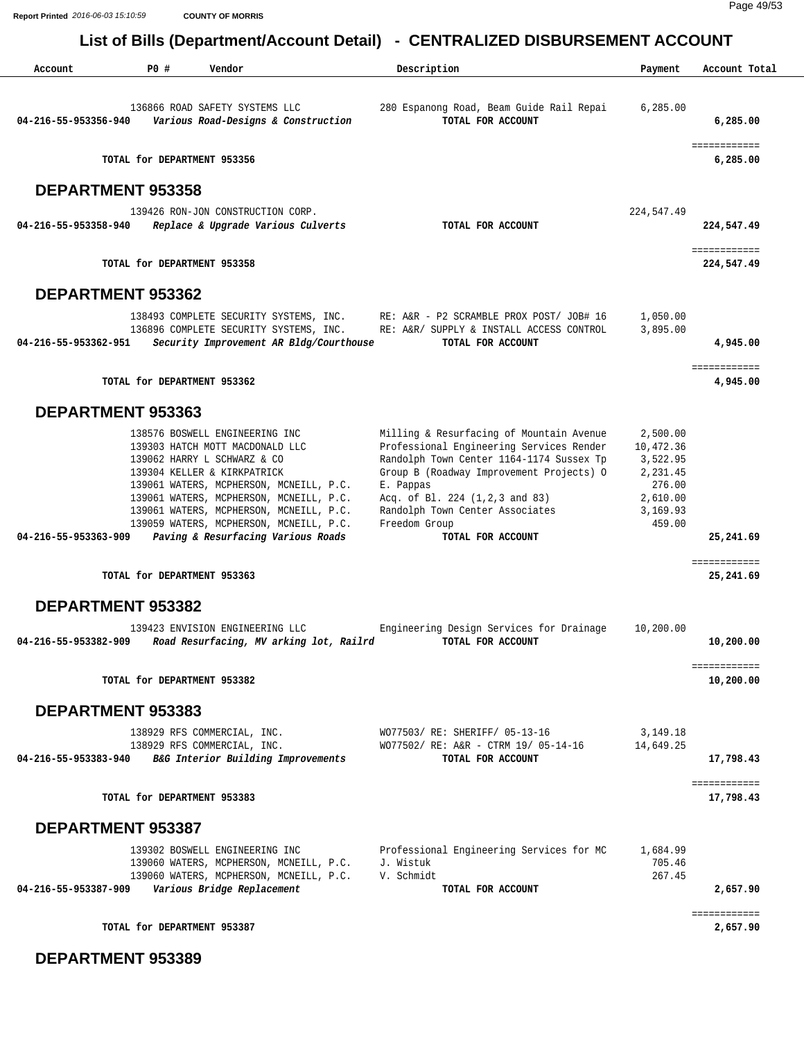# List of Bills (Department/Account Detail) - CENTRALIZED DISBURSEMENT ACCOUNT

| Account | PO # | Vendor | Description | Payment | Account Total |
|---|---|---|---|---|---|
| | 136866 | ROAD SAFETY SYSTEMS LLC | 280 Espanong Road, Beam Guide Rail Repai | 6,285.00 | |
| 04-216-55-953356-940 | | *Various Road-Designs & Construction* | TOTAL FOR ACCOUNT | | 6,285.00 |
| | | | | | ============ |
| | TOTAL for DEPARTMENT 953356 | | | | 6,285.00 |

## DEPARTMENT 953358

| Account | PO # | Vendor | Description | Payment | Account Total |
|---|---|---|---|---|---|
| | 139426 | RON-JON CONSTRUCTION CORP. | | 224,547.49 | |
| 04-216-55-953358-940 | | *Replace & Upgrade Various Culverts* | TOTAL FOR ACCOUNT | | 224,547.49 |
| | | | | | ============ |
| | TOTAL for DEPARTMENT 953358 | | | | 224,547.49 |

## DEPARTMENT 953362

| Account | PO # | Vendor | Description | Payment | Account Total |
|---|---|---|---|---|---|
| | 138493 | COMPLETE SECURITY SYSTEMS, INC. | RE: A&R - P2 SCRAMBLE PROX POST/ JOB# 16 | 1,050.00 | |
| | 136896 | COMPLETE SECURITY SYSTEMS, INC. | RE: A&R/ SUPPLY & INSTALL ACCESS CONTROL | 3,895.00 | |
| 04-216-55-953362-951 | | *Security Improvement AR Bldg/Courthouse* | TOTAL FOR ACCOUNT | | 4,945.00 |
| | | | | | ============ |
| | TOTAL for DEPARTMENT 953362 | | | | 4,945.00 |

## DEPARTMENT 953363

| Account | PO # | Vendor | Description | Payment | Account Total |
|---|---|---|---|---|---|
| | 138576 | BOSWELL ENGINEERING INC | Milling & Resurfacing of Mountain Avenue | 2,500.00 | |
| | 139303 | HATCH MOTT MACDONALD LLC | Professional Engineering Services Render | 10,472.36 | |
| | 139062 | HARRY L SCHWARZ & CO | Randolph Town Center 1164-1174 Sussex Tp | 3,522.95 | |
| | 139304 | KELLER & KIRKPATRICK | Group B (Roadway Improvement Projects) O | 2,231.45 | |
| | 139061 | WATERS, MCPHERSON, MCNEILL, P.C. | E. Pappas | 276.00 | |
| | 139061 | WATERS, MCPHERSON, MCNEILL, P.C. | Acq. of Bl. 224 (1,2,3 and 83) | 2,610.00 | |
| | 139061 | WATERS, MCPHERSON, MCNEILL, P.C. | Randolph Town Center Associates | 3,169.93 | |
| | 139059 | WATERS, MCPHERSON, MCNEILL, P.C. | Freedom Group | 459.00 | |
| 04-216-55-953363-909 | | *Paving & Resurfacing Various Roads* | TOTAL FOR ACCOUNT | | 25,241.69 |
| | | | | | ============ |
| | TOTAL for DEPARTMENT 953363 | | | | 25,241.69 |

## DEPARTMENT 953382

| Account | PO # | Vendor | Description | Payment | Account Total |
|---|---|---|---|---|---|
| | 139423 | ENVISION ENGINEERING LLC | Engineering Design Services for Drainage | 10,200.00 | |
| 04-216-55-953382-909 | | *Road Resurfacing, MV arking lot, Railrd* | TOTAL FOR ACCOUNT | | 10,200.00 |
| | | | | | ============ |
| | TOTAL for DEPARTMENT 953382 | | | | 10,200.00 |

## DEPARTMENT 953383

| Account | PO # | Vendor | Description | Payment | Account Total |
|---|---|---|---|---|---|
| | 138929 | RFS COMMERCIAL, INC. | WO77503/ RE: SHERIFF/ 05-13-16 | 3,149.18 | |
| | 138929 | RFS COMMERCIAL, INC. | WO77502/ RE: A&R - CTRM 19/ 05-14-16 | 14,649.25 | |
| 04-216-55-953383-940 | | *B&G Interior Building Improvements* | TOTAL FOR ACCOUNT | | 17,798.43 |
| | | | | | ============ |
| | TOTAL for DEPARTMENT 953383 | | | | 17,798.43 |

## DEPARTMENT 953387

| Account | PO # | Vendor | Description | Payment | Account Total |
|---|---|---|---|---|---|
| | 139302 | BOSWELL ENGINEERING INC | Professional Engineering Services for MC | 1,684.99 | |
| | 139060 | WATERS, MCPHERSON, MCNEILL, P.C. | J. Wistuk | 705.46 | |
| | 139060 | WATERS, MCPHERSON, MCNEILL, P.C. | V. Schmidt | 267.45 | |
| 04-216-55-953387-909 | | *Various Bridge Replacement* | TOTAL FOR ACCOUNT | | 2,657.90 |
| | | | | | ============ |
| | TOTAL for DEPARTMENT 953387 | | | | 2,657.90 |

## DEPARTMENT 953389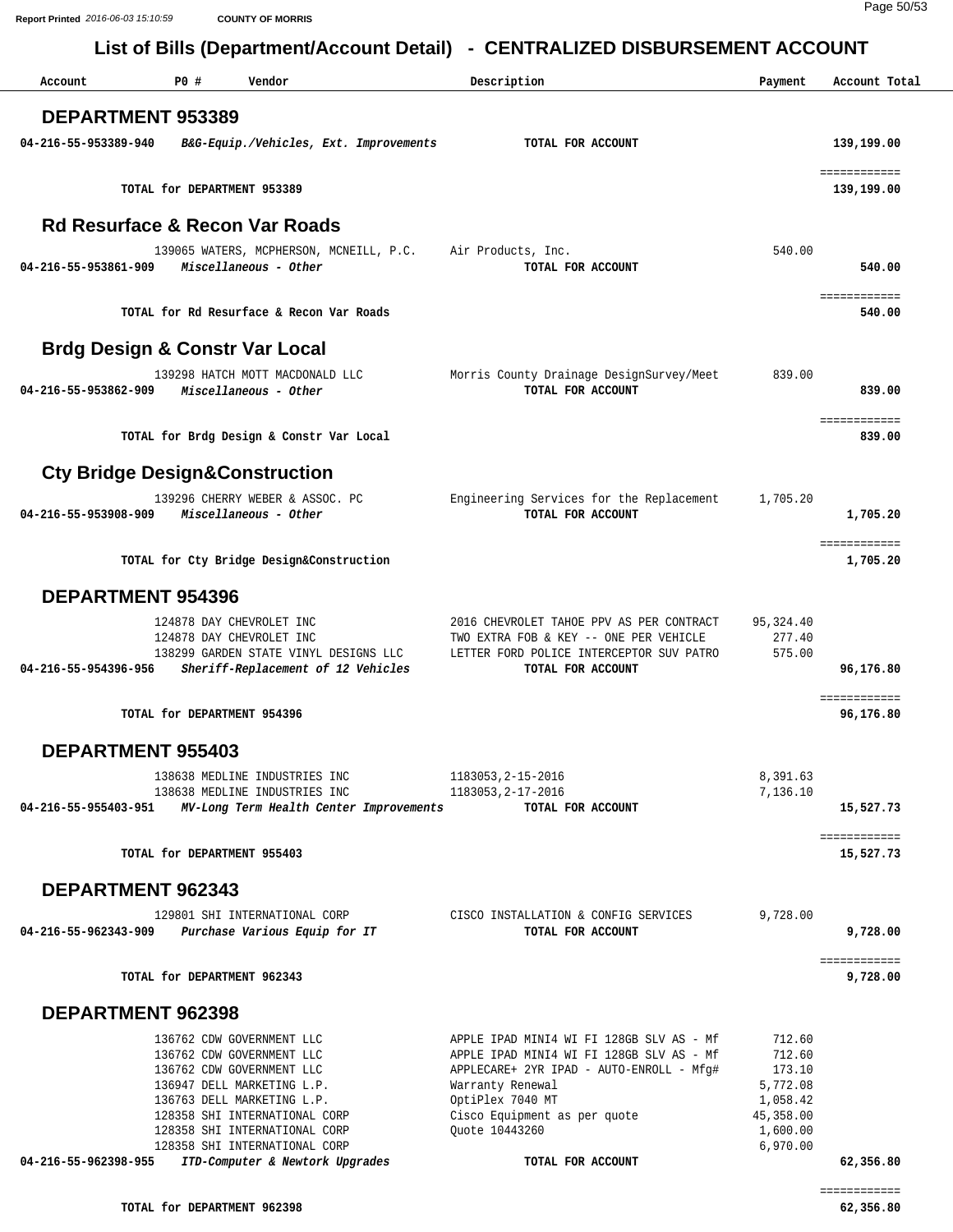Report Printed *2016-06-03 15:10:59* **COUNTY OF MORRIS**

# List of Bills (Department/Account Detail) - CENTRALIZED DISBURSEMENT ACCOUNT

| Account | PO # | Vendor | Description | Payment | Account Total |
|---|---|---|---|---|---|

## DEPARTMENT 953389

| Account | PO # | Vendor | Description | Payment | Account Total |
|---|---|---|---|---|---|
| **04-216-55-953389-940** | | ***B&G-Equip./Vehicles, Ext. Improvements*** | **TOTAL FOR ACCOUNT** | | **139,199.00** |
| | | **TOTAL for DEPARTMENT 953389** | | | **139,199.00** |

## Rd Resurface & Recon Var Roads

| Account | PO # | Vendor | Description | Payment | Account Total |
|---|---|---|---|---|---|
| | 139065 | WATERS, MCPHERSON, MCNEILL, P.C. | Air Products, Inc. | 540.00 | |
| **04-216-55-953861-909** | | ***Miscellaneous - Other*** | **TOTAL FOR ACCOUNT** | | **540.00** |
| | | **TOTAL for Rd Resurface & Recon Var Roads** | | | **540.00** |

## Brdg Design & Constr Var Local

| Account | PO # | Vendor | Description | Payment | Account Total |
|---|---|---|---|---|---|
| | 139298 | HATCH MOTT MACDONALD LLC | Morris County Drainage DesignSurvey/Meet | 839.00 | |
| **04-216-55-953862-909** | | ***Miscellaneous - Other*** | **TOTAL FOR ACCOUNT** | | **839.00** |
| | | **TOTAL for Brdg Design & Constr Var Local** | | | **839.00** |

## Cty Bridge Design&Construction

| Account | PO # | Vendor | Description | Payment | Account Total |
|---|---|---|---|---|---|
| | 139296 | CHERRY WEBER & ASSOC. PC | Engineering Services for the Replacement | 1,705.20 | |
| **04-216-55-953908-909** | | ***Miscellaneous - Other*** | **TOTAL FOR ACCOUNT** | | **1,705.20** |
| | | **TOTAL for Cty Bridge Design&Construction** | | | **1,705.20** |

## DEPARTMENT 954396

| Account | PO # | Vendor | Description | Payment | Account Total |
|---|---|---|---|---|---|
| | 124878 | DAY CHEVROLET INC | 2016 CHEVROLET TAHOE PPV AS PER CONTRACT | 95,324.40 | |
| | 124878 | DAY CHEVROLET INC | TWO EXTRA FOB & KEY -- ONE PER VEHICLE | 277.40 | |
| | 138299 | GARDEN STATE VINYL DESIGNS LLC | LETTER FORD POLICE INTERCEPTOR SUV PATRO | 575.00 | |
| **04-216-55-954396-956** | | ***Sheriff-Replacement of 12 Vehicles*** | **TOTAL FOR ACCOUNT** | | **96,176.80** |
| | | **TOTAL for DEPARTMENT 954396** | | | **96,176.80** |

## DEPARTMENT 955403

| Account | PO # | Vendor | Description | Payment | Account Total |
|---|---|---|---|---|---|
| | 138638 | MEDLINE INDUSTRIES INC | 1183053,2-15-2016 | 8,391.63 | |
| | 138638 | MEDLINE INDUSTRIES INC | 1183053,2-17-2016 | 7,136.10 | |
| **04-216-55-955403-951** | | ***MV-Long Term Health Center Improvements*** | **TOTAL FOR ACCOUNT** | | **15,527.73** |
| | | **TOTAL for DEPARTMENT 955403** | | | **15,527.73** |

## DEPARTMENT 962343

| Account | PO # | Vendor | Description | Payment | Account Total |
|---|---|---|---|---|---|
| | 129801 | SHI INTERNATIONAL CORP | CISCO INSTALLATION & CONFIG SERVICES | 9,728.00 | |
| **04-216-55-962343-909** | | ***Purchase Various Equip for IT*** | **TOTAL FOR ACCOUNT** | | **9,728.00** |
| | | **TOTAL for DEPARTMENT 962343** | | | **9,728.00** |

## DEPARTMENT 962398

| Account | PO # | Vendor | Description | Payment | Account Total |
|---|---|---|---|---|---|
| | 136762 | CDW GOVERNMENT LLC | APPLE IPAD MINI4 WI FI 128GB SLV AS - Mf | 712.60 | |
| | 136762 | CDW GOVERNMENT LLC | APPLE IPAD MINI4 WI FI 128GB SLV AS - Mf | 712.60 | |
| | 136762 | CDW GOVERNMENT LLC | APPLECARE+ 2YR IPAD - AUTO-ENROLL - Mfg# | 173.10 | |
| | 136947 | DELL MARKETING L.P. | Warranty Renewal | 5,772.08 | |
| | 136763 | DELL MARKETING L.P. | OptiPlex 7040 MT | 1,058.42 | |
| | 128358 | SHI INTERNATIONAL CORP | Cisco Equipment as per quote | 45,358.00 | |
| | 128358 | SHI INTERNATIONAL CORP | Quote 10443260 | 1,600.00 | |
| | 128358 | SHI INTERNATIONAL CORP | | 6,970.00 | |
| **04-216-55-962398-955** | | ***ITD-Computer & Newtork Upgrades*** | **TOTAL FOR ACCOUNT** | | **62,356.80** |
| | | **TOTAL for DEPARTMENT 962398** | | | **62,356.80** |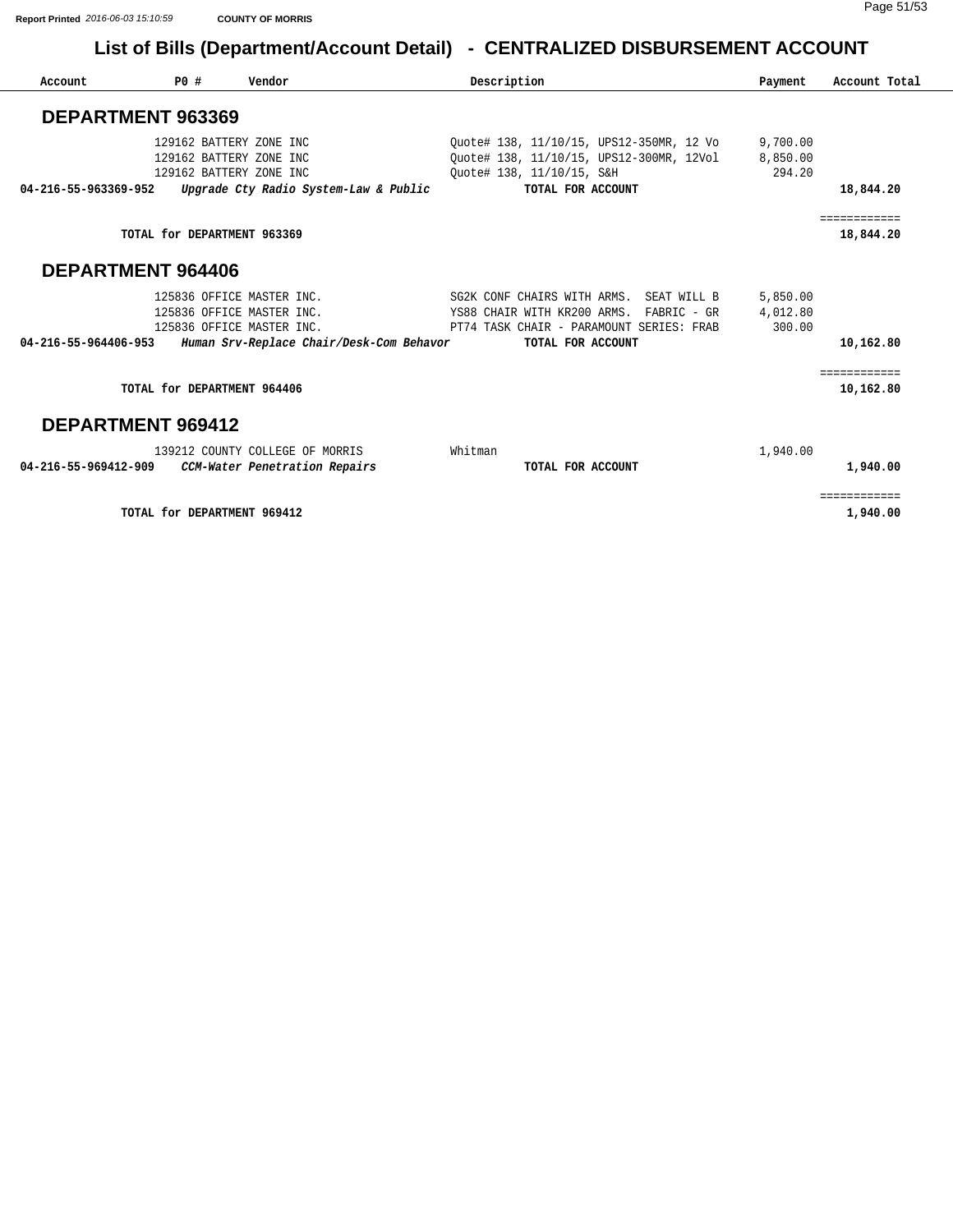# List of Bills (Department/Account Detail) - CENTRALIZED DISBURSEMENT ACCOUNT

| Account | PO # | Vendor | Description | Payment | Account Total |
|---|---|---|---|---|---|

## DEPARTMENT 963369

| Account | PO # | Vendor | Description | Payment | Account Total |
|---|---|---|---|---|---|
| | 129162 | BATTERY ZONE INC | Quote# 138, 11/10/15, UPS12-350MR, 12 Vo | 9,700.00 | |
| | 129162 | BATTERY ZONE INC | Quote# 138, 11/10/15, UPS12-300MR, 12Vol | 8,850.00 | |
| | 129162 | BATTERY ZONE INC | Quote# 138, 11/10/15, S&H | 294.20 | |
| **04-216-55-963369-952** | | ***Upgrade Cty Radio System-Law & Public*** | **TOTAL FOR ACCOUNT** | | **18,844.20** |
| | | **TOTAL for DEPARTMENT 963369** | | | **18,844.20** |

## DEPARTMENT 964406

| Account | PO # | Vendor | Description | Payment | Account Total |
|---|---|---|---|---|---|
| | 125836 | OFFICE MASTER INC. | SG2K CONF CHAIRS WITH ARMS. SEAT WILL B | 5,850.00 | |
| | 125836 | OFFICE MASTER INC. | YS88 CHAIR WITH KR200 ARMS. FABRIC - GR | 4,012.80 | |
| | 125836 | OFFICE MASTER INC. | PT74 TASK CHAIR - PARAMOUNT SERIES: FRAB | 300.00 | |
| **04-216-55-964406-953** | | ***Human Srv-Replace Chair/Desk-Com Behavor*** | **TOTAL FOR ACCOUNT** | | **10,162.80** |
| | | **TOTAL for DEPARTMENT 964406** | | | **10,162.80** |

## DEPARTMENT 969412

| Account | PO # | Vendor | Description | Payment | Account Total |
|---|---|---|---|---|---|
| | 139212 | COUNTY COLLEGE OF MORRIS | Whitman | 1,940.00 | |
| **04-216-55-969412-909** | | ***CCM-Water Penetration Repairs*** | **TOTAL FOR ACCOUNT** | | **1,940.00** |
| | | **TOTAL for DEPARTMENT 969412** | | | **1,940.00** |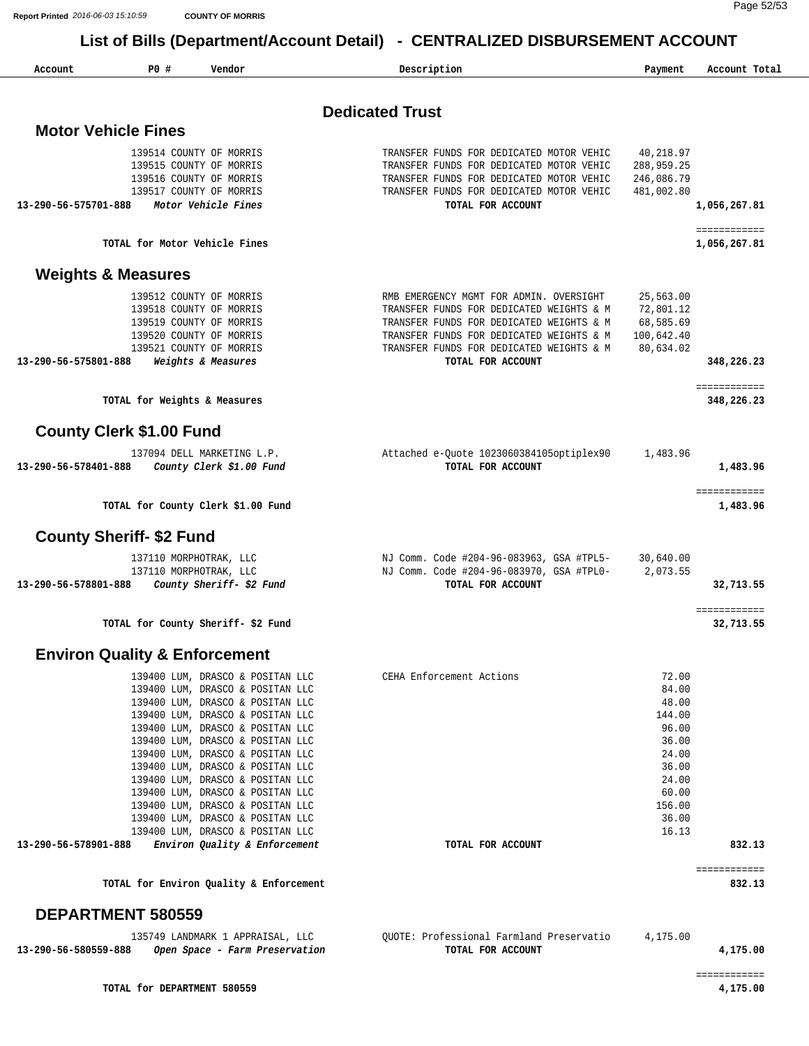## List of Bills (Department/Account Detail) - CENTRALIZED DISBURSEMENT ACCOUNT

| Account | PO # | Vendor | Description | Payment | Account Total |
|---|---|---|---|---|---|

# Dedicated Trust

## Motor Vehicle Fines

| Account | PO # | Vendor | Description | Payment | Account Total |
|---|---|---|---|---|---|
| | 139514 | COUNTY OF MORRIS | TRANSFER FUNDS FOR DEDICATED MOTOR VEHIC | 40,218.97 | |
| | 139515 | COUNTY OF MORRIS | TRANSFER FUNDS FOR DEDICATED MOTOR VEHIC | 288,959.25 | |
| | 139516 | COUNTY OF MORRIS | TRANSFER FUNDS FOR DEDICATED MOTOR VEHIC | 246,086.79 | |
| | 139517 | COUNTY OF MORRIS | TRANSFER FUNDS FOR DEDICATED MOTOR VEHIC | 481,002.80 | |
| 13-290-56-575701-888 | | *Motor Vehicle Fines* | TOTAL FOR ACCOUNT | | 1,056,267.81 |

**TOTAL for Motor Vehicle Fines** — 1,056,267.81

## Weights & Measures

| Account | PO # | Vendor | Description | Payment | Account Total |
|---|---|---|---|---|---|
| | 139512 | COUNTY OF MORRIS | RMB EMERGENCY MGMT FOR ADMIN. OVERSIGHT | 25,563.00 | |
| | 139518 | COUNTY OF MORRIS | TRANSFER FUNDS FOR DEDICATED WEIGHTS & M | 72,801.12 | |
| | 139519 | COUNTY OF MORRIS | TRANSFER FUNDS FOR DEDICATED WEIGHTS & M | 68,585.69 | |
| | 139520 | COUNTY OF MORRIS | TRANSFER FUNDS FOR DEDICATED WEIGHTS & M | 100,642.40 | |
| | 139521 | COUNTY OF MORRIS | TRANSFER FUNDS FOR DEDICATED WEIGHTS & M | 80,634.02 | |
| 13-290-56-575801-888 | | *Weights & Measures* | TOTAL FOR ACCOUNT | | 348,226.23 |

**TOTAL for Weights & Measures** — 348,226.23

## County Clerk $1.00 Fund

| Account | PO # | Vendor | Description | Payment | Account Total |
|---|---|---|---|---|---|
| | 137094 | DELL MARKETING L.P. | Attached e-Quote 1023060384105optiplex90 | 1,483.96 | |
| 13-290-56-578401-888 | | *County Clerk $1.00 Fund* | TOTAL FOR ACCOUNT | | 1,483.96 |

**TOTAL for County Clerk $1.00 Fund** — 1,483.96

## County Sheriff- $2 Fund

| Account | PO # | Vendor | Description | Payment | Account Total |
|---|---|---|---|---|---|
| | 137110 | MORPHOTRAK, LLC | NJ Comm. Code #204-96-083963, GSA #TPL5- | 30,640.00 | |
| | 137110 | MORPHOTRAK, LLC | NJ Comm. Code #204-96-083970, GSA #TPL0- | 2,073.55 | |
| 13-290-56-578801-888 | | *County Sheriff- $2 Fund* | TOTAL FOR ACCOUNT | | 32,713.55 |

**TOTAL for County Sheriff- $2 Fund** — 32,713.55

## Environ Quality & Enforcement

| Account | PO # | Vendor | Description | Payment | Account Total |
|---|---|---|---|---|---|
| | 139400 | LUM, DRASCO & POSITAN LLC | CEHA Enforcement Actions | 72.00 | |
| | 139400 | LUM, DRASCO & POSITAN LLC | | 84.00 | |
| | 139400 | LUM, DRASCO & POSITAN LLC | | 48.00 | |
| | 139400 | LUM, DRASCO & POSITAN LLC | | 144.00 | |
| | 139400 | LUM, DRASCO & POSITAN LLC | | 96.00 | |
| | 139400 | LUM, DRASCO & POSITAN LLC | | 36.00 | |
| | 139400 | LUM, DRASCO & POSITAN LLC | | 24.00 | |
| | 139400 | LUM, DRASCO & POSITAN LLC | | 36.00 | |
| | 139400 | LUM, DRASCO & POSITAN LLC | | 24.00 | |
| | 139400 | LUM, DRASCO & POSITAN LLC | | 60.00 | |
| | 139400 | LUM, DRASCO & POSITAN LLC | | 156.00 | |
| | 139400 | LUM, DRASCO & POSITAN LLC | | 36.00 | |
| | 139400 | LUM, DRASCO & POSITAN LLC | | 16.13 | |
| 13-290-56-578901-888 | | *Environ Quality & Enforcement* | TOTAL FOR ACCOUNT | | 832.13 |

**TOTAL for Environ Quality & Enforcement** — 832.13

## DEPARTMENT 580559

| Account | PO # | Vendor | Description | Payment | Account Total |
|---|---|---|---|---|---|
| | 135749 | LANDMARK 1 APPRAISAL, LLC | QUOTE: Professional Farmland Preservatio | 4,175.00 | |
| 13-290-56-580559-888 | | *Open Space - Farm Preservation* | TOTAL FOR ACCOUNT | | 4,175.00 |

**TOTAL for DEPARTMENT 580559** — 4,175.00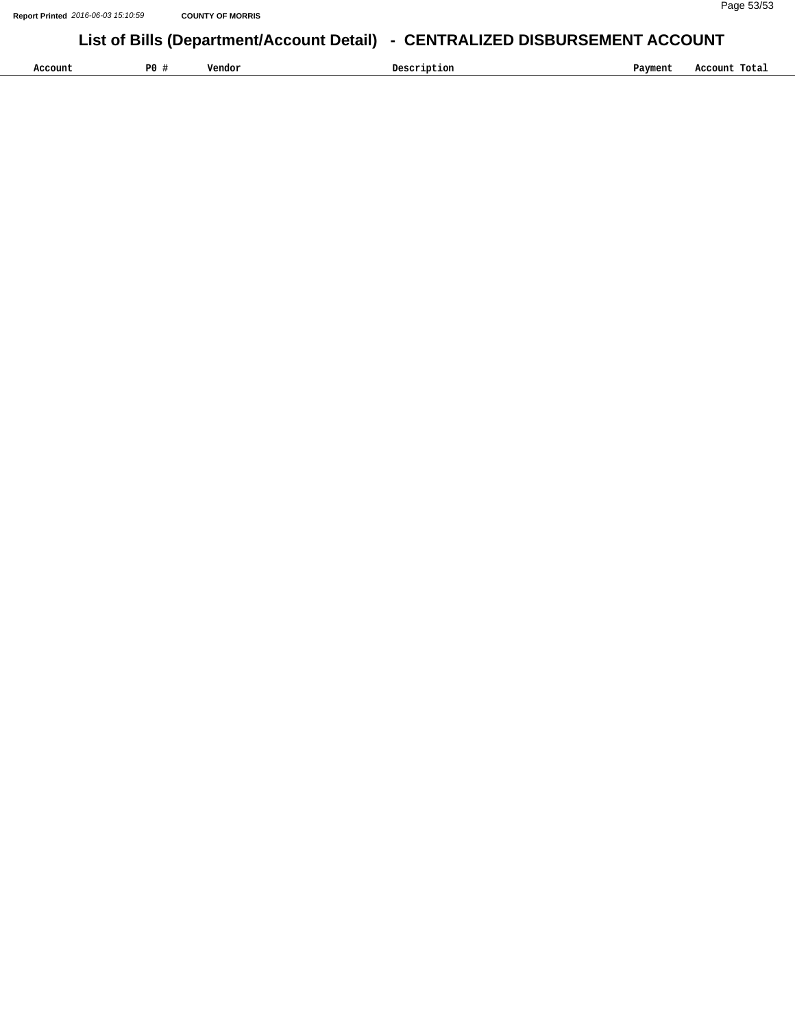# List of Bills (Department/Account Detail) - CENTRALIZED DISBURSEMENT ACCOUNT

| Account | PO # | Vendor | Description | Payment | Account Total |
|---|---|---|---|---|---|